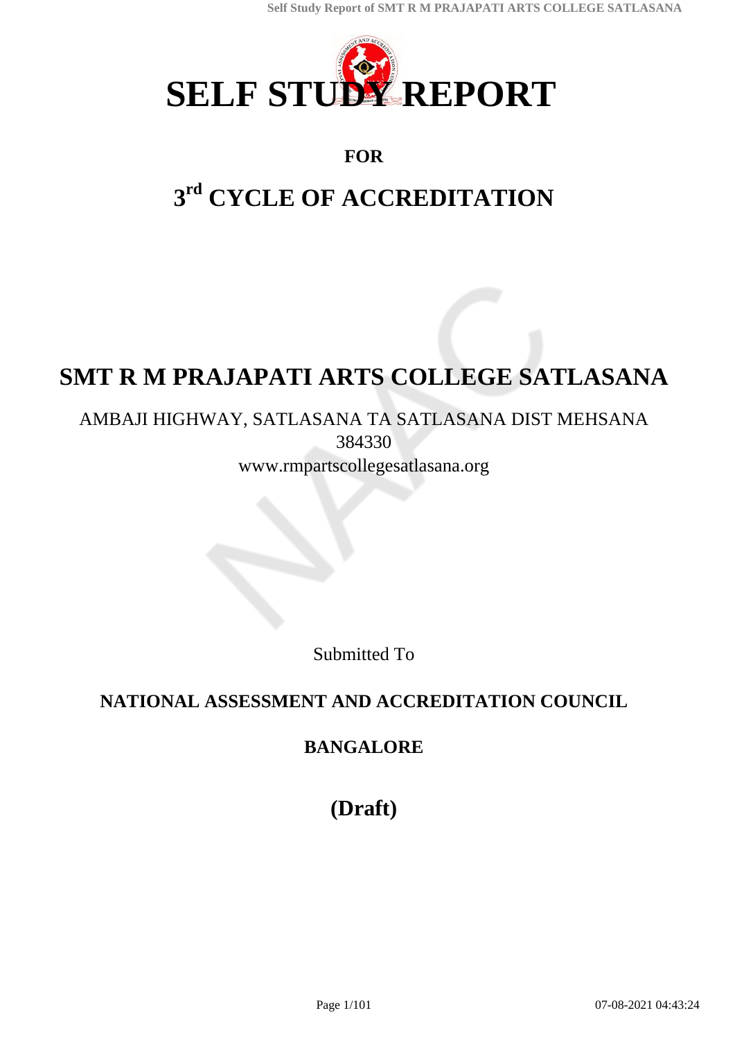# SELF STUDY REPORT

## FOR

## 3rd CYCLE OF ACCREDITATION

# SMT R M PRAJAPATI ARTS COLLEGE SATLASANA

AMBAJI HIGHWAY, SATLASANA TA SATLASANA DIST MEHSANA
384330
www.rmpartscollegesatlasana.org

Submitted To

**NATIONAL ASSESSMENT AND ACCREDITATION COUNCIL**

**BANGALORE**

## (Draft)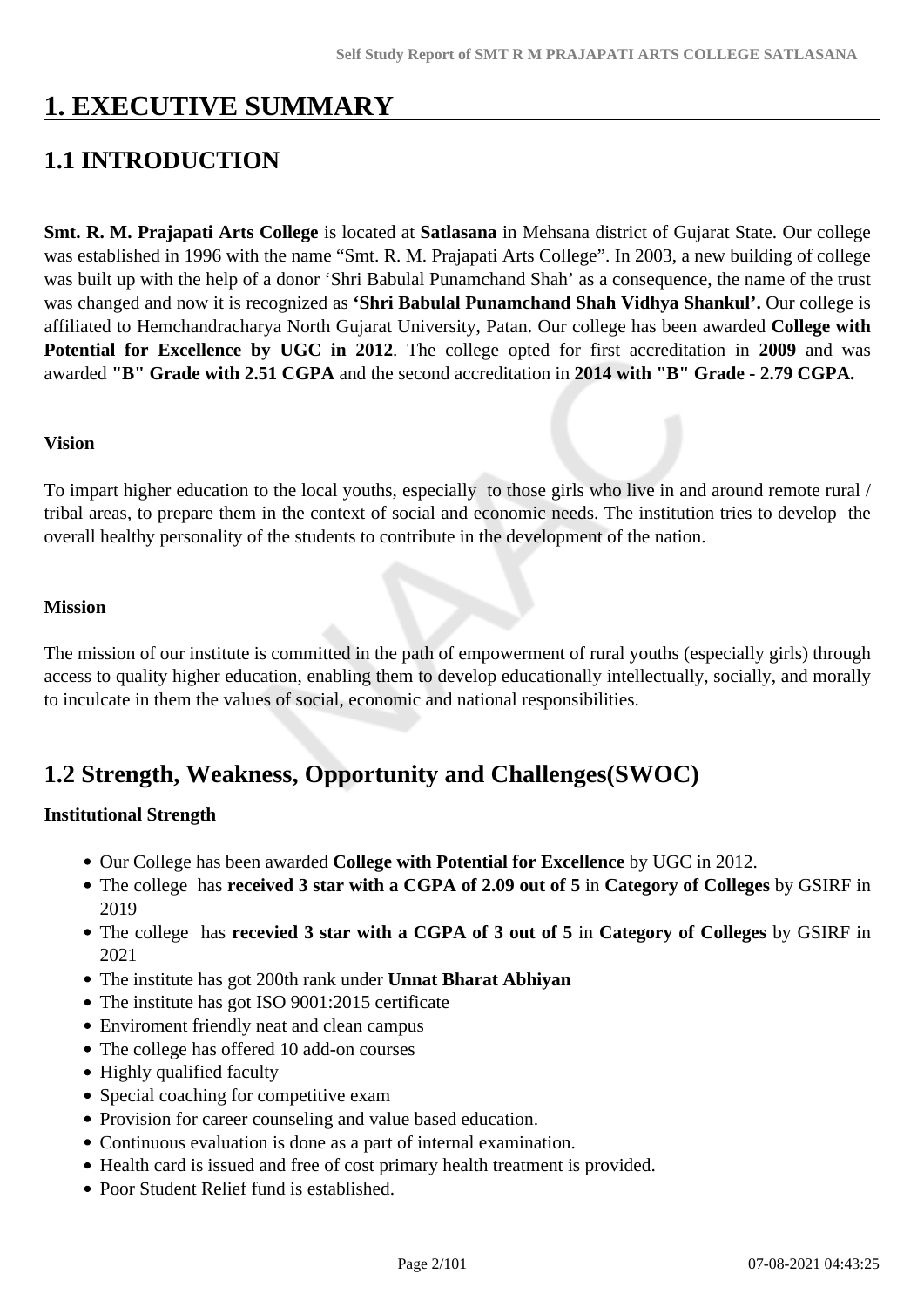# 1. EXECUTIVE SUMMARY

## 1.1 INTRODUCTION

**Smt. R. M. Prajapati Arts College** is located at **Satlasana** in Mehsana district of Gujarat State. Our college was established in 1996 with the name “Smt. R. M. Prajapati Arts College”. In 2003, a new building of college was built up with the help of a donor ‘Shri Babulal Punamchand Shah’ as a consequence, the name of the trust was changed and now it is recognized as **‘Shri Babulal Punamchand Shah Vidhya Shankul’.** Our college is affiliated to Hemchandracharya North Gujarat University, Patan. Our college has been awarded **College with Potential for Excellence by UGC in 2012**. The college opted for first accreditation in **2009** and was awarded **"B" Grade with 2.51 CGPA** and the second accreditation in **2014 with "B" Grade - 2.79 CGPA.**

**Vision**

To impart higher education to the local youths, especially to those girls who live in and around remote rural / tribal areas, to prepare them in the context of social and economic needs. The institution tries to develop the overall healthy personality of the students to contribute in the development of the nation.

**Mission**

The mission of our institute is committed in the path of empowerment of rural youths (especially girls) through access to quality higher education, enabling them to develop educationally intellectually, socially, and morally to inculcate in them the values of social, economic and national responsibilities.

## 1.2 Strength, Weakness, Opportunity and Challenges(SWOC)

**Institutional Strength**

- Our College has been awarded **College with Potential for Excellence** by UGC in 2012.
- The college has **received 3 star with a CGPA of 2.09 out of 5** in **Category of Colleges** by GSIRF in 2019
- The college has **recevied 3 star with a CGPA of 3 out of 5** in **Category of Colleges** by GSIRF in 2021
- The institute has got 200th rank under **Unnat Bharat Abhiyan**
- The institute has got ISO 9001:2015 certificate
- Enviroment friendly neat and clean campus
- The college has offered 10 add-on courses
- Highly qualified faculty
- Special coaching for competitive exam
- Provision for career counseling and value based education.
- Continuous evaluation is done as a part of internal examination.
- Health card is issued and free of cost primary health treatment is provided.
- Poor Student Relief fund is established.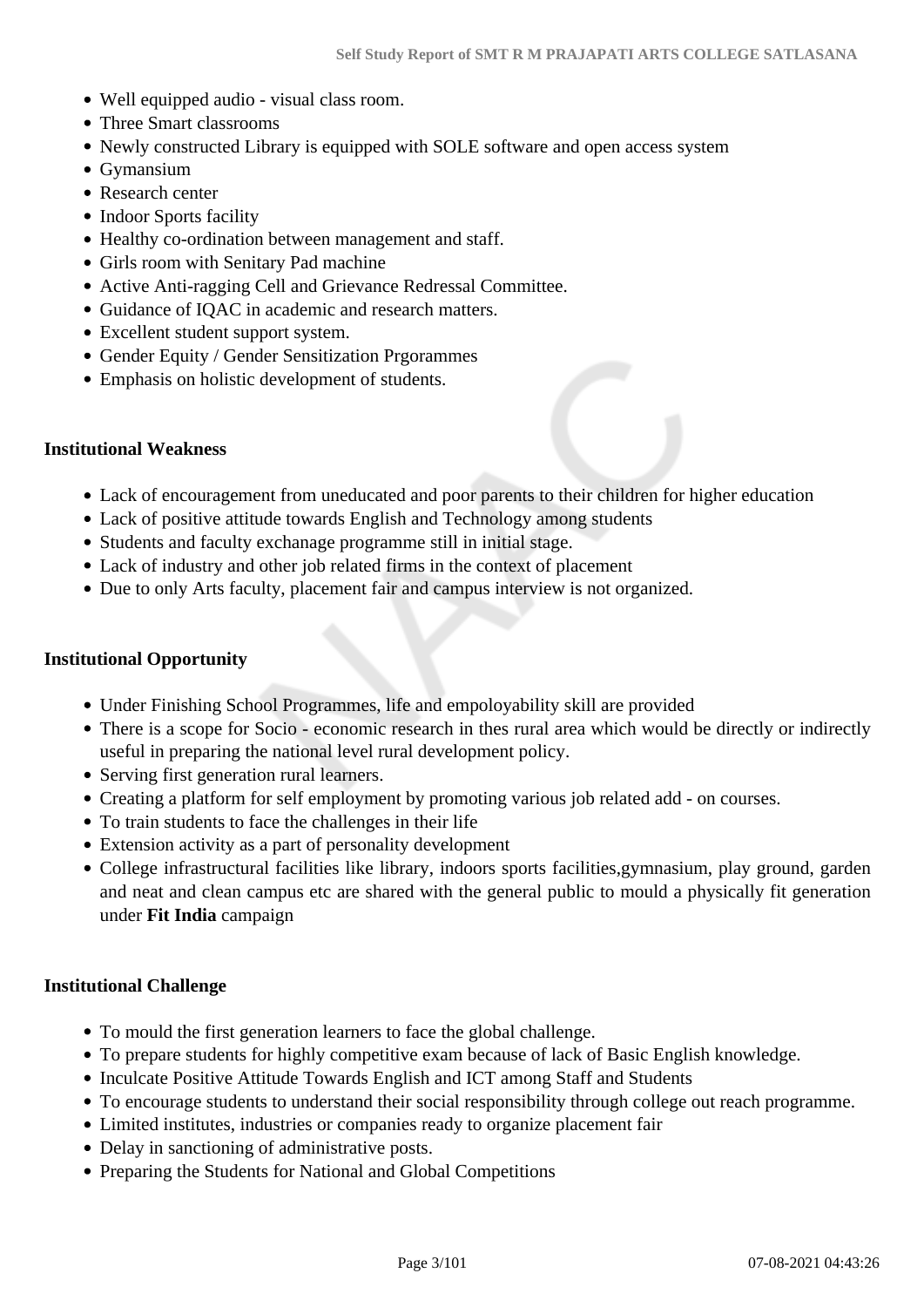- Well equipped audio - visual class room.
- Three Smart classrooms
- Newly constructed Library is equipped with SOLE software and open access system
- Gymansium
- Research center
- Indoor Sports facility
- Healthy co-ordination between management and staff.
- Girls room with Senitary Pad machine
- Active Anti-ragging Cell and Grievance Redressal Committee.
- Guidance of IQAC in academic and research matters.
- Excellent student support system.
- Gender Equity / Gender Sensitization Prgorammes
- Emphasis on holistic development of students.

**Institutional Weakness**

- Lack of encouragement from uneducated and poor parents to their children for higher education
- Lack of positive attitude towards English and Technology among students
- Students and faculty exchanage programme still in initial stage.
- Lack of industry and other job related firms in the context of placement
- Due to only Arts faculty, placement fair and campus interview is not organized.

**Institutional Opportunity**

- Under Finishing School Programmes, life and empoloyability skill are provided
- There is a scope for Socio - economic research in thes rural area which would be directly or indirectly useful in preparing the national level rural development policy.
- Serving first generation rural learners.
- Creating a platform for self employment by promoting various job related add - on courses.
- To train students to face the challenges in their life
- Extension activity as a part of personality development
- College infrastructural facilities like library, indoors sports facilities,gymnasium, play ground, garden and neat and clean campus etc are shared with the general public to mould a physically fit generation under **Fit India** campaign

**Institutional Challenge**

- To mould the first generation learners to face the global challenge.
- To prepare students for highly competitive exam because of lack of Basic English knowledge.
- Inculcate Positive Attitude Towards English and ICT among Staff and Students
- To encourage students to understand their social responsibility through college out reach programme.
- Limited institutes, industries or companies ready to organize placement fair
- Delay in sanctioning of administrative posts.
- Preparing the Students for National and Global Competitions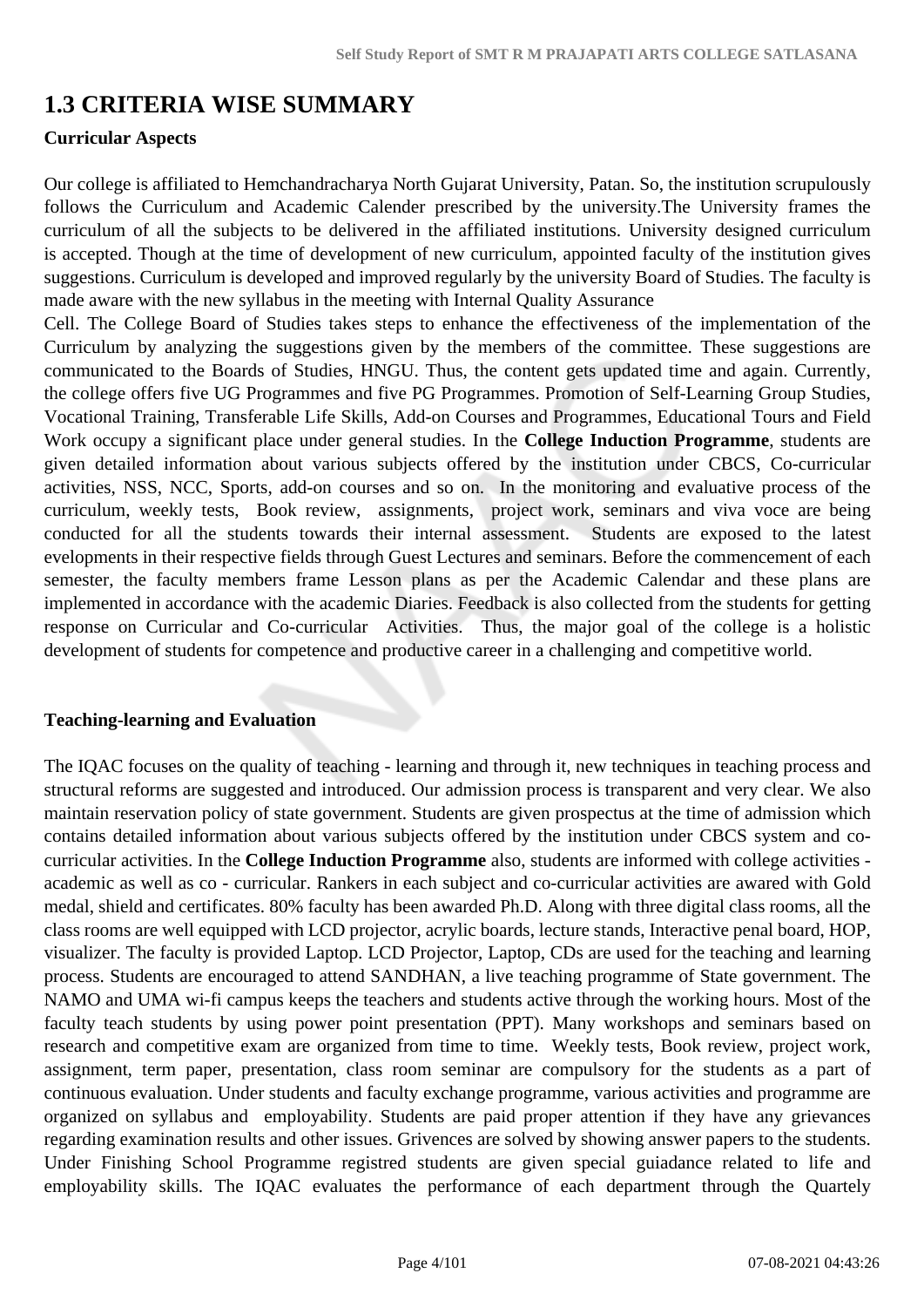## 1.3 CRITERIA WISE SUMMARY

**Curricular Aspects**

Our college is affiliated to Hemchandracharya North Gujarat University, Patan. So, the institution scrupulously follows the Curriculum and Academic Calender prescribed by the university.The University frames the curriculum of all the subjects to be delivered in the affiliated institutions. University designed curriculum is accepted. Though at the time of development of new curriculum, appointed faculty of the institution gives suggestions. Curriculum is developed and improved regularly by the university Board of Studies. The faculty is made aware with the new syllabus in the meeting with Internal Quality Assurance Cell. The College Board of Studies takes steps to enhance the effectiveness of the implementation of the Curriculum by analyzing the suggestions given by the members of the committee. These suggestions are communicated to the Boards of Studies, HNGU. Thus, the content gets updated time and again. Currently, the college offers five UG Programmes and five PG Programmes. Promotion of Self-Learning Group Studies, Vocational Training, Transferable Life Skills, Add-on Courses and Programmes, Educational Tours and Field Work occupy a significant place under general studies. In the **College Induction Programme**, students are given detailed information about various subjects offered by the institution under CBCS, Co-curricular activities, NSS, NCC, Sports, add-on courses and so on. In the monitoring and evaluative process of the curriculum, weekly tests, Book review, assignments, project work, seminars and viva voce are being conducted for all the students towards their internal assessment. Students are exposed to the latest evelopments in their respective fields through Guest Lectures and seminars. Before the commencement of each semester, the faculty members frame Lesson plans as per the Academic Calendar and these plans are implemented in accordance with the academic Diaries. Feedback is also collected from the students for getting response on Curricular and Co-curricular Activities. Thus, the major goal of the college is a holistic development of students for competence and productive career in a challenging and competitive world.

**Teaching-learning and Evaluation**

The IQAC focuses on the quality of teaching - learning and through it, new techniques in teaching process and structural reforms are suggested and introduced. Our admission process is transparent and very clear. We also maintain reservation policy of state government. Students are given prospectus at the time of admission which contains detailed information about various subjects offered by the institution under CBCS system and co-curricular activities. In the **College Induction Programme** also, students are informed with college activities - academic as well as co - curricular. Rankers in each subject and co-curricular activities are awared with Gold medal, shield and certificates. 80% faculty has been awarded Ph.D. Along with three digital class rooms, all the class rooms are well equipped with LCD projector, acrylic boards, lecture stands, Interactive penal board, HOP, visualizer. The faculty is provided Laptop. LCD Projector, Laptop, CDs are used for the teaching and learning process. Students are encouraged to attend SANDHAN, a live teaching programme of State government. The NAMO and UMA wi-fi campus keeps the teachers and students active through the working hours. Most of the faculty teach students by using power point presentation (PPT). Many workshops and seminars based on research and competitive exam are organized from time to time. Weekly tests, Book review, project work, assignment, term paper, presentation, class room seminar are compulsory for the students as a part of continuous evaluation. Under students and faculty exchange programme, various activities and programme are organized on syllabus and employability. Students are paid proper attention if they have any grievances regarding examination results and other issues. Grivences are solved by showing answer papers to the students. Under Finishing School Programme registred students are given special guiadance related to life and employability skills. The IQAC evaluates the performance of each department through the Quartely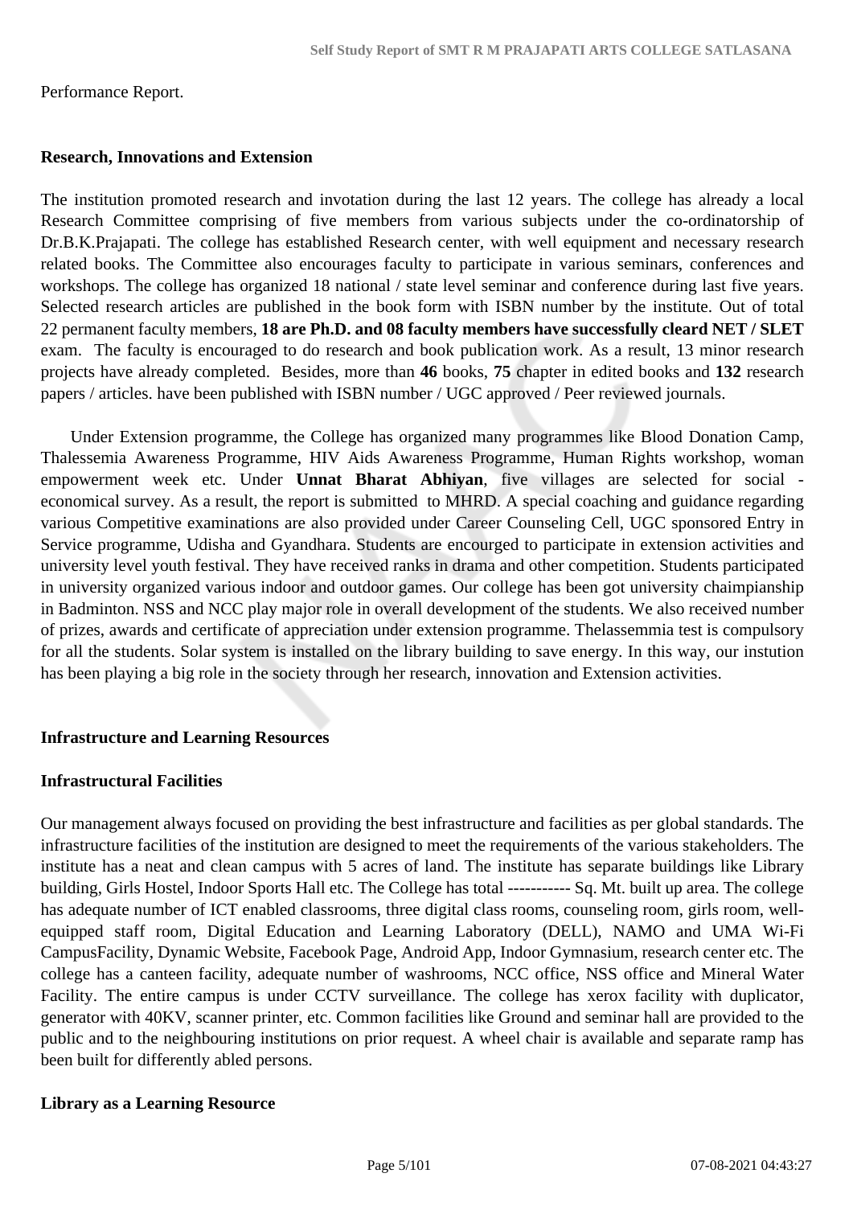Performance Report.

**Research, Innovations and Extension**

The institution promoted research and invotation during the last 12 years. The college has already a local Research Committee comprising of five members from various subjects under the co-ordinatorship of Dr.B.K.Prajapati. The college has established Research center, with well equipment and necessary research related books. The Committee also encourages faculty to participate in various seminars, conferences and workshops. The college has organized 18 national / state level seminar and conference during last five years. Selected research articles are published in the book form with ISBN number by the institute. Out of total 22 permanent faculty members, **18 are Ph.D. and 08 faculty members have successfully cleard NET / SLET** exam. The faculty is encouraged to do research and book publication work. As a result, 13 minor research projects have already completed. Besides, more than **46** books, **75** chapter in edited books and **132** research papers / articles. have been published with ISBN number / UGC approved / Peer reviewed journals.

Under Extension programme, the College has organized many programmes like Blood Donation Camp, Thalessemia Awareness Programme, HIV Aids Awareness Programme, Human Rights workshop, woman empowerment week etc. Under **Unnat Bharat Abhiyan**, five villages are selected for social - economical survey. As a result, the report is submitted to MHRD. A special coaching and guidance regarding various Competitive examinations are also provided under Career Counseling Cell, UGC sponsored Entry in Service programme, Udisha and Gyandhara. Students are encorgued to participate in extension activities and university level youth festival. They have received ranks in drama and other competition. Students participated in university organized various indoor and outdoor games. Our college has been got university chaimpianship in Badminton. NSS and NCC play major role in overall development of the students. We also received number of prizes, awards and certificate of appreciation under extension programme. Thelassemmia test is compulsory for all the students. Solar system is installed on the library building to save energy. In this way, our instution has been playing a big role in the society through her research, innovation and Extension activities.

**Infrastructure and Learning Resources**

**Infrastructural Facilities**

Our management always focused on providing the best infrastructure and facilities as per global standards. The infrastructure facilities of the institution are designed to meet the requirements of the various stakeholders. The institute has a neat and clean campus with 5 acres of land. The institute has separate buildings like Library building, Girls Hostel, Indoor Sports Hall etc. The College has total ----------- Sq. Mt. built up area. The college has adequate number of ICT enabled classrooms, three digital class rooms, counseling room, girls room, well-equipped staff room, Digital Education and Learning Laboratory (DELL), NAMO and UMA Wi-Fi CampusFacility, Dynamic Website, Facebook Page, Android App, Indoor Gymnasium, research center etc. The college has a canteen facility, adequate number of washrooms, NCC office, NSS office and Mineral Water Facility. The entire campus is under CCTV surveillance. The college has xerox facility with duplicator, generator with 40KV, scanner printer, etc. Common facilities like Ground and seminar hall are provided to the public and to the neighbouring institutions on prior request. A wheel chair is available and separate ramp has been built for differently abled persons.

**Library as a Learning Resource**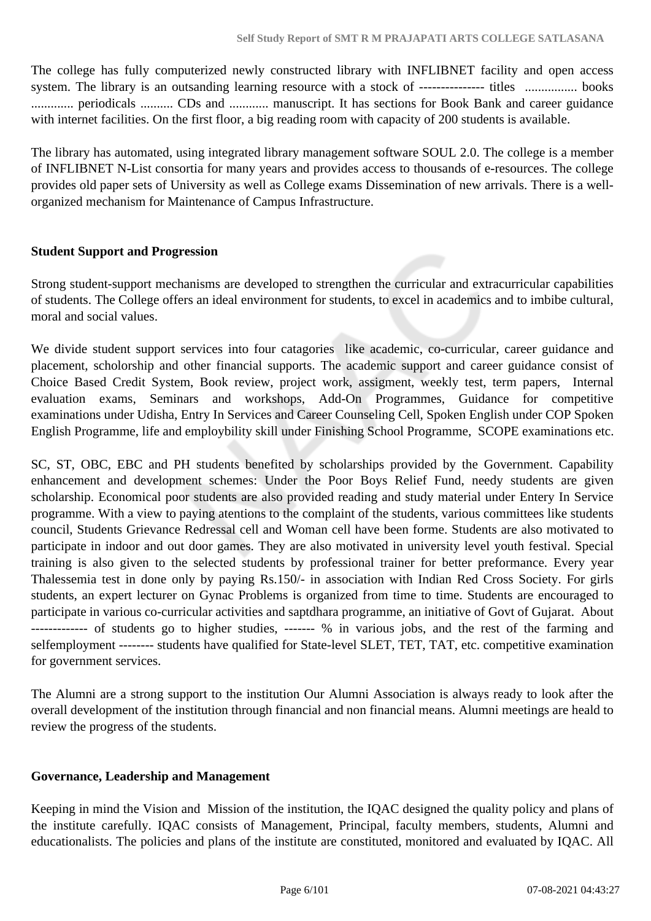The college has fully computerized newly constructed library with INFLIBNET facility and open access system. The library is an outsanding learning resource with a stock of --------------- titles ................ books ............. periodicals .......... CDs and ............ manuscript. It has sections for Book Bank and career guidance with internet facilities. On the first floor, a big reading room with capacity of 200 students is available.

The library has automated, using integrated library management software SOUL 2.0. The college is a member of INFLIBNET N-List consortia for many years and provides access to thousands of e-resources. The college provides old paper sets of University as well as College exams Dissemination of new arrivals. There is a well-organized mechanism for Maintenance of Campus Infrastructure.

**Student Support and Progression**

Strong student-support mechanisms are developed to strengthen the curricular and extracurricular capabilities of students. The College offers an ideal environment for students, to excel in academics and to imbibe cultural, moral and social values.

We divide student support services into four catagories like academic, co-curricular, career guidance and placement, scholorship and other financial supports. The academic support and career guidance consist of Choice Based Credit System, Book review, project work, assigment, weekly test, term papers, Internal evaluation exams, Seminars and workshops, Add-On Programmes, Guidance for competitive examinations under Udisha, Entry In Services and Career Counseling Cell, Spoken English under COP Spoken English Programme, life and employbility skill under Finishing School Programme, SCOPE examinations etc.

SC, ST, OBC, EBC and PH students benefited by scholarships provided by the Government. Capability enhancement and development schemes: Under the Poor Boys Relief Fund, needy students are given scholarship. Economical poor students are also provided reading and study material under Entery In Service programme. With a view to paying atentions to the complaint of the students, various committees like students council, Students Grievance Redressal cell and Woman cell have been forme. Students are also motivated to participate in indoor and out door games. They are also motivated in university level youth festival. Special training is also given to the selected students by professional trainer for better preformance. Every year Thalessemia test in done only by paying Rs.150/- in association with Indian Red Cross Society. For girls students, an expert lecturer on Gynac Problems is organized from time to time. Students are encouraged to participate in various co-curricular activities and saptdhara programme, an initiative of Govt of Gujarat. About ------------- of students go to higher studies, ------- % in various jobs, and the rest of the farming and selfemployment -------- students have qualified for State-level SLET, TET, TAT, etc. competitive examination for government services.

The Alumni are a strong support to the institution Our Alumni Association is always ready to look after the overall development of the institution through financial and non financial means. Alumni meetings are heald to review the progress of the students.

**Governance, Leadership and Management**

Keeping in mind the Vision and Mission of the institution, the IQAC designed the quality policy and plans of the institute carefully. IQAC consists of Management, Principal, faculty members, students, Alumni and educationalists. The policies and plans of the institute are constituted, monitored and evaluated by IQAC. All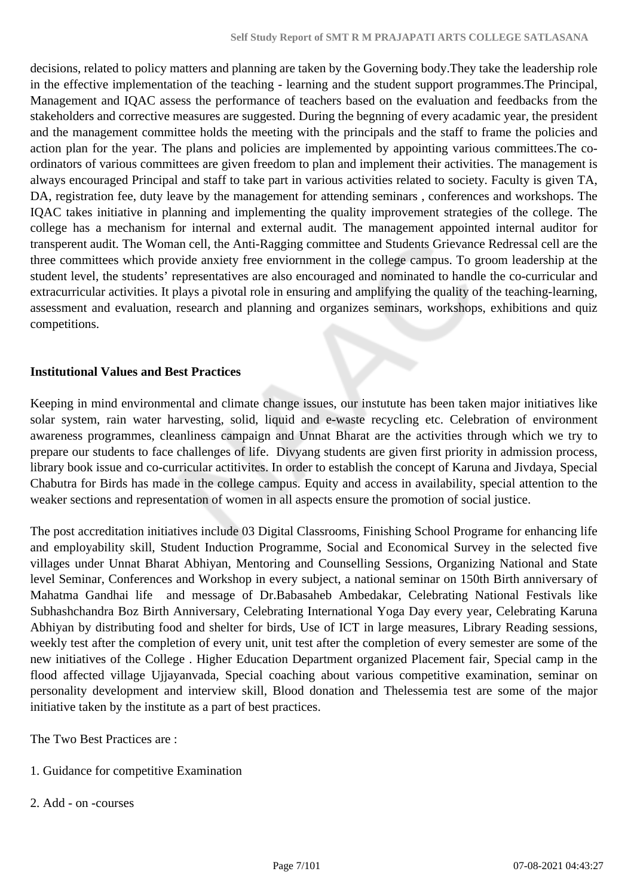decisions, related to policy matters and planning are taken by the Governing body.They take the leadership role in the effective implementation of the teaching - learning and the student support programmes.The Principal, Management and IQAC assess the performance of teachers based on the evaluation and feedbacks from the stakeholders and corrective measures are suggested. During the begnning of every acadamic year, the president and the management committee holds the meeting with the principals and the staff to frame the policies and action plan for the year. The plans and policies are implemented by appointing various committees.The co-ordinators of various committees are given freedom to plan and implement their activities. The management is always encouraged Principal and staff to take part in various activities related to society. Faculty is given TA, DA, registration fee, duty leave by the management for attending seminars , conferences and workshops. The IQAC takes initiative in planning and implementing the quality improvement strategies of the college. The college has a mechanism for internal and external audit. The management appointed internal auditor for transperent audit. The Woman cell, the Anti-Ragging committee and Students Grievance Redressal cell are the three committees which provide anxiety free enviornment in the college campus. To groom leadership at the student level, the students' representatives are also encouraged and nominated to handle the co-curricular and extracurricular activities. It plays a pivotal role in ensuring and amplifying the quality of the teaching-learning, assessment and evaluation, research and planning and organizes seminars, workshops, exhibitions and quiz competitions.

**Institutional Values and Best Practices**

Keeping in mind environmental and climate change issues, our instutute has been taken major initiatives like solar system, rain water harvesting, solid, liquid and e-waste recycling etc. Celebration of environment awareness programmes, cleanliness campaign and Unnat Bharat are the activities through which we try to prepare our students to face challenges of life. Divyang students are given first priority in admission process, library book issue and co-curricular actitivites. In order to establish the concept of Karuna and Jivdaya, Special Chabutra for Birds has made in the college campus. Equity and access in availability, special attention to the weaker sections and representation of women in all aspects ensure the promotion of social justice.

The post accreditation initiatives include 03 Digital Classrooms, Finishing School Programe for enhancing life and employability skill, Student Induction Programme, Social and Economical Survey in the selected five villages under Unnat Bharat Abhiyan, Mentoring and Counselling Sessions, Organizing National and State level Seminar, Conferences and Workshop in every subject, a national seminar on 150th Birth anniversary of Mahatma Gandhai life and message of Dr.Babasaheb Ambedakar, Celebrating National Festivals like Subhashchandra Boz Birth Anniversary, Celebrating International Yoga Day every year, Celebrating Karuna Abhiyan by distributing food and shelter for birds, Use of ICT in large measures, Library Reading sessions, weekly test after the completion of every unit, unit test after the completion of every semester are some of the new initiatives of the College . Higher Education Department organized Placement fair, Special camp in the flood affected village Ujjayanvada, Special coaching about various competitive examination, seminar on personality development and interview skill, Blood donation and Thelessemia test are some of the major initiative taken by the institute as a part of best practices.

The Two Best Practices are :

1. Guidance for competitive Examination

2. Add - on -courses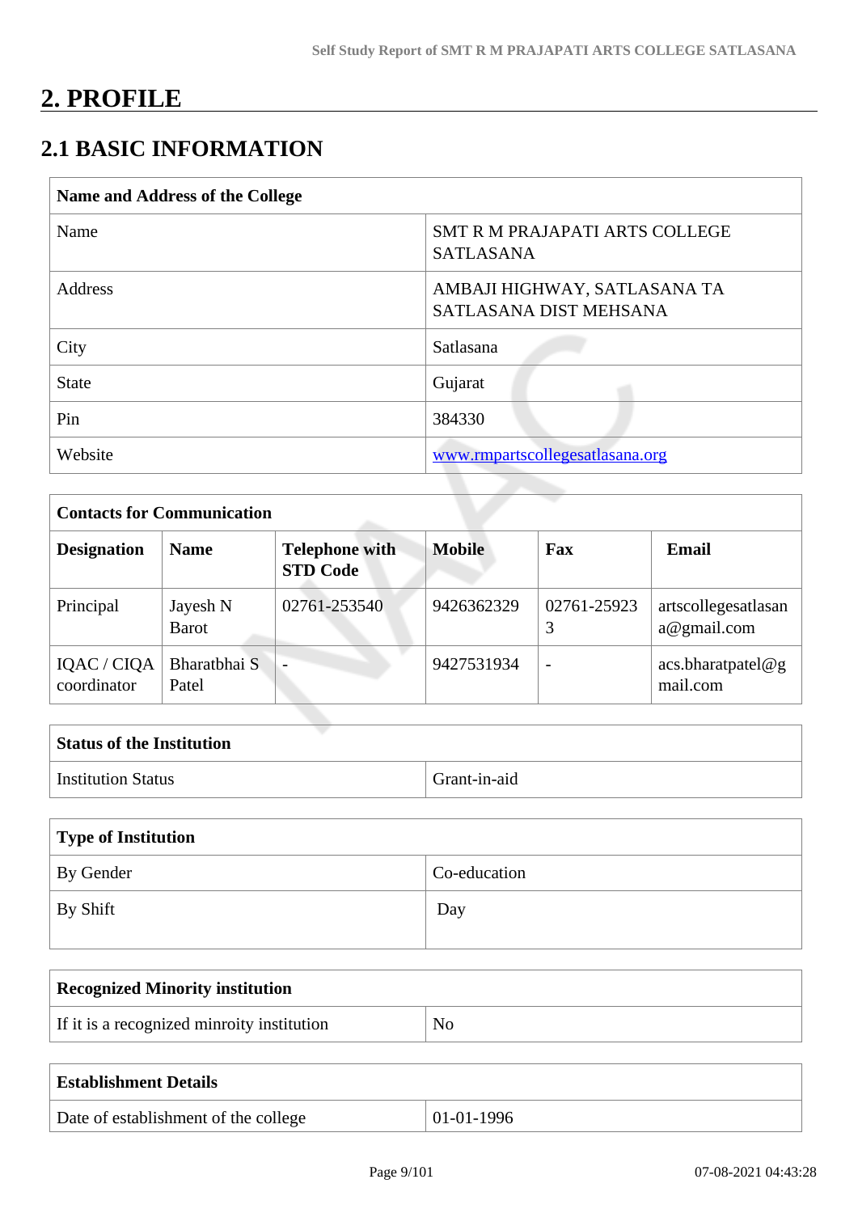# 2. PROFILE

## 2.1 BASIC INFORMATION

| Name and Address of the College | |
|---|---|
| Name | SMT R M PRAJAPATI ARTS COLLEGE SATLASANA |
| Address | AMBAJI HIGHWAY, SATLASANA TA SATLASANA DIST MEHSANA |
| City | Satlasana |
| State | Gujarat |
| Pin | 384330 |
| Website | www.rmpartscollegesatlasana.org |

| Contacts for Communication | | | | | |
|---|---|---|---|---|---|
| **Designation** | **Name** | **Telephone with STD Code** | **Mobile** | **Fax** | **Email** |
| Principal | Jayesh N Barot | 02761-253540 | 9426362329 | 02761-259233 | artscollegesatlasana@gmail.com |
| IQAC / CIQA coordinator | Bharatbhai S Patel | - | 9427531934 | - | acs.bharatpatel@gmail.com |

| Status of the Institution | |
|---|---|
| Institution Status | Grant-in-aid |

| Type of Institution | |
|---|---|
| By Gender | Co-education |
| By Shift | Day |

| Recognized Minority institution | |
|---|---|
| If it is a recognized minroity institution | No |

| Establishment Details | |
|---|---|
| Date of establishment of the college | 01-01-1996 |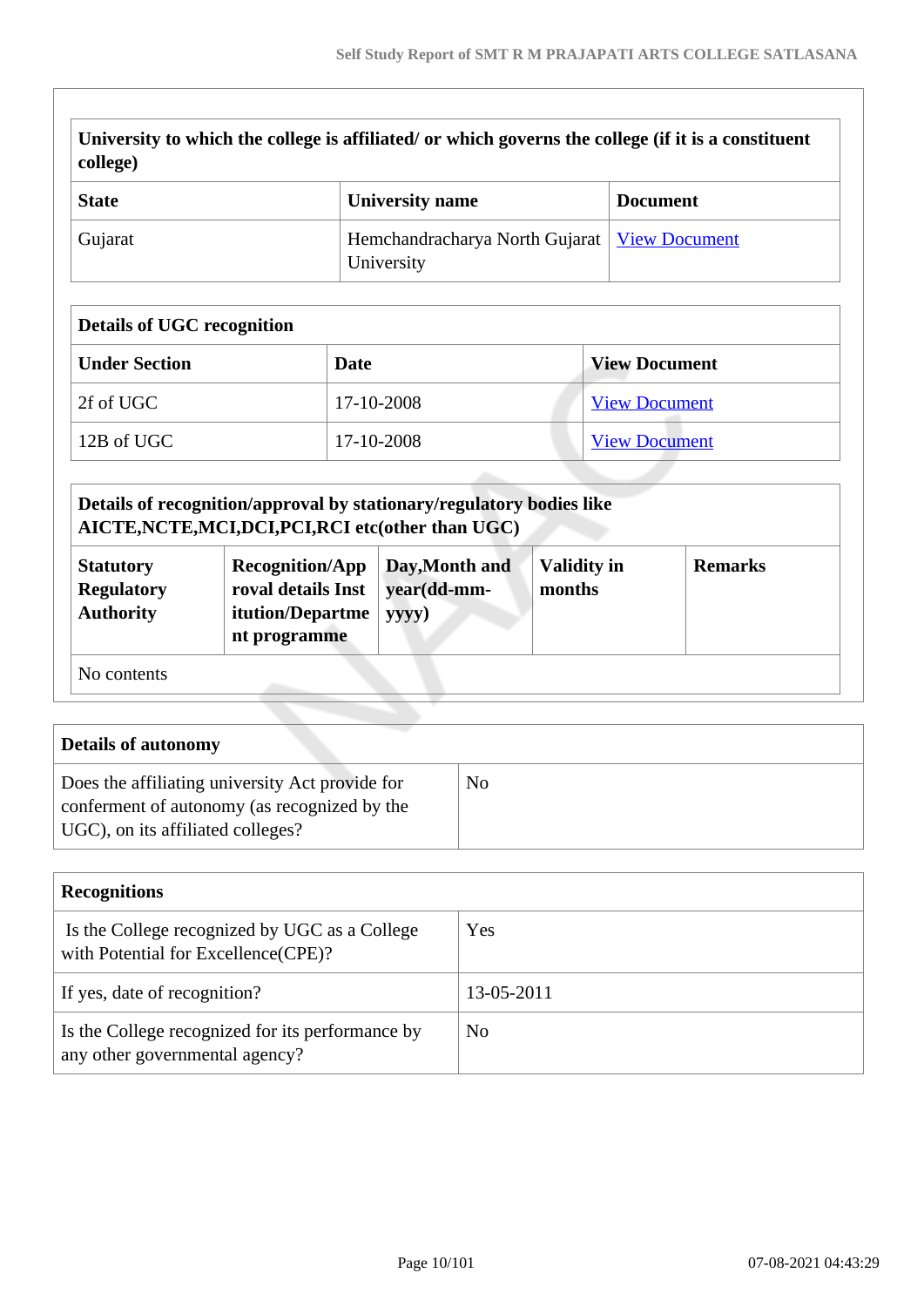| University to which the college is affiliated/ or which governs the college (if it is a constituent college) | | |
|---|---|---|
| **State** | **University name** | **Document** |
| Gujarat | Hemchandracharya North Gujarat University | View Document |

| Details of UGC recognition | | |
|---|---|---|
| **Under Section** | **Date** | **View Document** |
| 2f of UGC | 17-10-2008 | View Document |
| 12B of UGC | 17-10-2008 | View Document |

| Details of recognition/approval by stationary/regulatory bodies like AICTE,NCTE,MCI,DCI,PCI,RCI etc(other than UGC) | | | | |
|---|---|---|---|---|
| **Statutory Regulatory Authority** | **Recognition/Approval details Institution/Department programme** | **Day,Month and year(dd-mm-yyyy)** | **Validity in months** | **Remarks** |
| No contents | | | | |

| Details of autonomy | |
|---|---|
| Does the affiliating university Act provide for conferment of autonomy (as recognized by the UGC), on its affiliated colleges? | No |

| Recognitions | |
|---|---|
| Is the College recognized by UGC as a College with Potential for Excellence(CPE)? | Yes |
| If yes, date of recognition? | 13-05-2011 |
| Is the College recognized for its performance by any other governmental agency? | No |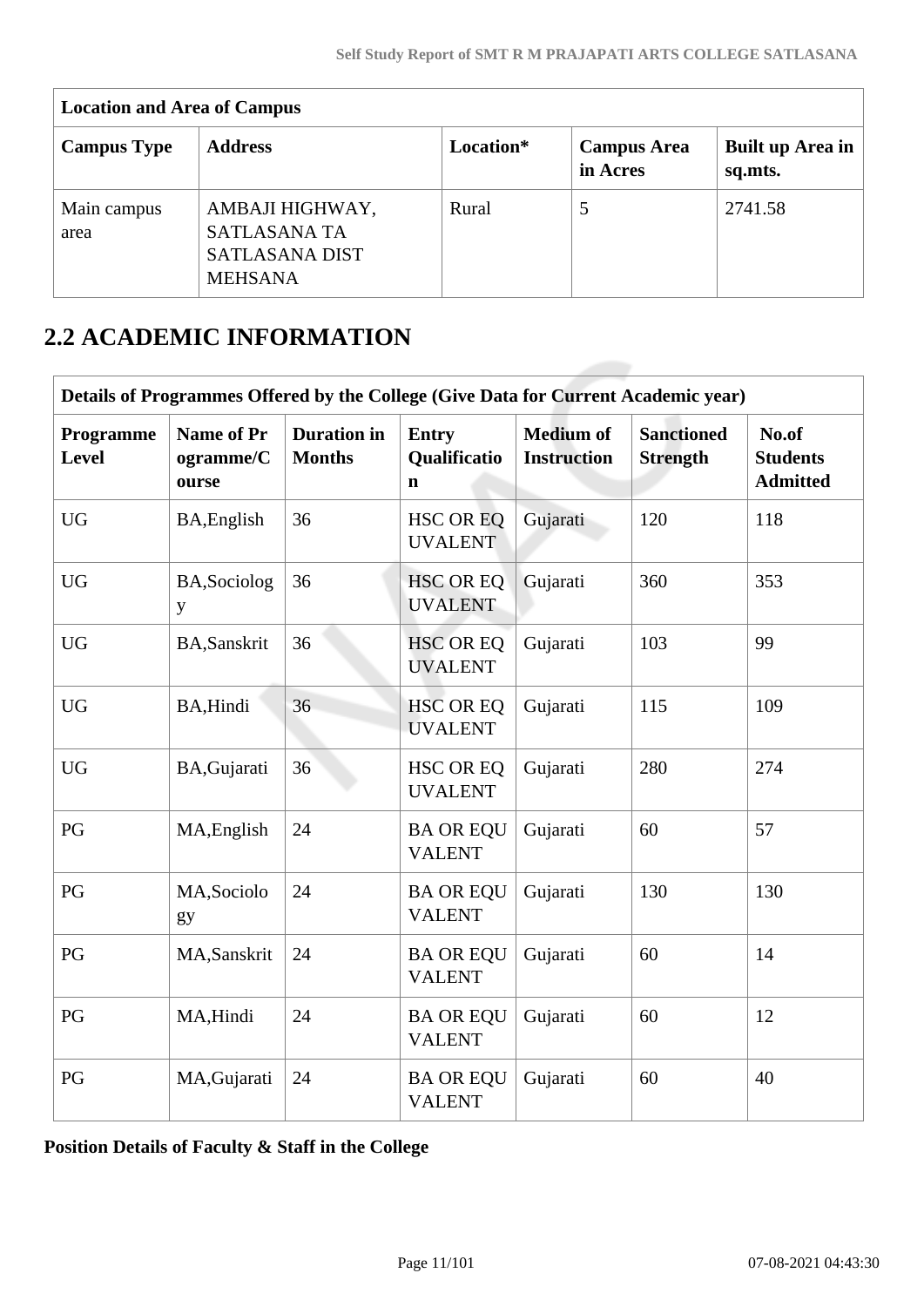| Location and Area of Campus | | | | |
|---|---|---|---|---|
| **Campus Type** | **Address** | **Location*** | **Campus Area in Acres** | **Built up Area in sq.mts.** |
| Main campus area | AMBAJI HIGHWAY, SATLASANA TA SATLASANA DIST MEHSANA | Rural | 5 | 2741.58 |

## 2.2 ACADEMIC INFORMATION

| Details of Programmes Offered by the College (Give Data for Current Academic year) | | | | | | |
|---|---|---|---|---|---|---|
| **Programme Level** | **Name of Programme/Course** | **Duration in Months** | **Entry Qualification** | **Medium of Instruction** | **Sanctioned Strength** | **No.of Students Admitted** |
| UG | BA,English | 36 | HSC OR EQUVALENT | Gujarati | 120 | 118 |
| UG | BA,Sociology | 36 | HSC OR EQUVALENT | Gujarati | 360 | 353 |
| UG | BA,Sanskrit | 36 | HSC OR EQUVALENT | Gujarati | 103 | 99 |
| UG | BA,Hindi | 36 | HSC OR EQUVALENT | Gujarati | 115 | 109 |
| UG | BA,Gujarati | 36 | HSC OR EQUVALENT | Gujarati | 280 | 274 |
| PG | MA,English | 24 | BA OR EQUVALENT | Gujarati | 60 | 57 |
| PG | MA,Sociology | 24 | BA OR EQUVALENT | Gujarati | 130 | 130 |
| PG | MA,Sanskrit | 24 | BA OR EQUVALENT | Gujarati | 60 | 14 |
| PG | MA,Hindi | 24 | BA OR EQUVALENT | Gujarati | 60 | 12 |
| PG | MA,Gujarati | 24 | BA OR EQUVALENT | Gujarati | 60 | 40 |

**Position Details of Faculty & Staff in the College**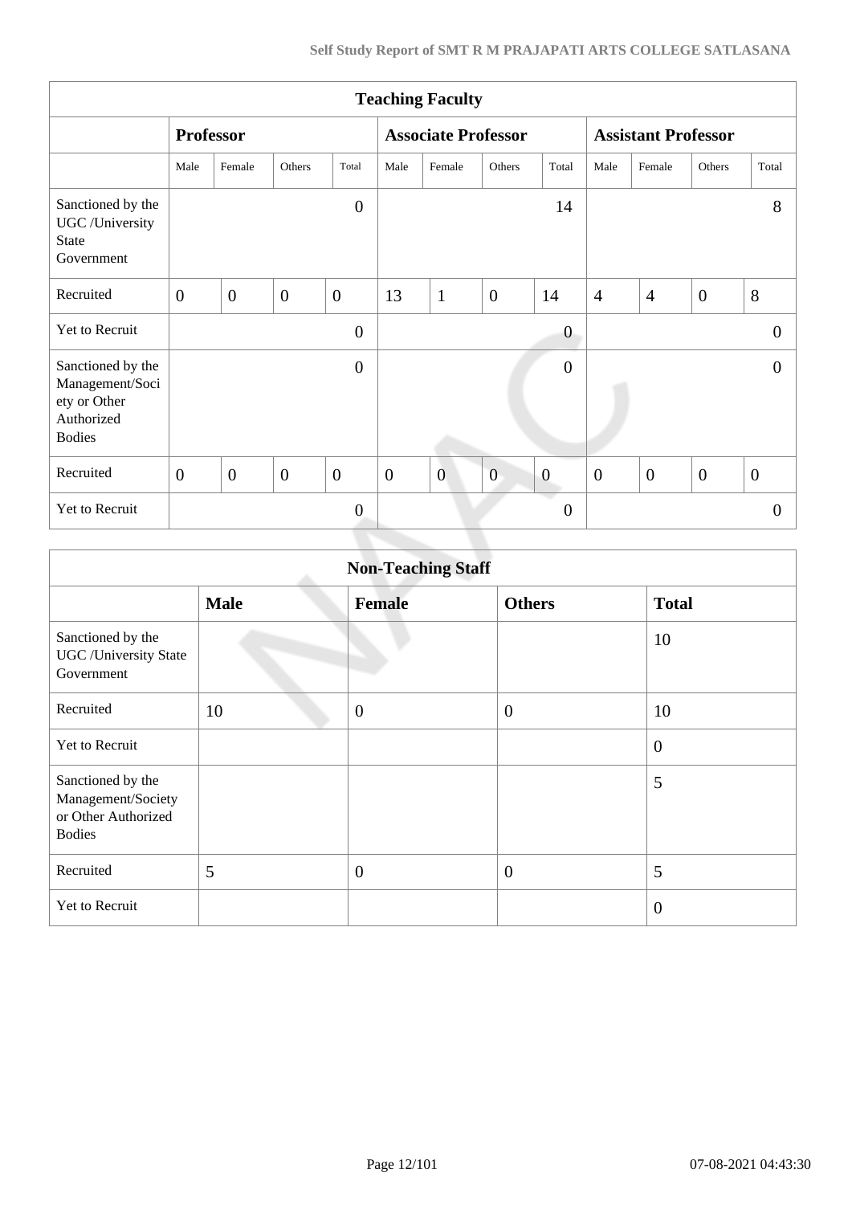| Teaching Faculty | | | | | | | | | | | | |
|---|---|---|---|---|---|---|---|---|---|---|---|---|
| | Professor | | | | Associate Professor | | | | Assistant Professor | | | |
| | Male | Female | Others | Total | Male | Female | Others | Total | Male | Female | Others | Total |
| Sanctioned by the UGC /University State Government | | | | 0 | | | | 14 | | | | 8 |
| Recruited | 0 | 0 | 0 | 0 | 13 | 1 | 0 | 14 | 4 | 4 | 0 | 8 |
| Yet to Recruit | | | | 0 | | | | 0 | | | | 0 |
| Sanctioned by the Management/Society or Other Authorized Bodies | | | | 0 | | | | 0 | | | | 0 |
| Recruited | 0 | 0 | 0 | 0 | 0 | 0 | 0 | 0 | 0 | 0 | 0 | 0 |
| Yet to Recruit | | | | 0 | | | | 0 | | | | 0 |

| Non-Teaching Staff | | | | |
|---|---|---|---|---|
| | **Male** | **Female** | **Others** | **Total** |
| Sanctioned by the UGC /University State Government | | | | 10 |
| Recruited | 10 | 0 | 0 | 10 |
| Yet to Recruit | | | | 0 |
| Sanctioned by the Management/Society or Other Authorized Bodies | | | | 5 |
| Recruited | 5 | 0 | 0 | 5 |
| Yet to Recruit | | | | 0 |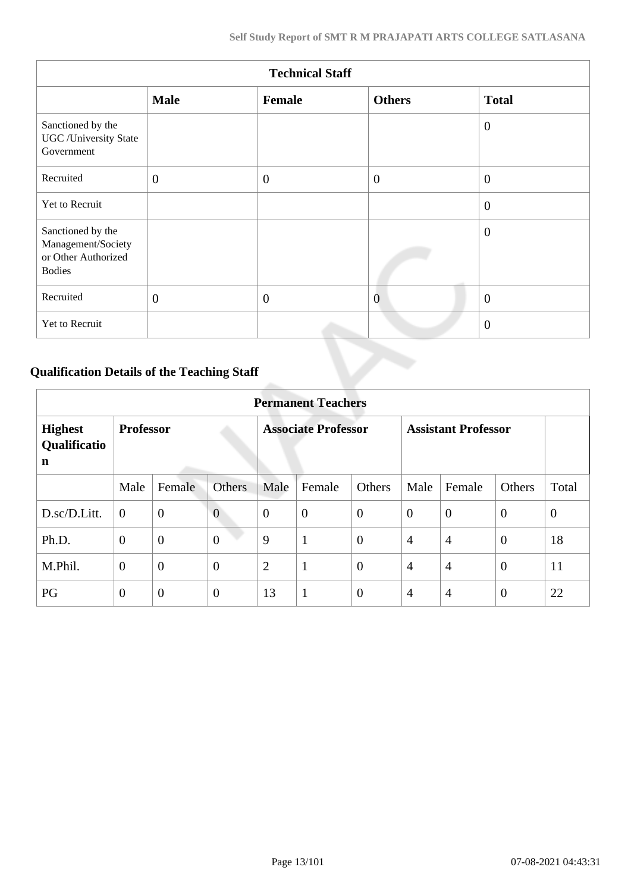| Technical Staff | | | | |
|---|---|---|---|---|
| | **Male** | **Female** | **Others** | **Total** |
| Sanctioned by the UGC /University State Government | | | | 0 |
| Recruited | 0 | 0 | 0 | 0 |
| Yet to Recruit | | | | 0 |
| Sanctioned by the Management/Society or Other Authorized Bodies | | | | 0 |
| Recruited | 0 | 0 | 0 | 0 |
| Yet to Recruit | | | | 0 |

### Qualification Details of the Teaching Staff

| Permanent Teachers | | | | | | | | | | |
|---|---|---|---|---|---|---|---|---|---|---|
| **Highest Qualification** | **Professor** | | | **Associate Professor** | | | **Assistant Professor** | | | |
| | Male | Female | Others | Male | Female | Others | Male | Female | Others | Total |
| D.sc/D.Litt. | 0 | 0 | 0 | 0 | 0 | 0 | 0 | 0 | 0 | 0 |
| Ph.D. | 0 | 0 | 0 | 9 | 1 | 0 | 4 | 4 | 0 | 18 |
| M.Phil. | 0 | 0 | 0 | 2 | 1 | 0 | 4 | 4 | 0 | 11 |
| PG | 0 | 0 | 0 | 13 | 1 | 0 | 4 | 4 | 0 | 22 |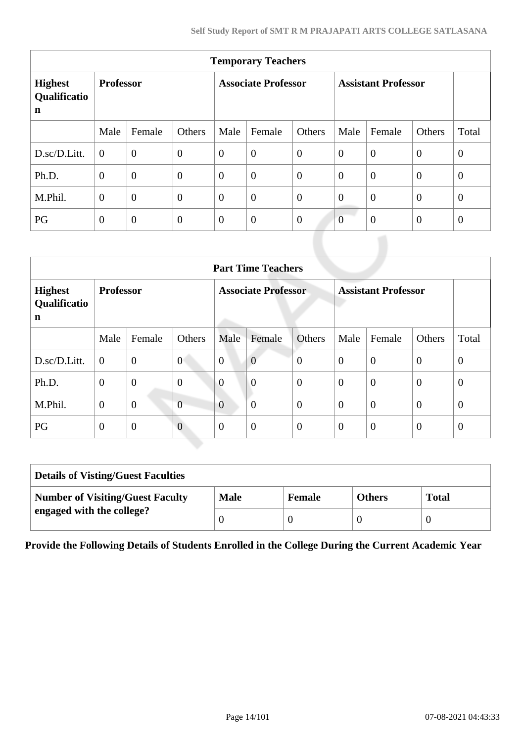| Temporary Teachers | | | | | | | | | | |
|---|---|---|---|---|---|---|---|---|---|---|
| **Highest Qualification** | **Professor** | | | **Associate Professor** | | | **Assistant Professor** | | | |
| | Male | Female | Others | Male | Female | Others | Male | Female | Others | Total |
| D.sc/D.Litt. | 0 | 0 | 0 | 0 | 0 | 0 | 0 | 0 | 0 | 0 |
| Ph.D. | 0 | 0 | 0 | 0 | 0 | 0 | 0 | 0 | 0 | 0 |
| M.Phil. | 0 | 0 | 0 | 0 | 0 | 0 | 0 | 0 | 0 | 0 |
| PG | 0 | 0 | 0 | 0 | 0 | 0 | 0 | 0 | 0 | 0 |

| Part Time Teachers | | | | | | | | | | |
|---|---|---|---|---|---|---|---|---|---|---|
| **Highest Qualification** | **Professor** | | | **Associate Professor** | | | **Assistant Professor** | | | |
| | Male | Female | Others | Male | Female | Others | Male | Female | Others | Total |
| D.sc/D.Litt. | 0 | 0 | 0 | 0 | 0 | 0 | 0 | 0 | 0 | 0 |
| Ph.D. | 0 | 0 | 0 | 0 | 0 | 0 | 0 | 0 | 0 | 0 |
| M.Phil. | 0 | 0 | 0 | 0 | 0 | 0 | 0 | 0 | 0 | 0 |
| PG | 0 | 0 | 0 | 0 | 0 | 0 | 0 | 0 | 0 | 0 |

| Details of Visting/Guest Faculties | | | | |
|---|---|---|---|---|
| **Number of Visiting/Guest Faculty engaged with the college?** | **Male** | **Female** | **Others** | **Total** |
| | 0 | 0 | 0 | 0 |

**Provide the Following Details of Students Enrolled in the College During the Current Academic Year**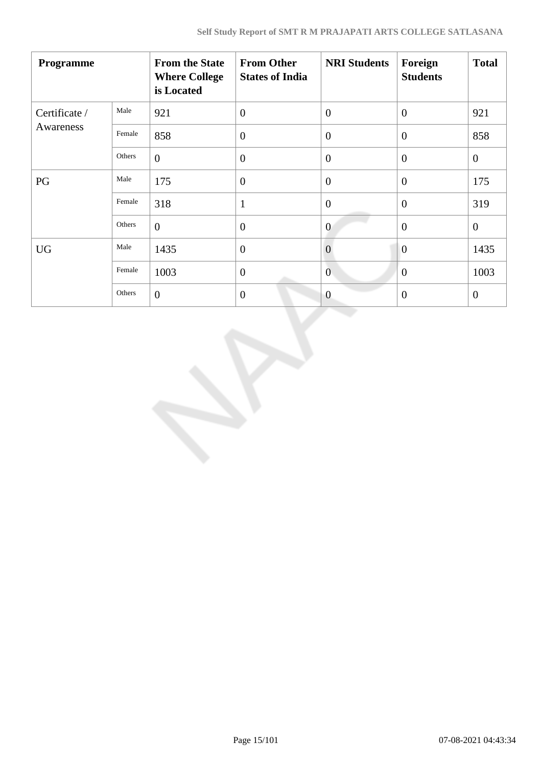| Programme | | From the State Where College is Located | From Other States of India | NRI Students | Foreign Students | Total |
|---|---|---|---|---|---|---|
| Certificate / Awareness | Male | 921 | 0 | 0 | 0 | 921 |
| | Female | 858 | 0 | 0 | 0 | 858 |
| | Others | 0 | 0 | 0 | 0 | 0 |
| PG | Male | 175 | 0 | 0 | 0 | 175 |
| | Female | 318 | 1 | 0 | 0 | 319 |
| | Others | 0 | 0 | 0 | 0 | 0 |
| UG | Male | 1435 | 0 | 0 | 0 | 1435 |
| | Female | 1003 | 0 | 0 | 0 | 1003 |
| | Others | 0 | 0 | 0 | 0 | 0 |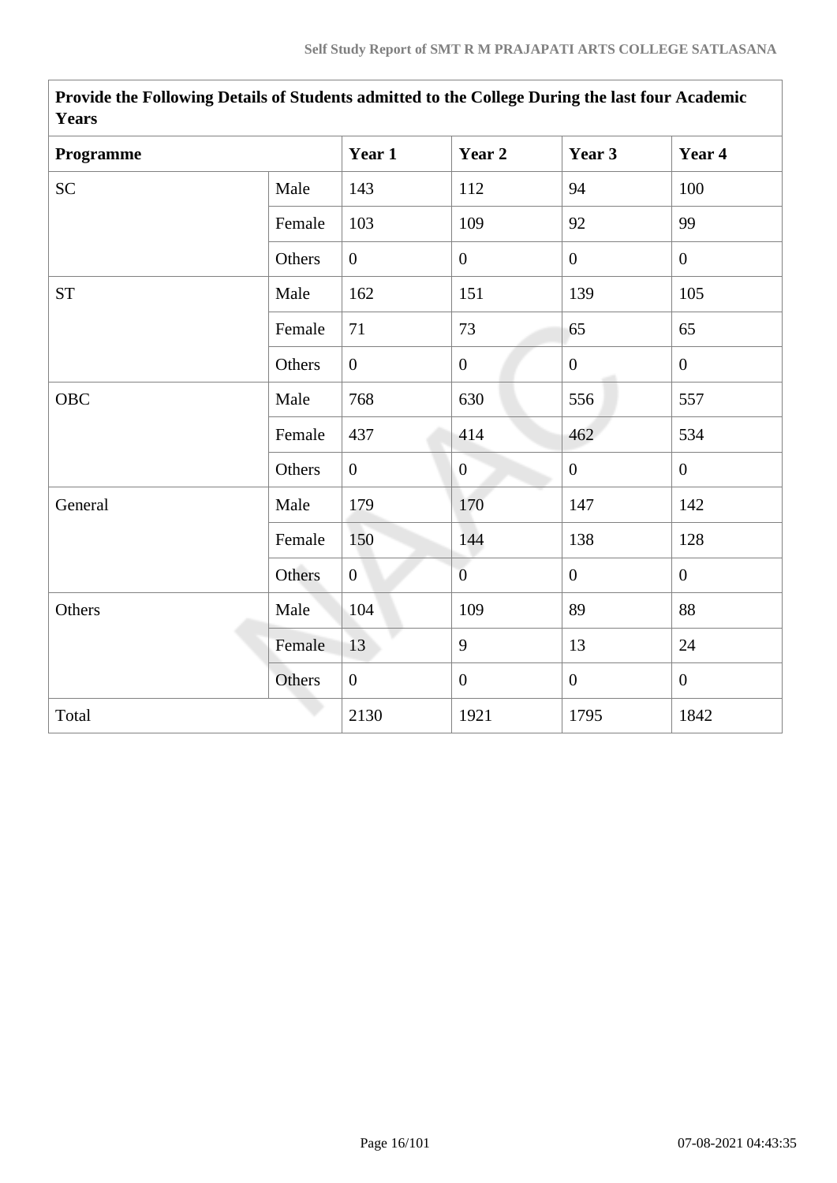| Provide the Following Details of Students admitted to the College During the last four Academic Years | | | | | |
|---|---|---|---|---|---|
| **Programme** | | **Year 1** | **Year 2** | **Year 3** | **Year 4** |
| SC | Male | 143 | 112 | 94 | 100 |
| | Female | 103 | 109 | 92 | 99 |
| | Others | 0 | 0 | 0 | 0 |
| ST | Male | 162 | 151 | 139 | 105 |
| | Female | 71 | 73 | 65 | 65 |
| | Others | 0 | 0 | 0 | 0 |
| OBC | Male | 768 | 630 | 556 | 557 |
| | Female | 437 | 414 | 462 | 534 |
| | Others | 0 | 0 | 0 | 0 |
| General | Male | 179 | 170 | 147 | 142 |
| | Female | 150 | 144 | 138 | 128 |
| | Others | 0 | 0 | 0 | 0 |
| Others | Male | 104 | 109 | 89 | 88 |
| | Female | 13 | 9 | 13 | 24 |
| | Others | 0 | 0 | 0 | 0 |
| Total | | 2130 | 1921 | 1795 | 1842 |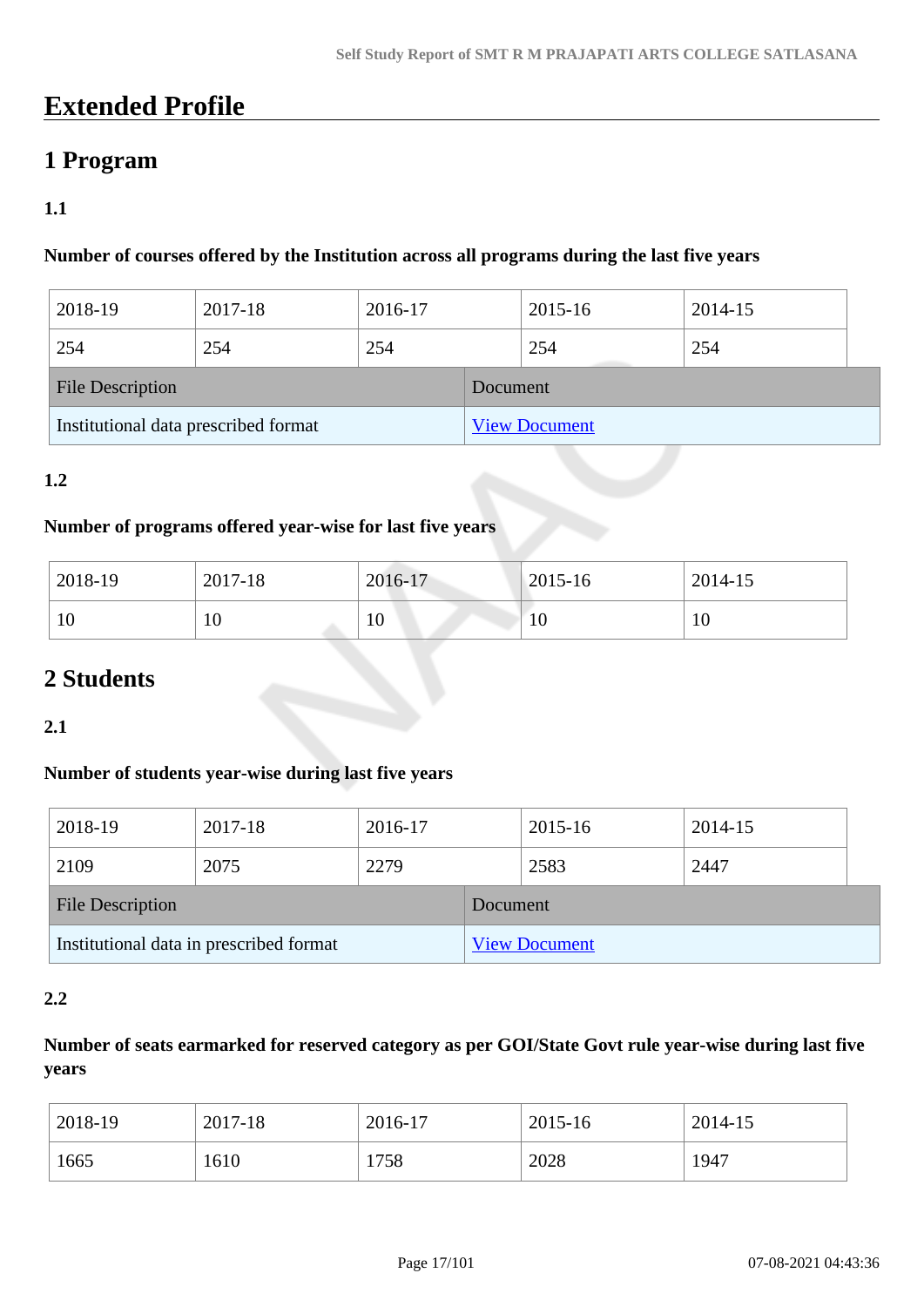# Extended Profile

## 1 Program

### 1.1

**Number of courses offered by the Institution across all programs during the last five years**

| 2018-19 | 2017-18 | 2016-17 | 2015-16 | 2014-15 |
|---|---|---|---|---|
| 254 | 254 | 254 | 254 | 254 |

| File Description | Document |
|---|---|
| Institutional data prescribed format | View Document |

### 1.2

**Number of programs offered year-wise for last five years**

| 2018-19 | 2017-18 | 2016-17 | 2015-16 | 2014-15 |
|---|---|---|---|---|
| 10 | 10 | 10 | 10 | 10 |

## 2 Students

### 2.1

**Number of students year-wise during last five years**

| 2018-19 | 2017-18 | 2016-17 | 2015-16 | 2014-15 |
|---|---|---|---|---|
| 2109 | 2075 | 2279 | 2583 | 2447 |

| File Description | Document |
|---|---|
| Institutional data in prescribed format | View Document |

### 2.2

**Number of seats earmarked for reserved category as per GOI/State Govt rule year-wise during last five years**

| 2018-19 | 2017-18 | 2016-17 | 2015-16 | 2014-15 |
|---|---|---|---|---|
| 1665 | 1610 | 1758 | 2028 | 1947 |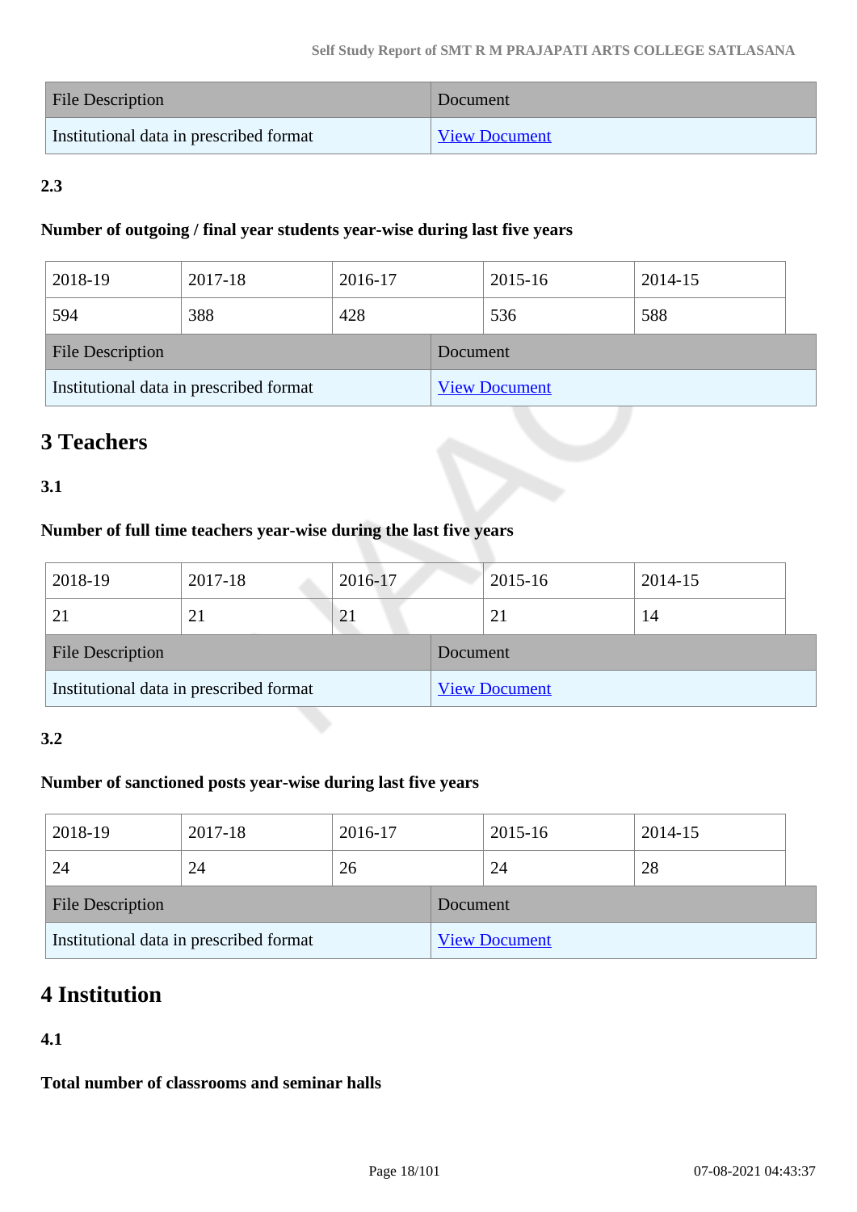| File Description | Document |
| --- | --- |
| Institutional data in prescribed format | View Document |

**2.3**

**Number of outgoing / final year students year-wise during last five years**

| 2018-19 | 2017-18 | 2016-17 | 2015-16 | 2014-15 |
| --- | --- | --- | --- | --- |
| 594 | 388 | 428 | 536 | 588 |

| File Description | Document |
| --- | --- |
| Institutional data in prescribed format | View Document |

# 3 Teachers

**3.1**

**Number of full time teachers year-wise during the last five years**

| 2018-19 | 2017-18 | 2016-17 | 2015-16 | 2014-15 |
| --- | --- | --- | --- | --- |
| 21 | 21 | 21 | 21 | 14 |

| File Description | Document |
| --- | --- |
| Institutional data in prescribed format | View Document |

**3.2**

**Number of sanctioned posts year-wise during last five years**

| 2018-19 | 2017-18 | 2016-17 | 2015-16 | 2014-15 |
| --- | --- | --- | --- | --- |
| 24 | 24 | 26 | 24 | 28 |

| File Description | Document |
| --- | --- |
| Institutional data in prescribed format | View Document |

# 4 Institution

**4.1**

**Total number of classrooms and seminar halls**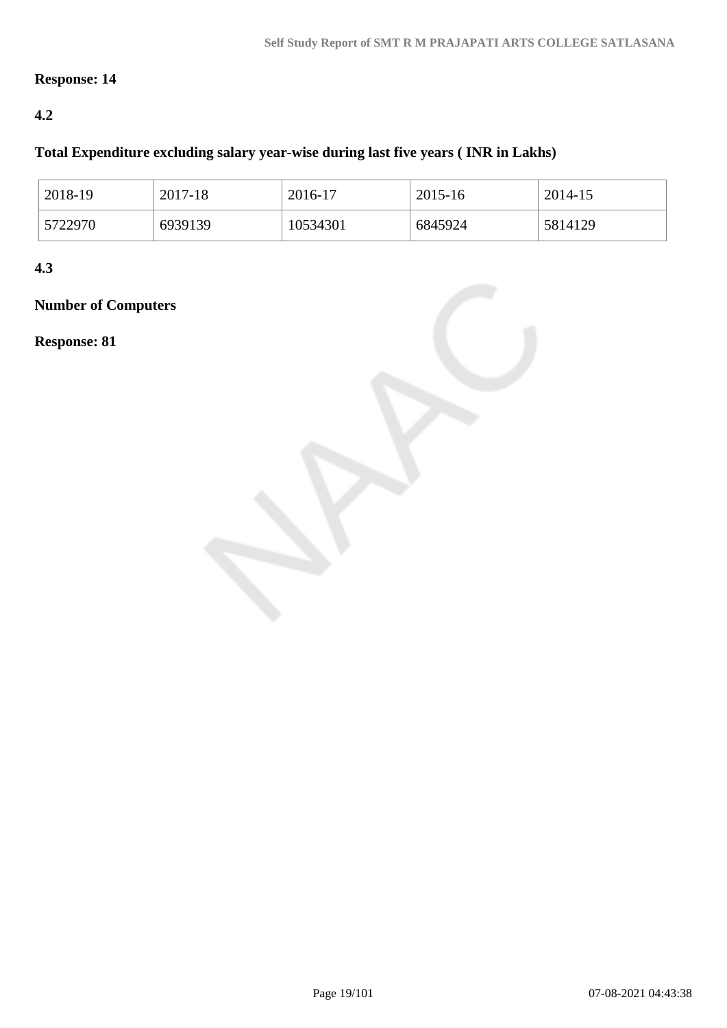**Response: 14**

**4.2**

**Total Expenditure excluding salary year-wise during last five years ( INR in Lakhs)**

| 2018-19 | 2017-18 | 2016-17 | 2015-16 | 2014-15 |
|---|---|---|---|---|
| 5722970 | 6939139 | 10534301 | 6845924 | 5814129 |

**4.3**

**Number of Computers**

**Response: 81**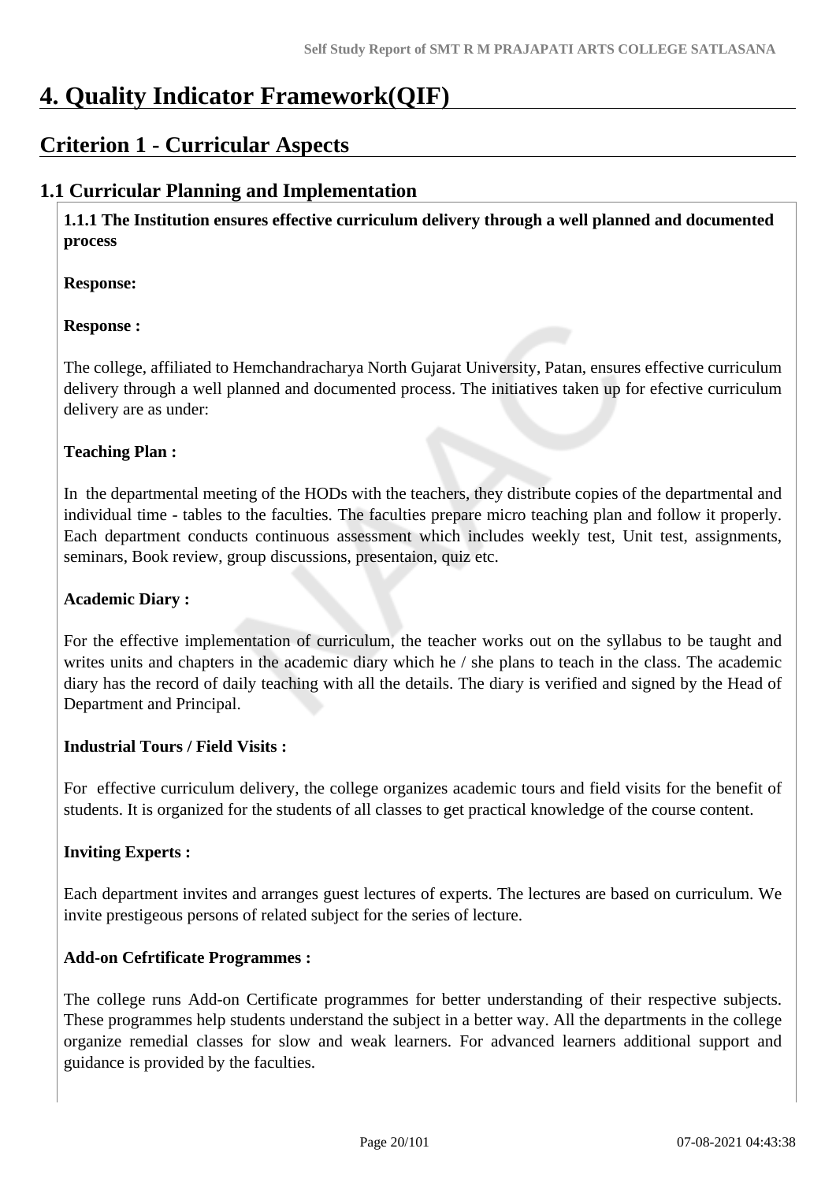# 4. Quality Indicator Framework(QIF)

## Criterion 1 - Curricular Aspects

### 1.1 Curricular Planning and Implementation

**1.1.1 The Institution ensures effective curriculum delivery through a well planned and documented process**

**Response:**

**Response :**

The college, affiliated to Hemchandracharya North Gujarat University, Patan, ensures effective curriculum delivery through a well planned and documented process. The initiatives taken up for efective curriculum delivery are as under:

**Teaching Plan :**

In the departmental meeting of the HODs with the teachers, they distribute copies of the departmental and individual time - tables to the faculties. The faculties prepare micro teaching plan and follow it properly. Each department conducts continuous assessment which includes weekly test, Unit test, assignments, seminars, Book review, group discussions, presentaion, quiz etc.

**Academic Diary :**

For the effective implementation of curriculum, the teacher works out on the syllabus to be taught and writes units and chapters in the academic diary which he / she plans to teach in the class. The academic diary has the record of daily teaching with all the details. The diary is verified and signed by the Head of Department and Principal.

**Industrial Tours / Field Visits :**

For effective curriculum delivery, the college organizes academic tours and field visits for the benefit of students. It is organized for the students of all classes to get practical knowledge of the course content.

**Inviting Experts :**

Each department invites and arranges guest lectures of experts. The lectures are based on curriculum. We invite prestigeous persons of related subject for the series of lecture.

**Add-on Cefrtificate Programmes :**

The college runs Add-on Certificate programmes for better understanding of their respective subjects. These programmes help students understand the subject in a better way. All the departments in the college organize remedial classes for slow and weak learners. For advanced learners additional support and guidance is provided by the faculties.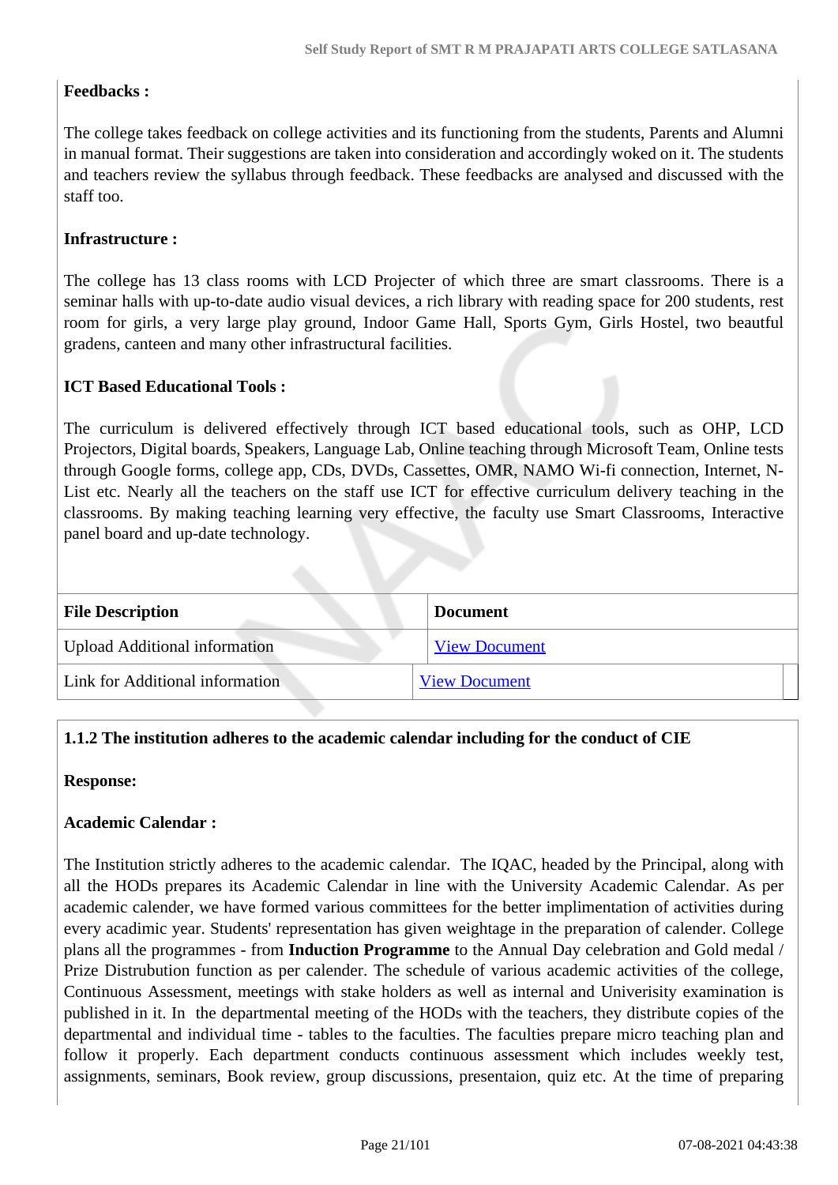**Feedbacks :**

The college takes feedback on college activities and its functioning from the students, Parents and Alumni in manual format. Their suggestions are taken into consideration and accordingly woked on it. The students and teachers review the syllabus through feedback. These feedbacks are analysed and discussed with the staff too.

**Infrastructure :**

The college has 13 class rooms with LCD Projecter of which three are smart classrooms. There is a seminar halls with up-to-date audio visual devices, a rich library with reading space for 200 students, rest room for girls, a very large play ground, Indoor Game Hall, Sports Gym, Girls Hostel, two beautful gradens, canteen and many other infrastructural facilities.

**ICT Based Educational Tools :**

The curriculum is delivered effectively through ICT based educational tools, such as OHP, LCD Projectors, Digital boards, Speakers, Language Lab, Online teaching through Microsoft Team, Online tests through Google forms, college app, CDs, DVDs, Cassettes, OMR, NAMO Wi-fi connection, Internet, N-List etc. Nearly all the teachers on the staff use ICT for effective curriculum delivery teaching in the classrooms. By making teaching learning very effective, the faculty use Smart Classrooms, Interactive panel board and up-date technology.

| File Description | Document |
|---|---|
| Upload Additional information | View Document |
| Link for Additional information | View Document |

**1.1.2 The institution adheres to the academic calendar including for the conduct of CIE**

**Response:**

**Academic Calendar :**

The Institution strictly adheres to the academic calendar. The IQAC, headed by the Principal, along with all the HODs prepares its Academic Calendar in line with the University Academic Calendar. As per academic calender, we have formed various committees for the better implimentation of activities during every acadimic year. Students' representation has given weightage in the preparation of calender. College plans all the programmes - from **Induction Programme** to the Annual Day celebration and Gold medal / Prize Distrubution function as per calender. The schedule of various academic activities of the college, Continuous Assessment, meetings with stake holders as well as internal and Univerisity examination is published in it. In the departmental meeting of the HODs with the teachers, they distribute copies of the departmental and individual time - tables to the faculties. The faculties prepare micro teaching plan and follow it properly. Each department conducts continuous assessment which includes weekly test, assignments, seminars, Book review, group discussions, presentaion, quiz etc. At the time of preparing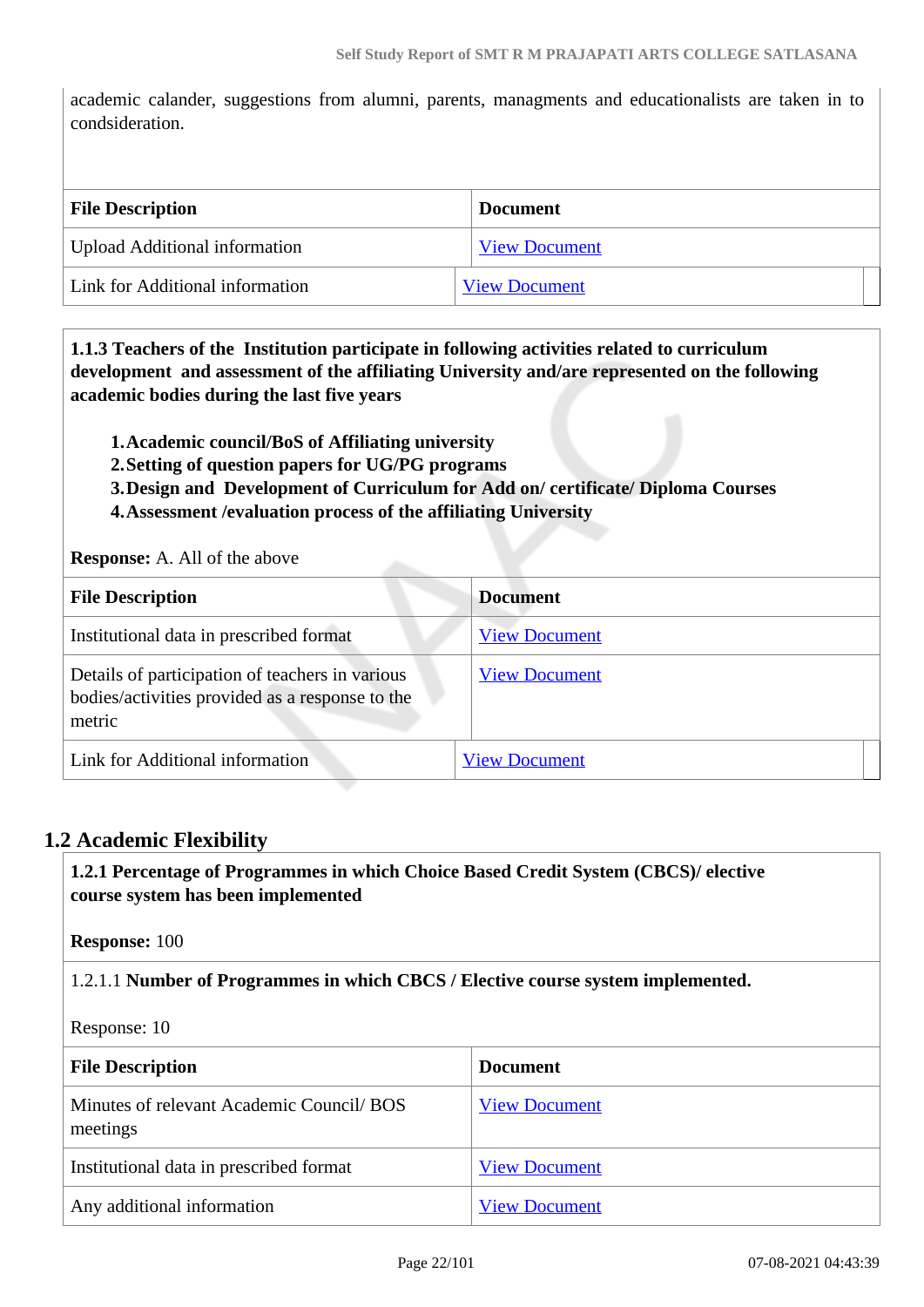academic calander, suggestions from alumni, parents, managments and educationalists are taken in to condsideration.

| File Description | Document |
|---|---|
| Upload Additional information | View Document |
| Link for Additional information | View Document |

**1.1.3 Teachers of the Institution participate in following activities related to curriculum development and assessment of the affiliating University and/are represented on the following academic bodies during the last five years**

1. **Academic council/BoS of Affiliating university**
2. **Setting of question papers for UG/PG programs**
3. **Design and Development of Curriculum for Add on/ certificate/ Diploma Courses**
4. **Assessment /evaluation process of the affiliating University**

**Response:** A. All of the above

| File Description | Document |
|---|---|
| Institutional data in prescribed format | View Document |
| Details of participation of teachers in various bodies/activities provided as a response to the metric | View Document |
| Link for Additional information | View Document |

## 1.2 Academic Flexibility

**1.2.1 Percentage of Programmes in which Choice Based Credit System (CBCS)/ elective course system has been implemented**

**Response:** 100

1.2.1.1 **Number of Programmes in which CBCS / Elective course system implemented.**

Response: 10

| File Description | Document |
|---|---|
| Minutes of relevant Academic Council/ BOS meetings | View Document |
| Institutional data in prescribed format | View Document |
| Any additional information | View Document |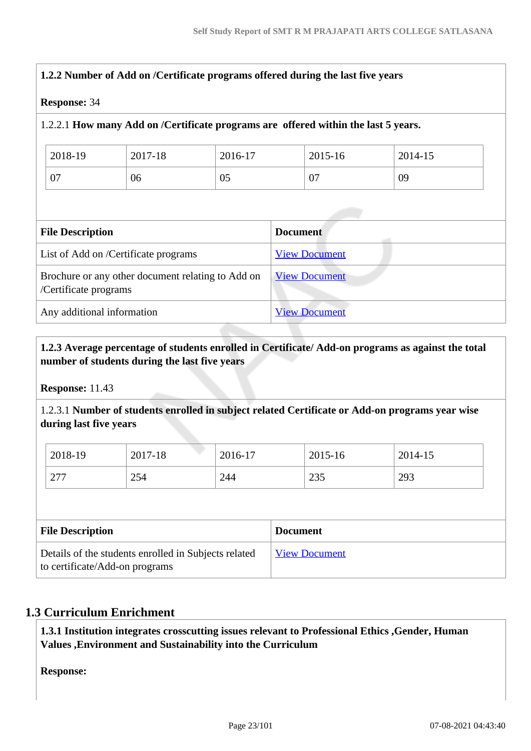**1.2.2 Number of Add on /Certificate programs offered during the last five years**

**Response:** 34

1.2.2.1 **How many Add on /Certificate programs are offered within the last 5 years.**

| 2018-19 | 2017-18 | 2016-17 | 2015-16 | 2014-15 |
|---|---|---|---|---|
| 07 | 06 | 05 | 07 | 09 |

| File Description | Document |
|---|---|
| List of Add on /Certificate programs | View Document |
| Brochure or any other document relating to Add on /Certificate programs | View Document |
| Any additional information | View Document |

**1.2.3 Average percentage of students enrolled in Certificate/ Add-on programs as against the total number of students during the last five years**

**Response:** 11.43

1.2.3.1 **Number of students enrolled in subject related Certificate or Add-on programs year wise during last five years**

| 2018-19 | 2017-18 | 2016-17 | 2015-16 | 2014-15 |
|---|---|---|---|---|
| 277 | 254 | 244 | 235 | 293 |

| File Description | Document |
|---|---|
| Details of the students enrolled in Subjects related to certificate/Add-on programs | View Document |

## 1.3 Curriculum Enrichment

**1.3.1 Institution integrates crosscutting issues relevant to Professional Ethics ,Gender, Human Values ,Environment and Sustainability into the Curriculum**

**Response:**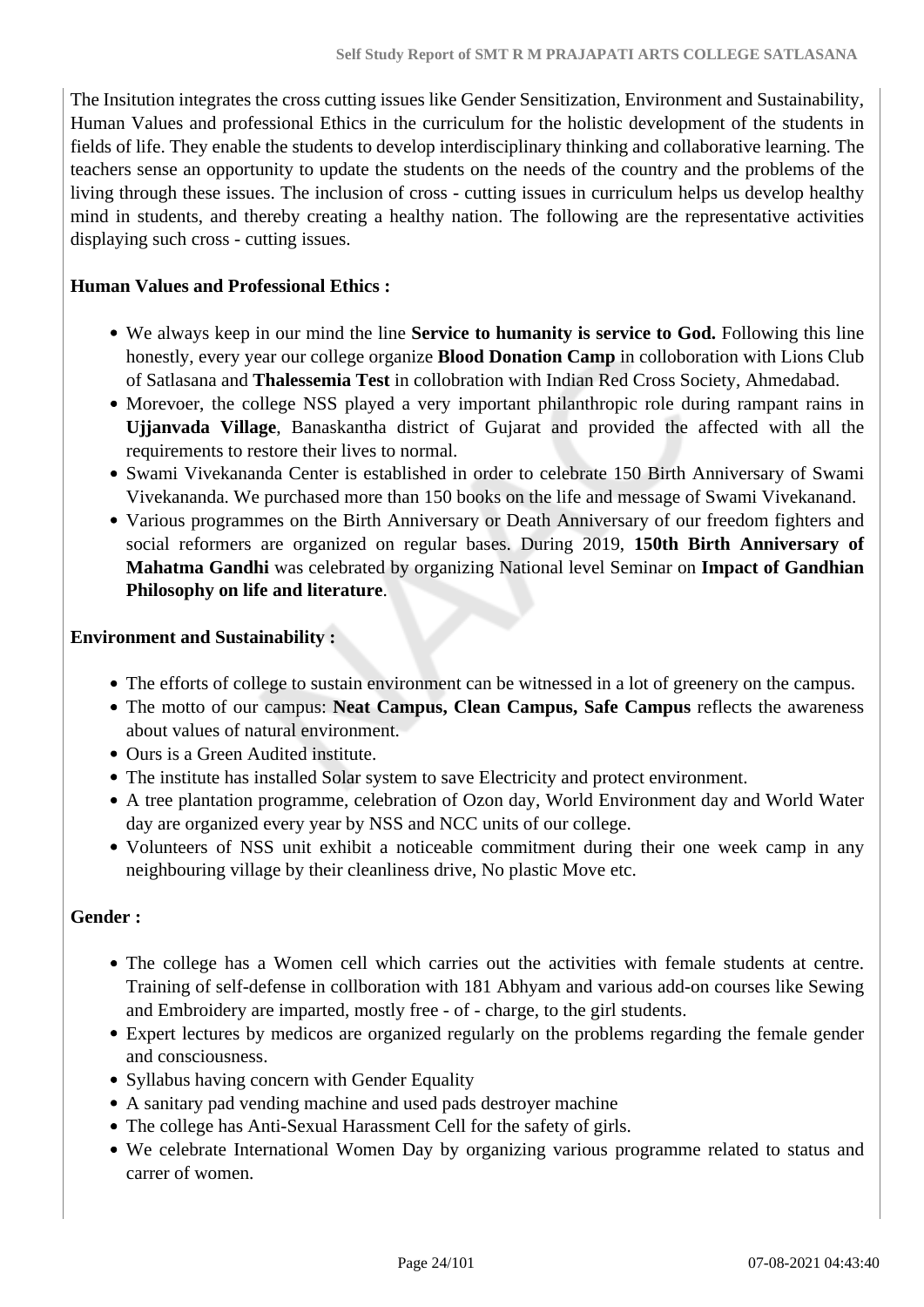The Insitution integrates the cross cutting issues like Gender Sensitization, Environment and Sustainability, Human Values and professional Ethics in the curriculum for the holistic development of the students in fields of life. They enable the students to develop interdisciplinary thinking and collaborative learning. The teachers sense an opportunity to update the students on the needs of the country and the problems of the living through these issues. The inclusion of cross - cutting issues in curriculum helps us develop healthy mind in students, and thereby creating a healthy nation. The following are the representative activities displaying such cross - cutting issues.

**Human Values and Professional Ethics :**

- We always keep in our mind the line **Service to humanity is service to God.** Following this line honestly, every year our college organize **Blood Donation Camp** in colloboration with Lions Club of Satlasana and **Thalessemia Test** in collobration with Indian Red Cross Society, Ahmedabad.
- Morevoer, the college NSS played a very important philanthropic role during rampant rains in **Ujjanvada Village**, Banaskantha district of Gujarat and provided the affected with all the requirements to restore their lives to normal.
- Swami Vivekananda Center is established in order to celebrate 150 Birth Anniversary of Swami Vivekananda. We purchased more than 150 books on the life and message of Swami Vivekanand.
- Various programmes on the Birth Anniversary or Death Anniversary of our freedom fighters and social reformers are organized on regular bases. During 2019, **150th Birth Anniversary of Mahatma Gandhi** was celebrated by organizing National level Seminar on **Impact of Gandhian Philosophy on life and literature**.

**Environment and Sustainability :**

- The efforts of college to sustain environment can be witnessed in a lot of greenery on the campus.
- The motto of our campus: **Neat Campus, Clean Campus, Safe Campus** reflects the awareness about values of natural environment.
- Ours is a Green Audited institute.
- The institute has installed Solar system to save Electricity and protect environment.
- A tree plantation programme, celebration of Ozon day, World Environment day and World Water day are organized every year by NSS and NCC units of our college.
- Volunteers of NSS unit exhibit a noticeable commitment during their one week camp in any neighbouring village by their cleanliness drive, No plastic Move etc.

**Gender :**

- The college has a Women cell which carries out the activities with female students at centre. Training of self-defense in collboration with 181 Abhyam and various add-on courses like Sewing and Embroidery are imparted, mostly free - of - charge, to the girl students.
- Expert lectures by medicos are organized regularly on the problems regarding the female gender and consciousness.
- Syllabus having concern with Gender Equality
- A sanitary pad vending machine and used pads destroyer machine
- The college has Anti-Sexual Harassment Cell for the safety of girls.
- We celebrate International Women Day by organizing various programme related to status and carrer of women.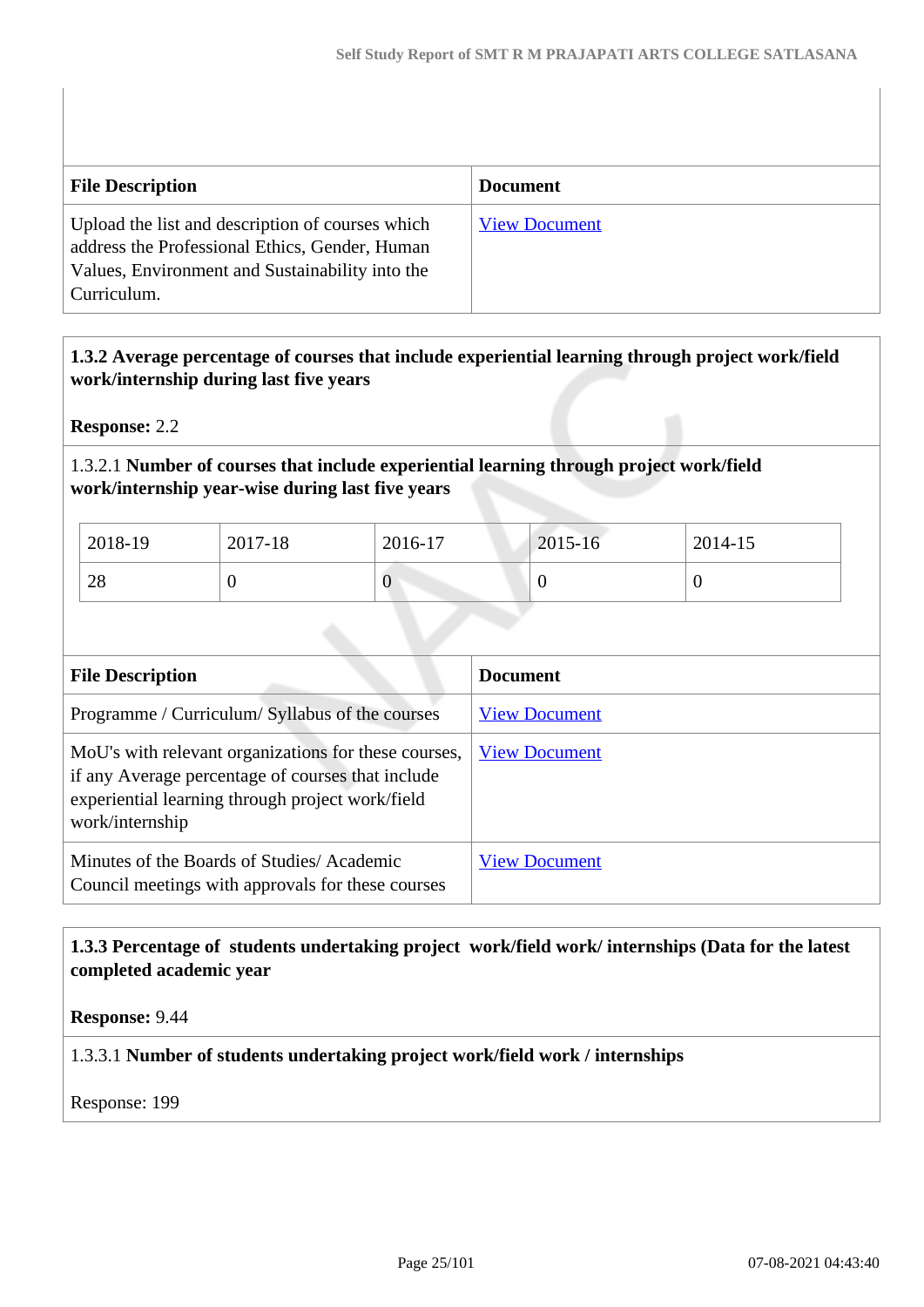| File Description | Document |
|---|---|
| Upload the list and description of courses which address the Professional Ethics, Gender, Human Values, Environment and Sustainability into the Curriculum. | View Document |

**1.3.2 Average percentage of courses that include experiential learning through project work/field work/internship during last five years**

**Response:** 2.2

1.3.2.1 **Number of courses that include experiential learning through project work/field work/internship year-wise during last five years**

| 2018-19 | 2017-18 | 2016-17 | 2015-16 | 2014-15 |
|---|---|---|---|---|
| 28 | 0 | 0 | 0 | 0 |

| File Description | Document |
|---|---|
| Programme / Curriculum/ Syllabus of the courses | View Document |
| MoU's with relevant organizations for these courses, if any Average percentage of courses that include experiential learning through project work/field work/internship | View Document |
| Minutes of the Boards of Studies/ Academic Council meetings with approvals for these courses | View Document |

**1.3.3 Percentage of students undertaking project work/field work/ internships (Data for the latest completed academic year**

**Response:** 9.44

1.3.3.1 **Number of students undertaking project work/field work / internships**

Response: 199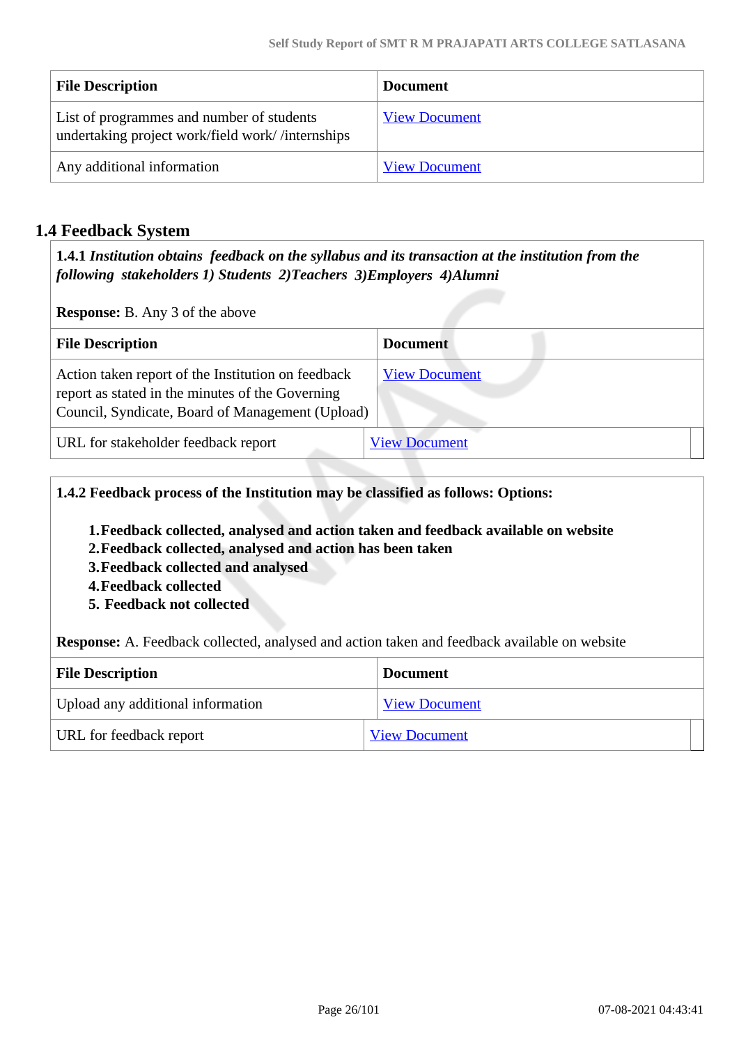| File Description | Document |
|---|---|
| List of programmes and number of students undertaking project work/field work/ /internships | View Document |
| Any additional information | View Document |

## 1.4 Feedback System

**1.4.1** ***Institution obtains feedback on the syllabus and its transaction at the institution from the following stakeholders 1) Students 2)Teachers 3)Employers 4)Alumni***

**Response:** B. Any 3 of the above

| File Description | Document |
|---|---|
| Action taken report of the Institution on feedback report as stated in the minutes of the Governing Council, Syndicate, Board of Management (Upload) | View Document |
| URL for stakeholder feedback report | View Document |

**1.4.2 Feedback process of the Institution may be classified as follows: Options:**

1. **Feedback collected, analysed and action taken and feedback available on website**
2. **Feedback collected, analysed and action has been taken**
3. **Feedback collected and analysed**
4. **Feedback collected**
5. **Feedback not collected**

**Response:** A. Feedback collected, analysed and action taken and feedback available on website

| File Description | Document |
|---|---|
| Upload any additional information | View Document |
| URL for feedback report | View Document |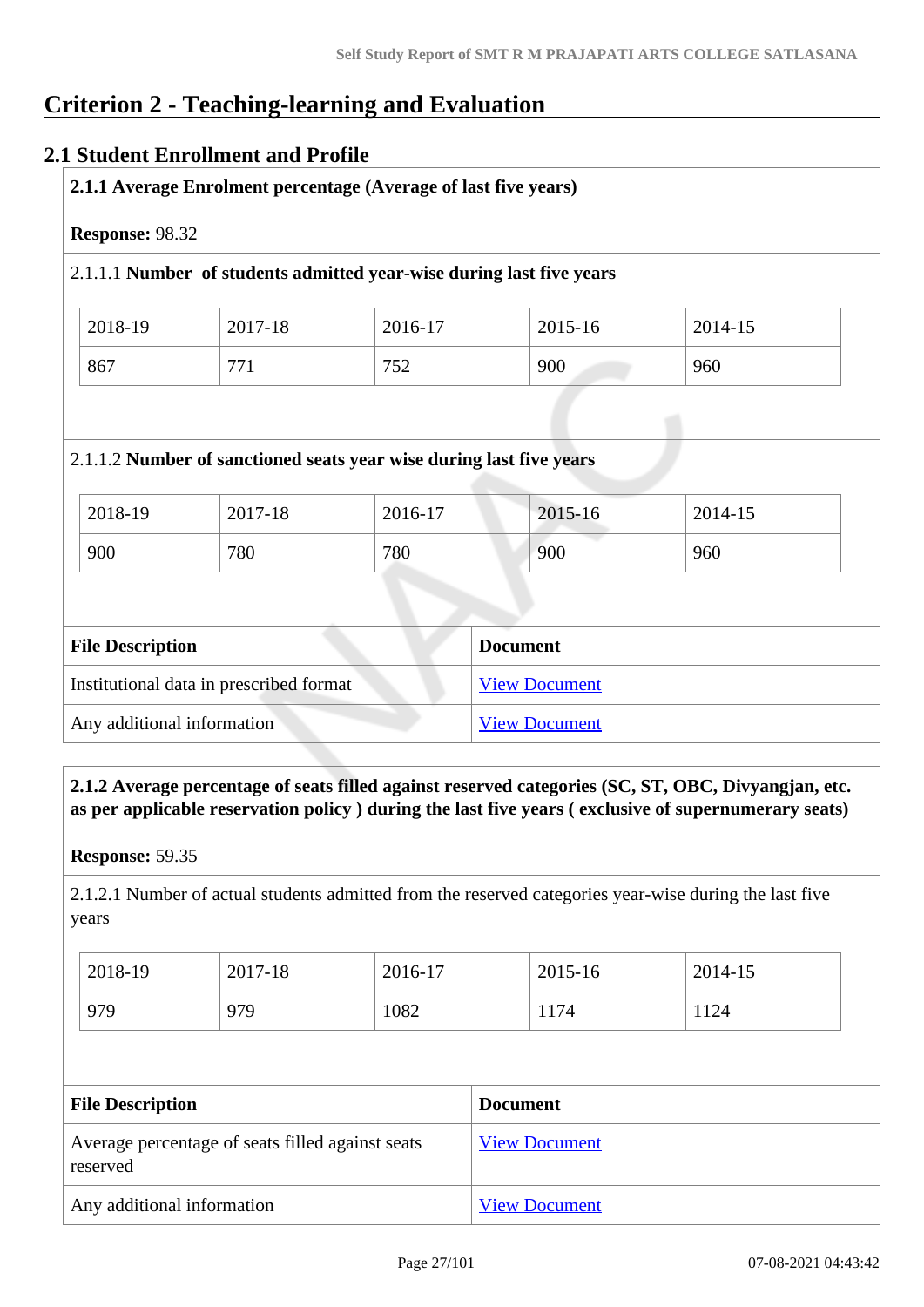# Criterion 2 - Teaching-learning and Evaluation

## 2.1 Student Enrollment and Profile

**2.1.1 Average Enrolment percentage (Average of last five years)**

**Response:** 98.32

2.1.1.1 **Number of students admitted year-wise during last five years**

| 2018-19 | 2017-18 | 2016-17 | 2015-16 | 2014-15 |
|---|---|---|---|---|
| 867 | 771 | 752 | 900 | 960 |

2.1.1.2 **Number of sanctioned seats year wise during last five years**

| 2018-19 | 2017-18 | 2016-17 | 2015-16 | 2014-15 |
|---|---|---|---|---|
| 900 | 780 | 780 | 900 | 960 |

| File Description | Document |
|---|---|
| Institutional data in prescribed format | View Document |
| Any additional information | View Document |

**2.1.2 Average percentage of seats filled against reserved categories (SC, ST, OBC, Divyangjan, etc. as per applicable reservation policy ) during the last five years ( exclusive of supernumerary seats)**

**Response:** 59.35

2.1.2.1 Number of actual students admitted from the reserved categories year-wise during the last five years

| 2018-19 | 2017-18 | 2016-17 | 2015-16 | 2014-15 |
|---|---|---|---|---|
| 979 | 979 | 1082 | 1174 | 1124 |

| File Description | Document |
|---|---|
| Average percentage of seats filled against seats reserved | View Document |
| Any additional information | View Document |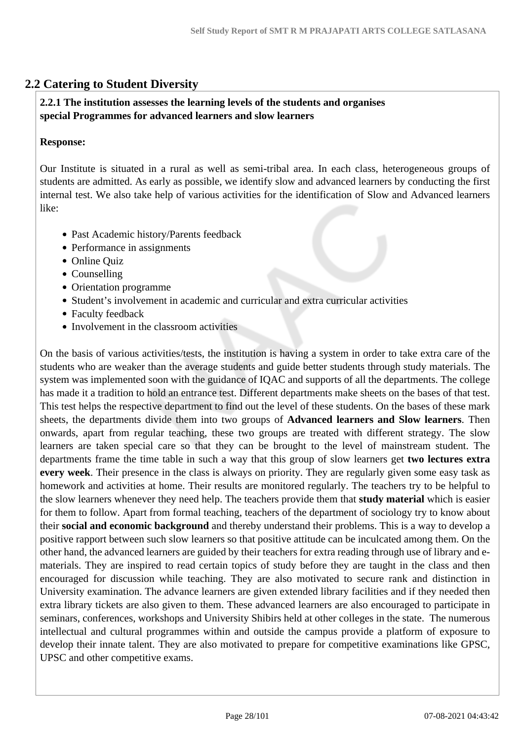## 2.2 Catering to Student Diversity

**2.2.1 The institution assesses the learning levels of the students and organises special Programmes for advanced learners and slow learners**

**Response:**

Our Institute is situated in a rural as well as semi-tribal area. In each class, heterogeneous groups of students are admitted. As early as possible, we identify slow and advanced learners by conducting the first internal test. We also take help of various activities for the identification of Slow and Advanced learners like:

- Past Academic history/Parents feedback
- Performance in assignments
- Online Quiz
- Counselling
- Orientation programme
- Student's involvement in academic and curricular and extra curricular activities
- Faculty feedback
- Involvement in the classroom activities

On the basis of various activities/tests, the institution is having a system in order to take extra care of the students who are weaker than the average students and guide better students through study materials. The system was implemented soon with the guidance of IQAC and supports of all the departments. The college has made it a tradition to hold an entrance test. Different departments make sheets on the bases of that test. This test helps the respective department to find out the level of these students. On the bases of these mark sheets, the departments divide them into two groups of **Advanced learners and Slow learners**. Then onwards, apart from regular teaching, these two groups are treated with different strategy. The slow learners are taken special care so that they can be brought to the level of mainstream student. The departments frame the time table in such a way that this group of slow learners get **two lectures extra every week**. Their presence in the class is always on priority. They are regularly given some easy task as homework and activities at home. Their results are monitored regularly. The teachers try to be helpful to the slow learners whenever they need help. The teachers provide them that **study material** which is easier for them to follow. Apart from formal teaching, teachers of the department of sociology try to know about their **social and economic background** and thereby understand their problems. This is a way to develop a positive rapport between such slow learners so that positive attitude can be inculcated among them. On the other hand, the advanced learners are guided by their teachers for extra reading through use of library and e-materials. They are inspired to read certain topics of study before they are taught in the class and then encouraged for discussion while teaching. They are also motivated to secure rank and distinction in University examination. The advance learners are given extended library facilities and if they needed then extra library tickets are also given to them. These advanced learners are also encouraged to participate in seminars, conferences, workshops and University Shibirs held at other colleges in the state. The numerous intellectual and cultural programmes within and outside the campus provide a platform of exposure to develop their innate talent. They are also motivated to prepare for competitive examinations like GPSC, UPSC and other competitive exams.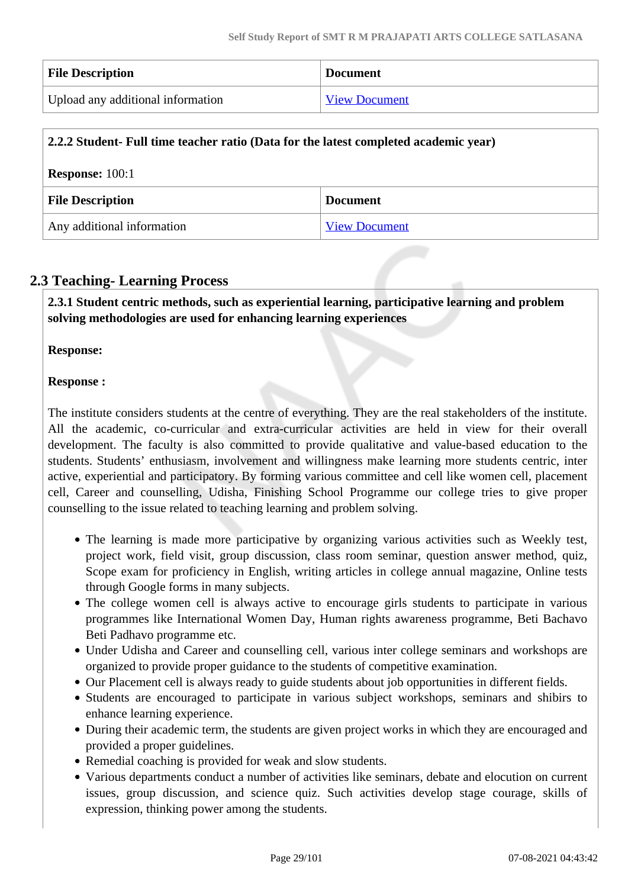| File Description | Document |
|---|---|
| Upload any additional information | View Document |

**2.2.2 Student- Full time teacher ratio (Data for the latest completed academic year)**

**Response:** 100:1

| File Description | Document |
|---|---|
| Any additional information | View Document |

## 2.3 Teaching- Learning Process

**2.3.1 Student centric methods, such as experiential learning, participative learning and problem solving methodologies are used for enhancing learning experiences**

**Response:**

**Response :**

The institute considers students at the centre of everything. They are the real stakeholders of the institute. All the academic, co-curricular and extra-curricular activities are held in view for their overall development. The faculty is also committed to provide qualitative and value-based education to the students. Students' enthusiasm, involvement and willingness make learning more students centric, inter active, experiential and participatory. By forming various committee and cell like women cell, placement cell, Career and counselling, Udisha, Finishing School Programme our college tries to give proper counselling to the issue related to teaching learning and problem solving.

- The learning is made more participative by organizing various activities such as Weekly test, project work, field visit, group discussion, class room seminar, question answer method, quiz, Scope exam for proficiency in English, writing articles in college annual magazine, Online tests through Google forms in many subjects.
- The college women cell is always active to encourage girls students to participate in various programmes like International Women Day, Human rights awareness programme, Beti Bachavo Beti Padhavo programme etc.
- Under Udisha and Career and counselling cell, various inter college seminars and workshops are organized to provide proper guidance to the students of competitive examination.
- Our Placement cell is always ready to guide students about job opportunities in different fields.
- Students are encouraged to participate in various subject workshops, seminars and shibirs to enhance learning experience.
- During their academic term, the students are given project works in which they are encouraged and provided a proper guidelines.
- Remedial coaching is provided for weak and slow students.
- Various departments conduct a number of activities like seminars, debate and elocution on current issues, group discussion, and science quiz. Such activities develop stage courage, skills of expression, thinking power among the students.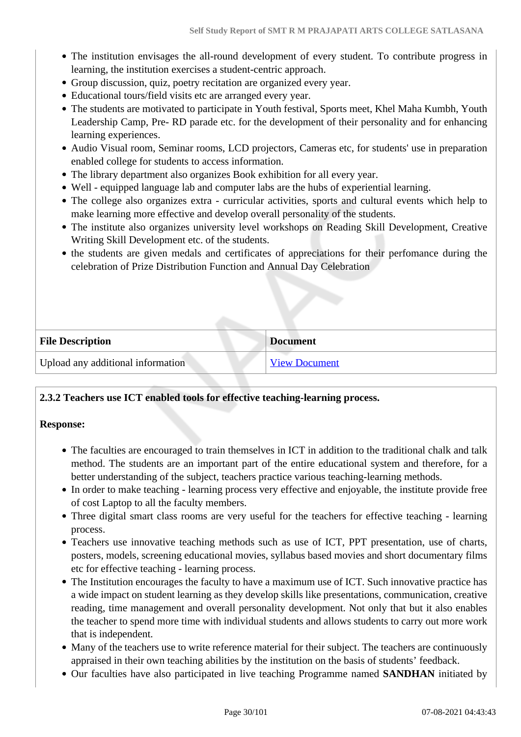- The institution envisages the all-round development of every student. To contribute progress in learning, the institution exercises a student-centric approach.
- Group discussion, quiz, poetry recitation are organized every year.
- Educational tours/field visits etc are arranged every year.
- The students are motivated to participate in Youth festival, Sports meet, Khel Maha Kumbh, Youth Leadership Camp, Pre- RD parade etc. for the development of their personality and for enhancing learning experiences.
- Audio Visual room, Seminar rooms, LCD projectors, Cameras etc, for students' use in preparation enabled college for students to access information.
- The library department also organizes Book exhibition for all every year.
- Well - equipped language lab and computer labs are the hubs of experiential learning.
- The college also organizes extra - curricular activities, sports and cultural events which help to make learning more effective and develop overall personality of the students.
- The institute also organizes university level workshops on Reading Skill Development, Creative Writing Skill Development etc. of the students.
- the students are given medals and certificates of appreciations for their perfomance during the celebration of Prize Distribution Function and Annual Day Celebration

| File Description | Document |
|---|---|
| Upload any additional information | View Document |

**2.3.2 Teachers use ICT enabled tools for effective teaching-learning process.**

**Response:**

- The faculties are encouraged to train themselves in ICT in addition to the traditional chalk and talk method. The students are an important part of the entire educational system and therefore, for a better understanding of the subject, teachers practice various teaching-learning methods.
- In order to make teaching - learning process very effective and enjoyable, the institute provide free of cost Laptop to all the faculty members.
- Three digital smart class rooms are very useful for the teachers for effective teaching - learning process.
- Teachers use innovative teaching methods such as use of ICT, PPT presentation, use of charts, posters, models, screening educational movies, syllabus based movies and short documentary films etc for effective teaching - learning process.
- The Institution encourages the faculty to have a maximum use of ICT. Such innovative practice has a wide impact on student learning as they develop skills like presentations, communication, creative reading, time management and overall personality development. Not only that but it also enables the teacher to spend more time with individual students and allows students to carry out more work that is independent.
- Many of the teachers use to write reference material for their subject. The teachers are continuously appraised in their own teaching abilities by the institution on the basis of students' feedback.
- Our faculties have also participated in live teaching Programme named **SANDHAN** initiated by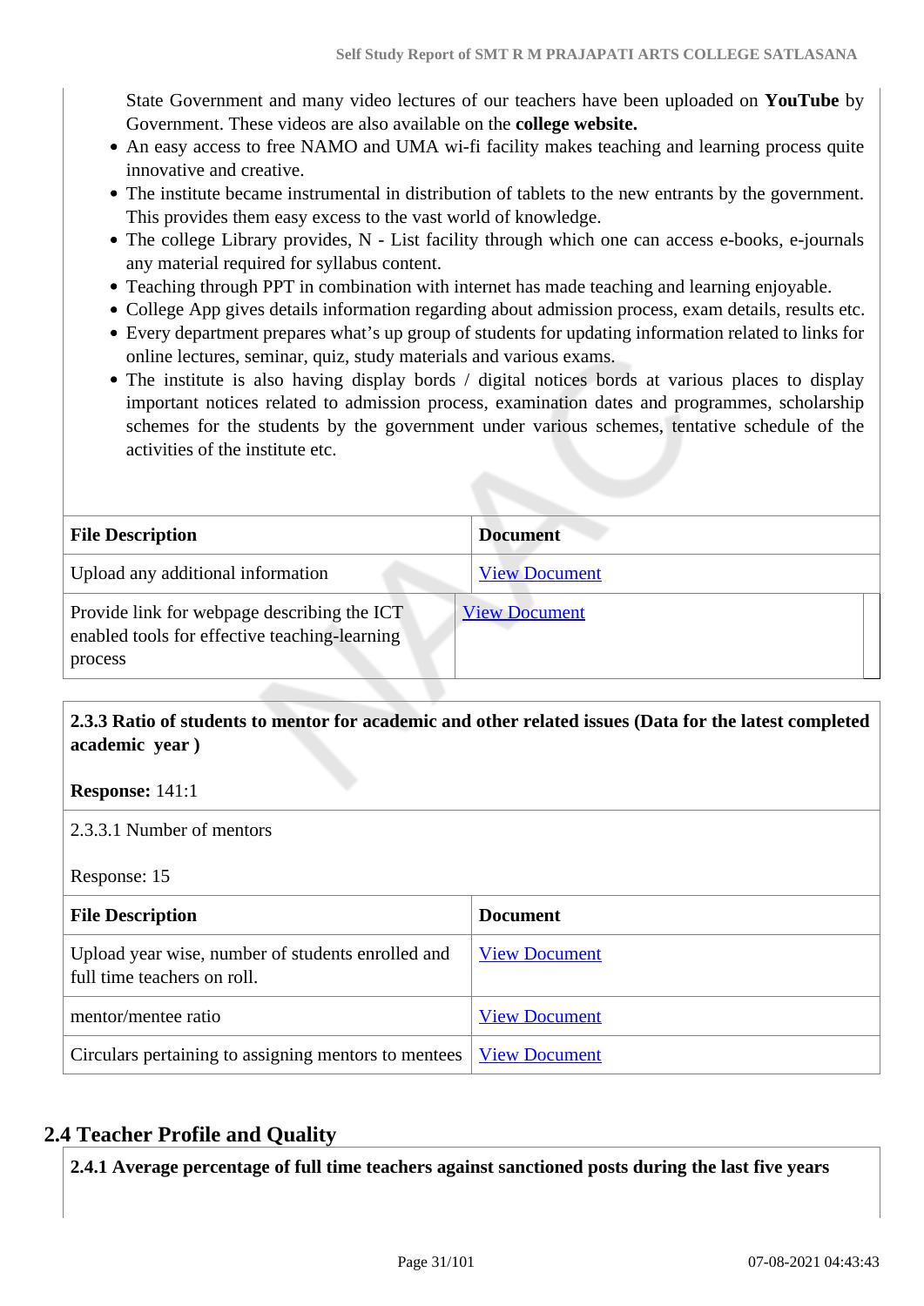State Government and many video lectures of our teachers have been uploaded on **YouTube** by Government. These videos are also available on the **college website.**

- An easy access to free NAMO and UMA wi-fi facility makes teaching and learning process quite innovative and creative.
- The institute became instrumental in distribution of tablets to the new entrants by the government. This provides them easy excess to the vast world of knowledge.
- The college Library provides, N - List facility through which one can access e-books, e-journals any material required for syllabus content.
- Teaching through PPT in combination with internet has made teaching and learning enjoyable.
- College App gives details information regarding about admission process, exam details, results etc.
- Every department prepares what's up group of students for updating information related to links for online lectures, seminar, quiz, study materials and various exams.
- The institute is also having display bords / digital notices bords at various places to display important notices related to admission process, examination dates and programmes, scholarship schemes for the students by the government under various schemes, tentative schedule of the activities of the institute etc.

| File Description | Document |
|---|---|
| Upload any additional information | View Document |
| Provide link for webpage describing the ICT enabled tools for effective teaching-learning process | View Document |

**2.3.3 Ratio of students to mentor for academic and other related issues (Data for the latest completed academic year )**

**Response:** 141:1

2.3.3.1 Number of mentors

Response: 15

| File Description | Document |
|---|---|
| Upload year wise, number of students enrolled and full time teachers on roll. | View Document |
| mentor/mentee ratio | View Document |
| Circulars pertaining to assigning mentors to mentees | View Document |

## 2.4 Teacher Profile and Quality

**2.4.1 Average percentage of full time teachers against sanctioned posts during the last five years**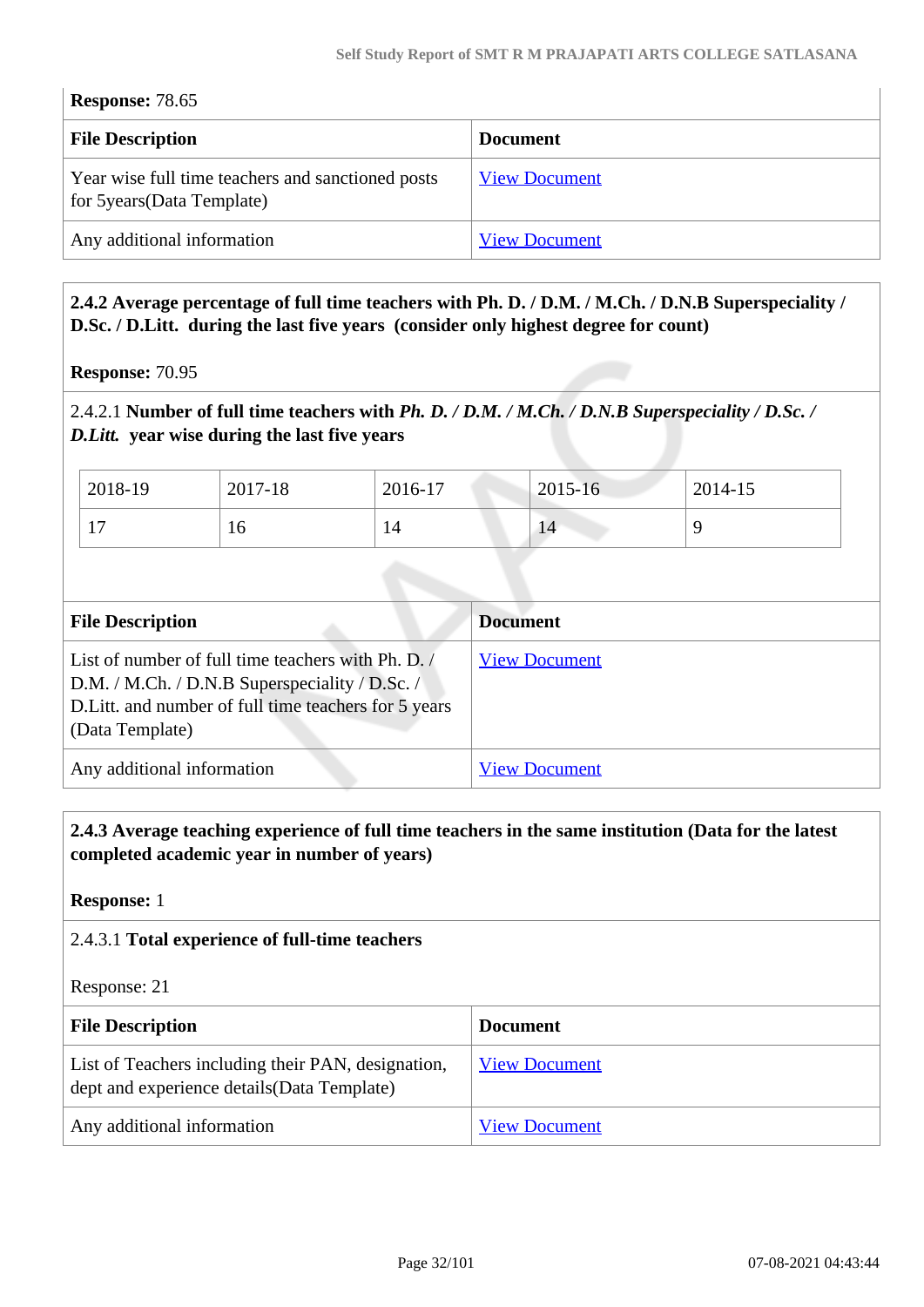**Response:** 78.65

| File Description | Document |
|---|---|
| Year wise full time teachers and sanctioned posts for 5years(Data Template) | View Document |
| Any additional information | View Document |

**2.4.2 Average percentage of full time teachers with Ph. D. / D.M. / M.Ch. / D.N.B Superspeciality / D.Sc. / D.Litt. during the last five years (consider only highest degree for count)**

**Response:** 70.95

2.4.2.1 **Number of full time teachers with *Ph. D. / D.M. / M.Ch. / D.N.B Superspeciality / D.Sc. / D.Litt.* year wise during the last five years**

| 2018-19 | 2017-18 | 2016-17 | 2015-16 | 2014-15 |
|---|---|---|---|---|
| 17 | 16 | 14 | 14 | 9 |

| File Description | Document |
|---|---|
| List of number of full time teachers with Ph. D. / D.M. / M.Ch. / D.N.B Superspeciality / D.Sc. / D.Litt. and number of full time teachers for 5 years (Data Template) | View Document |
| Any additional information | View Document |

**2.4.3 Average teaching experience of full time teachers in the same institution (Data for the latest completed academic year in number of years)**

**Response:** 1

2.4.3.1 **Total experience of full-time teachers**

Response: 21

| File Description | Document |
|---|---|
| List of Teachers including their PAN, designation, dept and experience details(Data Template) | View Document |
| Any additional information | View Document |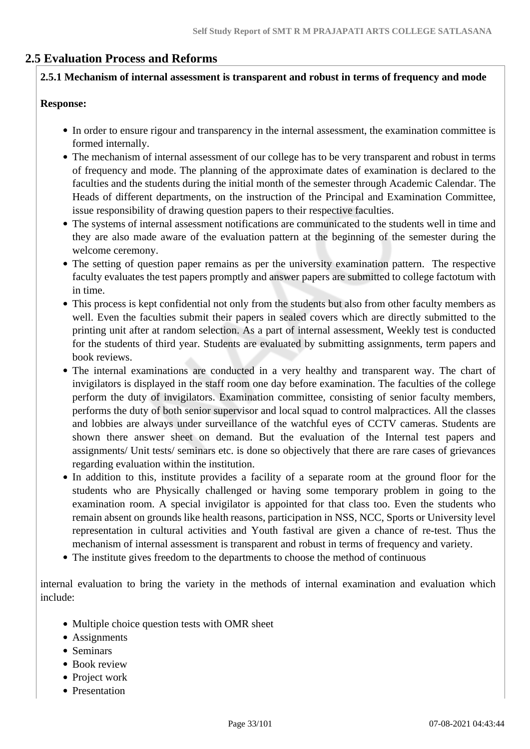## 2.5 Evaluation Process and Reforms

**2.5.1 Mechanism of internal assessment is transparent and robust in terms of frequency and mode**

**Response:**

- In order to ensure rigour and transparency in the internal assessment, the examination committee is formed internally.
- The mechanism of internal assessment of our college has to be very transparent and robust in terms of frequency and mode. The planning of the approximate dates of examination is declared to the faculties and the students during the initial month of the semester through Academic Calendar. The Heads of different departments, on the instruction of the Principal and Examination Committee, issue responsibility of drawing question papers to their respective faculties.
- The systems of internal assessment notifications are communicated to the students well in time and they are also made aware of the evaluation pattern at the beginning of the semester during the welcome ceremony.
- The setting of question paper remains as per the university examination pattern. The respective faculty evaluates the test papers promptly and answer papers are submitted to college factotum with in time.
- This process is kept confidential not only from the students but also from other faculty members as well. Even the faculties submit their papers in sealed covers which are directly submitted to the printing unit after at random selection. As a part of internal assessment, Weekly test is conducted for the students of third year. Students are evaluated by submitting assignments, term papers and book reviews.
- The internal examinations are conducted in a very healthy and transparent way. The chart of invigilators is displayed in the staff room one day before examination. The faculties of the college perform the duty of invigilators. Examination committee, consisting of senior faculty members, performs the duty of both senior supervisor and local squad to control malpractices. All the classes and lobbies are always under surveillance of the watchful eyes of CCTV cameras. Students are shown there answer sheet on demand. But the evaluation of the Internal test papers and assignments/ Unit tests/ seminars etc. is done so objectively that there are rare cases of grievances regarding evaluation within the institution.
- In addition to this, institute provides a facility of a separate room at the ground floor for the students who are Physically challenged or having some temporary problem in going to the examination room. A special invigilator is appointed for that class too. Even the students who remain absent on grounds like health reasons, participation in NSS, NCC, Sports or University level representation in cultural activities and Youth fastival are given a chance of re-test. Thus the mechanism of internal assessment is transparent and robust in terms of frequency and variety.
- The institute gives freedom to the departments to choose the method of continuous

internal evaluation to bring the variety in the methods of internal examination and evaluation which include:

- Multiple choice question tests with OMR sheet
- Assignments
- Seminars
- Book review
- Project work
- Presentation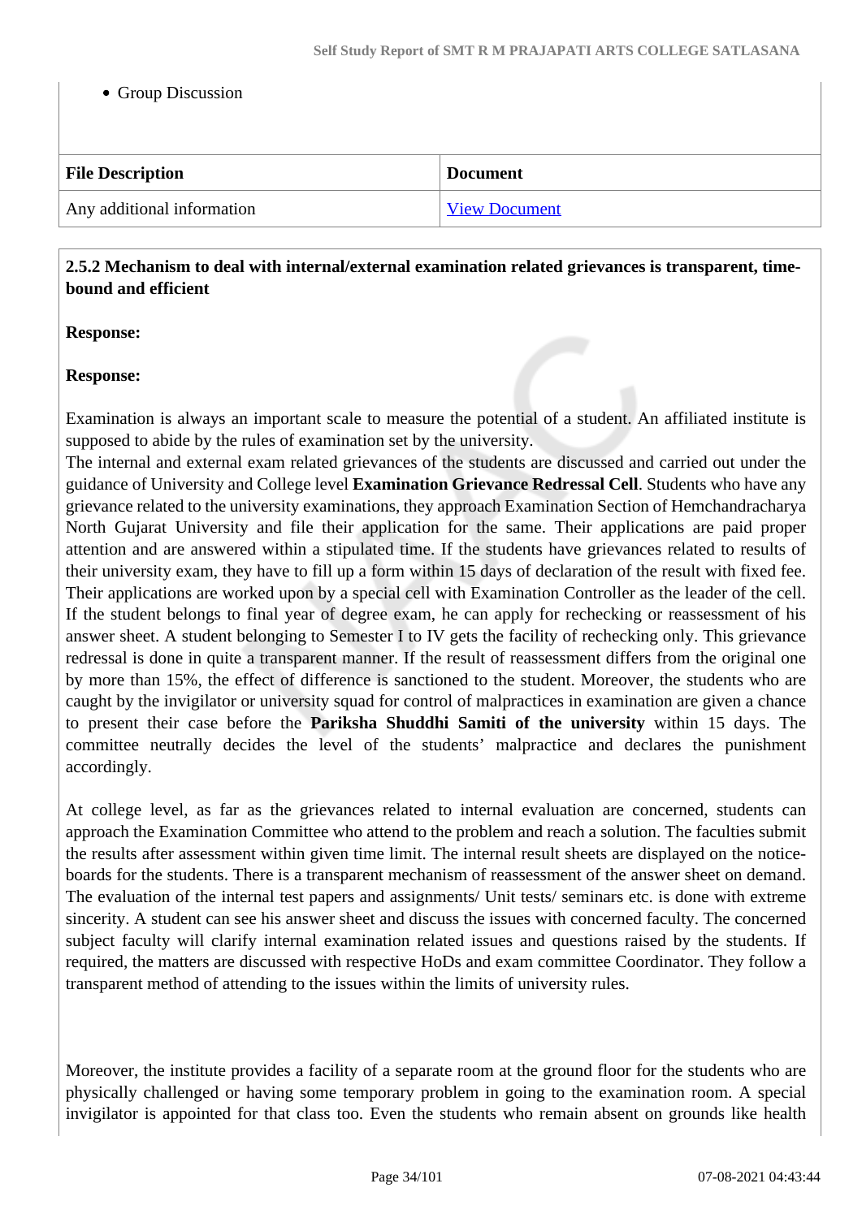- Group Discussion

| File Description | Document |
|---|---|
| Any additional information | View Document |

**2.5.2 Mechanism to deal with internal/external examination related grievances is transparent, time-bound and efficient**

**Response:**

**Response:**

Examination is always an important scale to measure the potential of a student. An affiliated institute is supposed to abide by the rules of examination set by the university.

The internal and external exam related grievances of the students are discussed and carried out under the guidance of University and College level **Examination Grievance Redressal Cell**. Students who have any grievance related to the university examinations, they approach Examination Section of Hemchandracharya North Gujarat University and file their application for the same. Their applications are paid proper attention and are answered within a stipulated time. If the students have grievances related to results of their university exam, they have to fill up a form within 15 days of declaration of the result with fixed fee. Their applications are worked upon by a special cell with Examination Controller as the leader of the cell. If the student belongs to final year of degree exam, he can apply for rechecking or reassessment of his answer sheet. A student belonging to Semester I to IV gets the facility of rechecking only. This grievance redressal is done in quite a transparent manner. If the result of reassessment differs from the original one by more than 15%, the effect of difference is sanctioned to the student. Moreover, the students who are caught by the invigilator or university squad for control of malpractices in examination are given a chance to present their case before the **Pariksha Shuddhi Samiti of the university** within 15 days. The committee neutrally decides the level of the students' malpractice and declares the punishment accordingly.

At college level, as far as the grievances related to internal evaluation are concerned, students can approach the Examination Committee who attend to the problem and reach a solution. The faculties submit the results after assessment within given time limit. The internal result sheets are displayed on the notice-boards for the students. There is a transparent mechanism of reassessment of the answer sheet on demand. The evaluation of the internal test papers and assignments/ Unit tests/ seminars etc. is done with extreme sincerity. A student can see his answer sheet and discuss the issues with concerned faculty. The concerned subject faculty will clarify internal examination related issues and questions raised by the students. If required, the matters are discussed with respective HoDs and exam committee Coordinator. They follow a transparent method of attending to the issues within the limits of university rules.

Moreover, the institute provides a facility of a separate room at the ground floor for the students who are physically challenged or having some temporary problem in going to the examination room. A special invigilator is appointed for that class too. Even the students who remain absent on grounds like health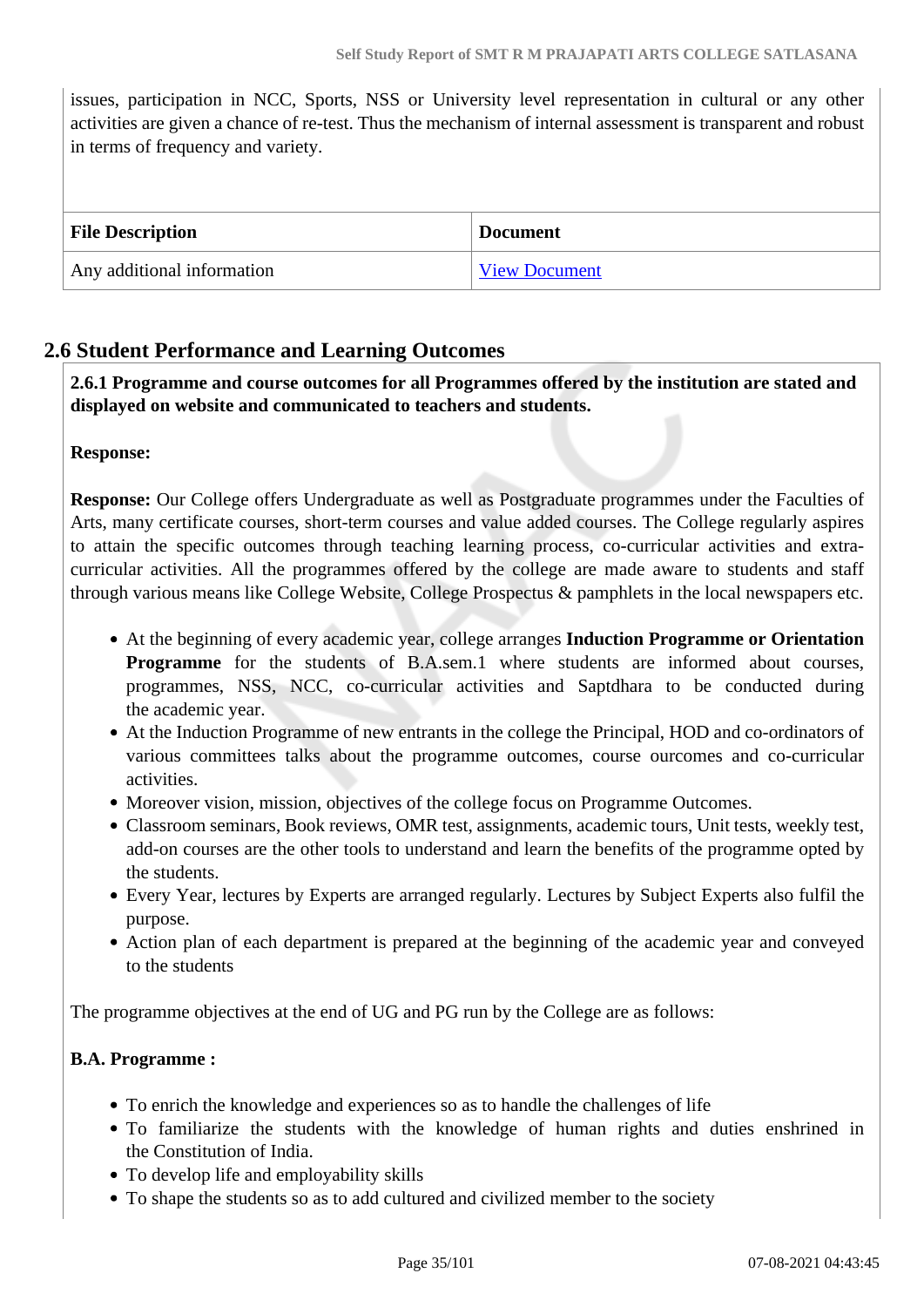issues, participation in NCC, Sports, NSS or University level representation in cultural or any other activities are given a chance of re-test. Thus the mechanism of internal assessment is transparent and robust in terms of frequency and variety.

| File Description | Document |
| --- | --- |
| Any additional information | View Document |

## 2.6 Student Performance and Learning Outcomes

**2.6.1 Programme and course outcomes for all Programmes offered by the institution are stated and displayed on website and communicated to teachers and students.**

**Response:**

**Response:** Our College offers Undergraduate as well as Postgraduate programmes under the Faculties of Arts, many certificate courses, short-term courses and value added courses. The College regularly aspires to attain the specific outcomes through teaching learning process, co-curricular activities and extra-curricular activities. All the programmes offered by the college are made aware to students and staff through various means like College Website, College Prospectus & pamphlets in the local newspapers etc.

- At the beginning of every academic year, college arranges **Induction Programme or Orientation Programme** for the students of B.A.sem.1 where students are informed about courses, programmes, NSS, NCC, co-curricular activities and Saptdhara to be conducted during the academic year.
- At the Induction Programme of new entrants in the college the Principal, HOD and co-ordinators of various committees talks about the programme outcomes, course ourcomes and co-curricular activities.
- Moreover vision, mission, objectives of the college focus on Programme Outcomes.
- Classroom seminars, Book reviews, OMR test, assignments, academic tours, Unit tests, weekly test, add-on courses are the other tools to understand and learn the benefits of the programme opted by the students.
- Every Year, lectures by Experts are arranged regularly. Lectures by Subject Experts also fulfil the purpose.
- Action plan of each department is prepared at the beginning of the academic year and conveyed to the students

The programme objectives at the end of UG and PG run by the College are as follows:

**B.A. Programme :**

- To enrich the knowledge and experiences so as to handle the challenges of life
- To familiarize the students with the knowledge of human rights and duties enshrined in the Constitution of India.
- To develop life and employability skills
- To shape the students so as to add cultured and civilized member to the society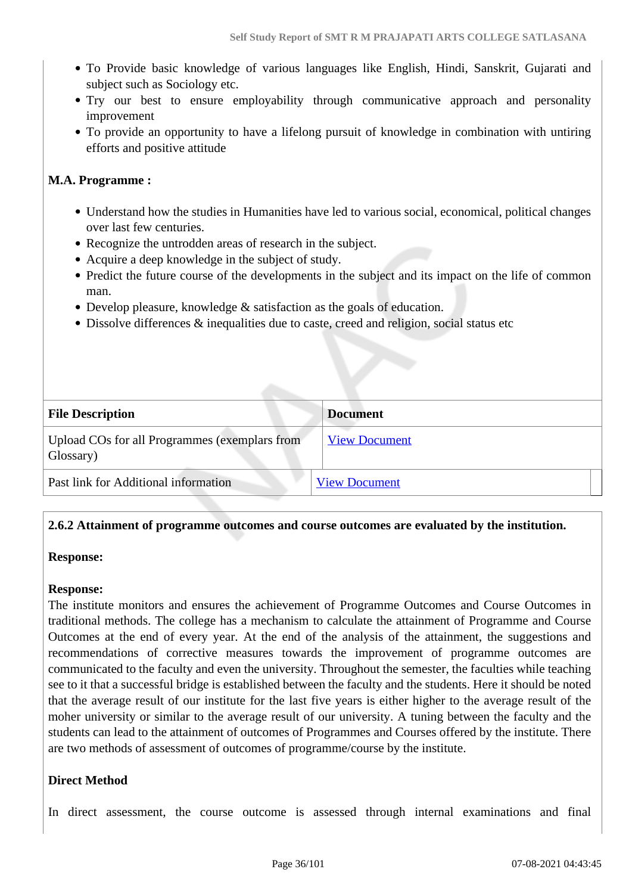- To Provide basic knowledge of various languages like English, Hindi, Sanskrit, Gujarati and subject such as Sociology etc.
- Try our best to ensure employability through communicative approach and personality improvement
- To provide an opportunity to have a lifelong pursuit of knowledge in combination with untiring efforts and positive attitude

**M.A. Programme :**

- Understand how the studies in Humanities have led to various social, economical, political changes over last few centuries.
- Recognize the untrodden areas of research in the subject.
- Acquire a deep knowledge in the subject of study.
- Predict the future course of the developments in the subject and its impact on the life of common man.
- Develop pleasure, knowledge & satisfaction as the goals of education.
- Dissolve differences & inequalities due to caste, creed and religion, social status etc

| File Description | Document |
|---|---|
| Upload COs for all Programmes (exemplars from Glossary) | View Document |
| Past link for Additional information | View Document |

**2.6.2 Attainment of programme outcomes and course outcomes are evaluated by the institution.**

**Response:**

**Response:**

The institute monitors and ensures the achievement of Programme Outcomes and Course Outcomes in traditional methods. The college has a mechanism to calculate the attainment of Programme and Course Outcomes at the end of every year. At the end of the analysis of the attainment, the suggestions and recommendations of corrective measures towards the improvement of programme outcomes are communicated to the faculty and even the university. Throughout the semester, the faculties while teaching see to it that a successful bridge is established between the faculty and the students. Here it should be noted that the average result of our institute for the last five years is either higher to the average result of the moher university or similar to the average result of our university. A tuning between the faculty and the students can lead to the attainment of outcomes of Programmes and Courses offered by the institute. There are two methods of assessment of outcomes of programme/course by the institute.

**Direct Method**

In direct assessment, the course outcome is assessed through internal examinations and final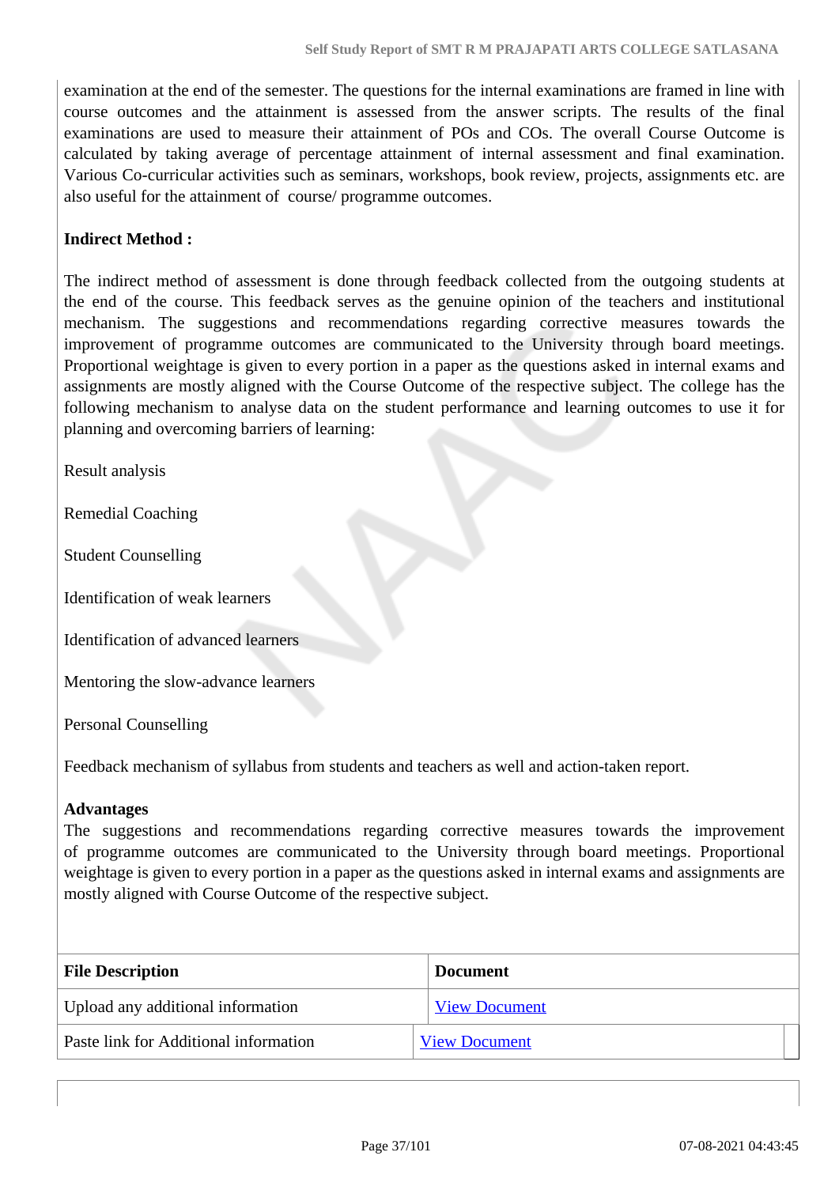examination at the end of the semester. The questions for the internal examinations are framed in line with course outcomes and the attainment is assessed from the answer scripts. The results of the final examinations are used to measure their attainment of POs and COs. The overall Course Outcome is calculated by taking average of percentage attainment of internal assessment and final examination. Various Co-curricular activities such as seminars, workshops, book review, projects, assignments etc. are also useful for the attainment of course/ programme outcomes.

**Indirect Method :**

The indirect method of assessment is done through feedback collected from the outgoing students at the end of the course. This feedback serves as the genuine opinion of the teachers and institutional mechanism. The suggestions and recommendations regarding corrective measures towards the improvement of programme outcomes are communicated to the University through board meetings. Proportional weightage is given to every portion in a paper as the questions asked in internal exams and assignments are mostly aligned with the Course Outcome of the respective subject. The college has the following mechanism to analyse data on the student performance and learning outcomes to use it for planning and overcoming barriers of learning:

Result analysis

Remedial Coaching

Student Counselling

Identification of weak learners

Identification of advanced learners

Mentoring the slow-advance learners

Personal Counselling

Feedback mechanism of syllabus from students and teachers as well and action-taken report.

**Advantages**

The suggestions and recommendations regarding corrective measures towards the improvement of programme outcomes are communicated to the University through board meetings. Proportional weightage is given to every portion in a paper as the questions asked in internal exams and assignments are mostly aligned with Course Outcome of the respective subject.

| File Description | Document |
|---|---|
| Upload any additional information | View Document |
| Paste link for Additional information | View Document |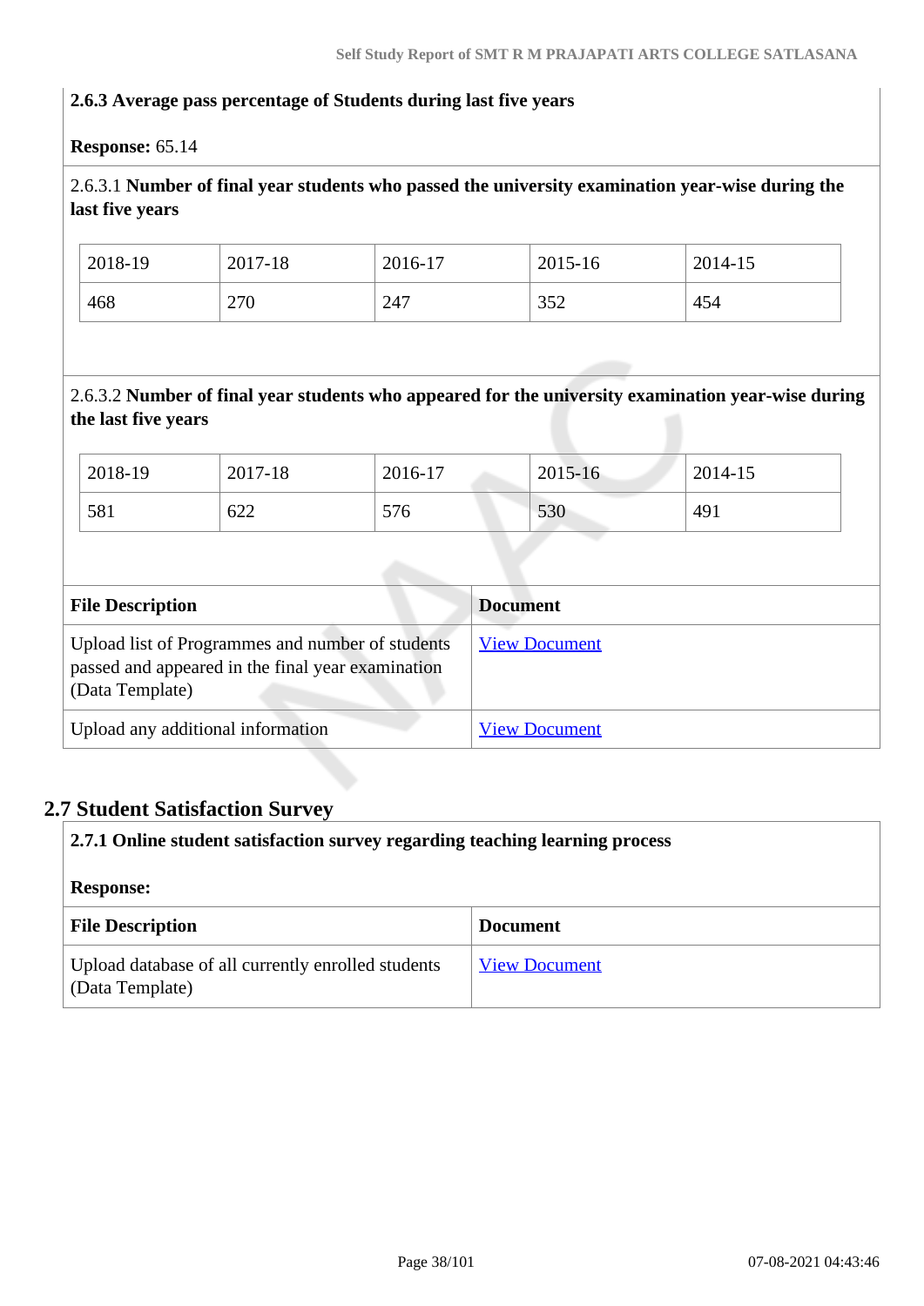**2.6.3 Average pass percentage of Students during last five years**

**Response:** 65.14

2.6.3.1 **Number of final year students who passed the university examination year-wise during the last five years**

| 2018-19 | 2017-18 | 2016-17 | 2015-16 | 2014-15 |
|---|---|---|---|---|
| 468 | 270 | 247 | 352 | 454 |

2.6.3.2 **Number of final year students who appeared for the university examination year-wise during the last five years**

| 2018-19 | 2017-18 | 2016-17 | 2015-16 | 2014-15 |
|---|---|---|---|---|
| 581 | 622 | 576 | 530 | 491 |

| File Description | Document |
|---|---|
| Upload list of Programmes and number of students passed and appeared in the final year examination (Data Template) | View Document |
| Upload any additional information | View Document |

## 2.7 Student Satisfaction Survey

**2.7.1 Online student satisfaction survey regarding teaching learning process**

**Response:**

| File Description | Document |
|---|---|
| Upload database of all currently enrolled students (Data Template) | View Document |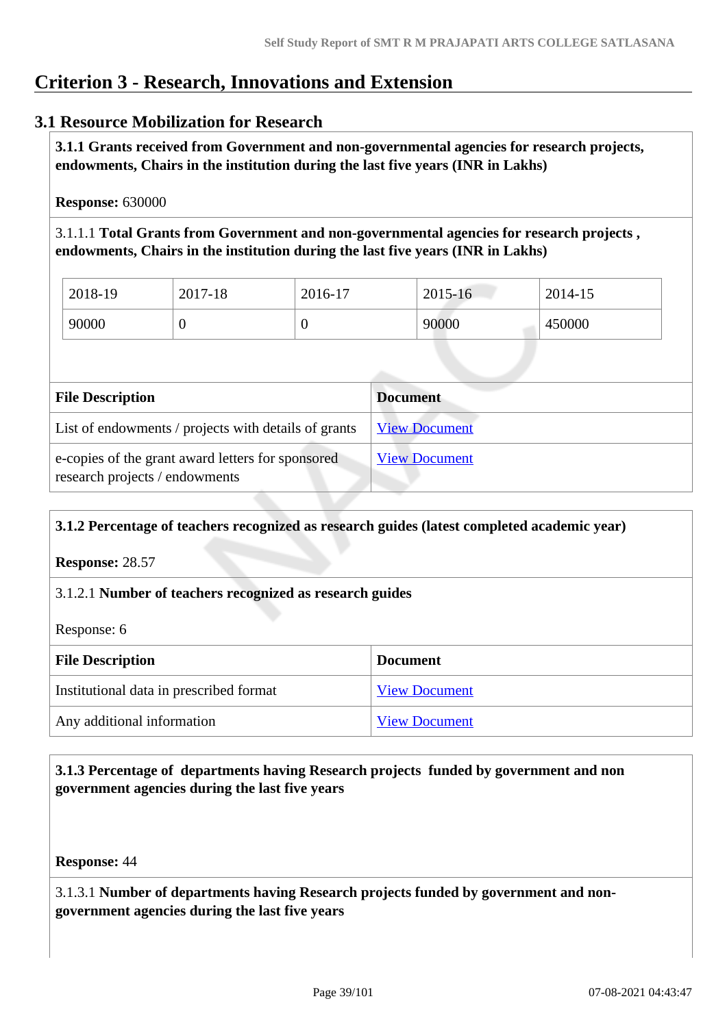# Criterion 3 - Research, Innovations and Extension

## 3.1 Resource Mobilization for Research

**3.1.1 Grants received from Government and non-governmental agencies for research projects, endowments, Chairs in the institution during the last five years (INR in Lakhs)**

**Response:** 630000

3.1.1.1 **Total Grants from Government and non-governmental agencies for research projects , endowments, Chairs in the institution during the last five years (INR in Lakhs)**

| 2018-19 | 2017-18 | 2016-17 | 2015-16 | 2014-15 |
|---|---|---|---|---|
| 90000 | 0 | 0 | 90000 | 450000 |

| File Description | Document |
|---|---|
| List of endowments / projects with details of grants | View Document |
| e-copies of the grant award letters for sponsored research projects / endowments | View Document |

**3.1.2 Percentage of teachers recognized as research guides (latest completed academic year)**

**Response:** 28.57

3.1.2.1 **Number of teachers recognized as research guides**

Response: 6

| File Description | Document |
|---|---|
| Institutional data in prescribed format | View Document |
| Any additional information | View Document |

**3.1.3 Percentage of departments having Research projects funded by government and non government agencies during the last five years**

**Response:** 44

3.1.3.1 **Number of departments having Research projects funded by government and non-government agencies during the last five years**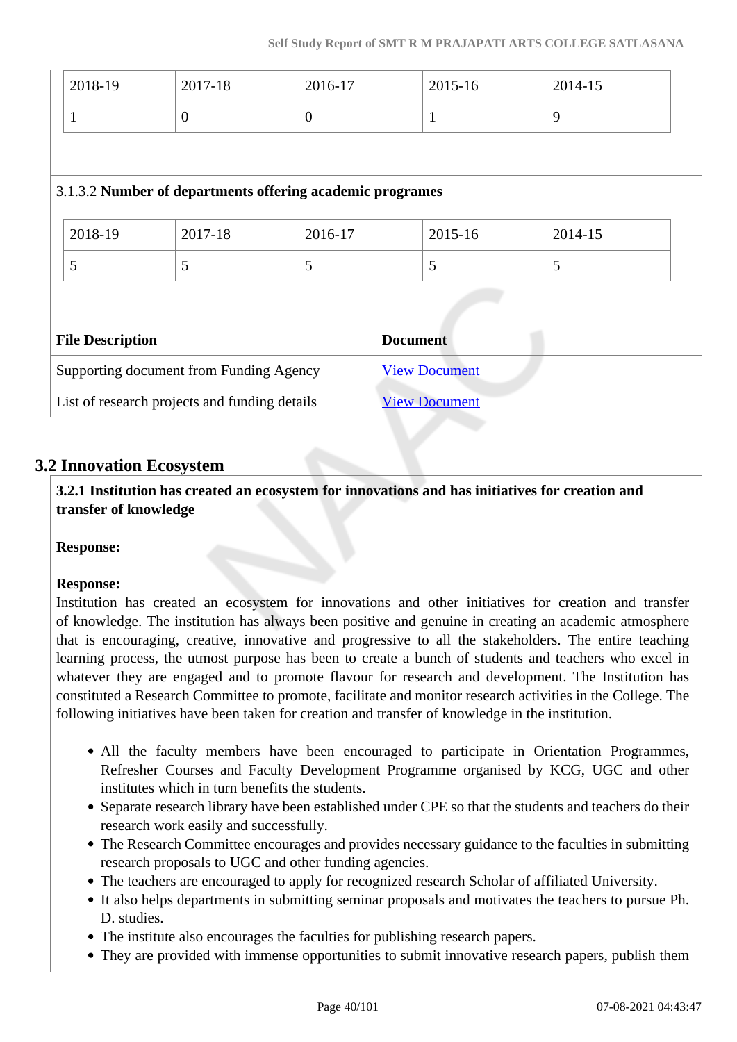| 2018-19 | 2017-18 | 2016-17 | 2015-16 | 2014-15 |
|---|---|---|---|---|
| 1 | 0 | 0 | 1 | 9 |

3.1.3.2 **Number of departments offering academic programes**

| 2018-19 | 2017-18 | 2016-17 | 2015-16 | 2014-15 |
|---|---|---|---|---|
| 5 | 5 | 5 | 5 | 5 |

| File Description | Document |
|---|---|
| Supporting document from Funding Agency | View Document |
| List of research projects and funding details | View Document |

## 3.2 Innovation Ecosystem

**3.2.1 Institution has created an ecosystem for innovations and has initiatives for creation and transfer of knowledge**

**Response:**

**Response:**

Institution has created an ecosystem for innovations and other initiatives for creation and transfer of knowledge. The institution has always been positive and genuine in creating an academic atmosphere that is encouraging, creative, innovative and progressive to all the stakeholders. The entire teaching learning process, the utmost purpose has been to create a bunch of students and teachers who excel in whatever they are engaged and to promote flavour for research and development. The Institution has constituted a Research Committee to promote, facilitate and monitor research activities in the College. The following initiatives have been taken for creation and transfer of knowledge in the institution.

- All the faculty members have been encouraged to participate in Orientation Programmes, Refresher Courses and Faculty Development Programme organised by KCG, UGC and other institutes which in turn benefits the students.
- Separate research library have been established under CPE so that the students and teachers do their research work easily and successfully.
- The Research Committee encourages and provides necessary guidance to the faculties in submitting research proposals to UGC and other funding agencies.
- The teachers are encouraged to apply for recognized research Scholar of affiliated University.
- It also helps departments in submitting seminar proposals and motivates the teachers to pursue Ph. D. studies.
- The institute also encourages the faculties for publishing research papers.
- They are provided with immense opportunities to submit innovative research papers, publish them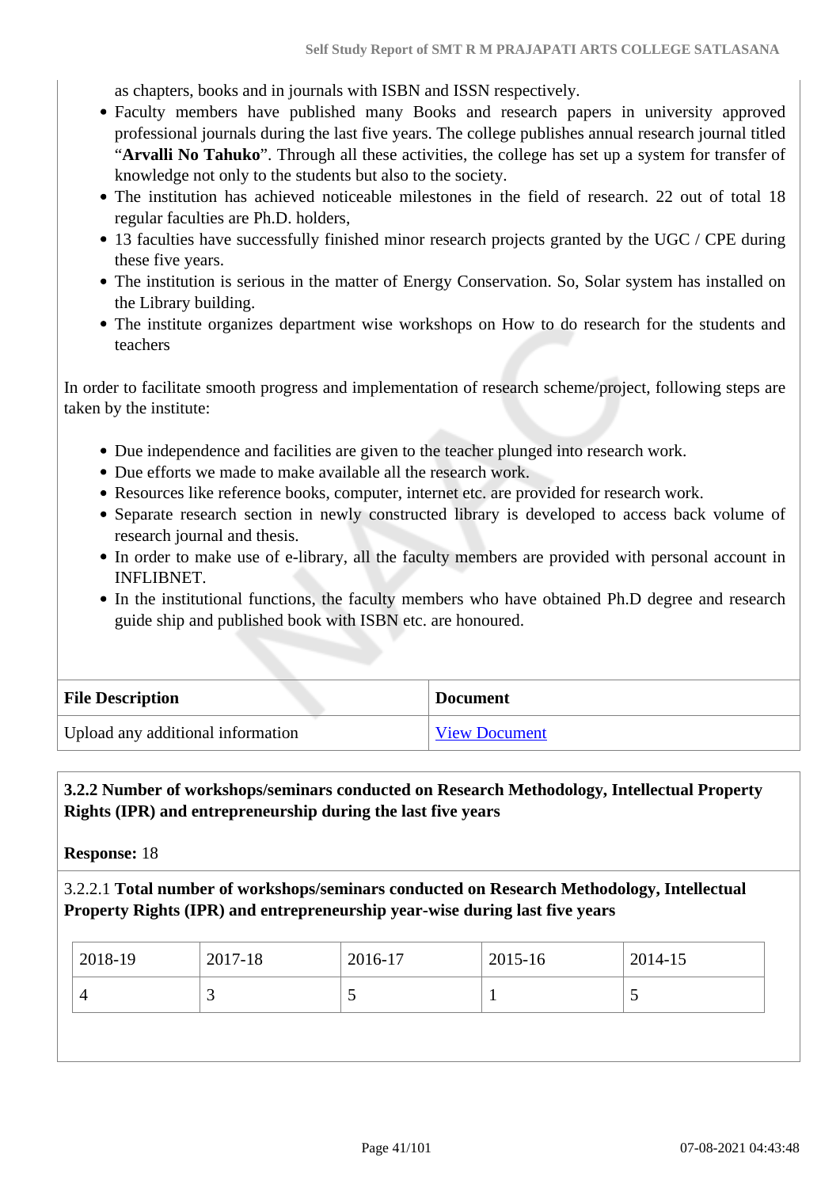as chapters, books and in journals with ISBN and ISSN respectively.

- Faculty members have published many Books and research papers in university approved professional journals during the last five years. The college publishes annual research journal titled "**Arvalli No Tahuko**". Through all these activities, the college has set up a system for transfer of knowledge not only to the students but also to the society.
- The institution has achieved noticeable milestones in the field of research. 22 out of total 18 regular faculties are Ph.D. holders,
- 13 faculties have successfully finished minor research projects granted by the UGC / CPE during these five years.
- The institution is serious in the matter of Energy Conservation. So, Solar system has installed on the Library building.
- The institute organizes department wise workshops on How to do research for the students and teachers

In order to facilitate smooth progress and implementation of research scheme/project, following steps are taken by the institute:

- Due independence and facilities are given to the teacher plunged into research work.
- Due efforts we made to make available all the research work.
- Resources like reference books, computer, internet etc. are provided for research work.
- Separate research section in newly constructed library is developed to access back volume of research journal and thesis.
- In order to make use of e-library, all the faculty members are provided with personal account in INFLIBNET.
- In the institutional functions, the faculty members who have obtained Ph.D degree and research guide ship and published book with ISBN etc. are honoured.

| File Description | Document |
| --- | --- |
| Upload any additional information | View Document |

**3.2.2 Number of workshops/seminars conducted on Research Methodology, Intellectual Property Rights (IPR) and entrepreneurship during the last five years**

**Response:** 18

3.2.2.1 **Total number of workshops/seminars conducted on Research Methodology, Intellectual Property Rights (IPR) and entrepreneurship year-wise during last five years**

| 2018-19 | 2017-18 | 2016-17 | 2015-16 | 2014-15 |
| --- | --- | --- | --- | --- |
| 4 | 3 | 5 | 1 | 5 |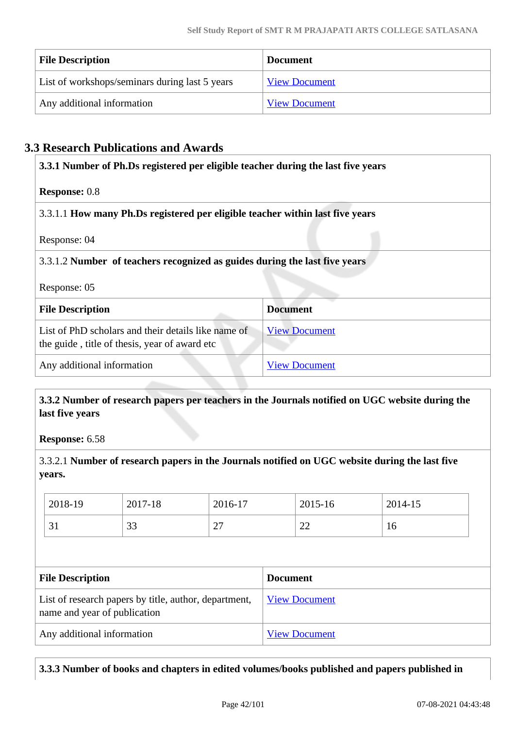| File Description | Document |
|---|---|
| List of workshops/seminars during last 5 years | View Document |
| Any additional information | View Document |

## 3.3 Research Publications and Awards

**3.3.1 Number of Ph.Ds registered per eligible teacher during the last five years**

**Response:** 0.8

3.3.1.1 **How many Ph.Ds registered per eligible teacher within last five years**

Response: 04

3.3.1.2 **Number of teachers recognized as guides during the last five years**

Response: 05

| File Description | Document |
|---|---|
| List of PhD scholars and their details like name of the guide , title of thesis, year of award etc | View Document |
| Any additional information | View Document |

**3.3.2 Number of research papers per teachers in the Journals notified on UGC website during the last five years**

**Response:** 6.58

3.3.2.1 **Number of research papers in the Journals notified on UGC website during the last five years.**

| 2018-19 | 2017-18 | 2016-17 | 2015-16 | 2014-15 |
|---|---|---|---|---|
| 31 | 33 | 27 | 22 | 16 |

| File Description | Document |
|---|---|
| List of research papers by title, author, department, name and year of publication | View Document |
| Any additional information | View Document |

**3.3.3 Number of books and chapters in edited volumes/books published and papers published in**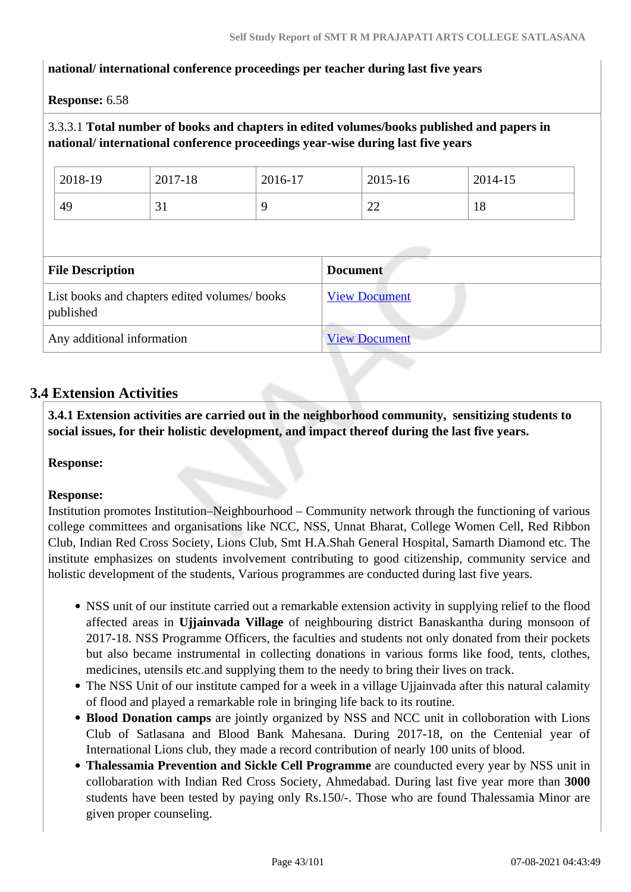**national/ international conference proceedings per teacher during last five years**

**Response:** 6.58

3.3.3.1 **Total number of books and chapters in edited volumes/books published and papers in national/ international conference proceedings year-wise during last five years**

| 2018-19 | 2017-18 | 2016-17 | 2015-16 | 2014-15 |
|---|---|---|---|---|
| 49 | 31 | 9 | 22 | 18 |

| File Description | Document |
|---|---|
| List books and chapters edited volumes/ books published | View Document |
| Any additional information | View Document |

## 3.4 Extension Activities

**3.4.1 Extension activities are carried out in the neighborhood community, sensitizing students to social issues, for their holistic development, and impact thereof during the last five years.**

**Response:**

**Response:**
Institution promotes Institution–Neighbourhood – Community network through the functioning of various college committees and organisations like NCC, NSS, Unnat Bharat, College Women Cell, Red Ribbon Club, Indian Red Cross Society, Lions Club, Smt H.A.Shah General Hospital, Samarth Diamond etc. The institute emphasizes on students involvement contributing to good citizenship, community service and holistic development of the students, Various programmes are conducted during last five years.

- NSS unit of our institute carried out a remarkable extension activity in supplying relief to the flood affected areas in **Ujjainvada Village** of neighbouring district Banaskantha during monsoon of 2017-18. NSS Programme Officers, the faculties and students not only donated from their pockets but also became instrumental in collecting donations in various forms like food, tents, clothes, medicines, utensils etc.and supplying them to the needy to bring their lives on track.
- The NSS Unit of our institute camped for a week in a village Ujjainvada after this natural calamity of flood and played a remarkable role in bringing life back to its routine.
- **Blood Donation camps** are jointly organized by NSS and NCC unit in colloboration with Lions Club of Satlasana and Blood Bank Mahesana. During 2017-18, on the Centenial year of International Lions club, they made a record contribution of nearly 100 units of blood.
- **Thalessamia Prevention and Sickle Cell Programme** are counducted every year by NSS unit in collobaration with Indian Red Cross Society, Ahmedabad. During last five year more than **3000** students have been tested by paying only Rs.150/-. Those who are found Thalessamia Minor are given proper counseling.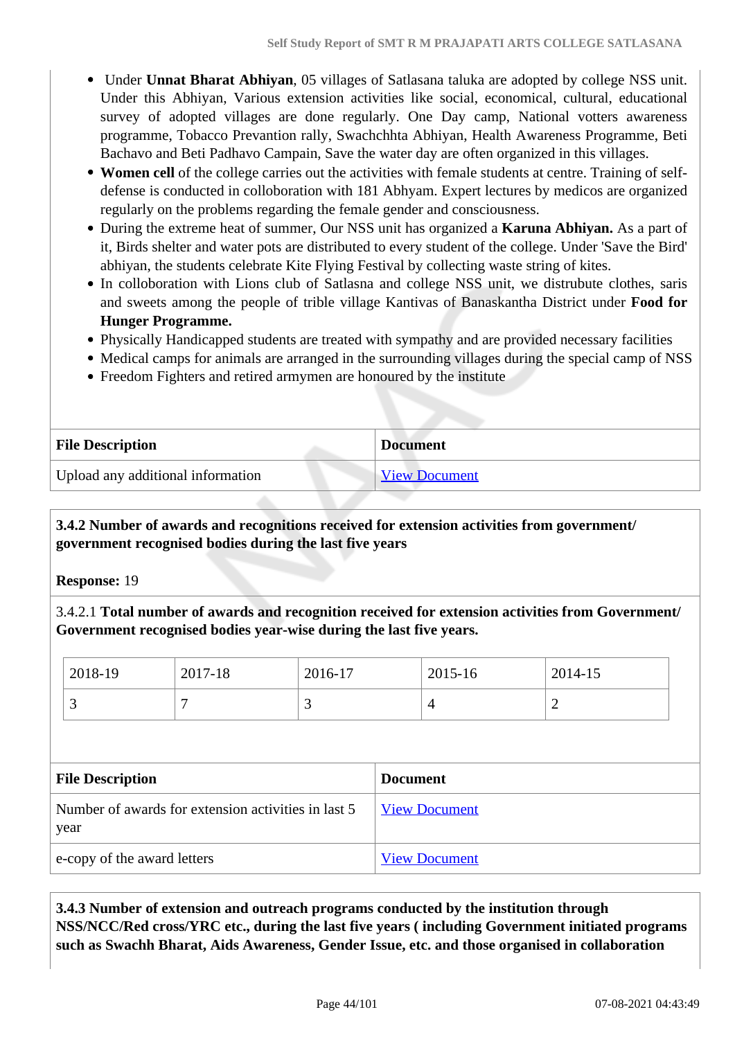- Under **Unnat Bharat Abhiyan**, 05 villages of Satlasana taluka are adopted by college NSS unit. Under this Abhiyan, Various extension activities like social, economical, cultural, educational survey of adopted villages are done regularly. One Day camp, National votters awareness programme, Tobacco Prevantion rally, Swachchhta Abhiyan, Health Awareness Programme, Beti Bachavo and Beti Padhavo Campain, Save the water day are often organized in this villages.
- **Women cell** of the college carries out the activities with female students at centre. Training of self-defense is conducted in colloboration with 181 Abhyam. Expert lectures by medicos are organized regularly on the problems regarding the female gender and consciousness.
- During the extreme heat of summer, Our NSS unit has organized a **Karuna Abhiyan.** As a part of it, Birds shelter and water pots are distributed to every student of the college. Under 'Save the Bird' abhiyan, the students celebrate Kite Flying Festival by collecting waste string of kites.
- In colloboration with Lions club of Satlasna and college NSS unit, we distrubute clothes, saris and sweets among the people of trible village Kantivas of Banaskantha District under **Food for Hunger Programme.**
- Physically Handicapped students are treated with sympathy and are provided necessary facilities
- Medical camps for animals are arranged in the surrounding villages during the special camp of NSS
- Freedom Fighters and retired armymen are honoured by the institute

| File Description | Document |
|---|---|
| Upload any additional information | View Document |

**3.4.2 Number of awards and recognitions received for extension activities from government/ government recognised bodies during the last five years**

**Response:** 19

3.4.2.1 **Total number of awards and recognition received for extension activities from Government/ Government recognised bodies year-wise during the last five years.**

| 2018-19 | 2017-18 | 2016-17 | 2015-16 | 2014-15 |
|---|---|---|---|---|
| 3 | 7 | 3 | 4 | 2 |

| File Description | Document |
|---|---|
| Number of awards for extension activities in last 5 year | View Document |
| e-copy of the award letters | View Document |

**3.4.3 Number of extension and outreach programs conducted by the institution through NSS/NCC/Red cross/YRC etc., during the last five years ( including Government initiated programs such as Swachh Bharat, Aids Awareness, Gender Issue, etc. and those organised in collaboration**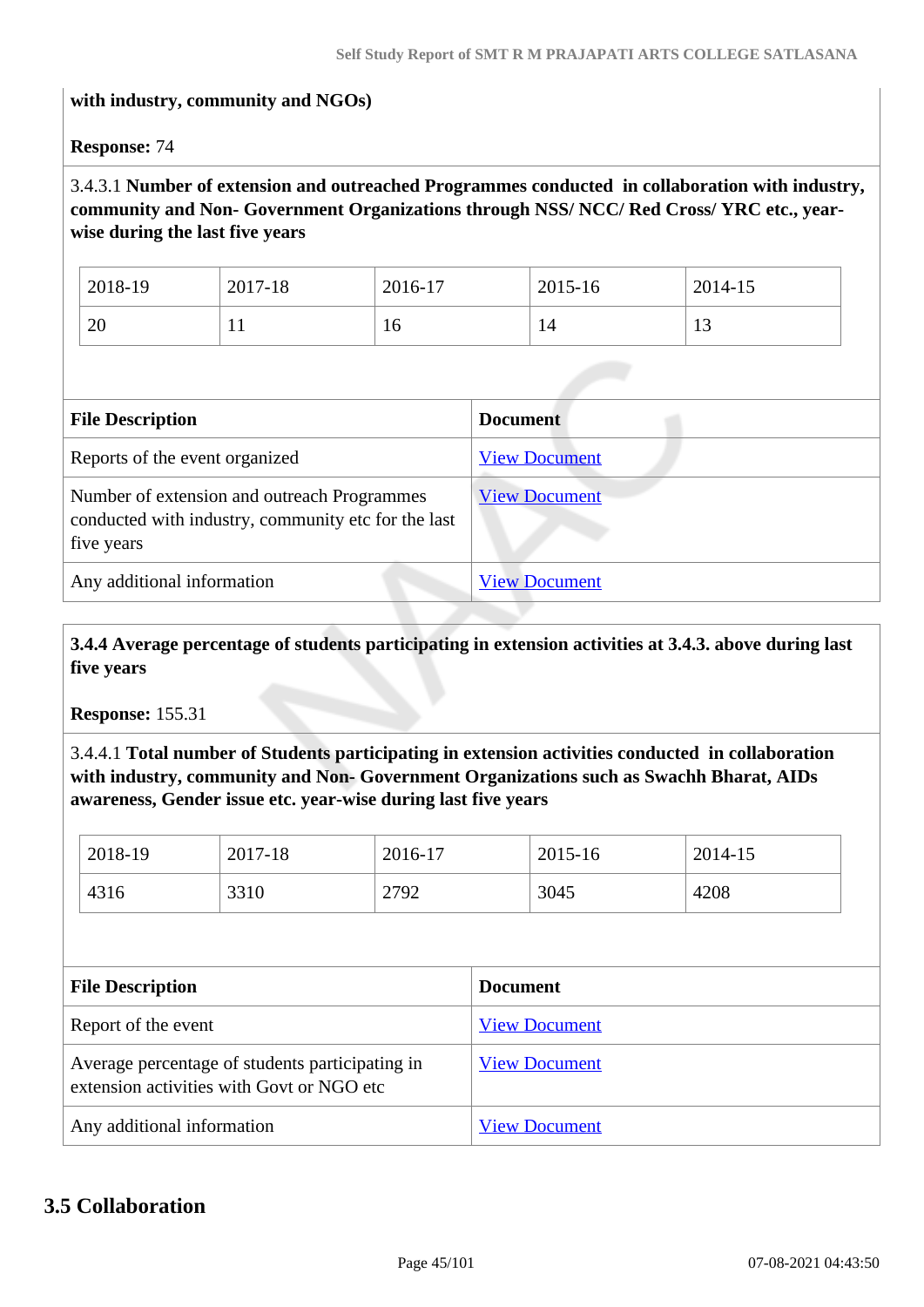**with industry, community and NGOs)**

**Response:** 74

3.4.3.1 **Number of extension and outreached Programmes conducted in collaboration with industry, community and Non- Government Organizations through NSS/ NCC/ Red Cross/ YRC etc., year-wise during the last five years**

| 2018-19 | 2017-18 | 2016-17 | 2015-16 | 2014-15 |
|---|---|---|---|---|
| 20 | 11 | 16 | 14 | 13 |

| File Description | Document |
|---|---|
| Reports of the event organized | View Document |
| Number of extension and outreach Programmes conducted with industry, community etc for the last five years | View Document |
| Any additional information | View Document |

**3.4.4 Average percentage of students participating in extension activities at 3.4.3. above during last five years**

**Response:** 155.31

3.4.4.1 **Total number of Students participating in extension activities conducted in collaboration with industry, community and Non- Government Organizations such as Swachh Bharat, AIDs awareness, Gender issue etc. year-wise during last five years**

| 2018-19 | 2017-18 | 2016-17 | 2015-16 | 2014-15 |
|---|---|---|---|---|
| 4316 | 3310 | 2792 | 3045 | 4208 |

| File Description | Document |
|---|---|
| Report of the event | View Document |
| Average percentage of students participating in extension activities with Govt or NGO etc | View Document |
| Any additional information | View Document |

## 3.5 Collaboration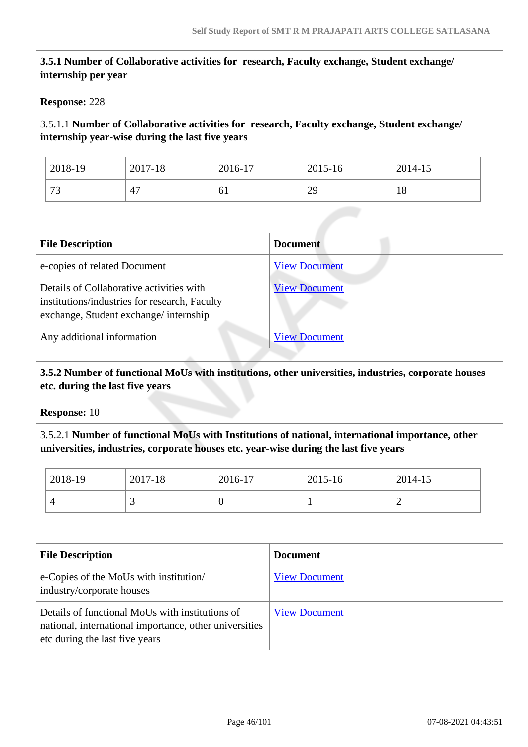**3.5.1 Number of Collaborative activities for research, Faculty exchange, Student exchange/ internship per year**

**Response:** 228

3.5.1.1 **Number of Collaborative activities for research, Faculty exchange, Student exchange/ internship year-wise during the last five years**

| 2018-19 | 2017-18 | 2016-17 | 2015-16 | 2014-15 |
|---|---|---|---|---|
| 73 | 47 | 61 | 29 | 18 |

| File Description | Document |
|---|---|
| e-copies of related Document | View Document |
| Details of Collaborative activities with institutions/industries for research, Faculty exchange, Student exchange/ internship | View Document |
| Any additional information | View Document |

**3.5.2 Number of functional MoUs with institutions, other universities, industries, corporate houses etc. during the last five years**

**Response:** 10

3.5.2.1 **Number of functional MoUs with Institutions of national, international importance, other universities, industries, corporate houses etc. year-wise during the last five years**

| 2018-19 | 2017-18 | 2016-17 | 2015-16 | 2014-15 |
|---|---|---|---|---|
| 4 | 3 | 0 | 1 | 2 |

| File Description | Document |
|---|---|
| e-Copies of the MoUs with institution/ industry/corporate houses | View Document |
| Details of functional MoUs with institutions of national, international importance, other universities etc during the last five years | View Document |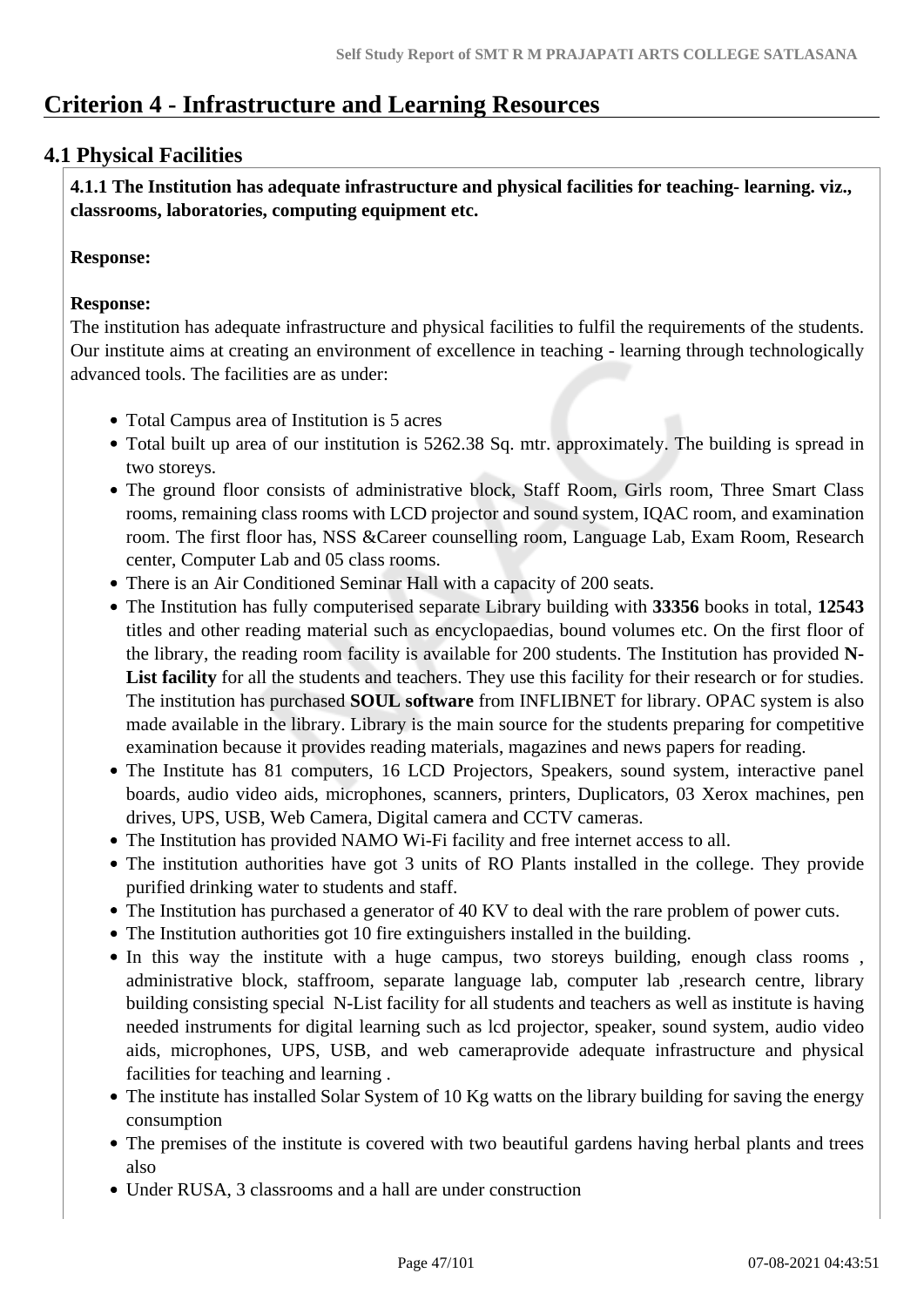# Criterion 4 - Infrastructure and Learning Resources

## 4.1 Physical Facilities

**4.1.1 The Institution has adequate infrastructure and physical facilities for teaching- learning. viz., classrooms, laboratories, computing equipment etc.**

**Response:**

**Response:**

The institution has adequate infrastructure and physical facilities to fulfil the requirements of the students. Our institute aims at creating an environment of excellence in teaching - learning through technologically advanced tools. The facilities are as under:

- Total Campus area of Institution is 5 acres
- Total built up area of our institution is 5262.38 Sq. mtr. approximately. The building is spread in two storeys.
- The ground floor consists of administrative block, Staff Room, Girls room, Three Smart Class rooms, remaining class rooms with LCD projector and sound system, IQAC room, and examination room. The first floor has, NSS &Career counselling room, Language Lab, Exam Room, Research center, Computer Lab and 05 class rooms.
- There is an Air Conditioned Seminar Hall with a capacity of 200 seats.
- The Institution has fully computerised separate Library building with **33356** books in total, **12543** titles and other reading material such as encyclopaedias, bound volumes etc. On the first floor of the library, the reading room facility is available for 200 students. The Institution has provided **N-List facility** for all the students and teachers. They use this facility for their research or for studies. The institution has purchased **SOUL software** from INFLIBNET for library. OPAC system is also made available in the library. Library is the main source for the students preparing for competitive examination because it provides reading materials, magazines and news papers for reading.
- The Institute has 81 computers, 16 LCD Projectors, Speakers, sound system, interactive panel boards, audio video aids, microphones, scanners, printers, Duplicators, 03 Xerox machines, pen drives, UPS, USB, Web Camera, Digital camera and CCTV cameras.
- The Institution has provided NAMO Wi-Fi facility and free internet access to all.
- The institution authorities have got 3 units of RO Plants installed in the college. They provide purified drinking water to students and staff.
- The Institution has purchased a generator of 40 KV to deal with the rare problem of power cuts.
- The Institution authorities got 10 fire extinguishers installed in the building.
- In this way the institute with a huge campus, two storeys building, enough class rooms , administrative block, staffroom, separate language lab, computer lab ,research centre, library building consisting special N-List facility for all students and teachers as well as institute is having needed instruments for digital learning such as lcd projector, speaker, sound system, audio video aids, microphones, UPS, USB, and web cameraprovide adequate infrastructure and physical facilities for teaching and learning .
- The institute has installed Solar System of 10 Kg watts on the library building for saving the energy consumption
- The premises of the institute is covered with two beautiful gardens having herbal plants and trees also
- Under RUSA, 3 classrooms and a hall are under construction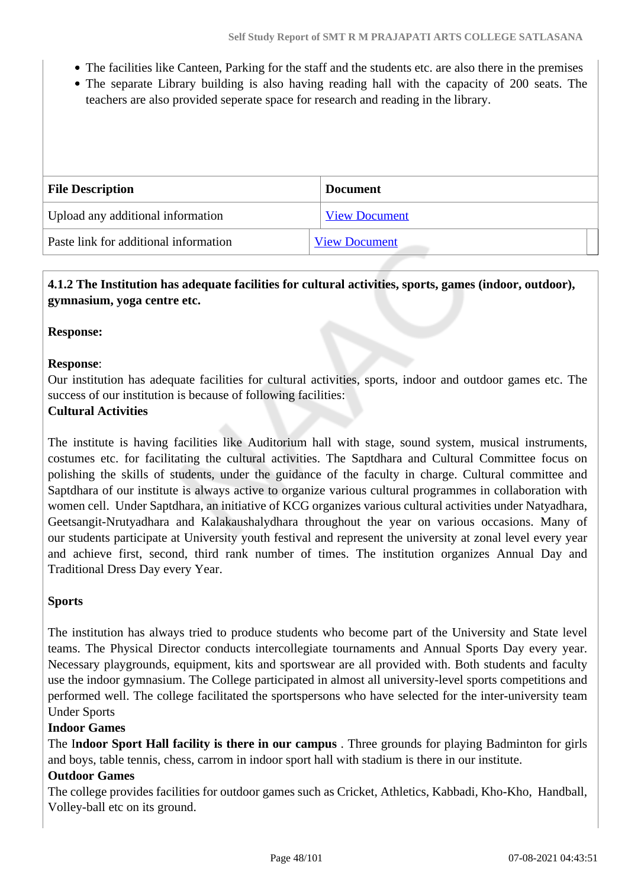- The facilities like Canteen, Parking for the staff and the students etc. are also there in the premises
- The separate Library building is also having reading hall with the capacity of 200 seats. The teachers are also provided seperate space for research and reading in the library.

| File Description | Document |
|---|---|
| Upload any additional information | View Document |
| Paste link for additional information | View Document |

**4.1.2 The Institution has adequate facilities for cultural activities, sports, games (indoor, outdoor), gymnasium, yoga centre etc.**

**Response:**

**Response**:
Our institution has adequate facilities for cultural activities, sports, indoor and outdoor games etc. The success of our institution is because of following facilities:
**Cultural Activities**

The institute is having facilities like Auditorium hall with stage, sound system, musical instruments, costumes etc. for facilitating the cultural activities. The Saptdhara and Cultural Committee focus on polishing the skills of students, under the guidance of the faculty in charge. Cultural committee and Saptdhara of our institute is always active to organize various cultural programmes in collaboration with women cell. Under Saptdhara, an initiative of KCG organizes various cultural activities under Natyadhara, Geetsangit-Nrutyadhara and Kalakaushalydhara throughout the year on various occasions. Many of our students participate at University youth festival and represent the university at zonal level every year and achieve first, second, third rank number of times. The institution organizes Annual Day and Traditional Dress Day every Year.

**Sports**

The institution has always tried to produce students who become part of the University and State level teams. The Physical Director conducts intercollegiate tournaments and Annual Sports Day every year. Necessary playgrounds, equipment, kits and sportswear are all provided with. Both students and faculty use the indoor gymnasium. The College participated in almost all university-level sports competitions and performed well. The college facilitated the sportspersons who have selected for the inter-university team Under Sports
**Indoor Games**
The I**ndoor Sport Hall facility is there in our campus** . Three grounds for playing Badminton for girls and boys, table tennis, chess, carrom in indoor sport hall with stadium is there in our institute.
**Outdoor Games**
The college provides facilities for outdoor games such as Cricket, Athletics, Kabbadi, Kho-Kho, Handball, Volley-ball etc on its ground.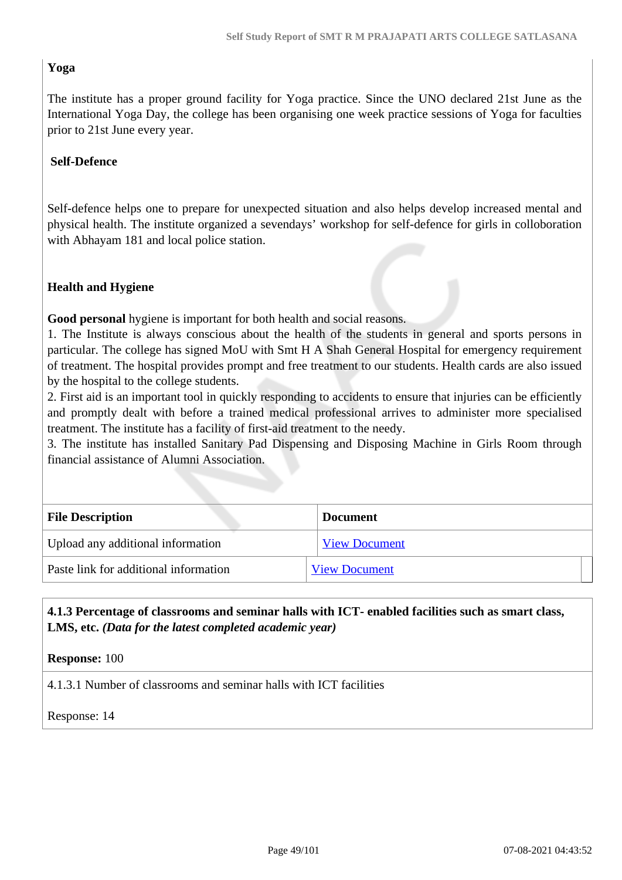**Yoga**

The institute has a proper ground facility for Yoga practice. Since the UNO declared 21st June as the International Yoga Day, the college has been organising one week practice sessions of Yoga for faculties prior to 21st June every year.

**Self-Defence**

Self-defence helps one to prepare for unexpected situation and also helps develop increased mental and physical health. The institute organized a sevendays' workshop for self-defence for girls in colloboration with Abhayam 181 and local police station.

**Health and Hygiene**

**Good personal** hygiene is important for both health and social reasons.

1. The Institute is always conscious about the health of the students in general and sports persons in particular. The college has signed MoU with Smt H A Shah General Hospital for emergency requirement of treatment. The hospital provides prompt and free treatment to our students. Health cards are also issued by the hospital to the college students.
2. First aid is an important tool in quickly responding to accidents to ensure that injuries can be efficiently and promptly dealt with before a trained medical professional arrives to administer more specialised treatment. The institute has a facility of first-aid treatment to the needy.
3. The institute has installed Sanitary Pad Dispensing and Disposing Machine in Girls Room through financial assistance of Alumni Association.

| File Description | Document |
|---|---|
| Upload any additional information | View Document |
| Paste link for additional information | View Document |

**4.1.3 Percentage of classrooms and seminar halls with ICT- enabled facilities such as smart class, LMS, etc.** ***(Data for the latest completed academic year)***

**Response:** 100

4.1.3.1 Number of classrooms and seminar halls with ICT facilities

Response: 14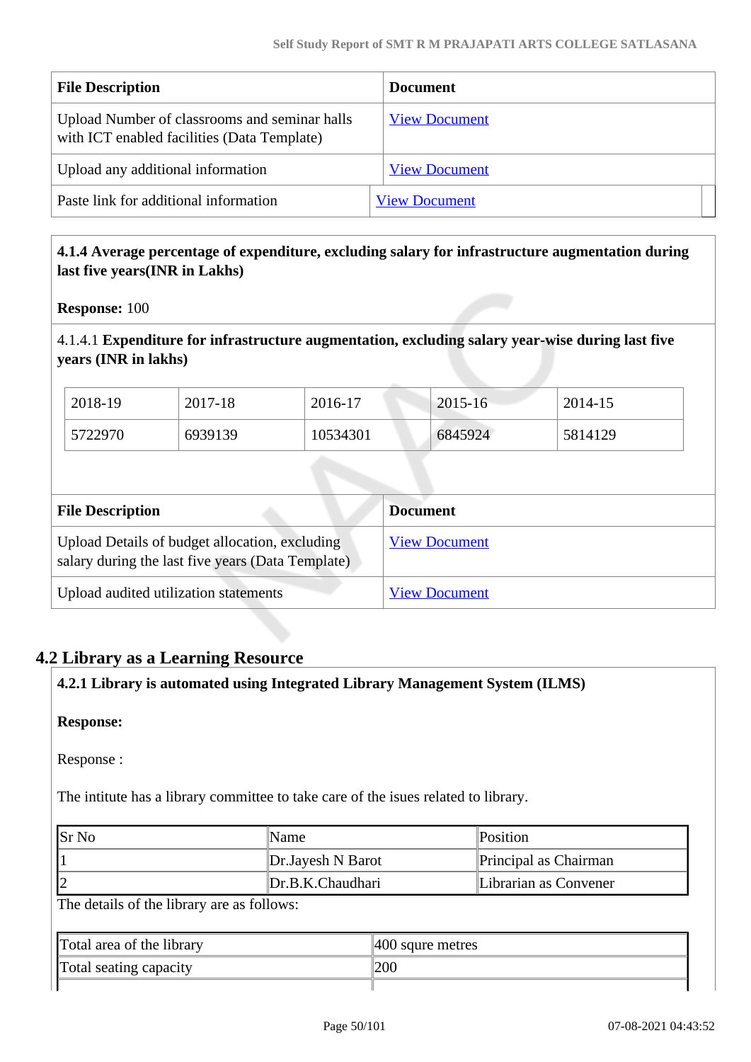| File Description | Document |
|---|---|
| Upload Number of classrooms and seminar halls with ICT enabled facilities (Data Template) | View Document |
| Upload any additional information | View Document |
| Paste link for additional information | View Document |

**4.1.4 Average percentage of expenditure, excluding salary for infrastructure augmentation during last five years(INR in Lakhs)**

**Response:** 100

4.1.4.1 **Expenditure for infrastructure augmentation, excluding salary year-wise during last five years (INR in lakhs)**

| 2018-19 | 2017-18 | 2016-17 | 2015-16 | 2014-15 |
|---|---|---|---|---|
| 5722970 | 6939139 | 10534301 | 6845924 | 5814129 |

| File Description | Document |
|---|---|
| Upload Details of budget allocation, excluding salary during the last five years (Data Template) | View Document |
| Upload audited utilization statements | View Document |

## 4.2 Library as a Learning Resource

**4.2.1 Library is automated using Integrated Library Management System (ILMS)**

**Response:**

Response :

The intitute has a library committee to take care of the isues related to library.

| Sr No | Name | Position |
|---|---|---|
| 1 | Dr.Jayesh N Barot | Principal as Chairman |
| 2 | Dr.B.K.Chaudhari | Librarian as Convener |

The details of the library are as follows:

| Total area of the library | 400 squre metres |
|---|---|
| Total seating capacity | 200 |
| | |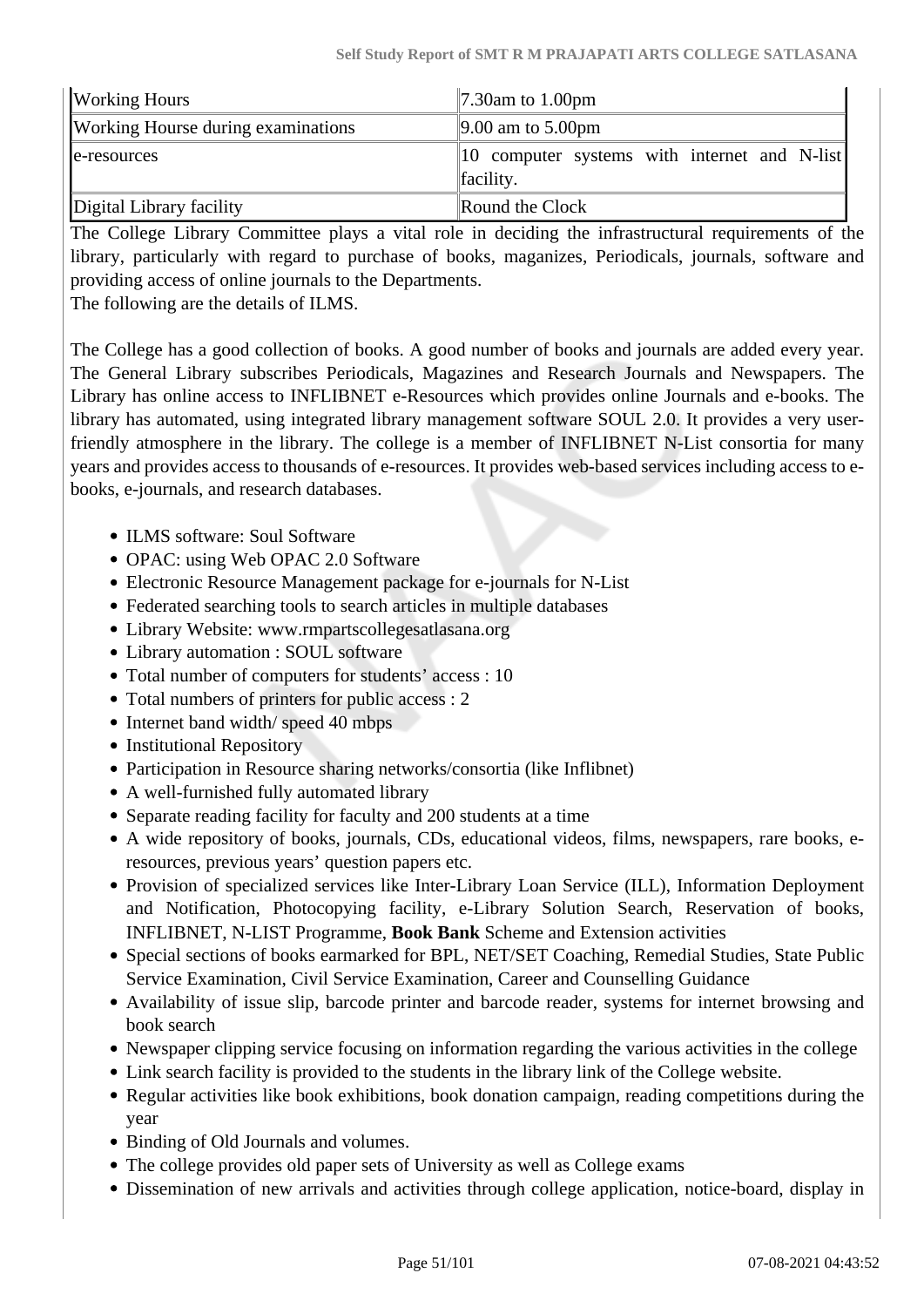| Working Hours | 7.30am to 1.00pm |
|---|---|
| Working Hourse during examinations | 9.00 am to 5.00pm |
| e-resources | 10 computer systems with internet and N-list facility. |
| Digital Library facility | Round the Clock |

The College Library Committee plays a vital role in deciding the infrastructural requirements of the library, particularly with regard to purchase of books, maganizes, Periodicals, journals, software and providing access of online journals to the Departments.

The following are the details of ILMS.

The College has a good collection of books. A good number of books and journals are added every year. The General Library subscribes Periodicals, Magazines and Research Journals and Newspapers. The Library has online access to INFLIBNET e-Resources which provides online Journals and e-books. The library has automated, using integrated library management software SOUL 2.0. It provides a very user-friendly atmosphere in the library. The college is a member of INFLIBNET N-List consortia for many years and provides access to thousands of e-resources. It provides web-based services including access to e-books, e-journals, and research databases.

- ILMS software: Soul Software
- OPAC: using Web OPAC 2.0 Software
- Electronic Resource Management package for e-journals for N-List
- Federated searching tools to search articles in multiple databases
- Library Website: www.rmpartscollegesatlasana.org
- Library automation : SOUL software
- Total number of computers for students' access : 10
- Total numbers of printers for public access : 2
- Internet band width/ speed 40 mbps
- Institutional Repository
- Participation in Resource sharing networks/consortia (like Inflibnet)
- A well-furnished fully automated library
- Separate reading facility for faculty and 200 students at a time
- A wide repository of books, journals, CDs, educational videos, films, newspapers, rare books, e-resources, previous years' question papers etc.
- Provision of specialized services like Inter-Library Loan Service (ILL), Information Deployment and Notification, Photocopying facility, e-Library Solution Search, Reservation of books, INFLIBNET, N-LIST Programme, **Book Bank** Scheme and Extension activities
- Special sections of books earmarked for BPL, NET/SET Coaching, Remedial Studies, State Public Service Examination, Civil Service Examination, Career and Counselling Guidance
- Availability of issue slip, barcode printer and barcode reader, systems for internet browsing and book search
- Newspaper clipping service focusing on information regarding the various activities in the college
- Link search facility is provided to the students in the library link of the College website.
- Regular activities like book exhibitions, book donation campaign, reading competitions during the year
- Binding of Old Journals and volumes.
- The college provides old paper sets of University as well as College exams
- Dissemination of new arrivals and activities through college application, notice-board, display in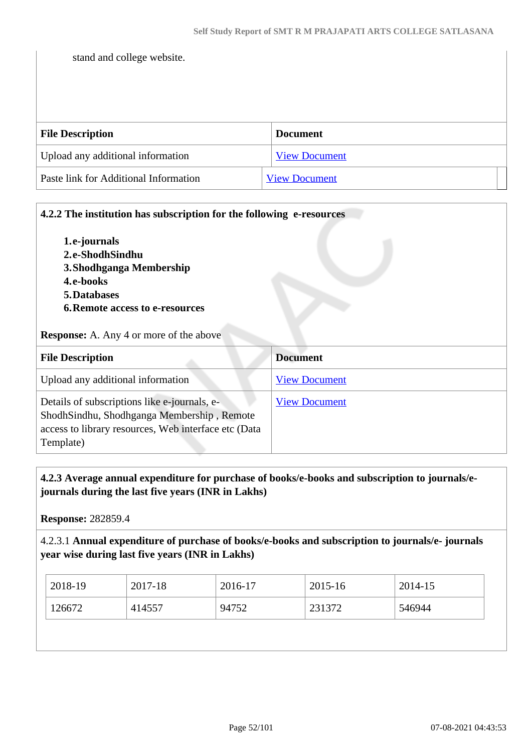stand and college website.

| File Description | Document |
|---|---|
| Upload any additional information | View Document |
| Paste link for Additional Information | View Document |

**4.2.2 The institution has subscription for the following e-resources**

1. **e-journals**
2. **e-ShodhSindhu**
3. **Shodhganga Membership**
4. **e-books**
5. **Databases**
6. **Remote access to e-resources**

**Response:** A. Any 4 or more of the above

| File Description | Document |
|---|---|
| Upload any additional information | View Document |
| Details of subscriptions like e-journals, e-ShodhSindhu, Shodhganga Membership , Remote access to library resources, Web interface etc (Data Template) | View Document |

**4.2.3 Average annual expenditure for purchase of books/e-books and subscription to journals/e-journals during the last five years (INR in Lakhs)**

**Response:** 282859.4

4.2.3.1 **Annual expenditure of purchase of books/e-books and subscription to journals/e- journals year wise during last five years (INR in Lakhs)**

| 2018-19 | 2017-18 | 2016-17 | 2015-16 | 2014-15 |
|---|---|---|---|---|
| 126672 | 414557 | 94752 | 231372 | 546944 |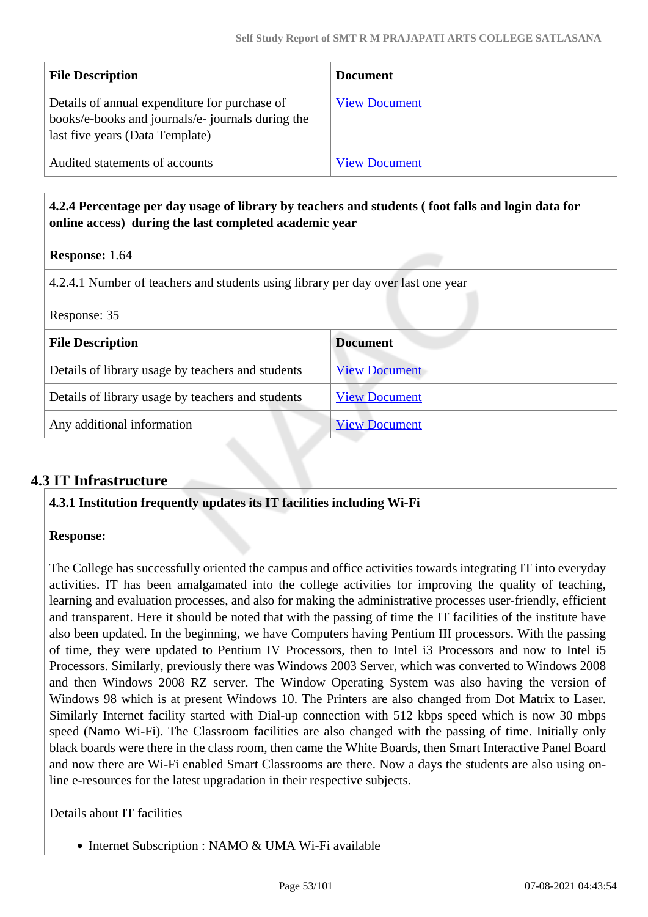| File Description | Document |
| --- | --- |
| Details of annual expenditure for purchase of books/e-books and journals/e- journals during the last five years (Data Template) | View Document |
| Audited statements of accounts | View Document |

**4.2.4 Percentage per day usage of library by teachers and students ( foot falls and login data for online access) during the last completed academic year**

**Response:** 1.64

4.2.4.1 Number of teachers and students using library per day over last one year

Response: 35

| File Description | Document |
| --- | --- |
| Details of library usage by teachers and students | View Document |
| Details of library usage by teachers and students | View Document |
| Any additional information | View Document |

## 4.3 IT Infrastructure

**4.3.1 Institution frequently updates its IT facilities including Wi-Fi**

**Response:**

The College has successfully oriented the campus and office activities towards integrating IT into everyday activities. IT has been amalgamated into the college activities for improving the quality of teaching, learning and evaluation processes, and also for making the administrative processes user-friendly, efficient and transparent. Here it should be noted that with the passing of time the IT facilities of the institute have also been updated. In the beginning, we have Computers having Pentium III processors. With the passing of time, they were updated to Pentium IV Processors, then to Intel i3 Processors and now to Intel i5 Processors. Similarly, previously there was Windows 2003 Server, which was converted to Windows 2008 and then Windows 2008 RZ server. The Window Operating System was also having the version of Windows 98 which is at present Windows 10. The Printers are also changed from Dot Matrix to Laser. Similarly Internet facility started with Dial-up connection with 512 kbps speed which is now 30 mbps speed (Namo Wi-Fi). The Classroom facilities are also changed with the passing of time. Initially only black boards were there in the class room, then came the White Boards, then Smart Interactive Panel Board and now there are Wi-Fi enabled Smart Classrooms are there. Now a days the students are also using on-line e-resources for the latest upgradation in their respective subjects.

Details about IT facilities

- Internet Subscription : NAMO & UMA Wi-Fi available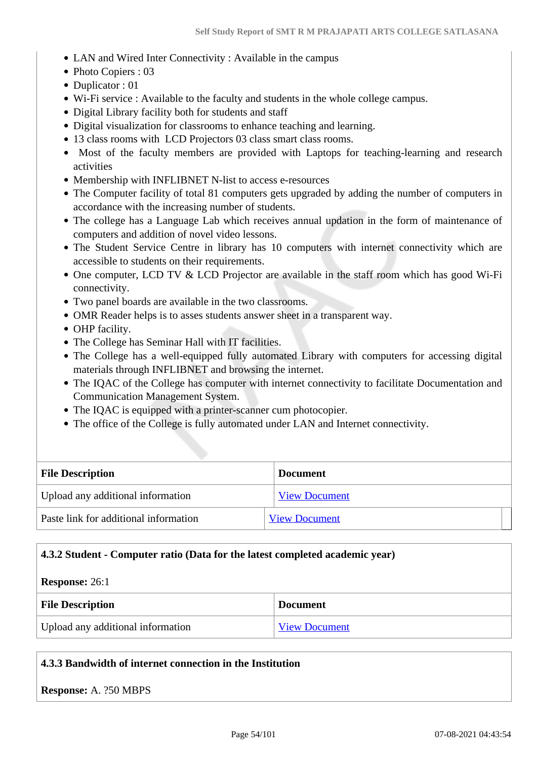- LAN and Wired Inter Connectivity : Available in the campus
- Photo Copiers : 03
- Duplicator : 01
- Wi-Fi service : Available to the faculty and students in the whole college campus.
- Digital Library facility both for students and staff
- Digital visualization for classrooms to enhance teaching and learning.
- 13 class rooms with LCD Projectors 03 class smart class rooms.
- Most of the faculty members are provided with Laptops for teaching-learning and research activities
- Membership with INFLIBNET N-list to access e-resources
- The Computer facility of total 81 computers gets upgraded by adding the number of computers in accordance with the increasing number of students.
- The college has a Language Lab which receives annual updation in the form of maintenance of computers and addition of novel video lessons.
- The Student Service Centre in library has 10 computers with internet connectivity which are accessible to students on their requirements.
- One computer, LCD TV & LCD Projector are available in the staff room which has good Wi-Fi connectivity.
- Two panel boards are available in the two classrooms.
- OMR Reader helps is to asses students answer sheet in a transparent way.
- OHP facility.
- The College has Seminar Hall with IT facilities.
- The College has a well-equipped fully automated Library with computers for accessing digital materials through INFLIBNET and browsing the internet.
- The IQAC of the College has computer with internet connectivity to facilitate Documentation and Communication Management System.
- The IQAC is equipped with a printer-scanner cum photocopier.
- The office of the College is fully automated under LAN and Internet connectivity.

| File Description | Document |
|---|---|
| Upload any additional information | View Document |
| Paste link for additional information | View Document |

**4.3.2 Student - Computer ratio (Data for the latest completed academic year)**

**Response:** 26:1

| File Description | Document |
|---|---|
| Upload any additional information | View Document |

**4.3.3 Bandwidth of internet connection in the Institution**

**Response:** A. ?50 MBPS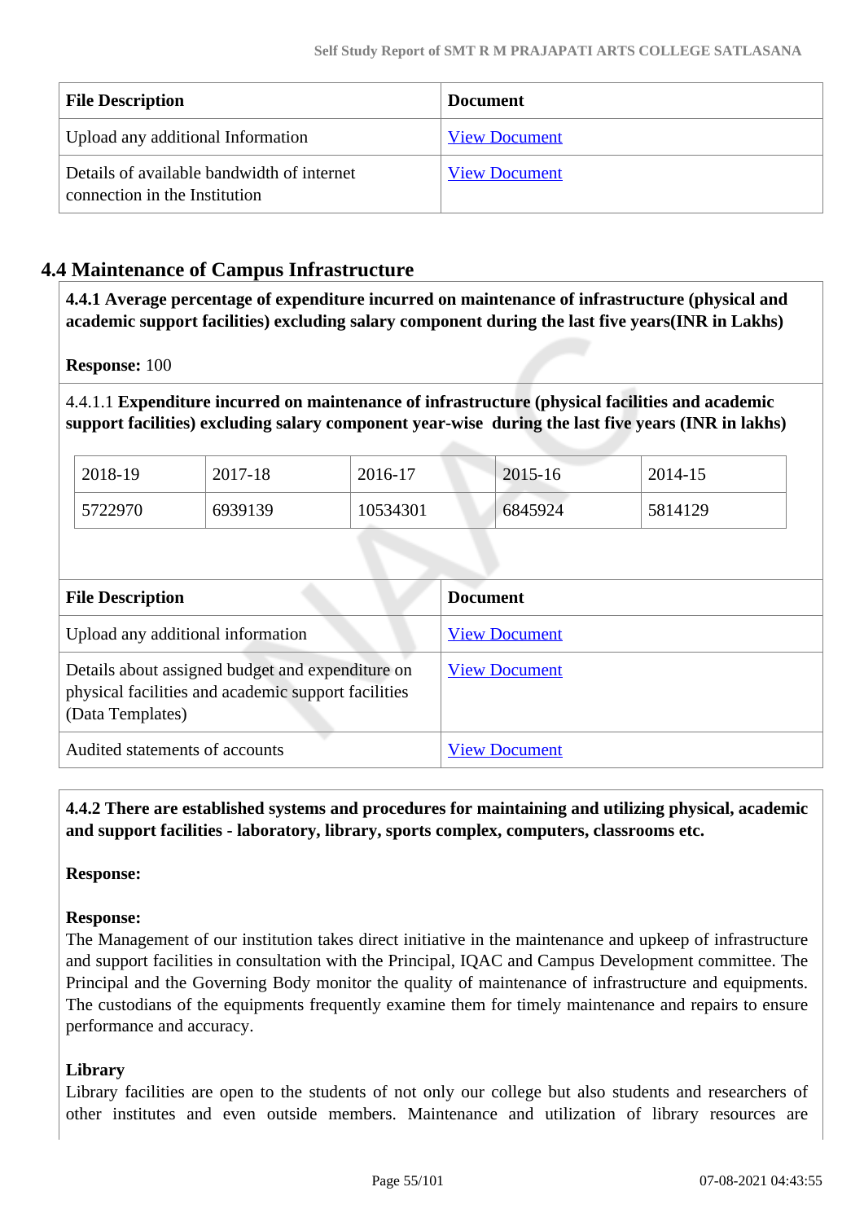| File Description | Document |
| --- | --- |
| Upload any additional Information | View Document |
| Details of available bandwidth of internet connection in the Institution | View Document |

## 4.4 Maintenance of Campus Infrastructure

**4.4.1 Average percentage of expenditure incurred on maintenance of infrastructure (physical and academic support facilities) excluding salary component during the last five years(INR in Lakhs)**

**Response:** 100

4.4.1.1 **Expenditure incurred on maintenance of infrastructure (physical facilities and academic support facilities) excluding salary component year-wise during the last five years (INR in lakhs)**

| 2018-19 | 2017-18 | 2016-17 | 2015-16 | 2014-15 |
| --- | --- | --- | --- | --- |
| 5722970 | 6939139 | 10534301 | 6845924 | 5814129 |

| File Description | Document |
| --- | --- |
| Upload any additional information | View Document |
| Details about assigned budget and expenditure on physical facilities and academic support facilities (Data Templates) | View Document |
| Audited statements of accounts | View Document |

**4.4.2 There are established systems and procedures for maintaining and utilizing physical, academic and support facilities - laboratory, library, sports complex, computers, classrooms etc.**

**Response:**

**Response:**

The Management of our institution takes direct initiative in the maintenance and upkeep of infrastructure and support facilities in consultation with the Principal, IQAC and Campus Development committee. The Principal and the Governing Body monitor the quality of maintenance of infrastructure and equipments. The custodians of the equipments frequently examine them for timely maintenance and repairs to ensure performance and accuracy.

**Library**

Library facilities are open to the students of not only our college but also students and researchers of other institutes and even outside members. Maintenance and utilization of library resources are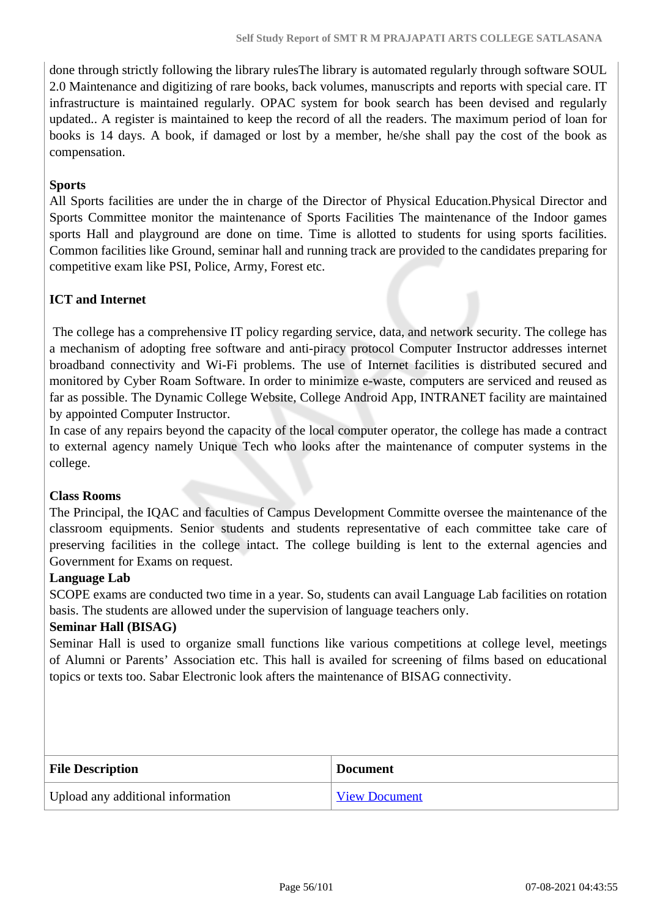done through strictly following the library rulesThe library is automated regularly through software SOUL 2.0 Maintenance and digitizing of rare books, back volumes, manuscripts and reports with special care. IT infrastructure is maintained regularly. OPAC system for book search has been devised and regularly updated.. A register is maintained to keep the record of all the readers. The maximum period of loan for books is 14 days. A book, if damaged or lost by a member, he/she shall pay the cost of the book as compensation.

**Sports**

All Sports facilities are under the in charge of the Director of Physical Education.Physical Director and Sports Committee monitor the maintenance of Sports Facilities The maintenance of the Indoor games sports Hall and playground are done on time. Time is allotted to students for using sports facilities. Common facilities like Ground, seminar hall and running track are provided to the candidates preparing for competitive exam like PSI, Police, Army, Forest etc.

**ICT and Internet**

The college has a comprehensive IT policy regarding service, data, and network security. The college has a mechanism of adopting free software and anti-piracy protocol Computer Instructor addresses internet broadband connectivity and Wi-Fi problems. The use of Internet facilities is distributed secured and monitored by Cyber Roam Software. In order to minimize e-waste, computers are serviced and reused as far as possible. The Dynamic College Website, College Android App, INTRANET facility are maintained by appointed Computer Instructor.

In case of any repairs beyond the capacity of the local computer operator, the college has made a contract to external agency namely Unique Tech who looks after the maintenance of computer systems in the college.

**Class Rooms**

The Principal, the IQAC and faculties of Campus Development Committe oversee the maintenance of the classroom equipments. Senior students and students representative of each committee take care of preserving facilities in the college intact. The college building is lent to the external agencies and Government for Exams on request.

**Language Lab**

SCOPE exams are conducted two time in a year. So, students can avail Language Lab facilities on rotation basis. The students are allowed under the supervision of language teachers only.

**Seminar Hall (BISAG)**

Seminar Hall is used to organize small functions like various competitions at college level, meetings of Alumni or Parents' Association etc. This hall is availed for screening of films based on educational topics or texts too. Sabar Electronic look afters the maintenance of BISAG connectivity.

| File Description | Document |
| --- | --- |
| Upload any additional information | View Document |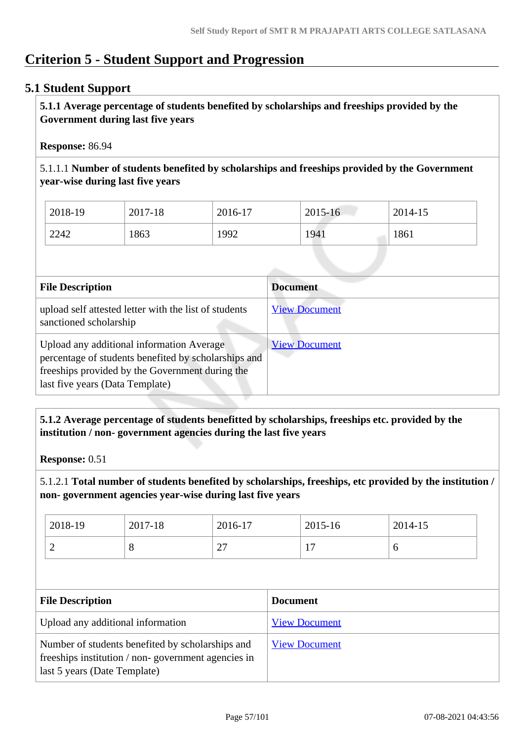# Criterion 5 - Student Support and Progression

## 5.1 Student Support

**5.1.1 Average percentage of students benefited by scholarships and freeships provided by the Government during last five years**

**Response:** 86.94

5.1.1.1 **Number of students benefited by scholarships and freeships provided by the Government year-wise during last five years**

| 2018-19 | 2017-18 | 2016-17 | 2015-16 | 2014-15 |
|---|---|---|---|---|
| 2242 | 1863 | 1992 | 1941 | 1861 |

| File Description | Document |
|---|---|
| upload self attested letter with the list of students sanctioned scholarship | View Document |
| Upload any additional information Average percentage of students benefited by scholarships and freeships provided by the Government during the last five years (Data Template) | View Document |

**5.1.2 Average percentage of students benefitted by scholarships, freeships etc. provided by the institution / non- government agencies during the last five years**

**Response:** 0.51

5.1.2.1 **Total number of students benefited by scholarships, freeships, etc provided by the institution / non- government agencies year-wise during last five years**

| 2018-19 | 2017-18 | 2016-17 | 2015-16 | 2014-15 |
|---|---|---|---|---|
| 2 | 8 | 27 | 17 | 6 |

| File Description | Document |
|---|---|
| Upload any additional information | View Document |
| Number of students benefited by scholarships and freeships institution / non- government agencies in last 5 years (Date Template) | View Document |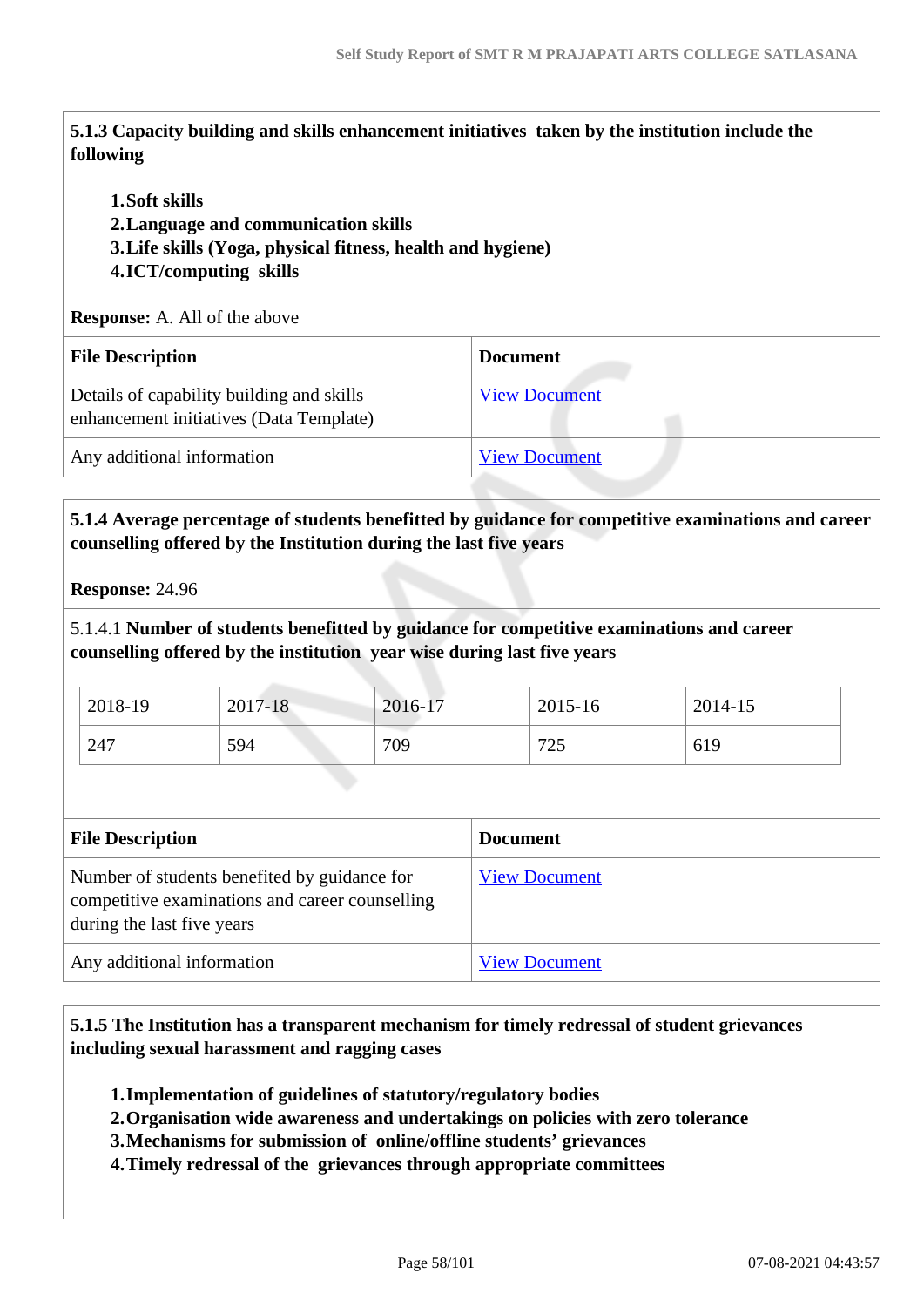**5.1.3 Capacity building and skills enhancement initiatives taken by the institution include the following**

1. **Soft skills**
2. **Language and communication skills**
3. **Life skills (Yoga, physical fitness, health and hygiene)**
4. **ICT/computing skills**

**Response:** A. All of the above

| File Description | Document |
|---|---|
| Details of capability building and skills enhancement initiatives (Data Template) | View Document |
| Any additional information | View Document |

**5.1.4 Average percentage of students benefitted by guidance for competitive examinations and career counselling offered by the Institution during the last five years**

**Response:** 24.96

5.1.4.1 **Number of students benefitted by guidance for competitive examinations and career counselling offered by the institution year wise during last five years**

| 2018-19 | 2017-18 | 2016-17 | 2015-16 | 2014-15 |
|---|---|---|---|---|
| 247 | 594 | 709 | 725 | 619 |

| File Description | Document |
|---|---|
| Number of students benefited by guidance for competitive examinations and career counselling during the last five years | View Document |
| Any additional information | View Document |

**5.1.5 The Institution has a transparent mechanism for timely redressal of student grievances including sexual harassment and ragging cases**

1. **Implementation of guidelines of statutory/regulatory bodies**
2. **Organisation wide awareness and undertakings on policies with zero tolerance**
3. **Mechanisms for submission of online/offline students' grievances**
4. **Timely redressal of the grievances through appropriate committees**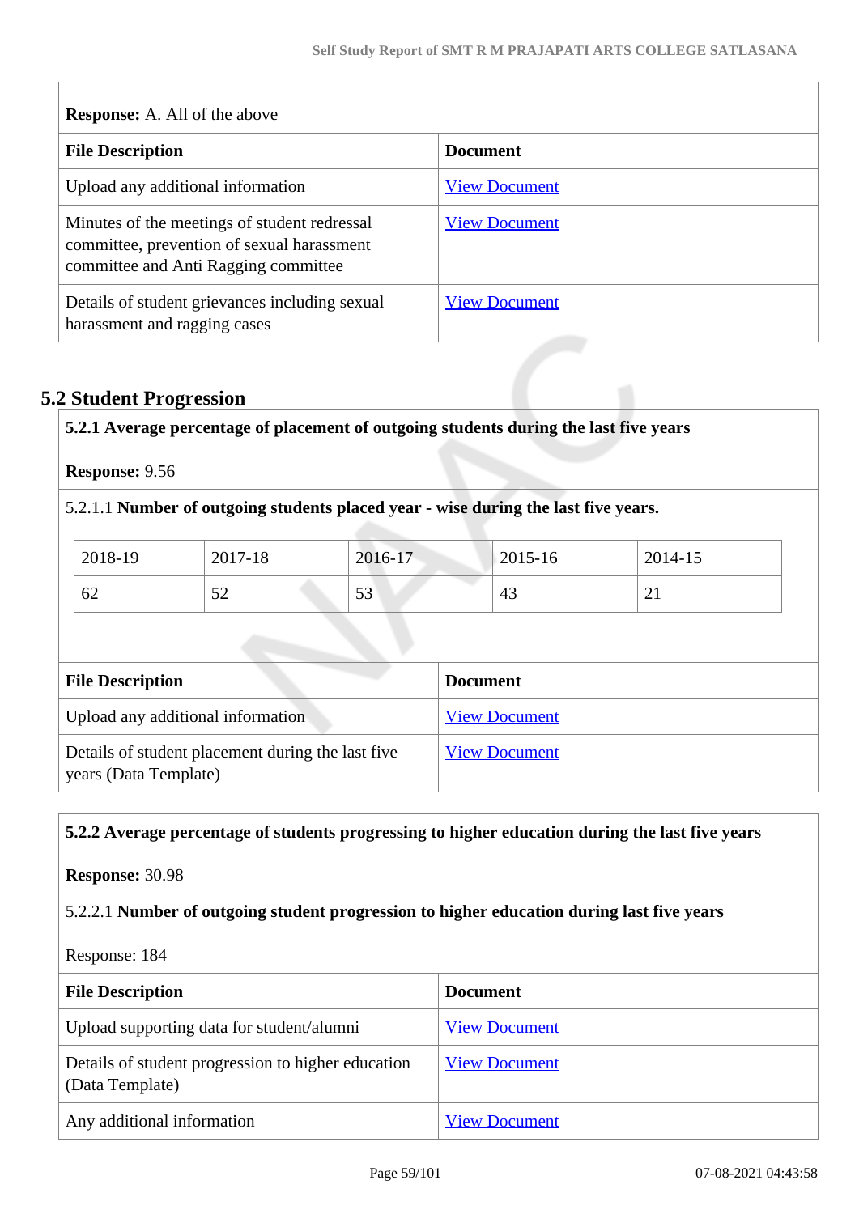**Response:** A. All of the above

| File Description | Document |
|---|---|
| Upload any additional information | View Document |
| Minutes of the meetings of student redressal committee, prevention of sexual harassment committee and Anti Ragging committee | View Document |
| Details of student grievances including sexual harassment and ragging cases | View Document |

## 5.2 Student Progression

**5.2.1 Average percentage of placement of outgoing students during the last five years**

**Response:** 9.56

5.2.1.1 **Number of outgoing students placed year - wise during the last five years.**

| 2018-19 | 2017-18 | 2016-17 | 2015-16 | 2014-15 |
|---|---|---|---|---|
| 62 | 52 | 53 | 43 | 21 |

| File Description | Document |
|---|---|
| Upload any additional information | View Document |
| Details of student placement during the last five years (Data Template) | View Document |

**5.2.2 Average percentage of students progressing to higher education during the last five years**

**Response:** 30.98

5.2.2.1 **Number of outgoing student progression to higher education during last five years**

Response: 184

| File Description | Document |
|---|---|
| Upload supporting data for student/alumni | View Document |
| Details of student progression to higher education (Data Template) | View Document |
| Any additional information | View Document |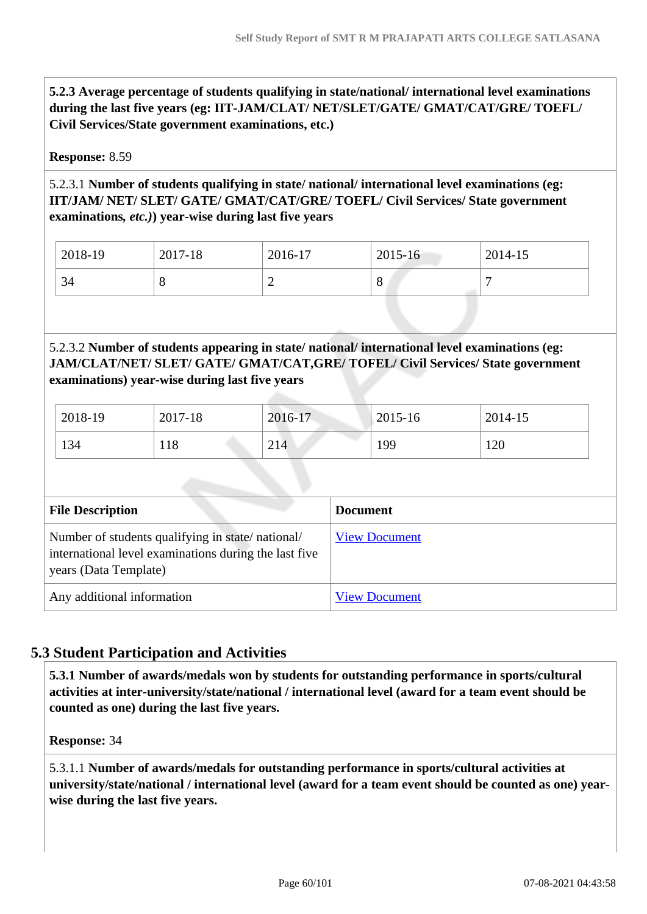**5.2.3 Average percentage of students qualifying in state/national/ international level examinations during the last five years (eg: IIT-JAM/CLAT/ NET/SLET/GATE/ GMAT/CAT/GRE/ TOEFL/ Civil Services/State government examinations, etc.)**

**Response:** 8.59

5.2.3.1 **Number of students qualifying in state/ national/ international level examinations (eg: IIT/JAM/ NET/ SLET/ GATE/ GMAT/CAT/GRE/ TOEFL/ Civil Services/ State government examinations, *etc.)*) year-wise during last five years**

| 2018-19 | 2017-18 | 2016-17 | 2015-16 | 2014-15 |
|---|---|---|---|---|
| 34 | 8 | 2 | 8 | 7 |

5.2.3.2 **Number of students appearing in state/ national/ international level examinations (eg: JAM/CLAT/NET/ SLET/ GATE/ GMAT/CAT,GRE/ TOFEL/ Civil Services/ State government examinations) year-wise during last five years**

| 2018-19 | 2017-18 | 2016-17 | 2015-16 | 2014-15 |
|---|---|---|---|---|
| 134 | 118 | 214 | 199 | 120 |

| File Description | Document |
|---|---|
| Number of students qualifying in state/ national/ international level examinations during the last five years (Data Template) | View Document |
| Any additional information | View Document |

## 5.3 Student Participation and Activities

**5.3.1 Number of awards/medals won by students for outstanding performance in sports/cultural activities at inter-university/state/national / international level (award for a team event should be counted as one) during the last five years.**

**Response:** 34

5.3.1.1 **Number of awards/medals for outstanding performance in sports/cultural activities at university/state/national / international level (award for a team event should be counted as one) year-wise during the last five years.**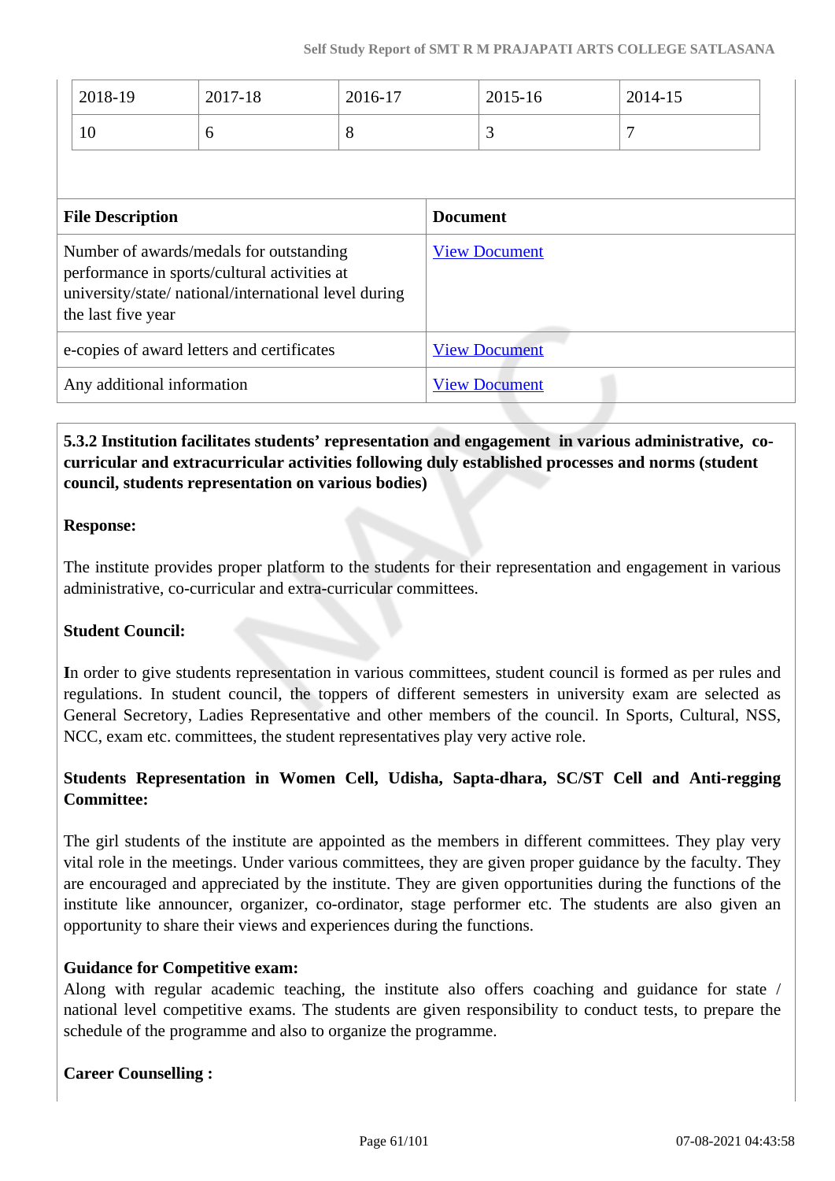| 2018-19 | 2017-18 | 2016-17 | 2015-16 | 2014-15 |
|---|---|---|---|---|
| 10 | 6 | 8 | 3 | 7 |

| File Description | Document |
|---|---|
| Number of awards/medals for outstanding performance in sports/cultural activities at university/state/ national/international level during the last five year | View Document |
| e-copies of award letters and certificates | View Document |
| Any additional information | View Document |

**5.3.2 Institution facilitates students' representation and engagement in various administrative, co-curricular and extracurricular activities following duly established processes and norms (student council, students representation on various bodies)**

**Response:**

The institute provides proper platform to the students for their representation and engagement in various administrative, co-curricular and extra-curricular committees.

**Student Council:**

**I**n order to give students representation in various committees, student council is formed as per rules and regulations. In student council, the toppers of different semesters in university exam are selected as General Secretory, Ladies Representative and other members of the council. In Sports, Cultural, NSS, NCC, exam etc. committees, the student representatives play very active role.

**Students Representation in Women Cell, Udisha, Sapta-dhara, SC/ST Cell and Anti-regging Committee:**

The girl students of the institute are appointed as the members in different committees. They play very vital role in the meetings. Under various committees, they are given proper guidance by the faculty. They are encouraged and appreciated by the institute. They are given opportunities during the functions of the institute like announcer, organizer, co-ordinator, stage performer etc. The students are also given an opportunity to share their views and experiences during the functions.

**Guidance for Competitive exam:**
Along with regular academic teaching, the institute also offers coaching and guidance for state / national level competitive exams. The students are given responsibility to conduct tests, to prepare the schedule of the programme and also to organize the programme.

**Career Counselling :**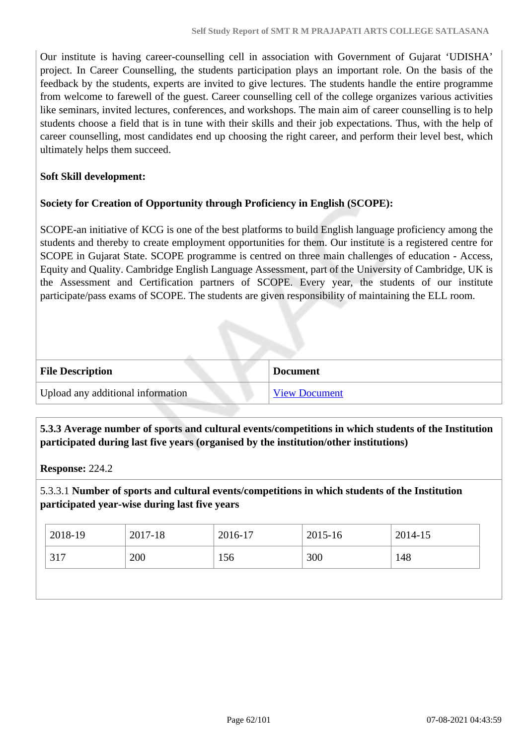Our institute is having career-counselling cell in association with Government of Gujarat 'UDISHA' project. In Career Counselling, the students participation plays an important role. On the basis of the feedback by the students, experts are invited to give lectures. The students handle the entire programme from welcome to farewell of the guest. Career counselling cell of the college organizes various activities like seminars, invited lectures, conferences, and workshops. The main aim of career counselling is to help students choose a field that is in tune with their skills and their job expectations. Thus, with the help of career counselling, most candidates end up choosing the right career, and perform their level best, which ultimately helps them succeed.

**Soft Skill development:**

**Society for Creation of Opportunity through Proficiency in English (SCOPE):**

SCOPE-an initiative of KCG is one of the best platforms to build English language proficiency among the students and thereby to create employment opportunities for them. Our institute is a registered centre for SCOPE in Gujarat State. SCOPE programme is centred on three main challenges of education - Access, Equity and Quality. Cambridge English Language Assessment, part of the University of Cambridge, UK is the Assessment and Certification partners of SCOPE. Every year, the students of our institute participate/pass exams of SCOPE. The students are given responsibility of maintaining the ELL room.

| File Description | Document |
|---|---|
| Upload any additional information | View Document |

**5.3.3 Average number of sports and cultural events/competitions in which students of the Institution participated during last five years (organised by the institution/other institutions)**

**Response:** 224.2

5.3.3.1 **Number of sports and cultural events/competitions in which students of the Institution participated year-wise during last five years**

| 2018-19 | 2017-18 | 2016-17 | 2015-16 | 2014-15 |
|---|---|---|---|---|
| 317 | 200 | 156 | 300 | 148 |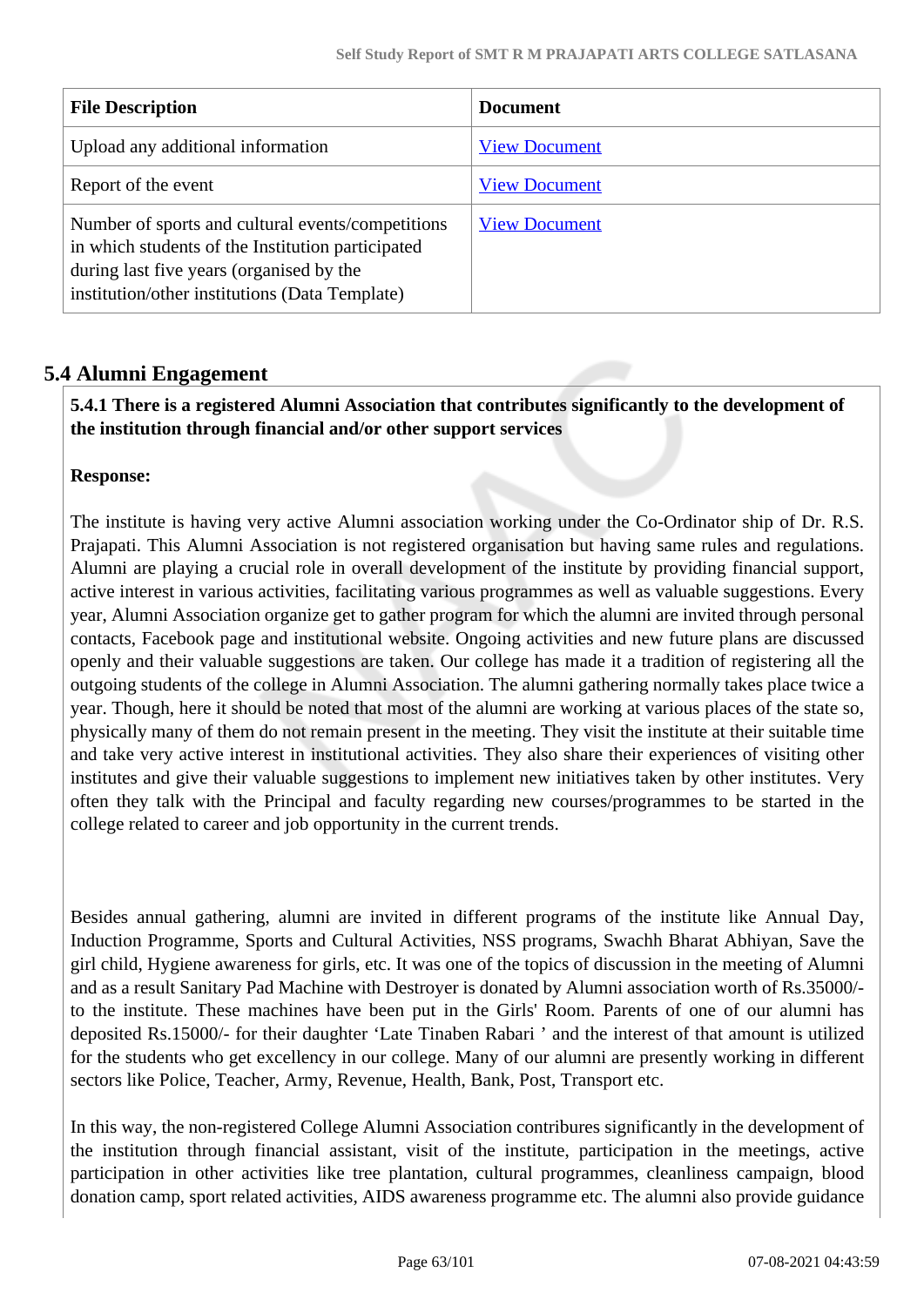| File Description | Document |
|---|---|
| Upload any additional information | View Document |
| Report of the event | View Document |
| Number of sports and cultural events/competitions in which students of the Institution participated during last five years (organised by the institution/other institutions (Data Template) | View Document |

## 5.4 Alumni Engagement

**5.4.1 There is a registered Alumni Association that contributes significantly to the development of the institution through financial and/or other support services**

**Response:**

The institute is having very active Alumni association working under the Co-Ordinator ship of Dr. R.S. Prajapati. This Alumni Association is not registered organisation but having same rules and regulations. Alumni are playing a crucial role in overall development of the institute by providing financial support, active interest in various activities, facilitating various programmes as well as valuable suggestions. Every year, Alumni Association organize get to gather program for which the alumni are invited through personal contacts, Facebook page and institutional website. Ongoing activities and new future plans are discussed openly and their valuable suggestions are taken. Our college has made it a tradition of registering all the outgoing students of the college in Alumni Association. The alumni gathering normally takes place twice a year. Though, here it should be noted that most of the alumni are working at various places of the state so, physically many of them do not remain present in the meeting. They visit the institute at their suitable time and take very active interest in institutional activities. They also share their experiences of visiting other institutes and give their valuable suggestions to implement new initiatives taken by other institutes. Very often they talk with the Principal and faculty regarding new courses/programmes to be started in the college related to career and job opportunity in the current trends.

Besides annual gathering, alumni are invited in different programs of the institute like Annual Day, Induction Programme, Sports and Cultural Activities, NSS programs, Swachh Bharat Abhiyan, Save the girl child, Hygiene awareness for girls, etc. It was one of the topics of discussion in the meeting of Alumni and as a result Sanitary Pad Machine with Destroyer is donated by Alumni association worth of Rs.35000/- to the institute. These machines have been put in the Girls' Room. Parents of one of our alumni has deposited Rs.15000/- for their daughter 'Late Tinaben Rabari ' and the interest of that amount is utilized for the students who get excellency in our college. Many of our alumni are presently working in different sectors like Police, Teacher, Army, Revenue, Health, Bank, Post, Transport etc.

In this way, the non-registered College Alumni Association contributes significantly in the development of the institution through financial assistant, visit of the institute, participation in the meetings, active participation in other activities like tree plantation, cultural programmes, cleanliness campaign, blood donation camp, sport related activities, AIDS awareness programme etc. The alumni also provide guidance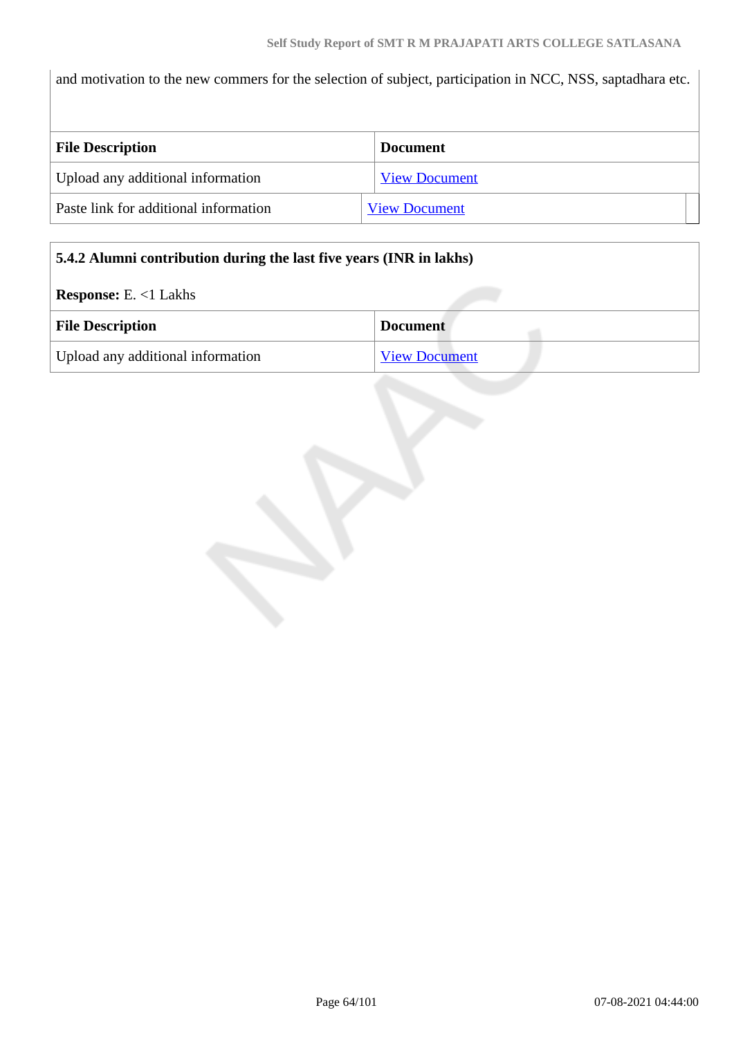and motivation to the new commers for the selection of subject, participation in NCC, NSS, saptadhara etc.

| File Description | Document |
| --- | --- |
| Upload any additional information | View Document |
| Paste link for additional information | View Document |

**5.4.2 Alumni contribution during the last five years (INR in lakhs)**

**Response:** E. <1 Lakhs

| File Description | Document |
| --- | --- |
| Upload any additional information | View Document |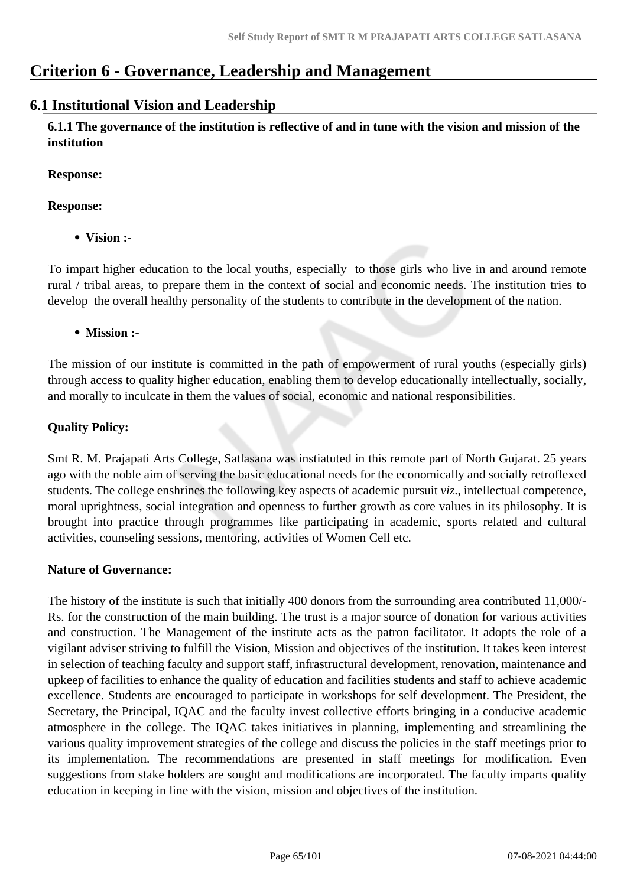# Criterion 6 - Governance, Leadership and Management

## 6.1 Institutional Vision and Leadership

**6.1.1 The governance of the institution is reflective of and in tune with the vision and mission of the institution**

**Response:**

**Response:**

- **Vision :-**

To impart higher education to the local youths, especially to those girls who live in and around remote rural / tribal areas, to prepare them in the context of social and economic needs. The institution tries to develop the overall healthy personality of the students to contribute in the development of the nation.

- **Mission :-**

The mission of our institute is committed in the path of empowerment of rural youths (especially girls) through access to quality higher education, enabling them to develop educationally intellectually, socially, and morally to inculcate in them the values of social, economic and national responsibilities.

**Quality Policy:**

Smt R. M. Prajapati Arts College, Satlasana was instiatuted in this remote part of North Gujarat. 25 years ago with the noble aim of serving the basic educational needs for the economically and socially retroflexed students. The college enshrines the following key aspects of academic pursuit *viz*., intellectual competence, moral uprightness, social integration and openness to further growth as core values in its philosophy. It is brought into practice through programmes like participating in academic, sports related and cultural activities, counseling sessions, mentoring, activities of Women Cell etc.

**Nature of Governance:**

The history of the institute is such that initially 400 donors from the surrounding area contributed 11,000/- Rs. for the construction of the main building. The trust is a major source of donation for various activities and construction. The Management of the institute acts as the patron facilitator. It adopts the role of a vigilant adviser striving to fulfill the Vision, Mission and objectives of the institution. It takes keen interest in selection of teaching faculty and support staff, infrastructural development, renovation, maintenance and upkeep of facilities to enhance the quality of education and facilities students and staff to achieve academic excellence. Students are encouraged to participate in workshops for self development. The President, the Secretary, the Principal, IQAC and the faculty invest collective efforts bringing in a conducive academic atmosphere in the college. The IQAC takes initiatives in planning, implementing and streamlining the various quality improvement strategies of the college and discuss the policies in the staff meetings prior to its implementation. The recommendations are presented in staff meetings for modification. Even suggestions from stake holders are sought and modifications are incorporated. The faculty imparts quality education in keeping in line with the vision, mission and objectives of the institution.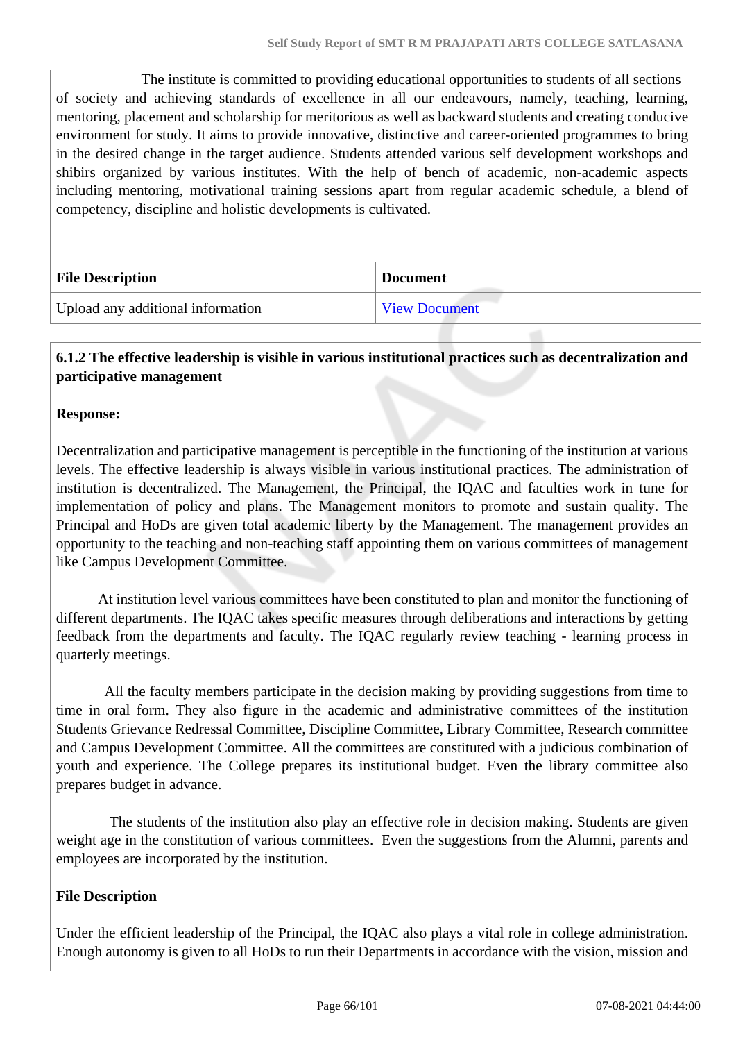The institute is committed to providing educational opportunities to students of all sections of society and achieving standards of excellence in all our endeavours, namely, teaching, learning, mentoring, placement and scholarship for meritorious as well as backward students and creating conducive environment for study. It aims to provide innovative, distinctive and career-oriented programmes to bring in the desired change in the target audience. Students attended various self development workshops and shibirs organized by various institutes. With the help of bench of academic, non-academic aspects including mentoring, motivational training sessions apart from regular academic schedule, a blend of competency, discipline and holistic developments is cultivated.

| File Description | Document |
|---|---|
| Upload any additional information | View Document |

**6.1.2 The effective leadership is visible in various institutional practices such as decentralization and participative management**

**Response:**

Decentralization and participative management is perceptible in the functioning of the institution at various levels. The effective leadership is always visible in various institutional practices. The administration of institution is decentralized. The Management, the Principal, the IQAC and faculties work in tune for implementation of policy and plans. The Management monitors to promote and sustain quality. The Principal and HoDs are given total academic liberty by the Management. The management provides an opportunity to the teaching and non-teaching staff appointing them on various committees of management like Campus Development Committee.

At institution level various committees have been constituted to plan and monitor the functioning of different departments. The IQAC takes specific measures through deliberations and interactions by getting feedback from the departments and faculty. The IQAC regularly review teaching - learning process in quarterly meetings.

All the faculty members participate in the decision making by providing suggestions from time to time in oral form. They also figure in the academic and administrative committees of the institution Students Grievance Redressal Committee, Discipline Committee, Library Committee, Research committee and Campus Development Committee. All the committees are constituted with a judicious combination of youth and experience. The College prepares its institutional budget. Even the library committee also prepares budget in advance.

The students of the institution also play an effective role in decision making. Students are given weight age in the constitution of various committees. Even the suggestions from the Alumni, parents and employees are incorporated by the institution.

**File Description**

Under the efficient leadership of the Principal, the IQAC also plays a vital role in college administration. Enough autonomy is given to all HoDs to run their Departments in accordance with the vision, mission and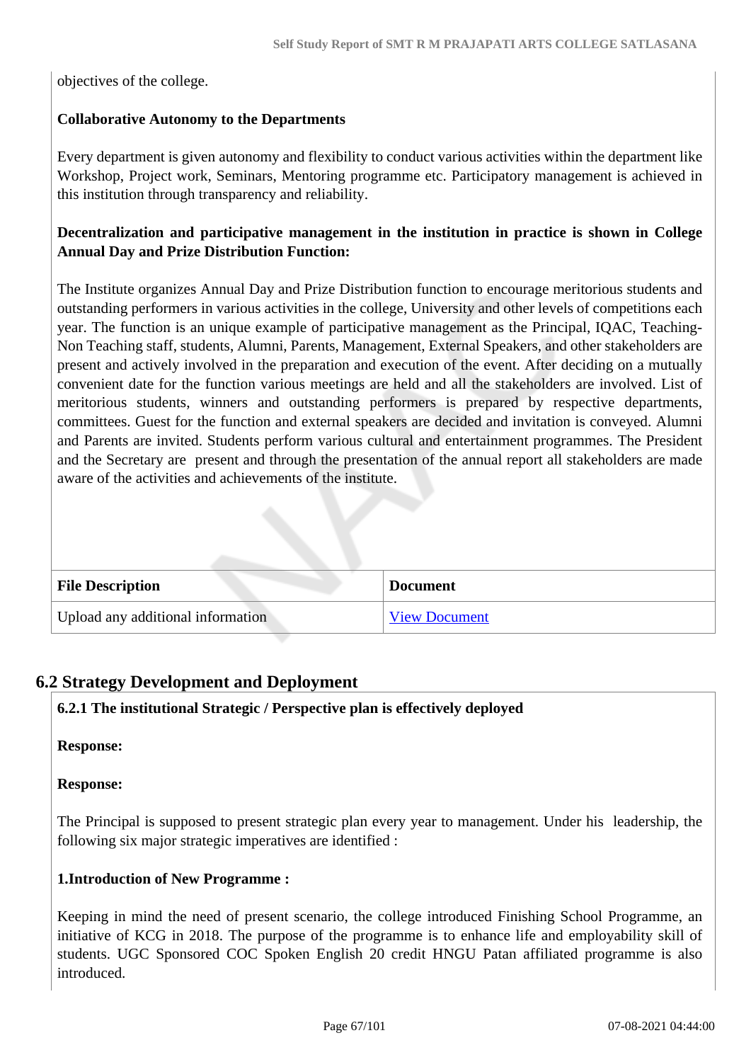objectives of the college.

**Collaborative Autonomy to the Departments**

Every department is given autonomy and flexibility to conduct various activities within the department like Workshop, Project work, Seminars, Mentoring programme etc. Participatory management is achieved in this institution through transparency and reliability.

**Decentralization and participative management in the institution in practice is shown in College Annual Day and Prize Distribution Function:**

The Institute organizes Annual Day and Prize Distribution function to encourage meritorious students and outstanding performers in various activities in the college, University and other levels of competitions each year. The function is an unique example of participative management as the Principal, IQAC, Teaching-Non Teaching staff, students, Alumni, Parents, Management, External Speakers, and other stakeholders are present and actively involved in the preparation and execution of the event. After deciding on a mutually convenient date for the function various meetings are held and all the stakeholders are involved. List of meritorious students, winners and outstanding performers is prepared by respective departments, committees. Guest for the function and external speakers are decided and invitation is conveyed. Alumni and Parents are invited. Students perform various cultural and entertainment programmes. The President and the Secretary are present and through the presentation of the annual report all stakeholders are made aware of the activities and achievements of the institute.

| File Description | Document |
|---|---|
| Upload any additional information | View Document |

## 6.2 Strategy Development and Deployment

**6.2.1 The institutional Strategic / Perspective plan is effectively deployed**

**Response:**

**Response:**

The Principal is supposed to present strategic plan every year to management. Under his leadership, the following six major strategic imperatives are identified :

**1.Introduction of New Programme :**

Keeping in mind the need of present scenario, the college introduced Finishing School Programme, an initiative of KCG in 2018. The purpose of the programme is to enhance life and employability skill of students. UGC Sponsored COC Spoken English 20 credit HNGU Patan affiliated programme is also introduced.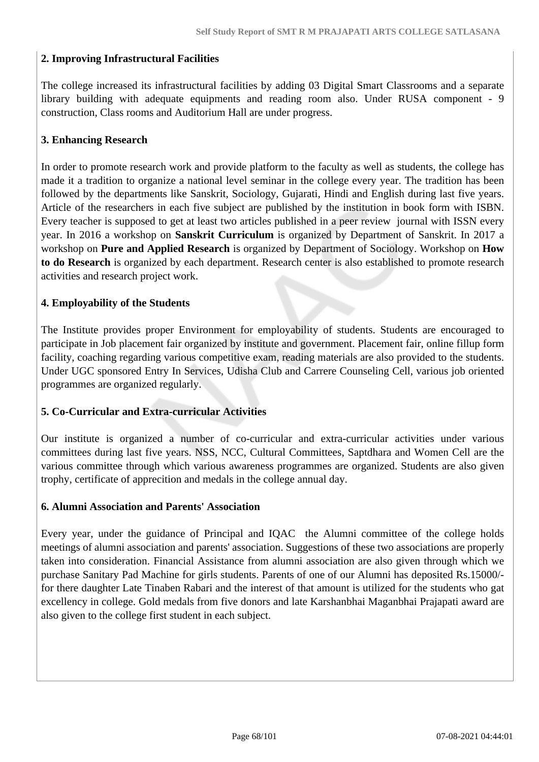**2. Improving Infrastructural Facilities**

The college increased its infrastructural facilities by adding 03 Digital Smart Classrooms and a separate library building with adequate equipments and reading room also. Under RUSA component - 9 construction, Class rooms and Auditorium Hall are under progress.

**3. Enhancing Research**

In order to promote research work and provide platform to the faculty as well as students, the college has made it a tradition to organize a national level seminar in the college every year. The tradition has been followed by the departments like Sanskrit, Sociology, Gujarati, Hindi and English during last five years. Article of the researchers in each five subject are published by the institution in book form with ISBN. Every teacher is supposed to get at least two articles published in a peer review journal with ISSN every year. In 2016 a workshop on **Sanskrit Curriculum** is organized by Department of Sanskrit. In 2017 a workshop on **Pure and Applied Research** is organized by Department of Sociology. Workshop on **How to do Research** is organized by each department. Research center is also established to promote research activities and research project work.

**4. Employability of the Students**

The Institute provides proper Environment for employability of students. Students are encouraged to participate in Job placement fair organized by institute and government. Placement fair, online fillup form facility, coaching regarding various competitive exam, reading materials are also provided to the students. Under UGC sponsored Entry In Services, Udisha Club and Carrere Counseling Cell, various job oriented programmes are organized regularly.

**5. Co-Curricular and Extra-curricular Activities**

Our institute is organized a number of co-curricular and extra-curricular activities under various committees during last five years. NSS, NCC, Cultural Committees, Saptdhara and Women Cell are the various committee through which various awareness programmes are organized. Students are also given trophy, certificate of apprecition and medals in the college annual day.

**6. Alumni Association and Parents' Association**

Every year, under the guidance of Principal and IQAC the Alumni committee of the college holds meetings of alumni association and parents' association. Suggestions of these two associations are properly taken into consideration. Financial Assistance from alumni association are also given through which we purchase Sanitary Pad Machine for girls students. Parents of one of our Alumni has deposited Rs.15000/- for there daughter Late Tinaben Rabari and the interest of that amount is utilized for the students who gat excellency in college. Gold medals from five donors and late Karshanbhai Maganbhai Prajapati award are also given to the college first student in each subject.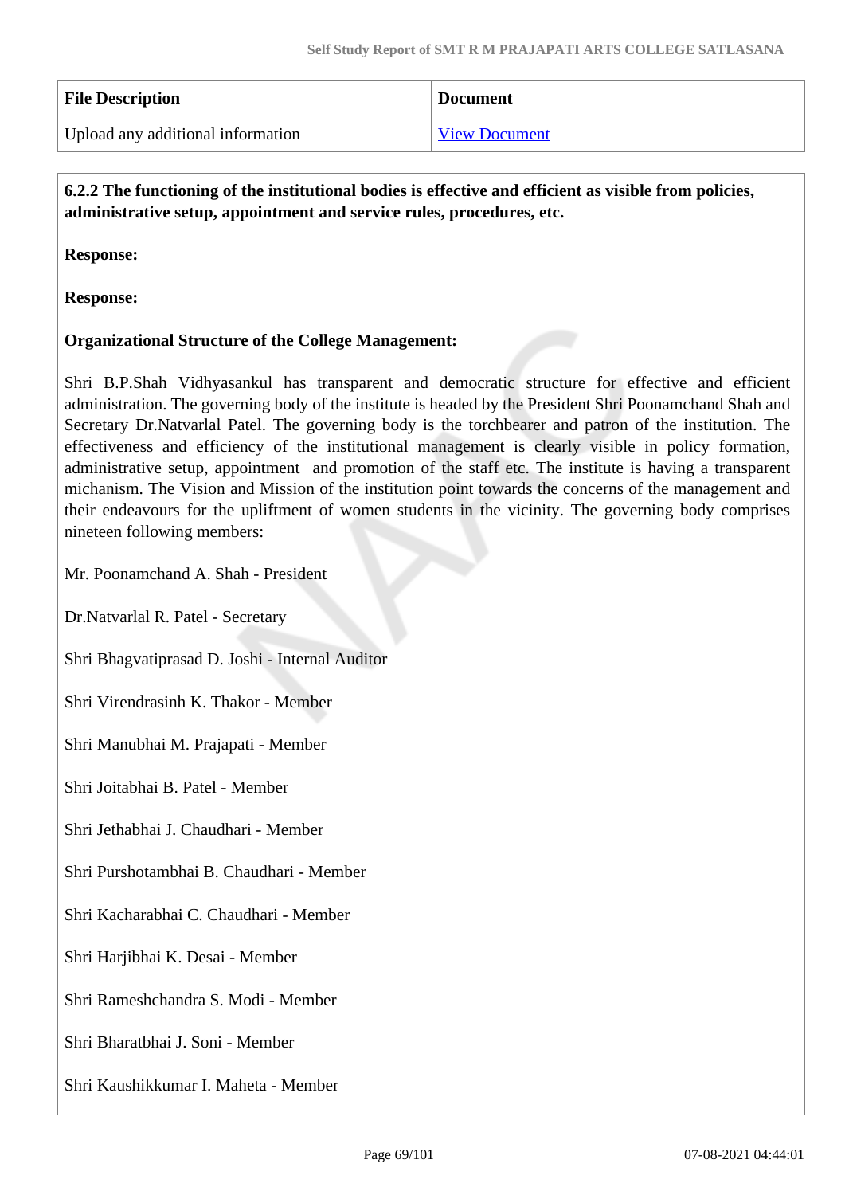| File Description | Document |
| --- | --- |
| Upload any additional information | View Document |

**6.2.2 The functioning of the institutional bodies is effective and efficient as visible from policies, administrative setup, appointment and service rules, procedures, etc.**

**Response:**

**Response:**

**Organizational Structure of the College Management:**

Shri B.P.Shah Vidhyasankul has transparent and democratic structure for effective and efficient administration. The governing body of the institute is headed by the President Shri Poonamchand Shah and Secretary Dr.Natvarlal Patel. The governing body is the torchbearer and patron of the institution. The effectiveness and efficiency of the institutional management is clearly visible in policy formation, administrative setup, appointment and promotion of the staff etc. The institute is having a transparent michanism. The Vision and Mission of the institution point towards the concerns of the management and their endeavours for the upliftment of women students in the vicinity. The governing body comprises nineteen following members:

Mr. Poonamchand A. Shah - President

Dr.Natvarlal R. Patel - Secretary

Shri Bhagvatiprasad D. Joshi - Internal Auditor

Shri Virendrasinh K. Thakor - Member

Shri Manubhai M. Prajapati - Member

Shri Joitabhai B. Patel - Member

Shri Jethabhai J. Chaudhari - Member

Shri Purshotambhai B. Chaudhari - Member

Shri Kacharabhai C. Chaudhari - Member

Shri Harjibhai K. Desai - Member

Shri Rameshchandra S. Modi - Member

Shri Bharatbhai J. Soni - Member

Shri Kaushikkumar I. Maheta - Member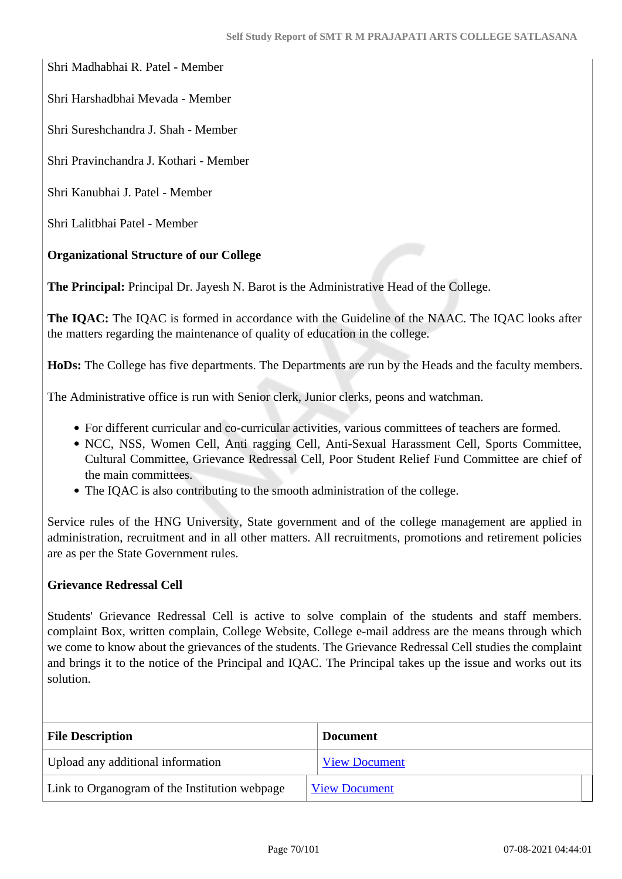Shri Madhabhai R. Patel - Member

Shri Harshadbhai Mevada - Member

Shri Sureshchandra J. Shah - Member

Shri Pravinchandra J. Kothari - Member

Shri Kanubhai J. Patel - Member

Shri Lalitbhai Patel - Member

**Organizational Structure of our College**

**The Principal:** Principal Dr. Jayesh N. Barot is the Administrative Head of the College.

**The IQAC:** The IQAC is formed in accordance with the Guideline of the NAAC. The IQAC looks after the matters regarding the maintenance of quality of education in the college.

**HoDs:** The College has five departments. The Departments are run by the Heads and the faculty members.

The Administrative office is run with Senior clerk, Junior clerks, peons and watchman.

- For different curricular and co-curricular activities, various committees of teachers are formed.
- NCC, NSS, Women Cell, Anti ragging Cell, Anti-Sexual Harassment Cell, Sports Committee, Cultural Committee, Grievance Redressal Cell, Poor Student Relief Fund Committee are chief of the main committees.
- The IQAC is also contributing to the smooth administration of the college.

Service rules of the HNG University, State government and of the college management are applied in administration, recruitment and in all other matters. All recruitments, promotions and retirement policies are as per the State Government rules.

**Grievance Redressal Cell**

Students' Grievance Redressal Cell is active to solve complain of the students and staff members. complaint Box, written complain, College Website, College e-mail address are the means through which we come to know about the grievances of the students. The Grievance Redressal Cell studies the complaint and brings it to the notice of the Principal and IQAC. The Principal takes up the issue and works out its solution.

| File Description | Document |
|---|---|
| Upload any additional information | View Document |
| Link to Organogram of the Institution webpage | View Document |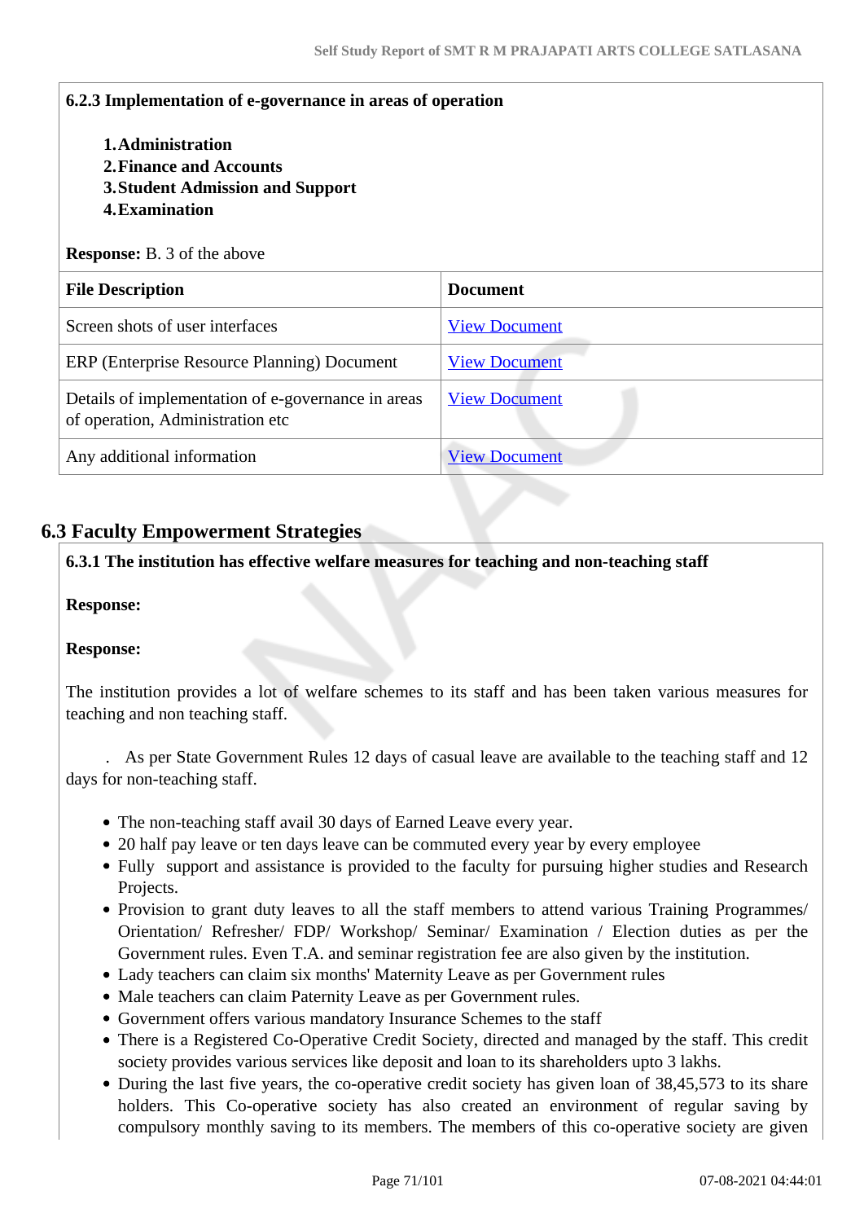**6.2.3 Implementation of e-governance in areas of operation**

1. **Administration**
2. **Finance and Accounts**
3. **Student Admission and Support**
4. **Examination**

**Response:** B. 3 of the above

| File Description | Document |
|---|---|
| Screen shots of user interfaces | View Document |
| ERP (Enterprise Resource Planning) Document | View Document |
| Details of implementation of e-governance in areas of operation, Administration etc | View Document |
| Any additional information | View Document |

## 6.3 Faculty Empowerment Strategies

**6.3.1 The institution has effective welfare measures for teaching and non-teaching staff**

**Response:**

**Response:**

The institution provides a lot of welfare schemes to its staff and has been taken various measures for teaching and non teaching staff.

. As per State Government Rules 12 days of casual leave are available to the teaching staff and 12 days for non-teaching staff.

- The non-teaching staff avail 30 days of Earned Leave every year.
- 20 half pay leave or ten days leave can be commuted every year by every employee
- Fully support and assistance is provided to the faculty for pursuing higher studies and Research Projects.
- Provision to grant duty leaves to all the staff members to attend various Training Programmes/ Orientation/ Refresher/ FDP/ Workshop/ Seminar/ Examination / Election duties as per the Government rules. Even T.A. and seminar registration fee are also given by the institution.
- Lady teachers can claim six months' Maternity Leave as per Government rules
- Male teachers can claim Paternity Leave as per Government rules.
- Government offers various mandatory Insurance Schemes to the staff
- There is a Registered Co-Operative Credit Society, directed and managed by the staff. This credit society provides various services like deposit and loan to its shareholders upto 3 lakhs.
- During the last five years, the co-operative credit society has given loan of 38,45,573 to its share holders. This Co-operative society has also created an environment of regular saving by compulsory monthly saving to its members. The members of this co-operative society are given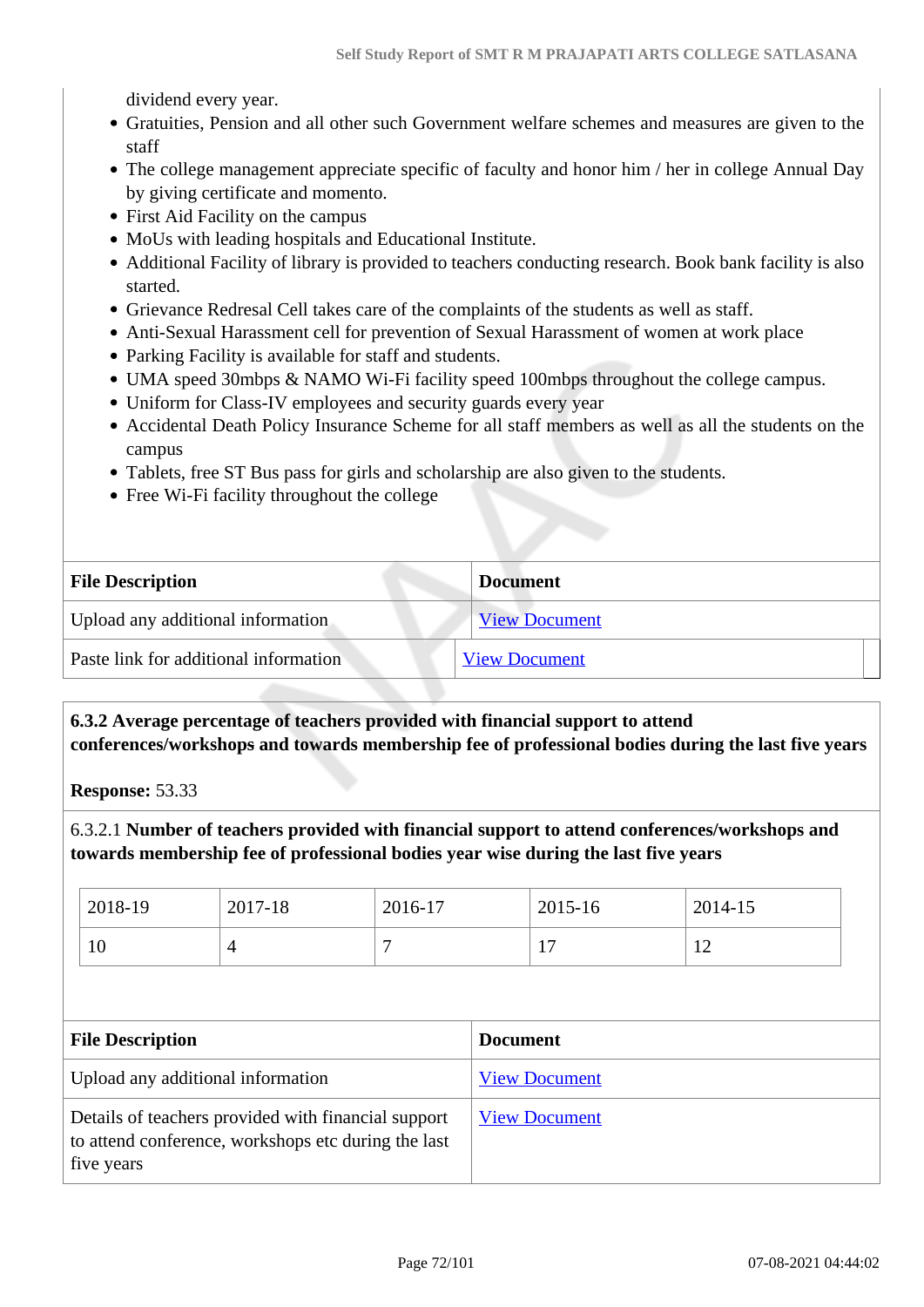dividend every year.

- Gratuities, Pension and all other such Government welfare schemes and measures are given to the staff
- The college management appreciate specific of faculty and honor him / her in college Annual Day by giving certificate and momento.
- First Aid Facility on the campus
- MoUs with leading hospitals and Educational Institute.
- Additional Facility of library is provided to teachers conducting research. Book bank facility is also started.
- Grievance Redresal Cell takes care of the complaints of the students as well as staff.
- Anti-Sexual Harassment cell for prevention of Sexual Harassment of women at work place
- Parking Facility is available for staff and students.
- UMA speed 30mbps & NAMO Wi-Fi facility speed 100mbps throughout the college campus.
- Uniform for Class-IV employees and security guards every year
- Accidental Death Policy Insurance Scheme for all staff members as well as all the students on the campus
- Tablets, free ST Bus pass for girls and scholarship are also given to the students.
- Free Wi-Fi facility throughout the college

| File Description | Document |
|---|---|
| Upload any additional information | View Document |
| Paste link for additional information | View Document |

**6.3.2 Average percentage of teachers provided with financial support to attend conferences/workshops and towards membership fee of professional bodies during the last five years**

**Response:** 53.33

6.3.2.1 **Number of teachers provided with financial support to attend conferences/workshops and towards membership fee of professional bodies year wise during the last five years**

| 2018-19 | 2017-18 | 2016-17 | 2015-16 | 2014-15 |
|---|---|---|---|---|
| 10 | 4 | 7 | 17 | 12 |

| File Description | Document |
|---|---|
| Upload any additional information | View Document |
| Details of teachers provided with financial support to attend conference, workshops etc during the last five years | View Document |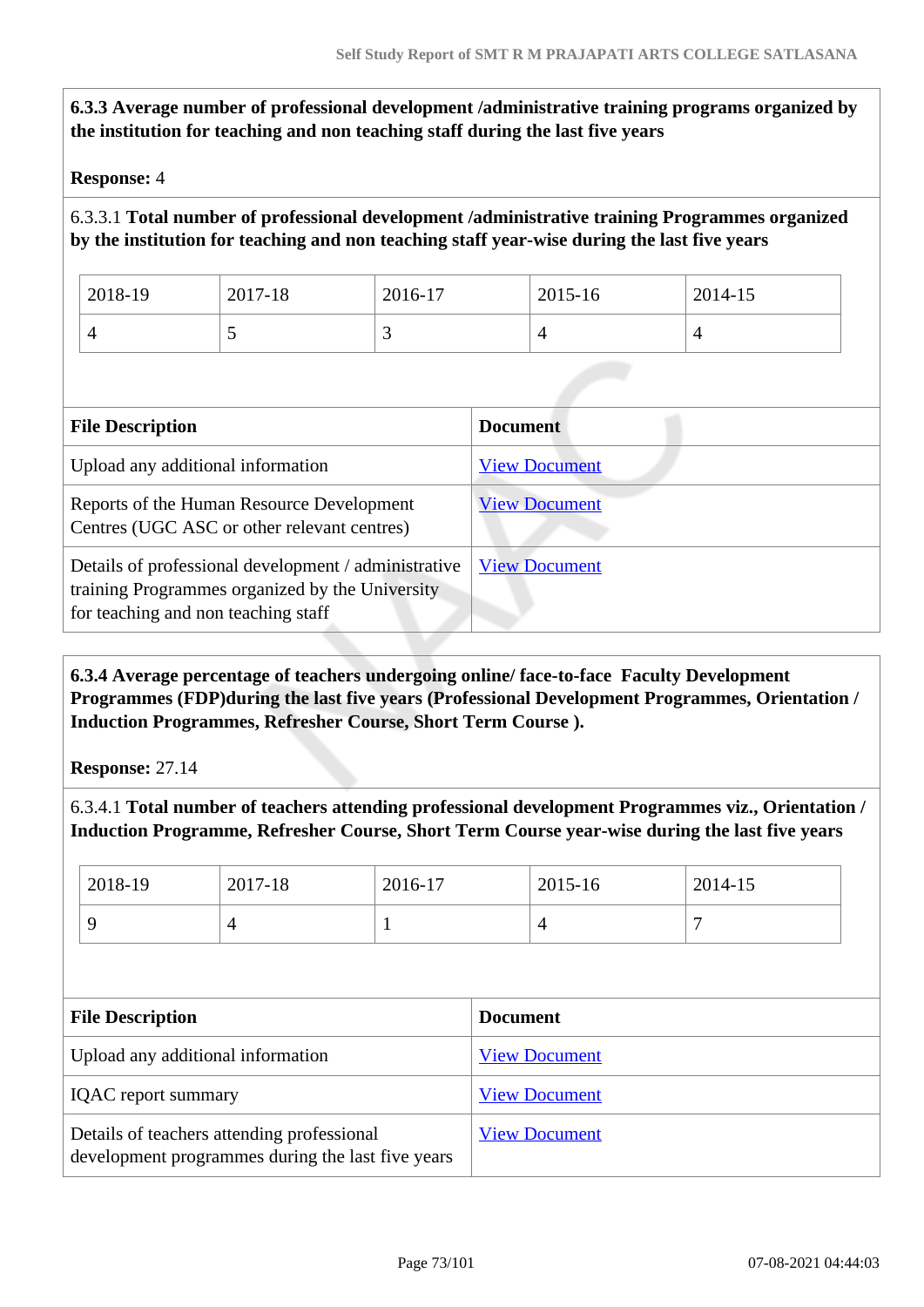**6.3.3 Average number of professional development /administrative training programs organized by the institution for teaching and non teaching staff during the last five years**

**Response:** 4

6.3.3.1 **Total number of professional development /administrative training Programmes organized by the institution for teaching and non teaching staff year-wise during the last five years**

| 2018-19 | 2017-18 | 2016-17 | 2015-16 | 2014-15 |
|---|---|---|---|---|
| 4 | 5 | 3 | 4 | 4 |

| File Description | Document |
|---|---|
| Upload any additional information | View Document |
| Reports of the Human Resource Development Centres (UGC ASC or other relevant centres) | View Document |
| Details of professional development / administrative training Programmes organized by the University for teaching and non teaching staff | View Document |

**6.3.4 Average percentage of teachers undergoing online/ face-to-face Faculty Development Programmes (FDP)during the last five years (Professional Development Programmes, Orientation / Induction Programmes, Refresher Course, Short Term Course ).**

**Response:** 27.14

6.3.4.1 **Total number of teachers attending professional development Programmes viz., Orientation / Induction Programme, Refresher Course, Short Term Course year-wise during the last five years**

| 2018-19 | 2017-18 | 2016-17 | 2015-16 | 2014-15 |
|---|---|---|---|---|
| 9 | 4 | 1 | 4 | 7 |

| File Description | Document |
|---|---|
| Upload any additional information | View Document |
| IQAC report summary | View Document |
| Details of teachers attending professional development programmes during the last five years | View Document |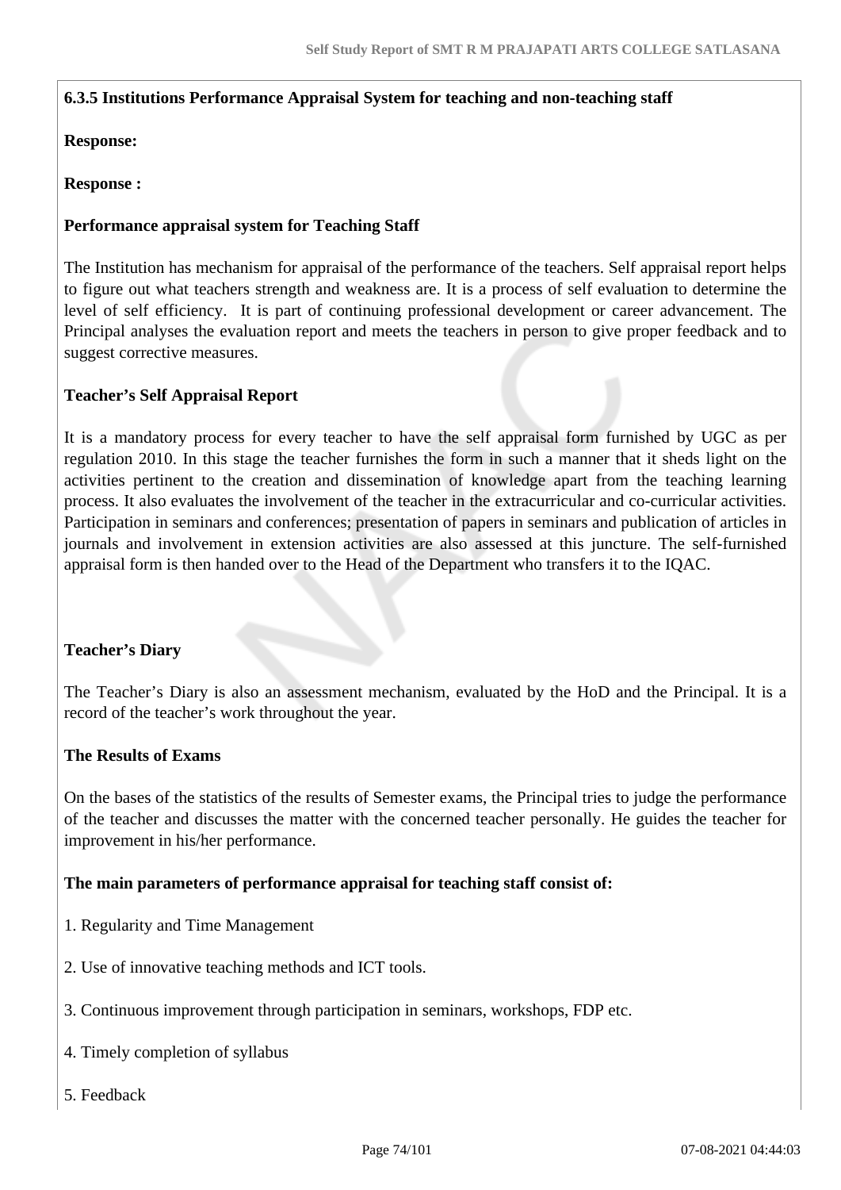**6.3.5 Institutions Performance Appraisal System for teaching and non-teaching staff**

**Response:**

**Response :**

**Performance appraisal system for Teaching Staff**

The Institution has mechanism for appraisal of the performance of the teachers. Self appraisal report helps to figure out what teachers strength and weakness are. It is a process of self evaluation to determine the level of self efficiency. It is part of continuing professional development or career advancement. The Principal analyses the evaluation report and meets the teachers in person to give proper feedback and to suggest corrective measures.

**Teacher's Self Appraisal Report**

It is a mandatory process for every teacher to have the self appraisal form furnished by UGC as per regulation 2010. In this stage the teacher furnishes the form in such a manner that it sheds light on the activities pertinent to the creation and dissemination of knowledge apart from the teaching learning process. It also evaluates the involvement of the teacher in the extracurricular and co-curricular activities. Participation in seminars and conferences; presentation of papers in seminars and publication of articles in journals and involvement in extension activities are also assessed at this juncture. The self-furnished appraisal form is then handed over to the Head of the Department who transfers it to the IQAC.

**Teacher's Diary**

The Teacher's Diary is also an assessment mechanism, evaluated by the HoD and the Principal. It is a record of the teacher's work throughout the year.

**The Results of Exams**

On the bases of the statistics of the results of Semester exams, the Principal tries to judge the performance of the teacher and discusses the matter with the concerned teacher personally. He guides the teacher for improvement in his/her performance.

**The main parameters of performance appraisal for teaching staff consist of:**

1. Regularity and Time Management

2. Use of innovative teaching methods and ICT tools.

3. Continuous improvement through participation in seminars, workshops, FDP etc.

4. Timely completion of syllabus

5. Feedback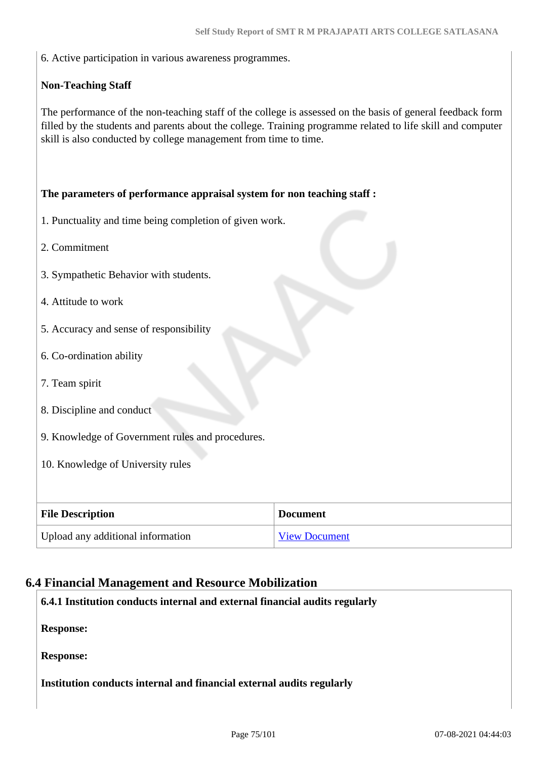6. Active participation in various awareness programmes.

**Non-Teaching Staff**

The performance of the non-teaching staff of the college is assessed on the basis of general feedback form filled by the students and parents about the college. Training programme related to life skill and computer skill is also conducted by college management from time to time.

**The parameters of performance appraisal system for non teaching staff :**

1. Punctuality and time being completion of given work.

2. Commitment

3. Sympathetic Behavior with students.

4. Attitude to work

5. Accuracy and sense of responsibility

6. Co-ordination ability

7. Team spirit

8. Discipline and conduct

9. Knowledge of Government rules and procedures.

10. Knowledge of University rules

| File Description | Document |
|---|---|
| Upload any additional information | View Document |

## 6.4 Financial Management and Resource Mobilization

**6.4.1 Institution conducts internal and external financial audits regularly**

**Response:**

**Response:**

**Institution conducts internal and financial external audits regularly**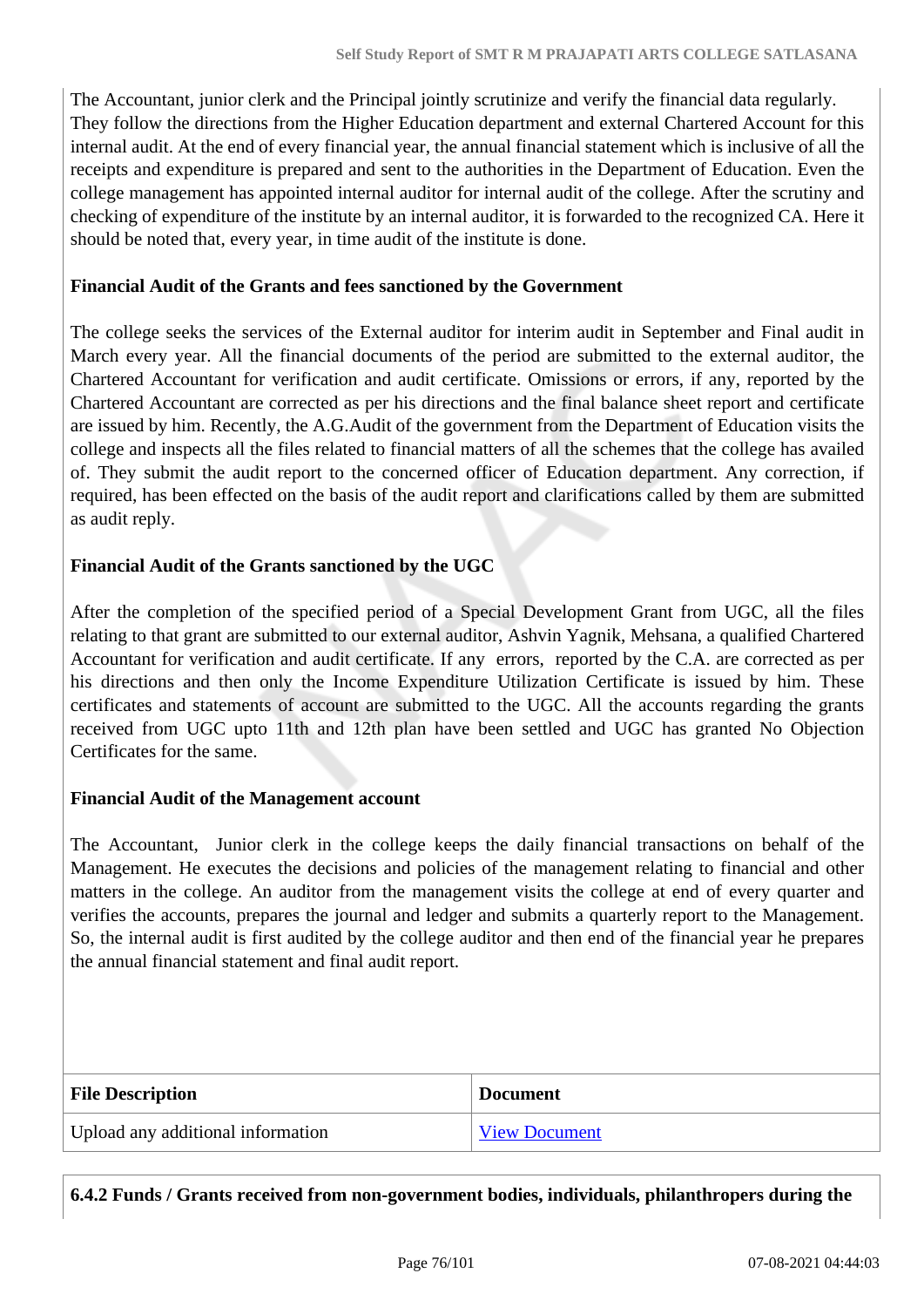The Accountant, junior clerk and the Principal jointly scrutinize and verify the financial data regularly. They follow the directions from the Higher Education department and external Chartered Account for this internal audit. At the end of every financial year, the annual financial statement which is inclusive of all the receipts and expenditure is prepared and sent to the authorities in the Department of Education. Even the college management has appointed internal auditor for internal audit of the college. After the scrutiny and checking of expenditure of the institute by an internal auditor, it is forwarded to the recognized CA. Here it should be noted that, every year, in time audit of the institute is done.

**Financial Audit of the Grants and fees sanctioned by the Government**

The college seeks the services of the External auditor for interim audit in September and Final audit in March every year. All the financial documents of the period are submitted to the external auditor, the Chartered Accountant for verification and audit certificate. Omissions or errors, if any, reported by the Chartered Accountant are corrected as per his directions and the final balance sheet report and certificate are issued by him. Recently, the A.G.Audit of the government from the Department of Education visits the college and inspects all the files related to financial matters of all the schemes that the college has availed of. They submit the audit report to the concerned officer of Education department. Any correction, if required, has been effected on the basis of the audit report and clarifications called by them are submitted as audit reply.

**Financial Audit of the Grants sanctioned by the UGC**

After the completion of the specified period of a Special Development Grant from UGC, all the files relating to that grant are submitted to our external auditor, Ashvin Yagnik, Mehsana, a qualified Chartered Accountant for verification and audit certificate. If any errors, reported by the C.A. are corrected as per his directions and then only the Income Expenditure Utilization Certificate is issued by him. These certificates and statements of account are submitted to the UGC. All the accounts regarding the grants received from UGC upto 11th and 12th plan have been settled and UGC has granted No Objection Certificates for the same.

**Financial Audit of the Management account**

The Accountant, Junior clerk in the college keeps the daily financial transactions on behalf of the Management. He executes the decisions and policies of the management relating to financial and other matters in the college. An auditor from the management visits the college at end of every quarter and verifies the accounts, prepares the journal and ledger and submits a quarterly report to the Management. So, the internal audit is first audited by the college auditor and then end of the financial year he prepares the annual financial statement and final audit report.

| File Description | Document |
|---|---|
| Upload any additional information | View Document |

**6.4.2 Funds / Grants received from non-government bodies, individuals, philanthropers during the**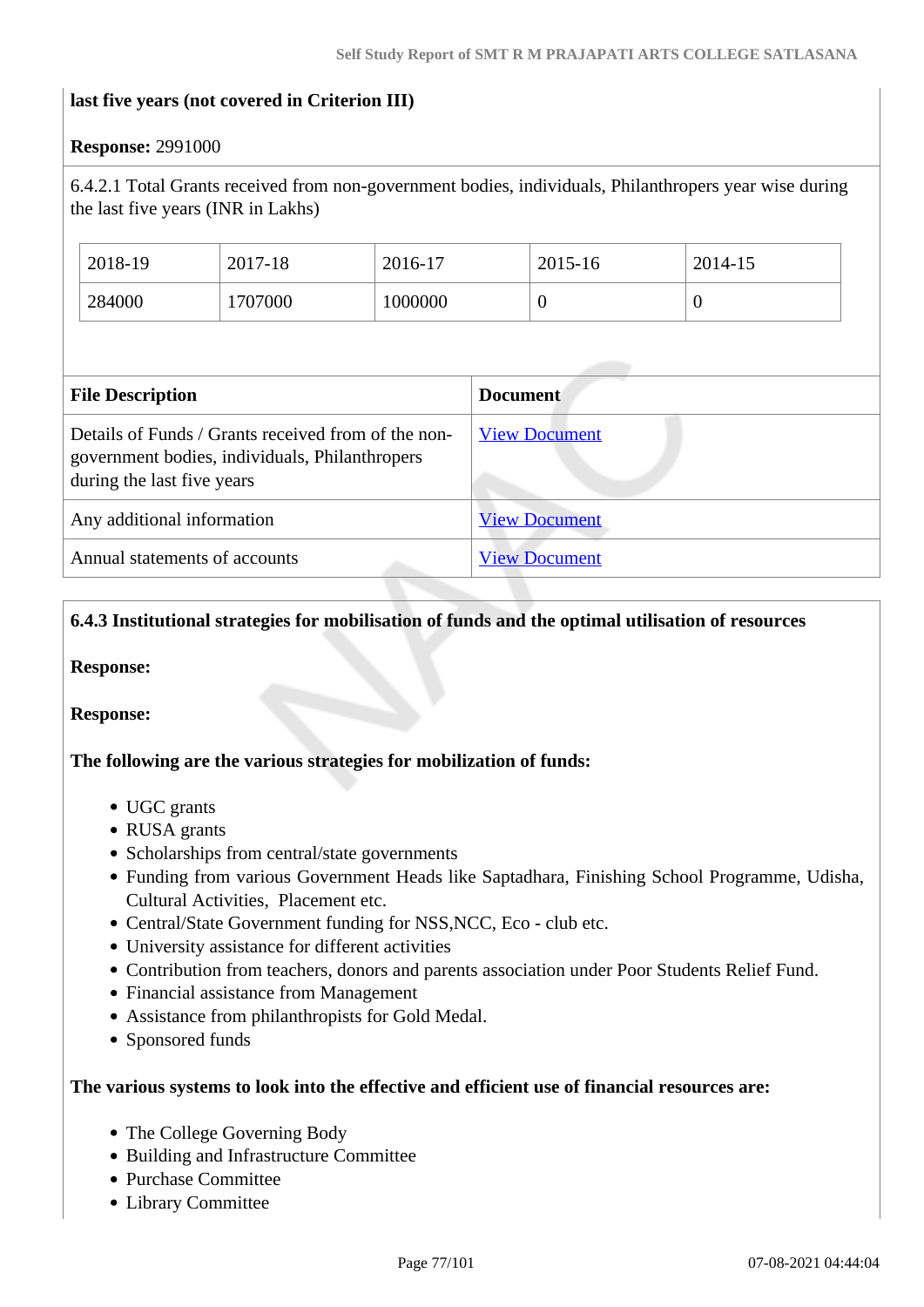**last five years (not covered in Criterion III)**

**Response:** 2991000

6.4.2.1 Total Grants received from non-government bodies, individuals, Philanthropers year wise during the last five years (INR in Lakhs)

| 2018-19 | 2017-18 | 2016-17 | 2015-16 | 2014-15 |
|---|---|---|---|---|
| 284000 | 1707000 | 1000000 | 0 | 0 |

| File Description | Document |
|---|---|
| Details of Funds / Grants received from of the non-government bodies, individuals, Philanthropers during the last five years | View Document |
| Any additional information | View Document |
| Annual statements of accounts | View Document |

**6.4.3 Institutional strategies for mobilisation of funds and the optimal utilisation of resources**

**Response:**

**Response:**

**The following are the various strategies for mobilization of funds:**

- UGC grants
- RUSA grants
- Scholarships from central/state governments
- Funding from various Government Heads like Saptadhara, Finishing School Programme, Udisha, Cultural Activities, Placement etc.
- Central/State Government funding for NSS,NCC, Eco - club etc.
- University assistance for different activities
- Contribution from teachers, donors and parents association under Poor Students Relief Fund.
- Financial assistance from Management
- Assistance from philanthropists for Gold Medal.
- Sponsored funds

**The various systems to look into the effective and efficient use of financial resources are:**

- The College Governing Body
- Building and Infrastructure Committee
- Purchase Committee
- Library Committee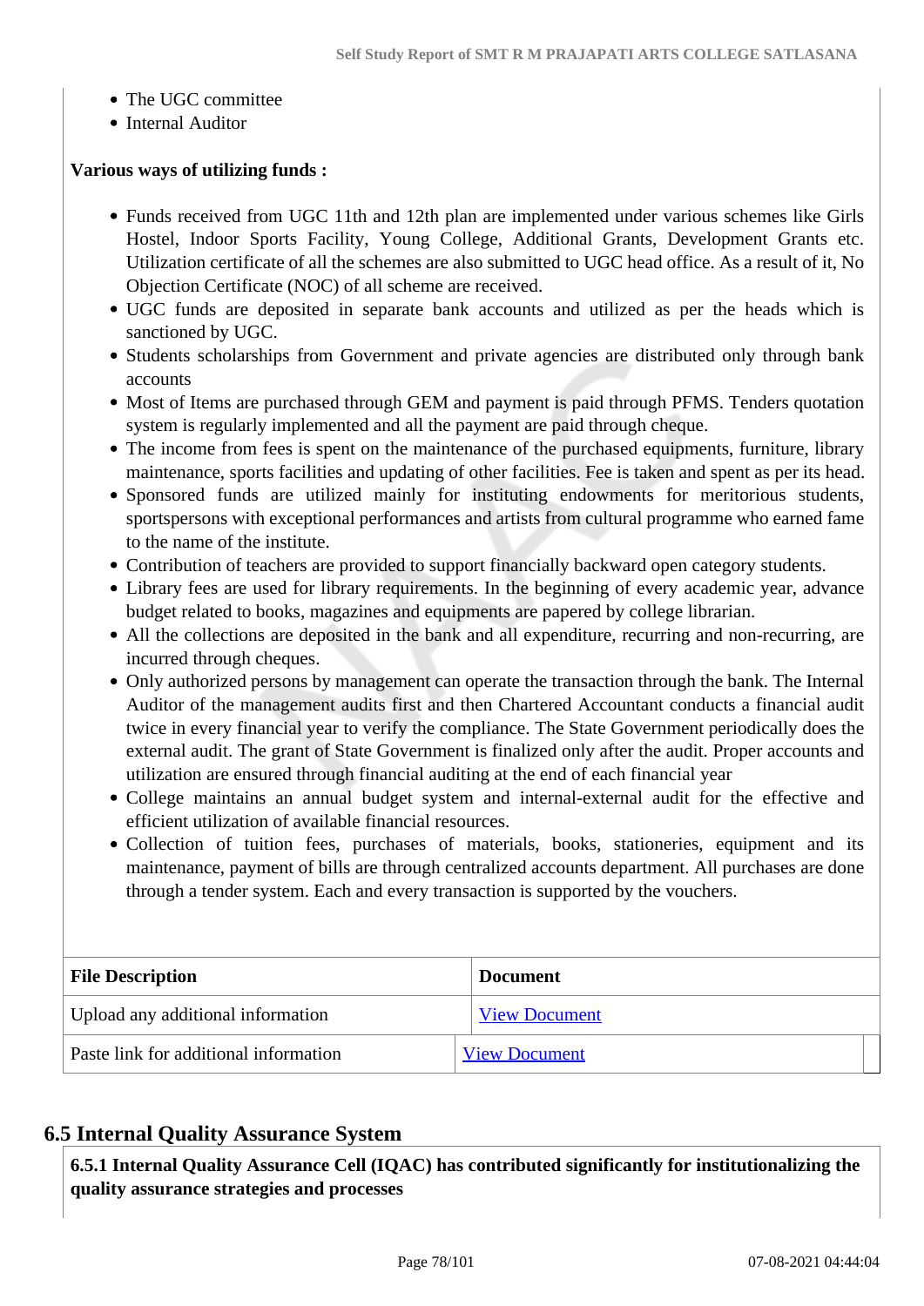- The UGC committee
- Internal Auditor

**Various ways of utilizing funds :**

- Funds received from UGC 11th and 12th plan are implemented under various schemes like Girls Hostel, Indoor Sports Facility, Young College, Additional Grants, Development Grants etc. Utilization certificate of all the schemes are also submitted to UGC head office. As a result of it, No Objection Certificate (NOC) of all scheme are received.
- UGC funds are deposited in separate bank accounts and utilized as per the heads which is sanctioned by UGC.
- Students scholarships from Government and private agencies are distributed only through bank accounts
- Most of Items are purchased through GEM and payment is paid through PFMS. Tenders quotation system is regularly implemented and all the payment are paid through cheque.
- The income from fees is spent on the maintenance of the purchased equipments, furniture, library maintenance, sports facilities and updating of other facilities. Fee is taken and spent as per its head.
- Sponsored funds are utilized mainly for instituting endowments for meritorious students, sportspersons with exceptional performances and artists from cultural programme who earned fame to the name of the institute.
- Contribution of teachers are provided to support financially backward open category students.
- Library fees are used for library requirements. In the beginning of every academic year, advance budget related to books, magazines and equipments are papered by college librarian.
- All the collections are deposited in the bank and all expenditure, recurring and non-recurring, are incurred through cheques.
- Only authorized persons by management can operate the transaction through the bank. The Internal Auditor of the management audits first and then Chartered Accountant conducts a financial audit twice in every financial year to verify the compliance. The State Government periodically does the external audit. The grant of State Government is finalized only after the audit. Proper accounts and utilization are ensured through financial auditing at the end of each financial year
- College maintains an annual budget system and internal-external audit for the effective and efficient utilization of available financial resources.
- Collection of tuition fees, purchases of materials, books, stationeries, equipment and its maintenance, payment of bills are through centralized accounts department. All purchases are done through a tender system. Each and every transaction is supported by the vouchers.

| File Description | Document |
|---|---|
| Upload any additional information | View Document |
| Paste link for additional information | View Document |

## 6.5 Internal Quality Assurance System

**6.5.1 Internal Quality Assurance Cell (IQAC) has contributed significantly for institutionalizing the quality assurance strategies and processes**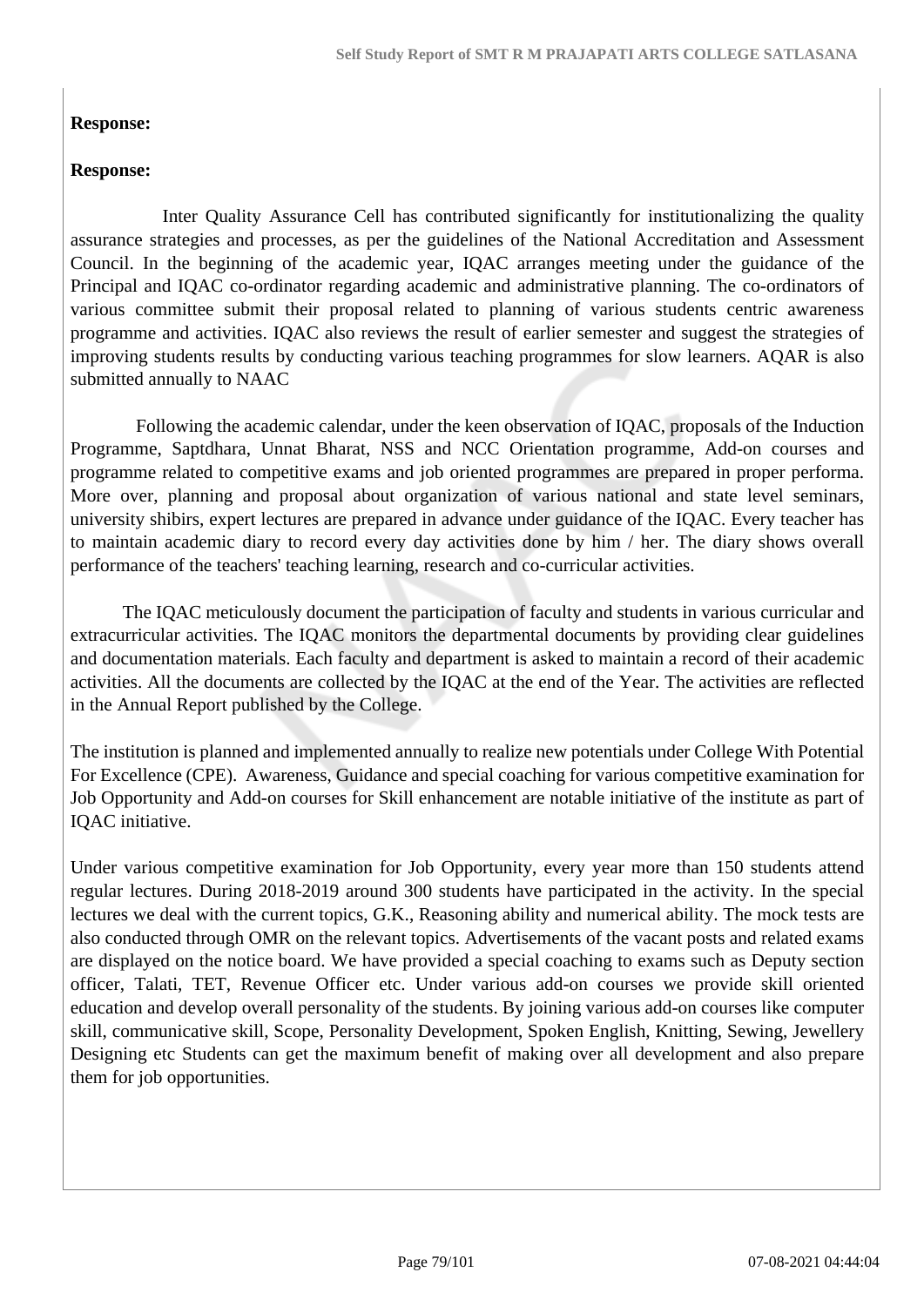**Response:**

**Response:**

Inter Quality Assurance Cell has contributed significantly for institutionalizing the quality assurance strategies and processes, as per the guidelines of the National Accreditation and Assessment Council. In the beginning of the academic year, IQAC arranges meeting under the guidance of the Principal and IQAC co-ordinator regarding academic and administrative planning. The co-ordinators of various committee submit their proposal related to planning of various students centric awareness programme and activities. IQAC also reviews the result of earlier semester and suggest the strategies of improving students results by conducting various teaching programmes for slow learners. AQAR is also submitted annually to NAAC

Following the academic calendar, under the keen observation of IQAC, proposals of the Induction Programme, Saptdhara, Unnat Bharat, NSS and NCC Orientation programme, Add-on courses and programme related to competitive exams and job oriented programmes are prepared in proper performa. More over, planning and proposal about organization of various national and state level seminars, university shibirs, expert lectures are prepared in advance under guidance of the IQAC. Every teacher has to maintain academic diary to record every day activities done by him / her. The diary shows overall performance of the teachers' teaching learning, research and co-curricular activities.

The IQAC meticulously document the participation of faculty and students in various curricular and extracurricular activities. The IQAC monitors the departmental documents by providing clear guidelines and documentation materials. Each faculty and department is asked to maintain a record of their academic activities. All the documents are collected by the IQAC at the end of the Year. The activities are reflected in the Annual Report published by the College.

The institution is planned and implemented annually to realize new potentials under College With Potential For Excellence (CPE). Awareness, Guidance and special coaching for various competitive examination for Job Opportunity and Add-on courses for Skill enhancement are notable initiative of the institute as part of IQAC initiative.

Under various competitive examination for Job Opportunity, every year more than 150 students attend regular lectures. During 2018-2019 around 300 students have participated in the activity. In the special lectures we deal with the current topics, G.K., Reasoning ability and numerical ability. The mock tests are also conducted through OMR on the relevant topics. Advertisements of the vacant posts and related exams are displayed on the notice board. We have provided a special coaching to exams such as Deputy section officer, Talati, TET, Revenue Officer etc. Under various add-on courses we provide skill oriented education and develop overall personality of the students. By joining various add-on courses like computer skill, communicative skill, Scope, Personality Development, Spoken English, Knitting, Sewing, Jewellery Designing etc Students can get the maximum benefit of making over all development and also prepare them for job opportunities.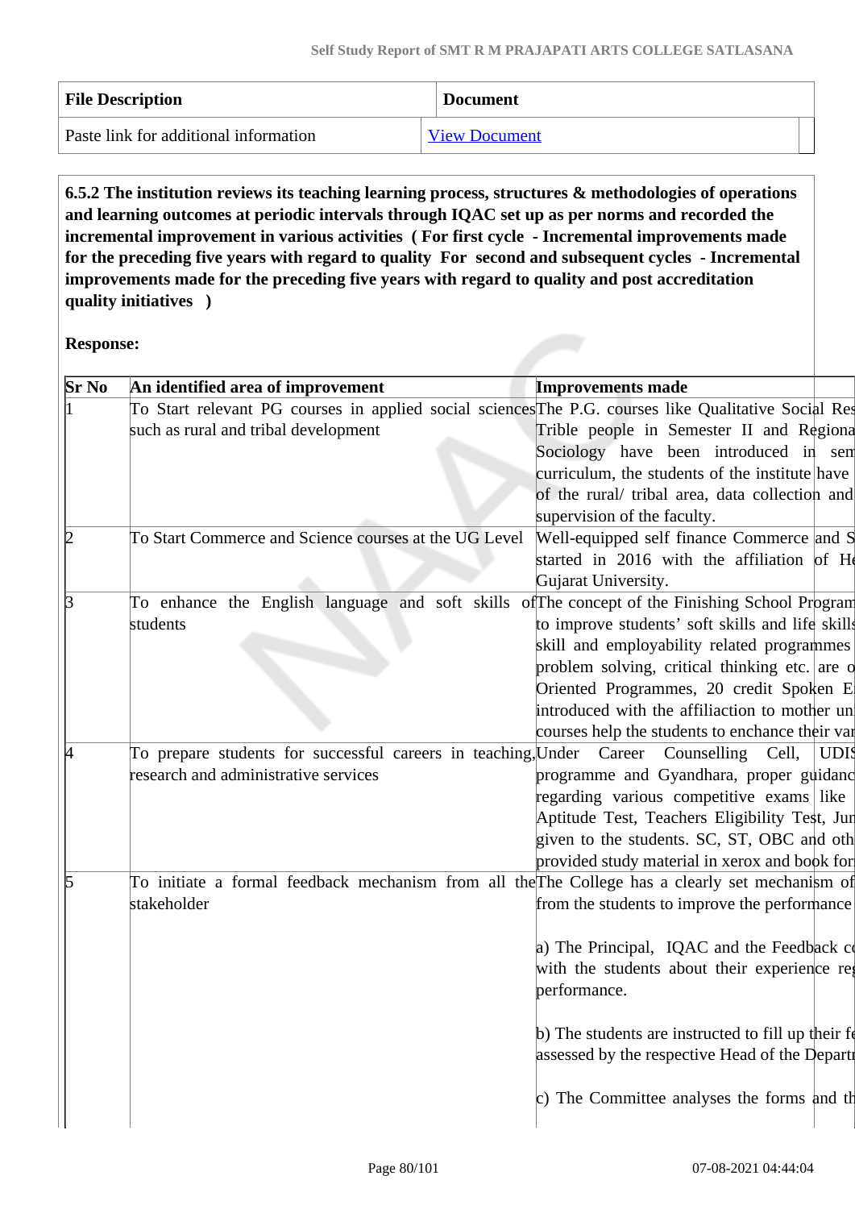| File Description | Document |
| --- | --- |
| Paste link for additional information | View Document |

**6.5.2 The institution reviews its teaching learning process, structures & methodologies of operations and learning outcomes at periodic intervals through IQAC set up as per norms and recorded the incremental improvement in various activities ( For first cycle - Incremental improvements made for the preceding five years with regard to quality For second and subsequent cycles - Incremental improvements made for the preceding five years with regard to quality and post accreditation quality initiatives )**

**Response:**

| Sr No | An identified area of improvement | Improvements made |
| --- | --- | --- |
| 1 | To Start relevant PG courses in applied social sciences such as rural and tribal development | The P.G. courses like Qualitative Social Res Trible people in Semester II and Regiona Sociology have been introduced in sem curriculum, the students of the institute have of the rural/ tribal area, data collection and supervision of the faculty. |
| 2 | To Start Commerce and Science courses at the UG Level | Well-equipped self finance Commerce and S started in 2016 with the affiliation of H Gujarat University. |
| 3 | To enhance the English language and soft skills of students | The concept of the Finishing School Program to improve students' soft skills and life skills skill and employability related programmes problem solving, critical thinking etc. are o Oriented Programmes, 20 credit Spoken E introduced with the affiliaction to mother un courses help the students to enchance their va |
| 4 | To prepare students for successful careers in teaching, research and administrative services | Under Career Counselling Cell, UDIS programme and Gyandhara, proper guidanc regarding various competitive exams like Aptitude Test, Teachers Eligibility Test, Jun given to the students. SC, ST, OBC and oth provided study material in xerox and book for |
| 5 | To initiate a formal feedback mechanism from all the stakeholder | The College has a clearly set mechanism of from the students to improve the performance<br><br>a) The Principal, IQAC and the Feedback c with the students about their experience reg performance.<br><br>b) The students are instructed to fill up their fe assessed by the respective Head of the Departr<br><br>c) The Committee analyses the forms and th |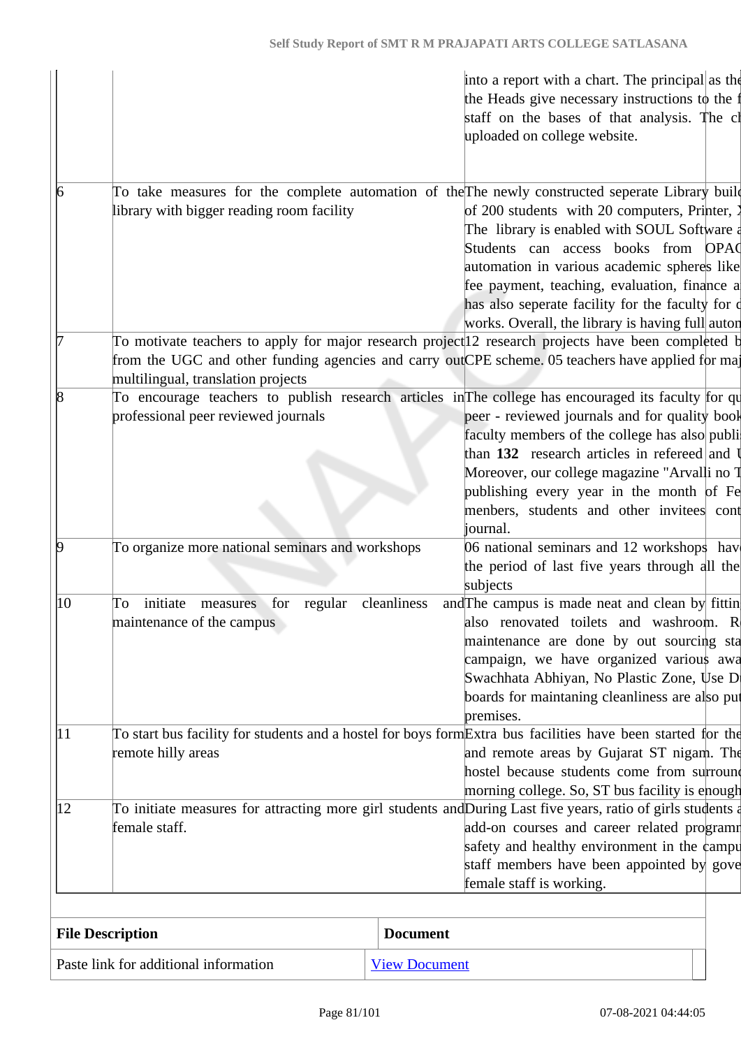| | | |
|---|---|---|
| | | into a report with a chart. The principal as the the Heads give necessary instructions to the f staff on the bases of that analysis. The ch uploaded on college website. |
| 6 | To take measures for the complete automation of the library with bigger reading room facility | The newly constructed seperate Library build of 200 students with 20 computers, Printer, X The library is enabled with SOUL Software a Students can access books from OPAC automation in various academic spheres like fee payment, teaching, evaluation, finance a has also seperate facility for the faculty for c works. Overall, the library is having full auton |
| 7 | To motivate teachers to apply for major research project from the UGC and other funding agencies and carry out multilingual, translation projects | 12 research projects have been completed b CPE scheme. 05 teachers have applied for maj |
| 8 | To encourage teachers to publish research articles in professional peer reviewed journals | The college has encouraged its faculty for qu peer - reviewed journals and for quality book faculty members of the college has also publis than **132** research articles in refereed and U Moreover, our college magazine "Arvalli no T publishing every year in the month of Fe menbers, students and other invitees cont journal. |
| 9 | To organize more national seminars and workshops | 06 national seminars and 12 workshops have the period of last five years through all the subjects |
| 10 | To initiate measures for regular cleanliness and maintenance of the campus | The campus is made neat and clean by fittin also renovated toilets and washroom. R maintenance are done by out sourcing sta campaign, we have organized various awa Swachhata Abhiyan, No Plastic Zone, Use D boards for maintaning cleanliness are also put premises. |
| 11 | To start bus facility for students and a hostel for boys form remote hilly areas | Extra bus facilities have been started for the and remote areas by Gujarat ST nigam. The hostel because students come from surround morning college. So, ST bus facility is enough |
| 12 | To initiate measures for attracting more girl students and female staff. | During Last five years, ratio of girls students a add-on courses and career related programm safety and healthy environment in the campu staff members have been appointed by gove female staff is working. |

| File Description | Document |
|---|---|
| Paste link for additional information | View Document |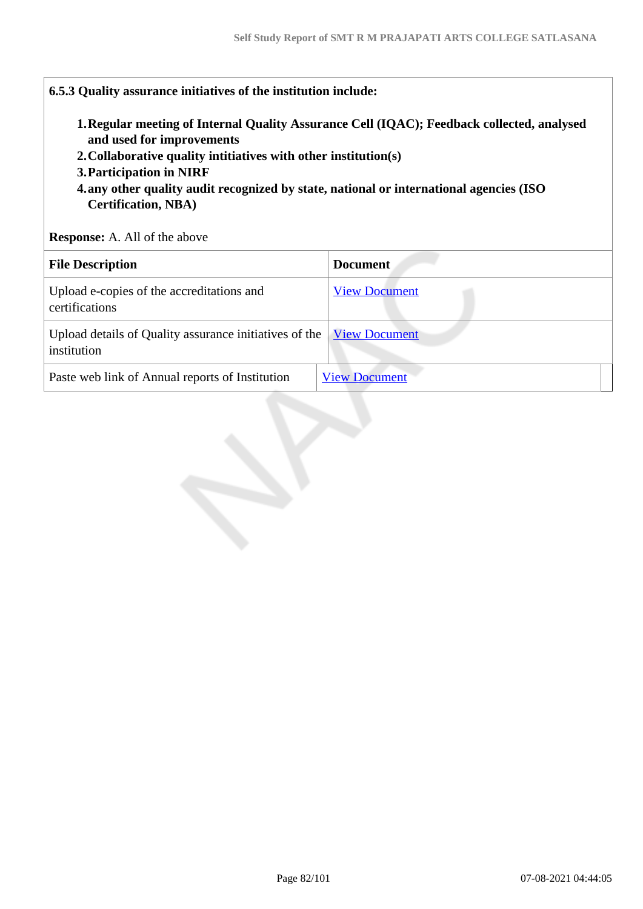**6.5.3 Quality assurance initiatives of the institution include:**

1. **Regular meeting of Internal Quality Assurance Cell (IQAC); Feedback collected, analysed and used for improvements**
2. **Collaborative quality intitiatives with other institution(s)**
3. **Participation in NIRF**
4. **any other quality audit recognized by state, national or international agencies (ISO Certification, NBA)**

**Response:** A. All of the above

| File Description | Document |
|---|---|
| Upload e-copies of the accreditations and certifications | View Document |
| Upload details of Quality assurance initiatives of the institution | View Document |
| Paste web link of Annual reports of Institution | View Document |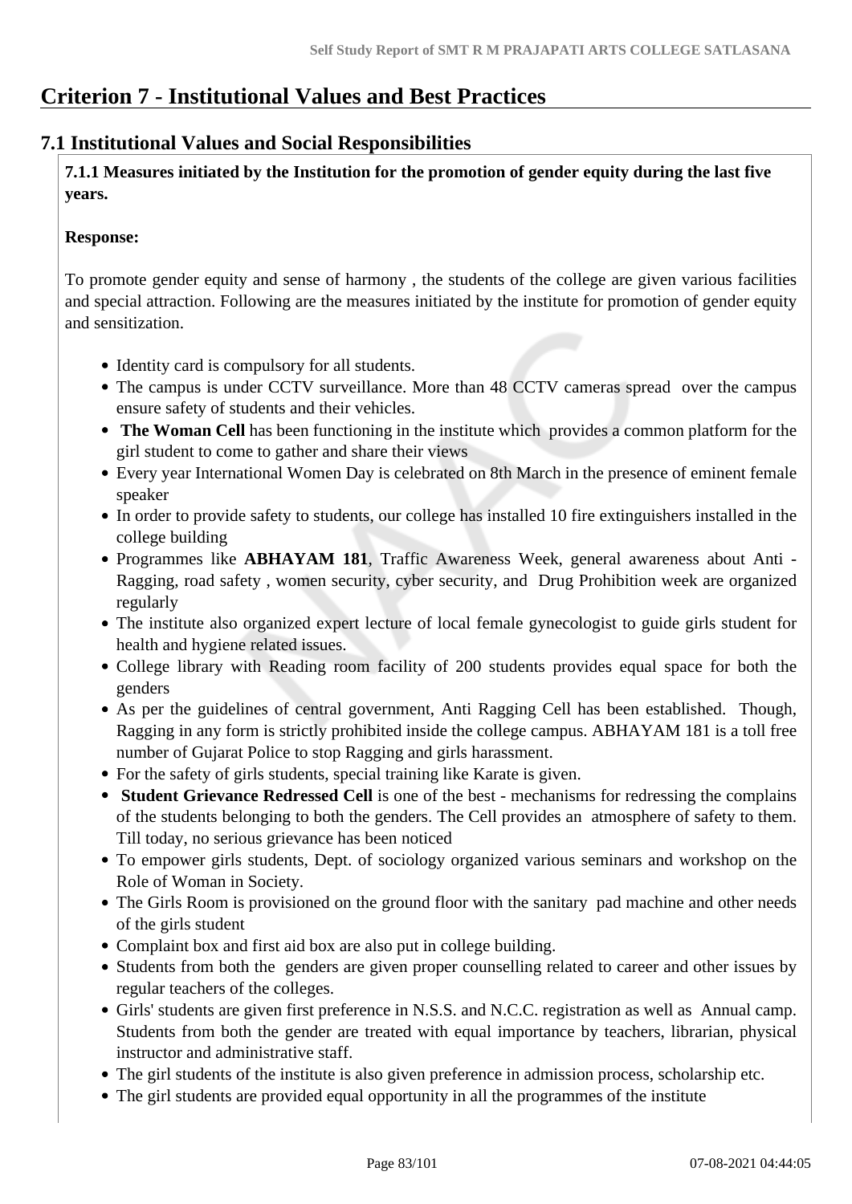# Criterion 7 - Institutional Values and Best Practices

## 7.1 Institutional Values and Social Responsibilities

**7.1.1 Measures initiated by the Institution for the promotion of gender equity during the last five years.**

**Response:**

To promote gender equity and sense of harmony , the students of the college are given various facilities and special attraction. Following are the measures initiated by the institute for promotion of gender equity and sensitization.

- Identity card is compulsory for all students.
- The campus is under CCTV surveillance. More than 48 CCTV cameras spread over the campus ensure safety of students and their vehicles.
- **The Woman Cell** has been functioning in the institute which provides a common platform for the girl student to come to gather and share their views
- Every year International Women Day is celebrated on 8th March in the presence of eminent female speaker
- In order to provide safety to students, our college has installed 10 fire extinguishers installed in the college building
- Programmes like **ABHAYAM 181**, Traffic Awareness Week, general awareness about Anti - Ragging, road safety , women security, cyber security, and Drug Prohibition week are organized regularly
- The institute also organized expert lecture of local female gynecologist to guide girls student for health and hygiene related issues.
- College library with Reading room facility of 200 students provides equal space for both the genders
- As per the guidelines of central government, Anti Ragging Cell has been established. Though, Ragging in any form is strictly prohibited inside the college campus. ABHAYAM 181 is a toll free number of Gujarat Police to stop Ragging and girls harassment.
- For the safety of girls students, special training like Karate is given.
- **Student Grievance Redressed Cell** is one of the best - mechanisms for redressing the complains of the students belonging to both the genders. The Cell provides an atmosphere of safety to them. Till today, no serious grievance has been noticed
- To empower girls students, Dept. of sociology organized various seminars and workshop on the Role of Woman in Society.
- The Girls Room is provisioned on the ground floor with the sanitary pad machine and other needs of the girls student
- Complaint box and first aid box are also put in college building.
- Students from both the genders are given proper counselling related to career and other issues by regular teachers of the colleges.
- Girls' students are given first preference in N.S.S. and N.C.C. registration as well as Annual camp. Students from both the gender are treated with equal importance by teachers, librarian, physical instructor and administrative staff.
- The girl students of the institute is also given preference in admission process, scholarship etc.
- The girl students are provided equal opportunity in all the programmes of the institute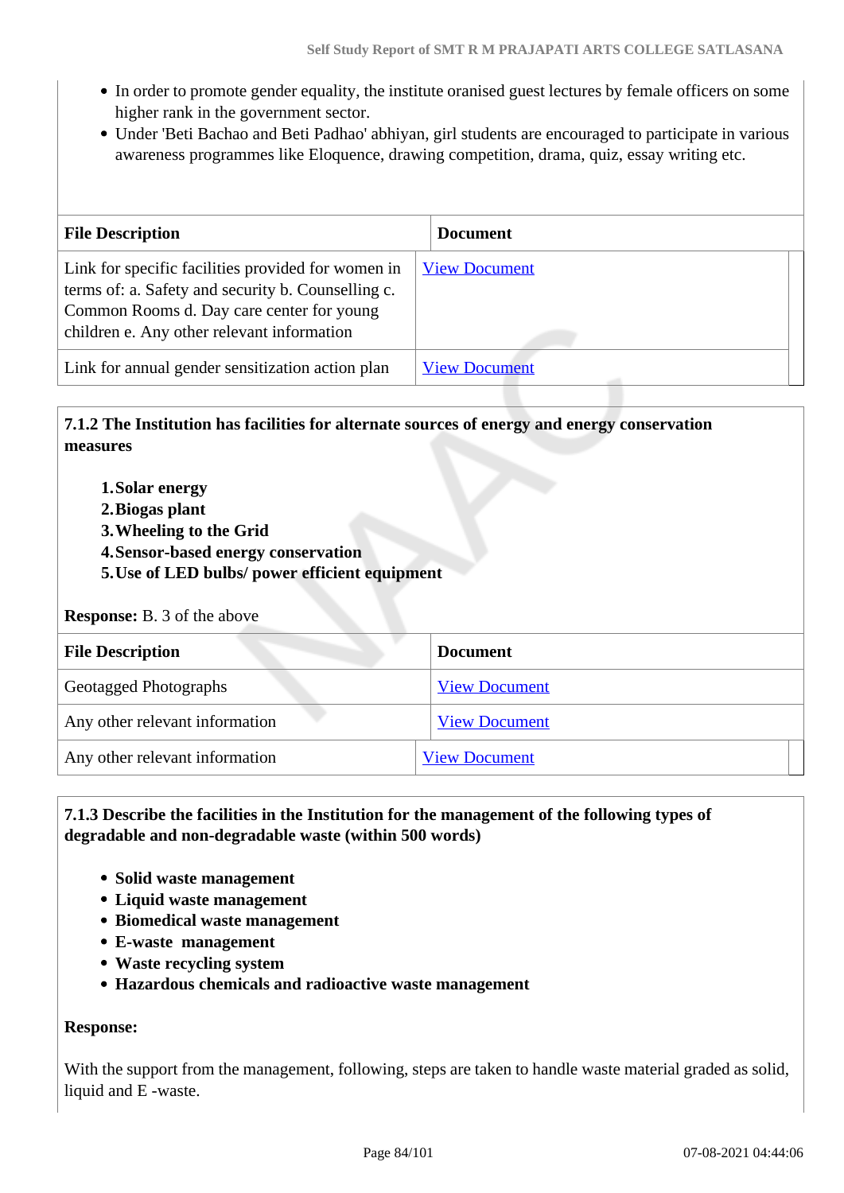- In order to promote gender equality, the institute oranised guest lectures by female officers on some higher rank in the government sector.
- Under 'Beti Bachao and Beti Padhao' abhiyan, girl students are encouraged to participate in various awareness programmes like Eloquence, drawing competition, drama, quiz, essay writing etc.

| File Description | Document |
|---|---|
| Link for specific facilities provided for women in terms of: a. Safety and security b. Counselling c. Common Rooms d. Day care center for young children e. Any other relevant information | View Document |
| Link for annual gender sensitization action plan | View Document |

**7.1.2 The Institution has facilities for alternate sources of energy and energy conservation measures**

1. **Solar energy**
2. **Biogas plant**
3. **Wheeling to the Grid**
4. **Sensor-based energy conservation**
5. **Use of LED bulbs/ power efficient equipment**

**Response:** B. 3 of the above

| File Description | Document |
|---|---|
| Geotagged Photographs | View Document |
| Any other relevant information | View Document |
| Any other relevant information | View Document |

**7.1.3 Describe the facilities in the Institution for the management of the following types of degradable and non-degradable waste (within 500 words)**

- **Solid waste management**
- **Liquid waste management**
- **Biomedical waste management**
- **E-waste management**
- **Waste recycling system**
- **Hazardous chemicals and radioactive waste management**

**Response:**

With the support from the management, following, steps are taken to handle waste material graded as solid, liquid and E -waste.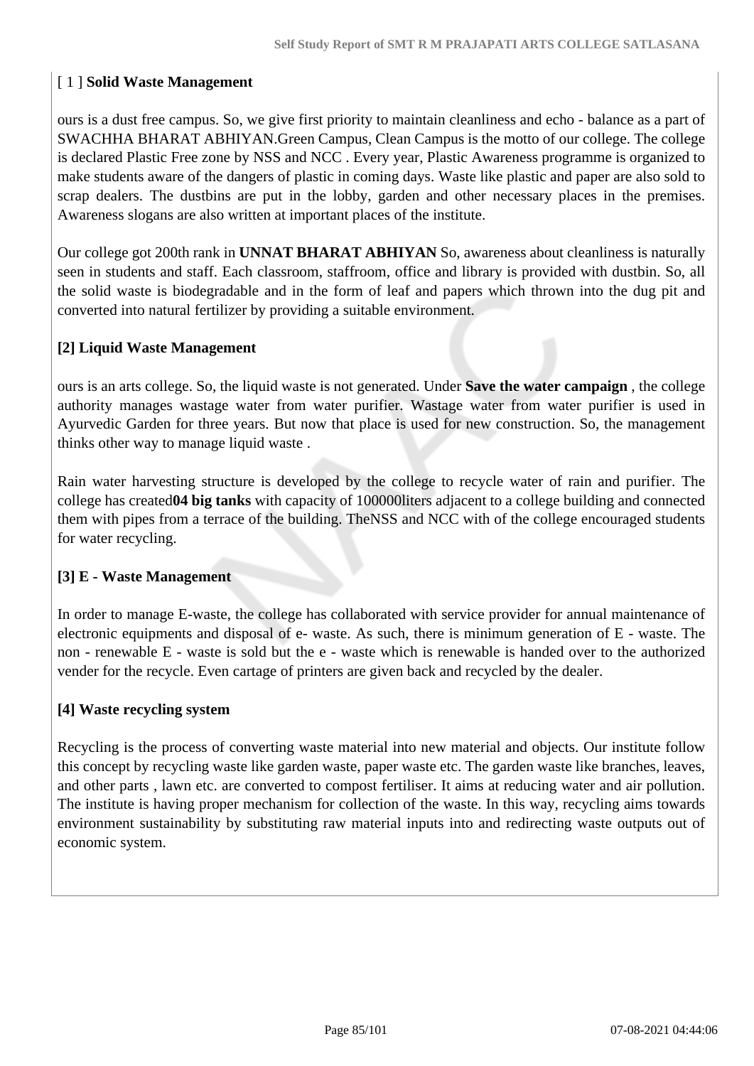[ 1 ] **Solid Waste Management**

ours is a dust free campus. So, we give first priority to maintain cleanliness and echo - balance as a part of SWACHHA BHARAT ABHIYAN.Green Campus, Clean Campus is the motto of our college. The college is declared Plastic Free zone by NSS and NCC . Every year, Plastic Awareness programme is organized to make students aware of the dangers of plastic in coming days. Waste like plastic and paper are also sold to scrap dealers. The dustbins are put in the lobby, garden and other necessary places in the premises. Awareness slogans are also written at important places of the institute.

Our college got 200th rank in **UNNAT BHARAT ABHIYAN** So, awareness about cleanliness is naturally seen in students and staff. Each classroom, staffroom, office and library is provided with dustbin. So, all the solid waste is biodegradable and in the form of leaf and papers which thrown into the dug pit and converted into natural fertilizer by providing a suitable environment.

**[2] Liquid Waste Management**

ours is an arts college. So, the liquid waste is not generated. Under **Save the water campaign** , the college authority manages wastage water from water purifier. Wastage water from water purifier is used in Ayurvedic Garden for three years. But now that place is used for new construction. So, the management thinks other way to manage liquid waste .

Rain water harvesting structure is developed by the college to recycle water of rain and purifier. The college has created**04 big tanks** with capacity of 100000liters adjacent to a college building and connected them with pipes from a terrace of the building. TheNSS and NCC with of the college encouraged students for water recycling.

**[3] E - Waste Management**

In order to manage E-waste, the college has collaborated with service provider for annual maintenance of electronic equipments and disposal of e- waste. As such, there is minimum generation of E - waste. The non - renewable E - waste is sold but the e - waste which is renewable is handed over to the authorized vender for the recycle. Even cartage of printers are given back and recycled by the dealer.

**[4] Waste recycling system**

Recycling is the process of converting waste material into new material and objects. Our institute follow this concept by recycling waste like garden waste, paper waste etc. The garden waste like branches, leaves, and other parts , lawn etc. are converted to compost fertiliser. It aims at reducing water and air pollution. The institute is having proper mechanism for collection of the waste. In this way, recycling aims towards environment sustainability by substituting raw material inputs into and redirecting waste outputs out of economic system.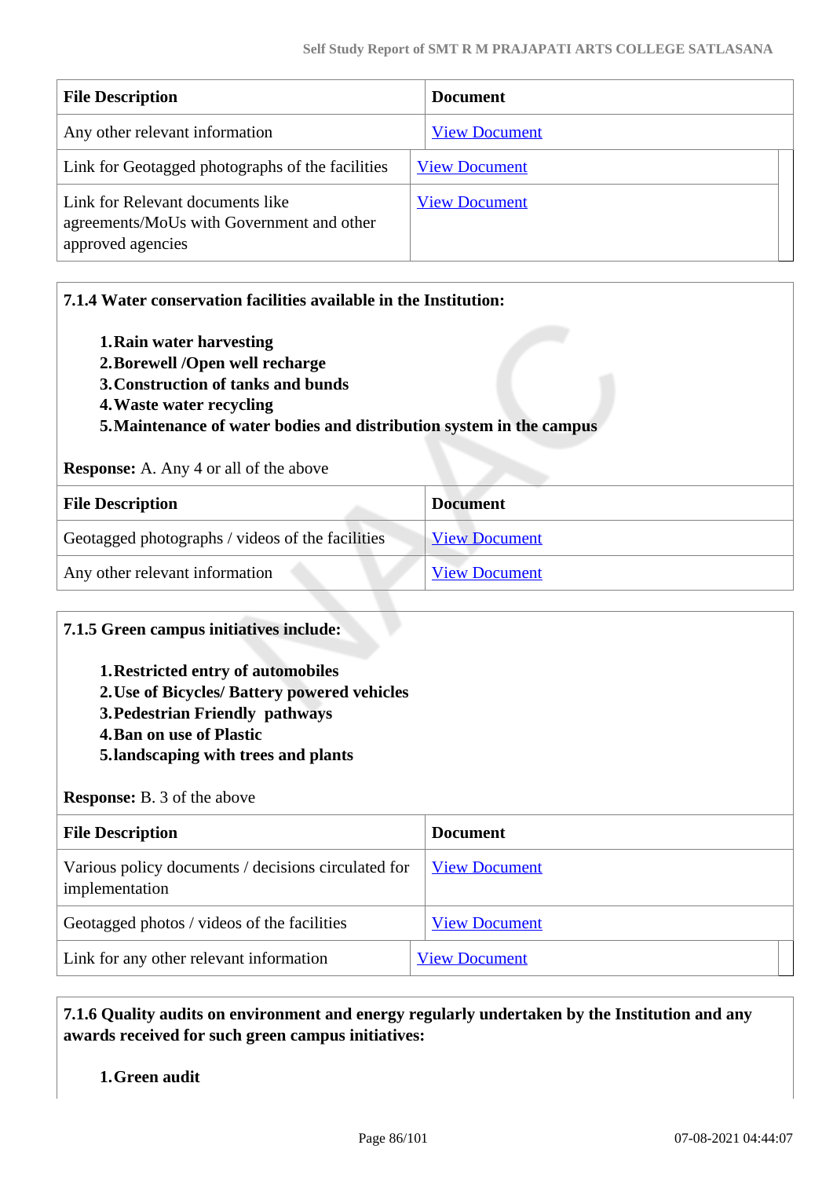| File Description | Document |
| --- | --- |
| Any other relevant information | View Document |
| Link for Geotagged photographs of the facilities | View Document |
| Link for Relevant documents like agreements/MoUs with Government and other approved agencies | View Document |

**7.1.4 Water conservation facilities available in the Institution:**

1. **Rain water harvesting**
2. **Borewell /Open well recharge**
3. **Construction of tanks and bunds**
4. **Waste water recycling**
5. **Maintenance of water bodies and distribution system in the campus**

**Response:** A. Any 4 or all of the above

| File Description | Document |
| --- | --- |
| Geotagged photographs / videos of the facilities | View Document |
| Any other relevant information | View Document |

**7.1.5 Green campus initiatives include:**

1. **Restricted entry of automobiles**
2. **Use of Bicycles/ Battery powered vehicles**
3. **Pedestrian Friendly pathways**
4. **Ban on use of Plastic**
5. **landscaping with trees and plants**

**Response:** B. 3 of the above

| File Description | Document |
| --- | --- |
| Various policy documents / decisions circulated for implementation | View Document |
| Geotagged photos / videos of the facilities | View Document |
| Link for any other relevant information | View Document |

**7.1.6 Quality audits on environment and energy regularly undertaken by the Institution and any awards received for such green campus initiatives:**

1. **Green audit**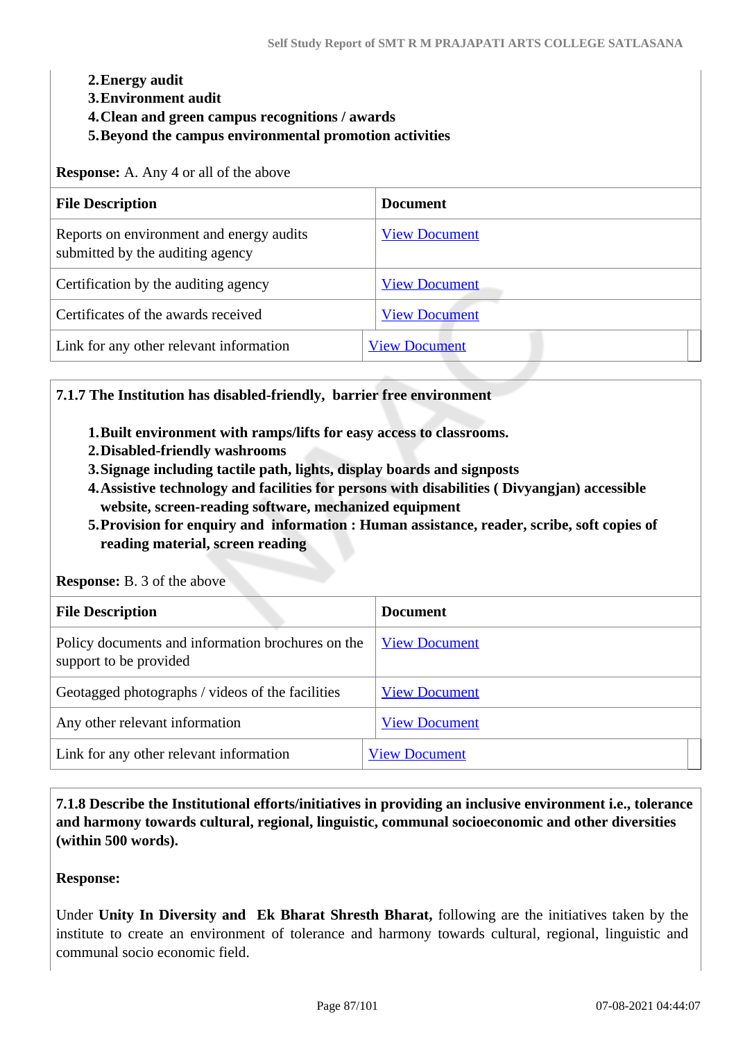2. **Energy audit**
3. **Environment audit**
4. **Clean and green campus recognitions / awards**
5. **Beyond the campus environmental promotion activities**

**Response:** A. Any 4 or all of the above

| File Description | Document |
|---|---|
| Reports on environment and energy audits submitted by the auditing agency | View Document |
| Certification by the auditing agency | View Document |
| Certificates of the awards received | View Document |
| Link for any other relevant information | View Document |

**7.1.7 The Institution has disabled-friendly, barrier free environment**

1. **Built environment with ramps/lifts for easy access to classrooms.**
2. **Disabled-friendly washrooms**
3. **Signage including tactile path, lights, display boards and signposts**
4. **Assistive technology and facilities for persons with disabilities ( Divyangjan) accessible website, screen-reading software, mechanized equipment**
5. **Provision for enquiry and information : Human assistance, reader, scribe, soft copies of reading material, screen reading**

**Response:** B. 3 of the above

| File Description | Document |
|---|---|
| Policy documents and information brochures on the support to be provided | View Document |
| Geotagged photographs / videos of the facilities | View Document |
| Any other relevant information | View Document |
| Link for any other relevant information | View Document |

**7.1.8 Describe the Institutional efforts/initiatives in providing an inclusive environment i.e., tolerance and harmony towards cultural, regional, linguistic, communal socioeconomic and other diversities (within 500 words).**

**Response:**

Under **Unity In Diversity and Ek Bharat Shresth Bharat,** following are the initiatives taken by the institute to create an environment of tolerance and harmony towards cultural, regional, linguistic and communal socio economic field.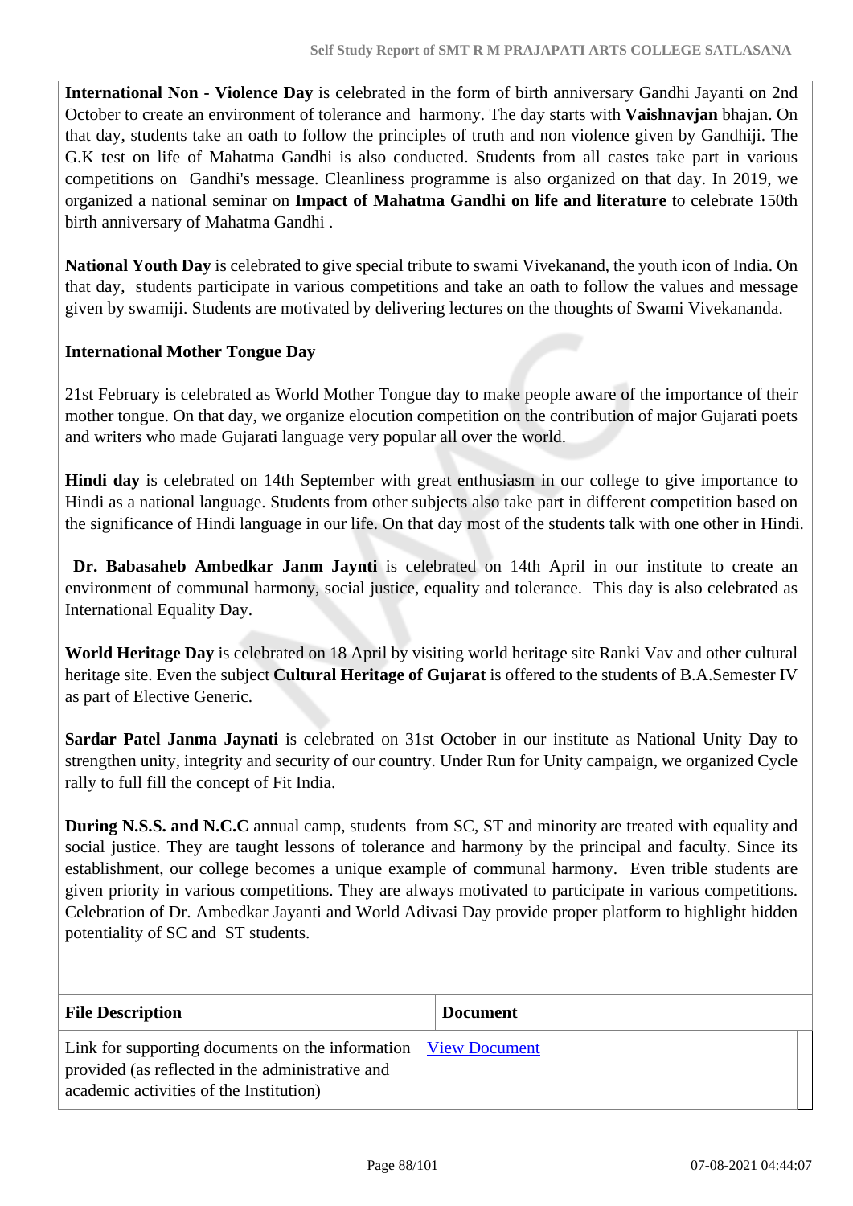**International Non - Violence Day** is celebrated in the form of birth anniversary Gandhi Jayanti on 2nd October to create an environment of tolerance and harmony. The day starts with **Vaishnavjan** bhajan. On that day, students take an oath to follow the principles of truth and non violence given by Gandhiji. The G.K test on life of Mahatma Gandhi is also conducted. Students from all castes take part in various competitions on Gandhi's message. Cleanliness programme is also organized on that day. In 2019, we organized a national seminar on **Impact of Mahatma Gandhi on life and literature** to celebrate 150th birth anniversary of Mahatma Gandhi .

**National Youth Day** is celebrated to give special tribute to swami Vivekanand, the youth icon of India. On that day, students participate in various competitions and take an oath to follow the values and message given by swamiji. Students are motivated by delivering lectures on the thoughts of Swami Vivekananda.

**International Mother Tongue Day**

21st February is celebrated as World Mother Tongue day to make people aware of the importance of their mother tongue. On that day, we organize elocution competition on the contribution of major Gujarati poets and writers who made Gujarati language very popular all over the world.

**Hindi day** is celebrated on 14th September with great enthusiasm in our college to give importance to Hindi as a national language. Students from other subjects also take part in different competition based on the significance of Hindi language in our life. On that day most of the students talk with one other in Hindi.

**Dr. Babasaheb Ambedkar Janm Jaynti** is celebrated on 14th April in our institute to create an environment of communal harmony, social justice, equality and tolerance. This day is also celebrated as International Equality Day.

**World Heritage Day** is celebrated on 18 April by visiting world heritage site Ranki Vav and other cultural heritage site. Even the subject **Cultural Heritage of Gujarat** is offered to the students of B.A.Semester IV as part of Elective Generic.

**Sardar Patel Janma Jaynati** is celebrated on 31st October in our institute as National Unity Day to strengthen unity, integrity and security of our country. Under Run for Unity campaign, we organized Cycle rally to full fill the concept of Fit India.

**During N.S.S. and N.C.C** annual camp, students from SC, ST and minority are treated with equality and social justice. They are taught lessons of tolerance and harmony by the principal and faculty. Since its establishment, our college becomes a unique example of communal harmony. Even trible students are given priority in various competitions. They are always motivated to participate in various competitions. Celebration of Dr. Ambedkar Jayanti and World Adivasi Day provide proper platform to highlight hidden potentiality of SC and ST students.

| File Description | Document |
|---|---|
| Link for supporting documents on the information provided (as reflected in the administrative and academic activities of the Institution) | View Document |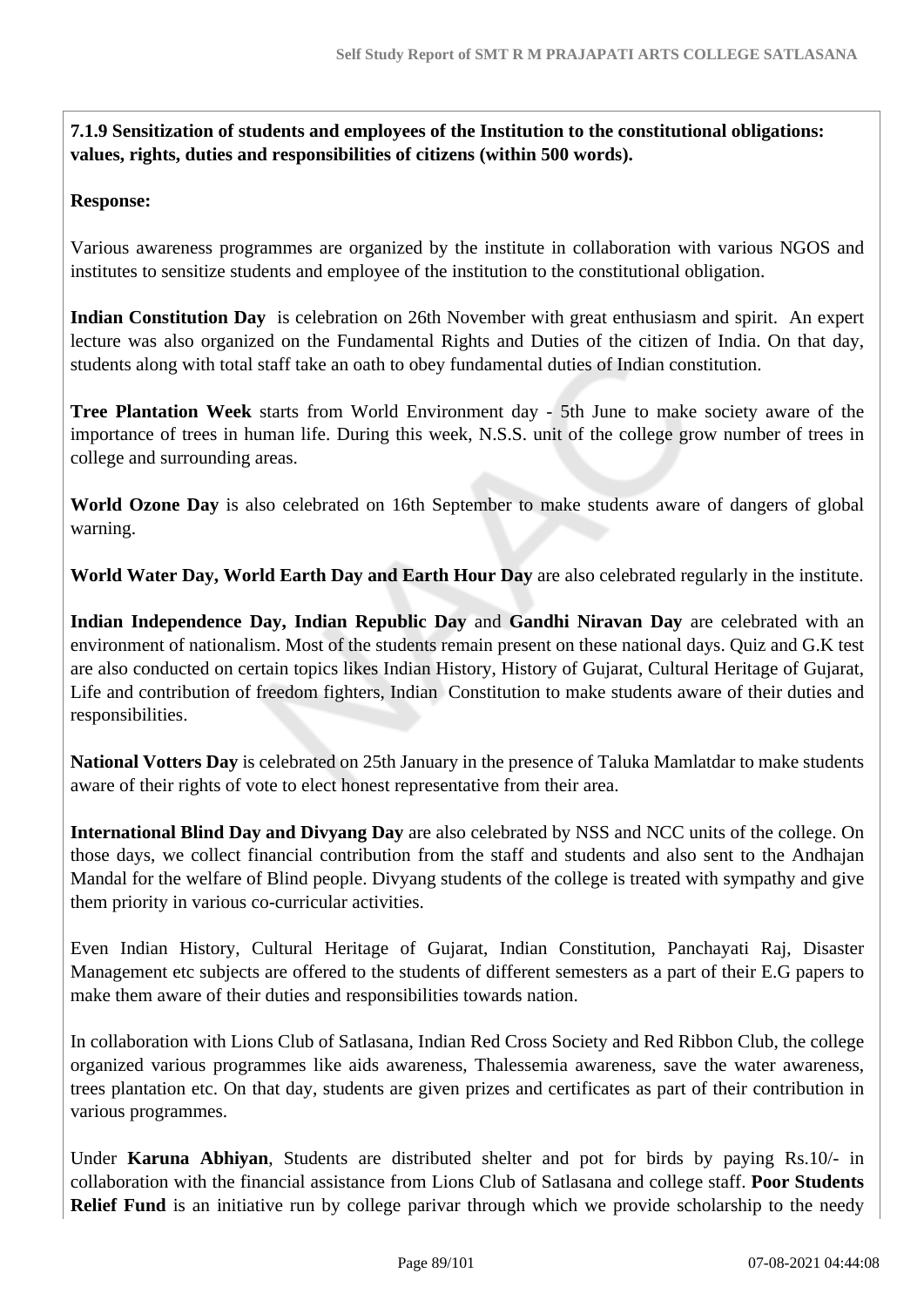**7.1.9 Sensitization of students and employees of the Institution to the constitutional obligations: values, rights, duties and responsibilities of citizens (within 500 words).**

**Response:**

Various awareness programmes are organized by the institute in collaboration with various NGOS and institutes to sensitize students and employee of the institution to the constitutional obligation.

**Indian Constitution Day** is celebration on 26th November with great enthusiasm and spirit. An expert lecture was also organized on the Fundamental Rights and Duties of the citizen of India. On that day, students along with total staff take an oath to obey fundamental duties of Indian constitution.

**Tree Plantation Week** starts from World Environment day - 5th June to make society aware of the importance of trees in human life. During this week, N.S.S. unit of the college grow number of trees in college and surrounding areas.

**World Ozone Day** is also celebrated on 16th September to make students aware of dangers of global warning.

**World Water Day, World Earth Day and Earth Hour Day** are also celebrated regularly in the institute.

**Indian Independence Day, Indian Republic Day** and **Gandhi Niravan Day** are celebrated with an environment of nationalism. Most of the students remain present on these national days. Quiz and G.K test are also conducted on certain topics likes Indian History, History of Gujarat, Cultural Heritage of Gujarat, Life and contribution of freedom fighters, Indian Constitution to make students aware of their duties and responsibilities.

**National Votters Day** is celebrated on 25th January in the presence of Taluka Mamlatdar to make students aware of their rights of vote to elect honest representative from their area.

**International Blind Day and Divyang Day** are also celebrated by NSS and NCC units of the college. On those days, we collect financial contribution from the staff and students and also sent to the Andhajan Mandal for the welfare of Blind people. Divyang students of the college is treated with sympathy and give them priority in various co-curricular activities.

Even Indian History, Cultural Heritage of Gujarat, Indian Constitution, Panchayati Raj, Disaster Management etc subjects are offered to the students of different semesters as a part of their E.G papers to make them aware of their duties and responsibilities towards nation.

In collaboration with Lions Club of Satlasana, Indian Red Cross Society and Red Ribbon Club, the college organized various programmes like aids awareness, Thalessemia awareness, save the water awareness, trees plantation etc. On that day, students are given prizes and certificates as part of their contribution in various programmes.

Under **Karuna Abhiyan**, Students are distributed shelter and pot for birds by paying Rs.10/- in collaboration with the financial assistance from Lions Club of Satlasana and college staff. **Poor Students Relief Fund** is an initiative run by college parivar through which we provide scholarship to the needy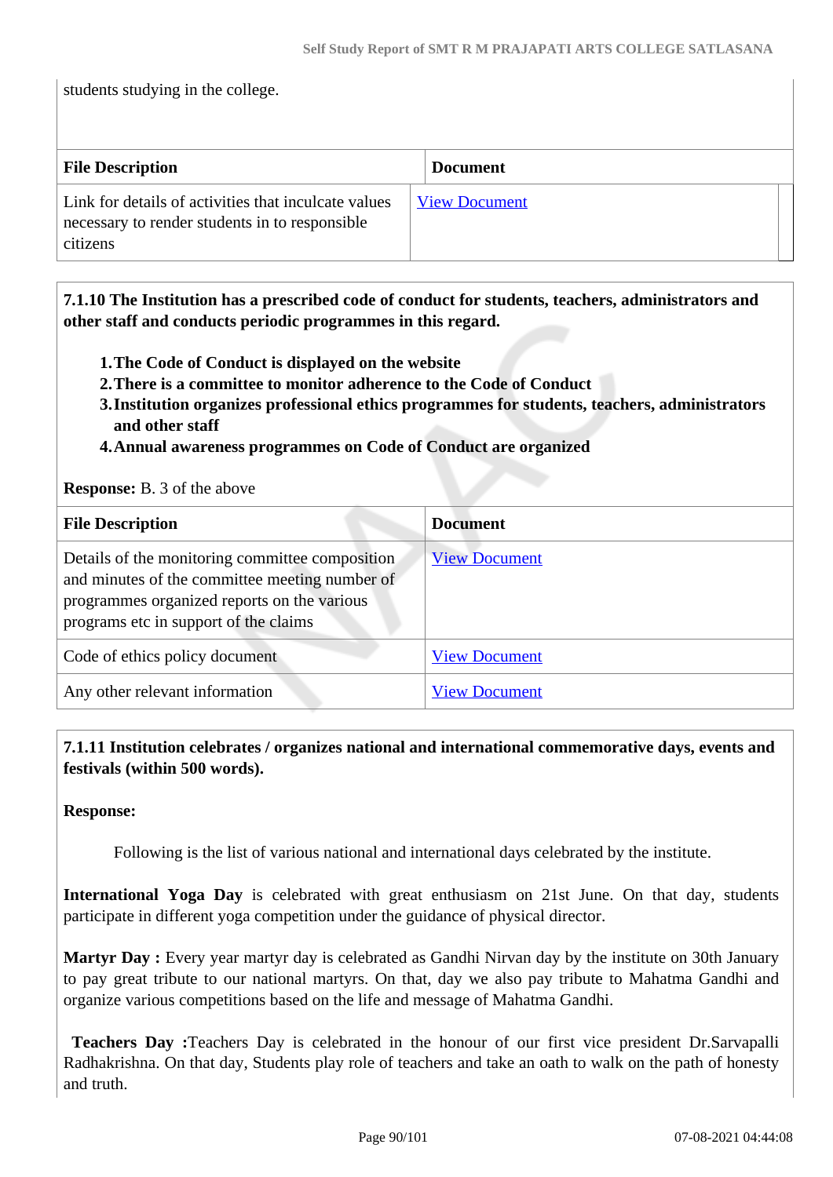students studying in the college.

| File Description | Document |
|---|---|
| Link for details of activities that inculcate values necessary to render students in to responsible citizens | View Document |

**7.1.10 The Institution has a prescribed code of conduct for students, teachers, administrators and other staff and conducts periodic programmes in this regard.**

1. **The Code of Conduct is displayed on the website**
2. **There is a committee to monitor adherence to the Code of Conduct**
3. **Institution organizes professional ethics programmes for students, teachers, administrators and other staff**
4. **Annual awareness programmes on Code of Conduct are organized**

**Response:** B. 3 of the above

| File Description | Document |
|---|---|
| Details of the monitoring committee composition and minutes of the committee meeting number of programmes organized reports on the various programs etc in support of the claims | View Document |
| Code of ethics policy document | View Document |
| Any other relevant information | View Document |

**7.1.11 Institution celebrates / organizes national and international commemorative days, events and festivals (within 500 words).**

**Response:**

Following is the list of various national and international days celebrated by the institute.

**International Yoga Day** is celebrated with great enthusiasm on 21st June. On that day, students participate in different yoga competition under the guidance of physical director.

**Martyr Day :** Every year martyr day is celebrated as Gandhi Nirvan day by the institute on 30th January to pay great tribute to our national martyrs. On that, day we also pay tribute to Mahatma Gandhi and organize various competitions based on the life and message of Mahatma Gandhi.

**Teachers Day :**Teachers Day is celebrated in the honour of our first vice president Dr.Sarvapalli Radhakrishna. On that day, Students play role of teachers and take an oath to walk on the path of honesty and truth.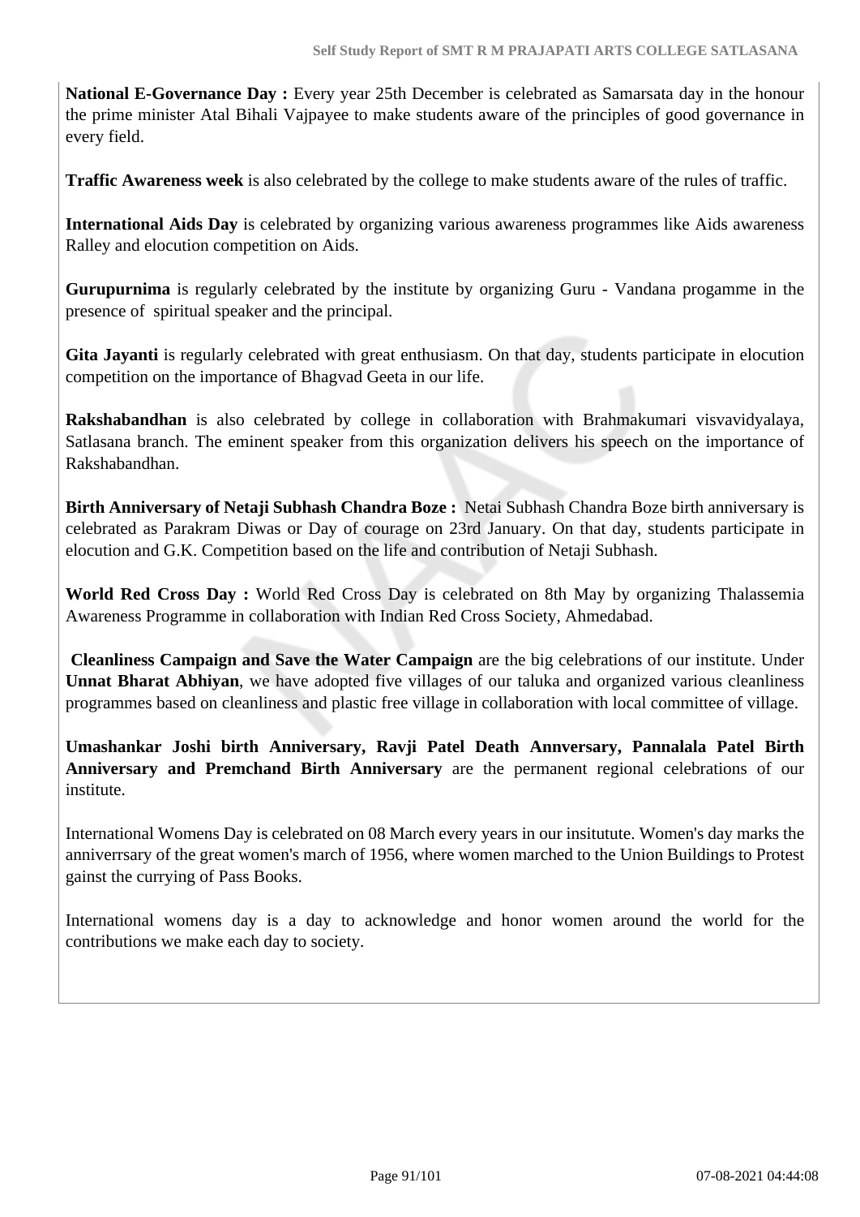**National E-Governance Day :** Every year 25th December is celebrated as Samarsata day in the honour the prime minister Atal Bihali Vajpayee to make students aware of the principles of good governance in every field.

**Traffic Awareness week** is also celebrated by the college to make students aware of the rules of traffic.

**International Aids Day** is celebrated by organizing various awareness programmes like Aids awareness Ralley and elocution competition on Aids.

**Gurupurnima** is regularly celebrated by the institute by organizing Guru - Vandana progamme in the presence of spiritual speaker and the principal.

**Gita Jayanti** is regularly celebrated with great enthusiasm. On that day, students participate in elocution competition on the importance of Bhagvad Geeta in our life.

**Rakshabandhan** is also celebrated by college in collaboration with Brahmakumari visvavidyalaya, Satlasana branch. The eminent speaker from this organization delivers his speech on the importance of Rakshabandhan.

**Birth Anniversary of Netaji Subhash Chandra Boze :** Netai Subhash Chandra Boze birth anniversary is celebrated as Parakram Diwas or Day of courage on 23rd January. On that day, students participate in elocution and G.K. Competition based on the life and contribution of Netaji Subhash.

**World Red Cross Day :** World Red Cross Day is celebrated on 8th May by organizing Thalassemia Awareness Programme in collaboration with Indian Red Cross Society, Ahmedabad.

**Cleanliness Campaign and Save the Water Campaign** are the big celebrations of our institute. Under **Unnat Bharat Abhiyan**, we have adopted five villages of our taluka and organized various cleanliness programmes based on cleanliness and plastic free village in collaboration with local committee of village.

**Umashankar Joshi birth Anniversary, Ravji Patel Death Annversary, Pannalala Patel Birth Anniversary and Premchand Birth Anniversary** are the permanent regional celebrations of our institute.

International Womens Day is celebrated on 08 March every years in our insitutute. Women's day marks the anniverrsary of the great women's march of 1956, where women marched to the Union Buildings to Protest gainst the currying of Pass Books.

International womens day is a day to acknowledge and honor women around the world for the contributions we make each day to society.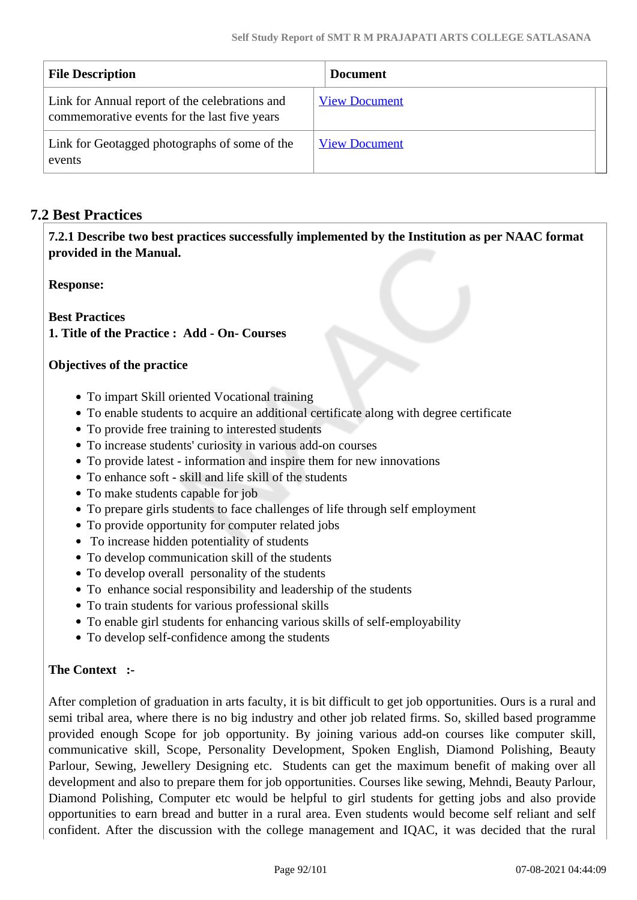| File Description | Document |
|---|---|
| Link for Annual report of the celebrations and commemorative events for the last five years | View Document |
| Link for Geotagged photographs of some of the events | View Document |

## 7.2 Best Practices

**7.2.1 Describe two best practices successfully implemented by the Institution as per NAAC format provided in the Manual.**

**Response:**

**Best Practices**
**1. Title of the Practice : Add - On- Courses**

**Objectives of the practice**

- To impart Skill oriented Vocational training
- To enable students to acquire an additional certificate along with degree certificate
- To provide free training to interested students
- To increase students' curiosity in various add-on courses
- To provide latest - information and inspire them for new innovations
- To enhance soft - skill and life skill of the students
- To make students capable for job
- To prepare girls students to face challenges of life through self employment
- To provide opportunity for computer related jobs
- To increase hidden potentiality of students
- To develop communication skill of the students
- To develop overall personality of the students
- To enhance social responsibility and leadership of the students
- To train students for various professional skills
- To enable girl students for enhancing various skills of self-employability
- To develop self-confidence among the students

**The Context :-**

After completion of graduation in arts faculty, it is bit difficult to get job opportunities. Ours is a rural and semi tribal area, where there is no big industry and other job related firms. So, skilled based programme provided enough Scope for job opportunity. By joining various add-on courses like computer skill, communicative skill, Scope, Personality Development, Spoken English, Diamond Polishing, Beauty Parlour, Sewing, Jewellery Designing etc. Students can get the maximum benefit of making over all development and also to prepare them for job opportunities. Courses like sewing, Mehndi, Beauty Parlour, Diamond Polishing, Computer etc would be helpful to girl students for getting jobs and also provide opportunities to earn bread and butter in a rural area. Even students would become self reliant and self confident. After the discussion with the college management and IQAC, it was decided that the rural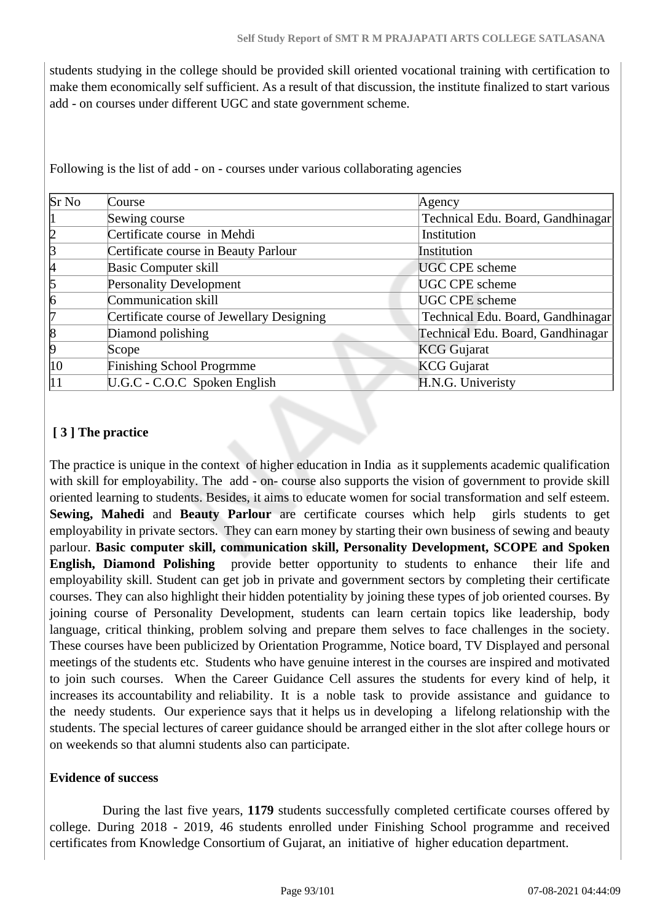students studying in the college should be provided skill oriented vocational training with certification to make them economically self sufficient. As a result of that discussion, the institute finalized to start various add - on courses under different UGC and state government scheme.

Following is the list of add - on - courses under various collaborating agencies

| Sr No | Course | Agency |
|---|---|---|
| 1 | Sewing course | Technical Edu. Board, Gandhinagar |
| 2 | Certificate course in Mehdi | Institution |
| 3 | Certificate course in Beauty Parlour | Institution |
| 4 | Basic Computer skill | UGC CPE scheme |
| 5 | Personality Development | UGC CPE scheme |
| 6 | Communication skill | UGC CPE scheme |
| 7 | Certificate course of Jewellary Designing | Technical Edu. Board, Gandhinagar |
| 8 | Diamond polishing | Technical Edu. Board, Gandhinagar |
| 9 | Scope | KCG Gujarat |
| 10 | Finishing School Progrmme | KCG Gujarat |
| 11 | U.G.C - C.O.C Spoken English | H.N.G. Univeristy |

**[ 3 ] The practice**

The practice is unique in the context of higher education in India as it supplements academic qualification with skill for employability. The add - on- course also supports the vision of government to provide skill oriented learning to students. Besides, it aims to educate women for social transformation and self esteem. **Sewing, Mahedi** and **Beauty Parlour** are certificate courses which help girls students to get employability in private sectors. They can earn money by starting their own business of sewing and beauty parlour. **Basic computer skill, communication skill, Personality Development, SCOPE and Spoken English, Diamond Polishing** provide better opportunity to students to enhance their life and employability skill. Student can get job in private and government sectors by completing their certificate courses. They can also highlight their hidden potentiality by joining these types of job oriented courses. By joining course of Personality Development, students can learn certain topics like leadership, body language, critical thinking, problem solving and prepare them selves to face challenges in the society. These courses have been publicized by Orientation Programme, Notice board, TV Displayed and personal meetings of the students etc. Students who have genuine interest in the courses are inspired and motivated to join such courses. When the Career Guidance Cell assures the students for every kind of help, it increases its accountability and reliability. It is a noble task to provide assistance and guidance to the needy students. Our experience says that it helps us in developing a lifelong relationship with the students. The special lectures of career guidance should be arranged either in the slot after college hours or on weekends so that alumni students also can participate.

**Evidence of success**

During the last five years, **1179** students successfully completed certificate courses offered by college. During 2018 - 2019, 46 students enrolled under Finishing School programme and received certificates from Knowledge Consortium of Gujarat, an initiative of higher education department.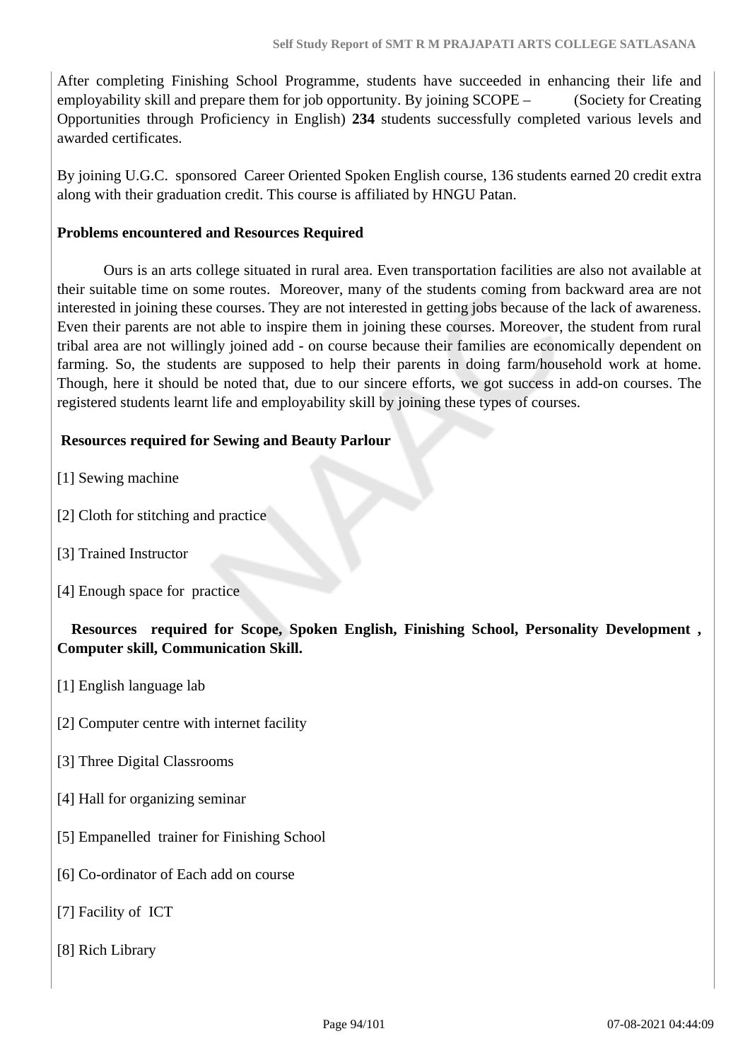After completing Finishing School Programme, students have succeeded in enhancing their life and employability skill and prepare them for job opportunity. By joining SCOPE – (Society for Creating Opportunities through Proficiency in English) **234** students successfully completed various levels and awarded certificates.

By joining U.G.C. sponsored Career Oriented Spoken English course, 136 students earned 20 credit extra along with their graduation credit. This course is affiliated by HNGU Patan.

**Problems encountered and Resources Required**

Ours is an arts college situated in rural area. Even transportation facilities are also not available at their suitable time on some routes. Moreover, many of the students coming from backward area are not interested in joining these courses. They are not interested in getting jobs because of the lack of awareness. Even their parents are not able to inspire them in joining these courses. Moreover, the student from rural tribal area are not willingly joined add - on course because their families are economically dependent on farming. So, the students are supposed to help their parents in doing farm/household work at home. Though, here it should be noted that, due to our sincere efforts, we got success in add-on courses. The registered students learnt life and employability skill by joining these types of courses.

**Resources required for Sewing and Beauty Parlour**

[1] Sewing machine

[2] Cloth for stitching and practice

[3] Trained Instructor

[4] Enough space for practice

**Resources required for Scope, Spoken English, Finishing School, Personality Development , Computer skill, Communication Skill.**

[1] English language lab

[2] Computer centre with internet facility

[3] Three Digital Classrooms

[4] Hall for organizing seminar

[5] Empanelled trainer for Finishing School

[6] Co-ordinator of Each add on course

[7] Facility of ICT

[8] Rich Library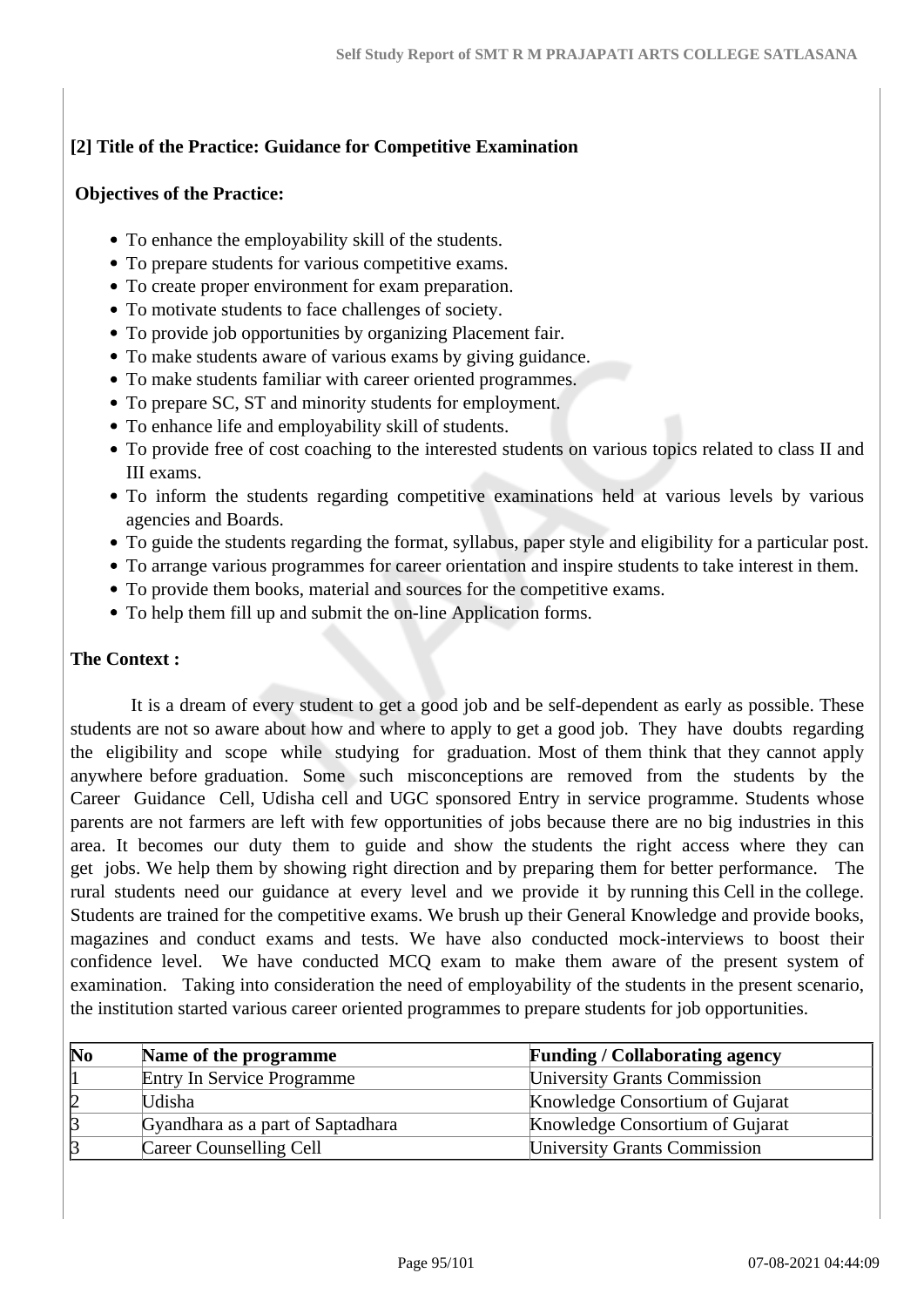**[2] Title of the Practice: Guidance for Competitive Examination**

**Objectives of the Practice:**

- To enhance the employability skill of the students.
- To prepare students for various competitive exams.
- To create proper environment for exam preparation.
- To motivate students to face challenges of society.
- To provide job opportunities by organizing Placement fair.
- To make students aware of various exams by giving guidance.
- To make students familiar with career oriented programmes.
- To prepare SC, ST and minority students for employment.
- To enhance life and employability skill of students.
- To provide free of cost coaching to the interested students on various topics related to class II and III exams.
- To inform the students regarding competitive examinations held at various levels by various agencies and Boards.
- To guide the students regarding the format, syllabus, paper style and eligibility for a particular post.
- To arrange various programmes for career orientation and inspire students to take interest in them.
- To provide them books, material and sources for the competitive exams.
- To help them fill up and submit the on-line Application forms.

**The Context :**

It is a dream of every student to get a good job and be self-dependent as early as possible. These students are not so aware about how and where to apply to get a good job. They have doubts regarding the eligibility and scope while studying for graduation. Most of them think that they cannot apply anywhere before graduation. Some such misconceptions are removed from the students by the Career Guidance Cell, Udisha cell and UGC sponsored Entry in service programme. Students whose parents are not farmers are left with few opportunities of jobs because there are no big industries in this area. It becomes our duty them to guide and show the students the right access where they can get jobs. We help them by showing right direction and by preparing them for better performance. The rural students need our guidance at every level and we provide it by running this Cell in the college. Students are trained for the competitive exams. We brush up their General Knowledge and provide books, magazines and conduct exams and tests. We have also conducted mock-interviews to boost their confidence level. We have conducted MCQ exam to make them aware of the present system of examination. Taking into consideration the need of employability of the students in the present scenario, the institution started various career oriented programmes to prepare students for job opportunities.

| No | Name of the programme | Funding / Collaborating agency |
|---|---|---|
| 1 | Entry In Service Programme | University Grants Commission |
| 2 | Udisha | Knowledge Consortium of Gujarat |
| 3 | Gyandhara as a part of Saptadhara | Knowledge Consortium of Gujarat |
| 3 | Career Counselling Cell | University Grants Commission |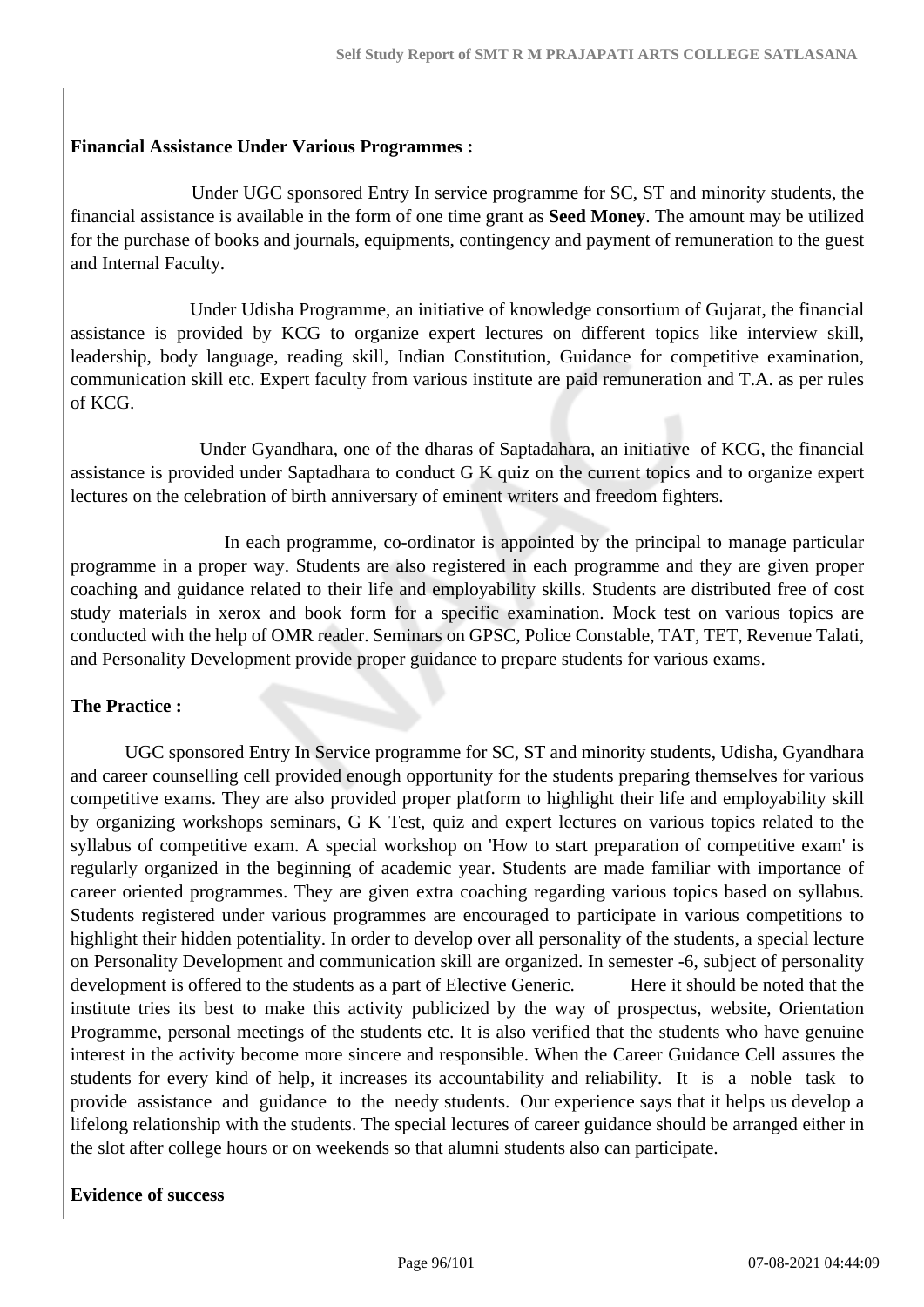**Financial Assistance Under Various Programmes :**

Under UGC sponsored Entry In service programme for SC, ST and minority students, the financial assistance is available in the form of one time grant as **Seed Money**. The amount may be utilized for the purchase of books and journals, equipments, contingency and payment of remuneration to the guest and Internal Faculty.

Under Udisha Programme, an initiative of knowledge consortium of Gujarat, the financial assistance is provided by KCG to organize expert lectures on different topics like interview skill, leadership, body language, reading skill, Indian Constitution, Guidance for competitive examination, communication skill etc. Expert faculty from various institute are paid remuneration and T.A. as per rules of KCG.

Under Gyandhara, one of the dharas of Saptadahara, an initiative of KCG, the financial assistance is provided under Saptadhara to conduct G K quiz on the current topics and to organize expert lectures on the celebration of birth anniversary of eminent writers and freedom fighters.

In each programme, co-ordinator is appointed by the principal to manage particular programme in a proper way. Students are also registered in each programme and they are given proper coaching and guidance related to their life and employability skills. Students are distributed free of cost study materials in xerox and book form for a specific examination. Mock test on various topics are conducted with the help of OMR reader. Seminars on GPSC, Police Constable, TAT, TET, Revenue Talati, and Personality Development provide proper guidance to prepare students for various exams.

**The Practice :**

UGC sponsored Entry In Service programme for SC, ST and minority students, Udisha, Gyandhara and career counselling cell provided enough opportunity for the students preparing themselves for various competitive exams. They are also provided proper platform to highlight their life and employability skill by organizing workshops seminars, G K Test, quiz and expert lectures on various topics related to the syllabus of competitive exam. A special workshop on 'How to start preparation of competitive exam' is regularly organized in the beginning of academic year. Students are made familiar with importance of career oriented programmes. They are given extra coaching regarding various topics based on syllabus. Students registered under various programmes are encouraged to participate in various competitions to highlight their hidden potentiality. In order to develop over all personality of the students, a special lecture on Personality Development and communication skill are organized. In semester -6, subject of personality development is offered to the students as a part of Elective Generic. Here it should be noted that the institute tries its best to make this activity publicized by the way of prospectus, website, Orientation Programme, personal meetings of the students etc. It is also verified that the students who have genuine interest in the activity become more sincere and responsible. When the Career Guidance Cell assures the students for every kind of help, it increases its accountability and reliability. It is a noble task to provide assistance and guidance to the needy students. Our experience says that it helps us develop a lifelong relationship with the students. The special lectures of career guidance should be arranged either in the slot after college hours or on weekends so that alumni students also can participate.

**Evidence of success**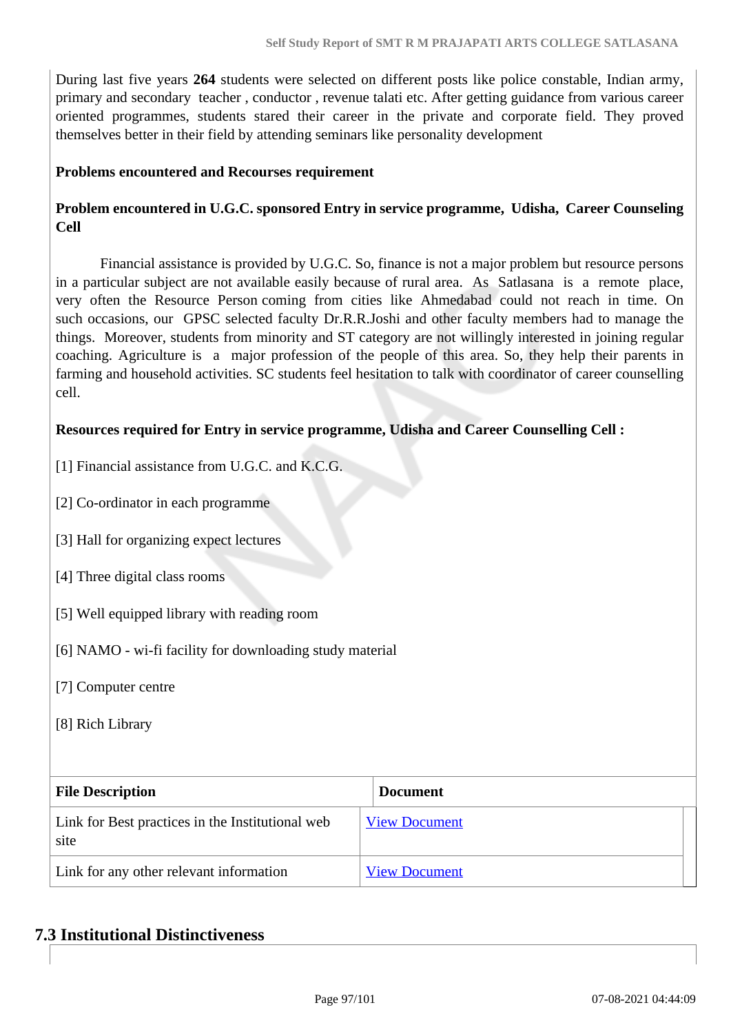During last five years **264** students were selected on different posts like police constable, Indian army, primary and secondary teacher , conductor , revenue talati etc. After getting guidance from various career oriented programmes, students stared their career in the private and corporate field. They proved themselves better in their field by attending seminars like personality development

**Problems encountered and Recourses requirement**

**Problem encountered in U.G.C. sponsored Entry in service programme, Udisha, Career Counseling Cell**

Financial assistance is provided by U.G.C. So, finance is not a major problem but resource persons in a particular subject are not available easily because of rural area. As Satlasana is a remote place, very often the Resource Person coming from cities like Ahmedabad could not reach in time. On such occasions, our GPSC selected faculty Dr.R.R.Joshi and other faculty members had to manage the things. Moreover, students from minority and ST category are not willingly interested in joining regular coaching. Agriculture is a major profession of the people of this area. So, they help their parents in farming and household activities. SC students feel hesitation to talk with coordinator of career counselling cell.

**Resources required for Entry in service programme, Udisha and Career Counselling Cell :**

[1] Financial assistance from U.G.C. and K.C.G.

[2] Co-ordinator in each programme

[3] Hall for organizing expect lectures

[4] Three digital class rooms

[5] Well equipped library with reading room

[6] NAMO - wi-fi facility for downloading study material

[7] Computer centre

[8] Rich Library

| File Description | Document |
|---|---|
| Link for Best practices in the Institutional web site | View Document |
| Link for any other relevant information | View Document |

## 7.3 Institutional Distinctiveness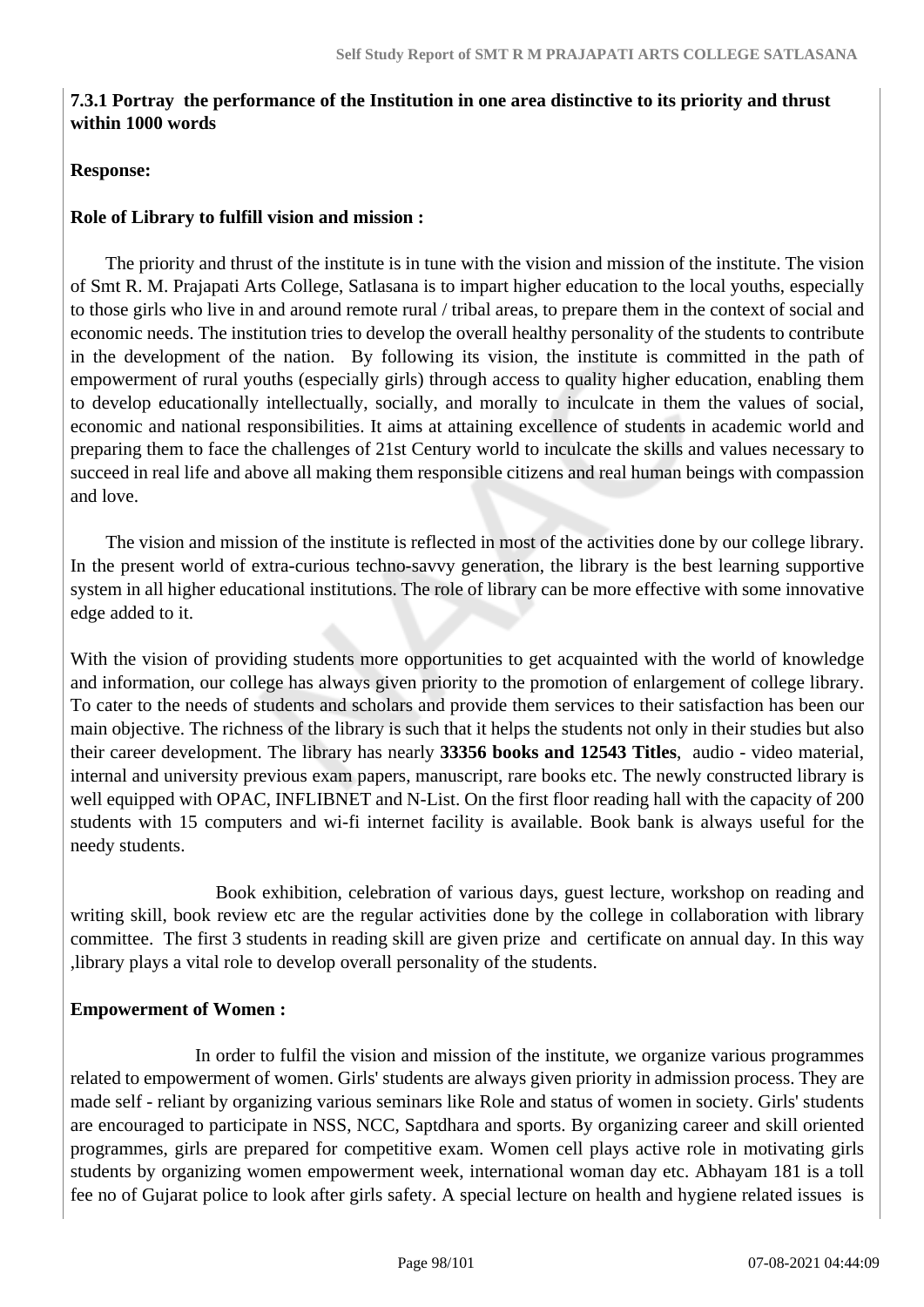**7.3.1 Portray the performance of the Institution in one area distinctive to its priority and thrust within 1000 words**

**Response:**

**Role of Library to fulfill vision and mission :**

The priority and thrust of the institute is in tune with the vision and mission of the institute. The vision of Smt R. M. Prajapati Arts College, Satlasana is to impart higher education to the local youths, especially to those girls who live in and around remote rural / tribal areas, to prepare them in the context of social and economic needs. The institution tries to develop the overall healthy personality of the students to contribute in the development of the nation. By following its vision, the institute is committed in the path of empowerment of rural youths (especially girls) through access to quality higher education, enabling them to develop educationally intellectually, socially, and morally to inculcate in them the values of social, economic and national responsibilities. It aims at attaining excellence of students in academic world and preparing them to face the challenges of 21st Century world to inculcate the skills and values necessary to succeed in real life and above all making them responsible citizens and real human beings with compassion and love.

The vision and mission of the institute is reflected in most of the activities done by our college library. In the present world of extra-curious techno-savvy generation, the library is the best learning supportive system in all higher educational institutions. The role of library can be more effective with some innovative edge added to it.

With the vision of providing students more opportunities to get acquainted with the world of knowledge and information, our college has always given priority to the promotion of enlargement of college library. To cater to the needs of students and scholars and provide them services to their satisfaction has been our main objective. The richness of the library is such that it helps the students not only in their studies but also their career development. The library has nearly **33356 books and 12543 Titles**, audio - video material, internal and university previous exam papers, manuscript, rare books etc. The newly constructed library is well equipped with OPAC, INFLIBNET and N-List. On the first floor reading hall with the capacity of 200 students with 15 computers and wi-fi internet facility is available. Book bank is always useful for the needy students.

Book exhibition, celebration of various days, guest lecture, workshop on reading and writing skill, book review etc are the regular activities done by the college in collaboration with library committee. The first 3 students in reading skill are given prize and certificate on annual day. In this way ,library plays a vital role to develop overall personality of the students.

**Empowerment of Women :**

In order to fulfil the vision and mission of the institute, we organize various programmes related to empowerment of women. Girls' students are always given priority in admission process. They are made self - reliant by organizing various seminars like Role and status of women in society. Girls' students are encouraged to participate in NSS, NCC, Saptdhara and sports. By organizing career and skill oriented programmes, girls are prepared for competitive exam. Women cell plays active role in motivating girls students by organizing women empowerment week, international woman day etc. Abhayam 181 is a toll fee no of Gujarat police to look after girls safety. A special lecture on health and hygiene related issues is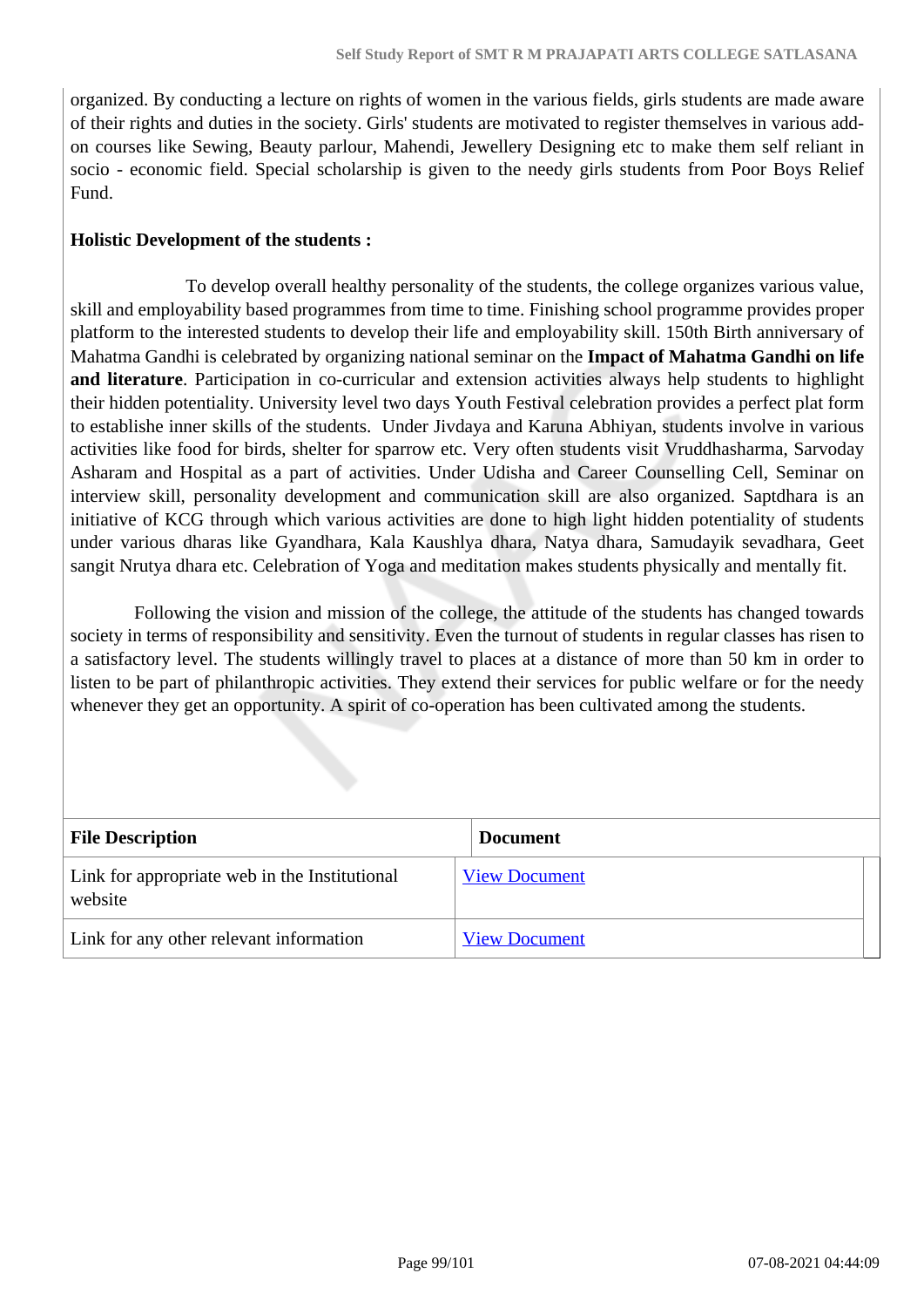organized. By conducting a lecture on rights of women in the various fields, girls students are made aware of their rights and duties in the society. Girls' students are motivated to register themselves in various add-on courses like Sewing, Beauty parlour, Mahendi, Jewellery Designing etc to make them self reliant in socio - economic field. Special scholarship is given to the needy girls students from Poor Boys Relief Fund.

**Holistic Development of the students :**

To develop overall healthy personality of the students, the college organizes various value, skill and employability based programmes from time to time. Finishing school programme provides proper platform to the interested students to develop their life and employability skill. 150th Birth anniversary of Mahatma Gandhi is celebrated by organizing national seminar on the **Impact of Mahatma Gandhi on life and literature**. Participation in co-curricular and extension activities always help students to highlight their hidden potentiality. University level two days Youth Festival celebration provides a perfect plat form to establishe inner skills of the students. Under Jivdaya and Karuna Abhiyan, students involve in various activities like food for birds, shelter for sparrow etc. Very often students visit Vruddhasharma, Sarvoday Asharam and Hospital as a part of activities. Under Udisha and Career Counselling Cell, Seminar on interview skill, personality development and communication skill are also organized. Saptdhara is an initiative of KCG through which various activities are done to high light hidden potentiality of students under various dharas like Gyandhara, Kala Kaushlya dhara, Natya dhara, Samudayik sevadhara, Geet sangit Nrutya dhara etc. Celebration of Yoga and meditation makes students physically and mentally fit.

Following the vision and mission of the college, the attitude of the students has changed towards society in terms of responsibility and sensitivity. Even the turnout of students in regular classes has risen to a satisfactory level. The students willingly travel to places at a distance of more than 50 km in order to listen to be part of philanthropic activities. They extend their services for public welfare or for the needy whenever they get an opportunity. A spirit of co-operation has been cultivated among the students.

| File Description | Document |
|---|---|
| Link for appropriate web in the Institutional website | View Document |
| Link for any other relevant information | View Document |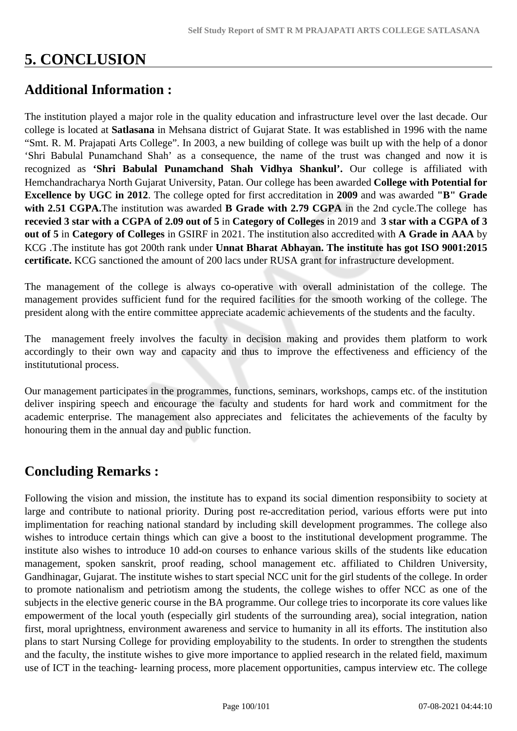# 5. CONCLUSION

## Additional Information :

The institution played a major role in the quality education and infrastructure level over the last decade. Our college is located at **Satlasana** in Mehsana district of Gujarat State. It was established in 1996 with the name "Smt. R. M. Prajapati Arts College". In 2003, a new building of college was built up with the help of a donor 'Shri Babulal Punamchand Shah' as a consequence, the name of the trust was changed and now it is recognized as **'Shri Babulal Punamchand Shah Vidhya Shankul'.** Our college is affiliated with Hemchandracharya North Gujarat University, Patan. Our college has been awarded **College with Potential for Excellence by UGC in 2012**. The college opted for first accreditation in **2009** and was awarded **"B" Grade with 2.51 CGPA.**The institution was awarded **B Grade with 2.79 CGPA** in the 2nd cycle.The college has **recevied 3 star with a CGPA of 2.09 out of 5** in **Category of Colleges** in 2019 and **3 star with a CGPA of 3 out of 5** in **Category of Colleges** in GSIRF in 2021. The institution also accredited with **A Grade in AAA** by KCG .The institute has got 200th rank under **Unnat Bharat Abhayan. The institute has got ISO 9001:2015 certificate.** KCG sanctioned the amount of 200 lacs under RUSA grant for infrastructure development.

The management of the college is always co-operative with overall administation of the college. The management provides sufficient fund for the required facilities for the smooth working of the college. The president along with the entire committee appreciate academic achievements of the students and the faculty.

The management freely involves the faculty in decision making and provides them platform to work accordingly to their own way and capacity and thus to improve the effectiveness and efficiency of the institututional process.

Our management participates in the programmes, functions, seminars, workshops, camps etc. of the institution deliver inspiring speech and encourage the faculty and students for hard work and commitment for the academic enterprise. The management also appreciates and felicitates the achievements of the faculty by honouring them in the annual day and public function.

## Concluding Remarks :

Following the vision and mission, the institute has to expand its social dimention responsibiity to society at large and contribute to national priority. During post re-accreditation period, various efforts were put into implimentation for reaching national standard by including skill development programmes. The college also wishes to introduce certain things which can give a boost to the institutional development programme. The institute also wishes to introduce 10 add-on courses to enhance various skills of the students like education management, spoken sanskrit, proof reading, school management etc. affiliated to Children University, Gandhinagar, Gujarat. The institute wishes to start special NCC unit for the girl students of the college. In order to promote nationalism and petriotism among the students, the college wishes to offer NCC as one of the subjects in the elective generic course in the BA programme. Our college tries to incorporate its core values like empowerment of the local youth (especially girl students of the surrounding area), social integration, nation first, moral uprightness, environment awareness and service to humanity in all its efforts. The institution also plans to start Nursing College for providing employability to the students. In order to strengthen the students and the faculty, the institute wishes to give more importance to applied research in the related field, maximum use of ICT in the teaching- learning process, more placement opportunities, campus interview etc. The college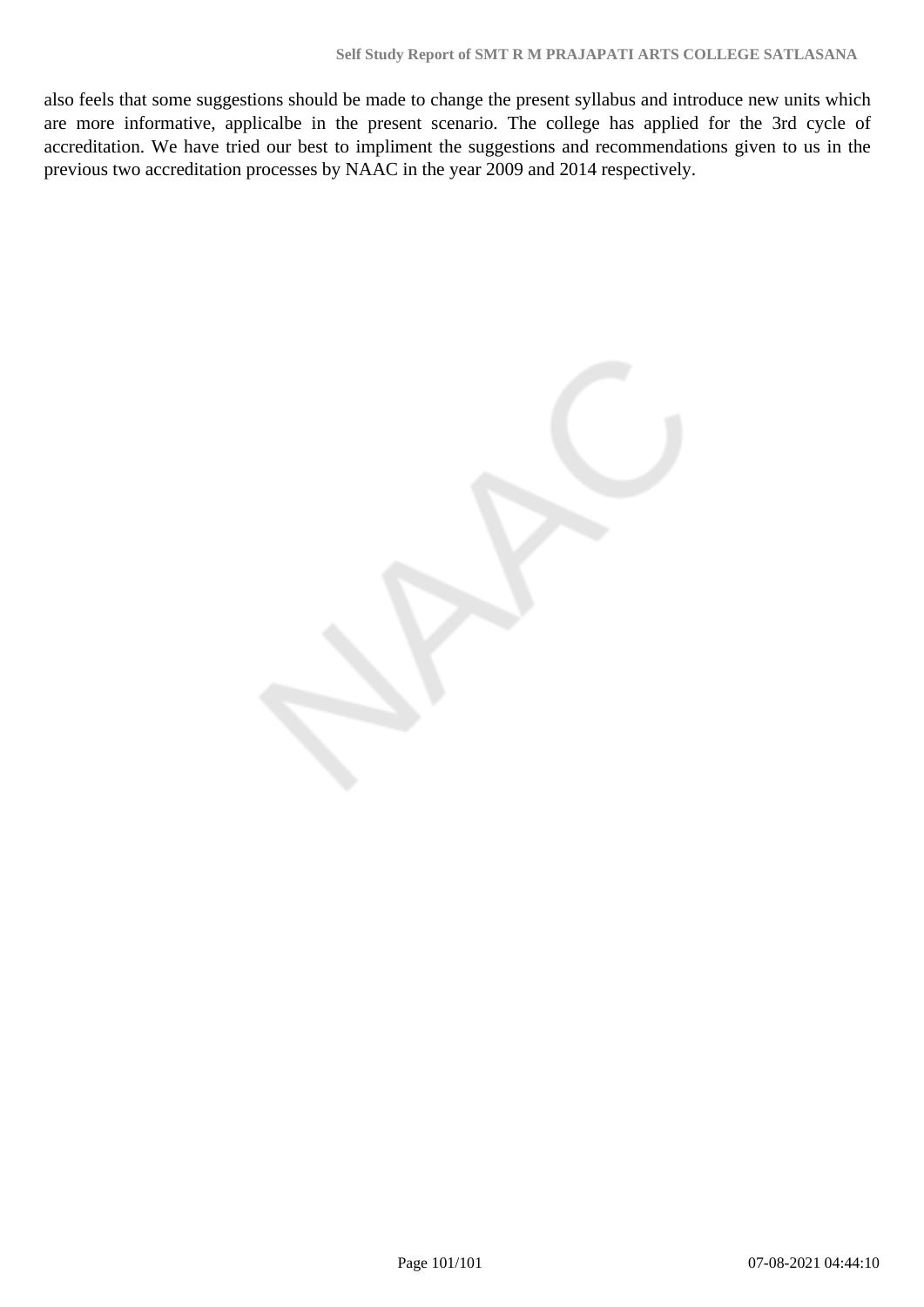also feels that some suggestions should be made to change the present syllabus and introduce new units which are more informative, applicalbe in the present scenario. The college has applied for the 3rd cycle of accreditation. We have tried our best to impliment the suggestions and recommendations given to us in the previous two accreditation processes by NAAC in the year 2009 and 2014 respectively.